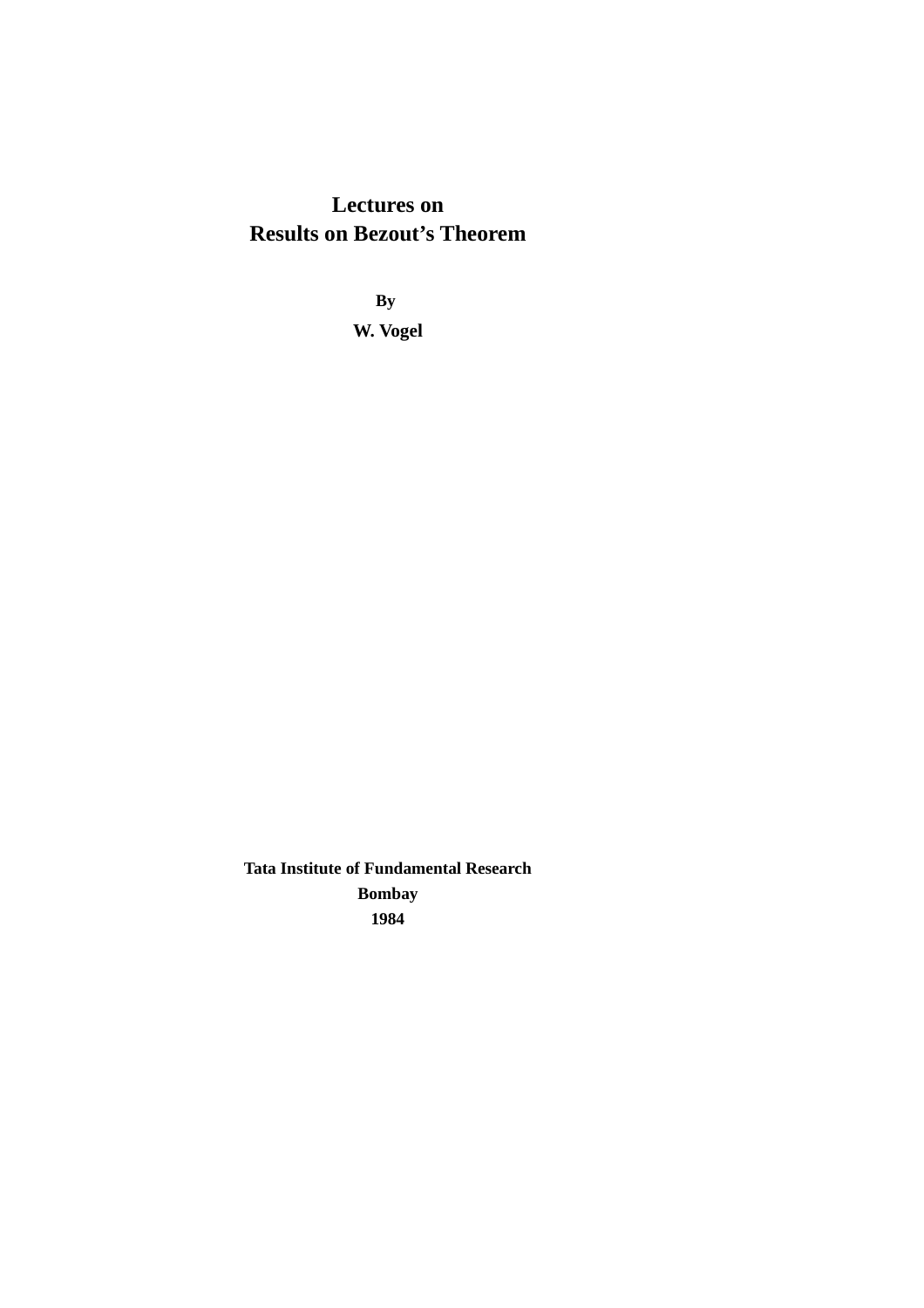# Lectures on
# Results on Bezout's Theorem

**By**

**W. Vogel**

**Tata Institute of Fundamental Research**

**Bombay**

**1984**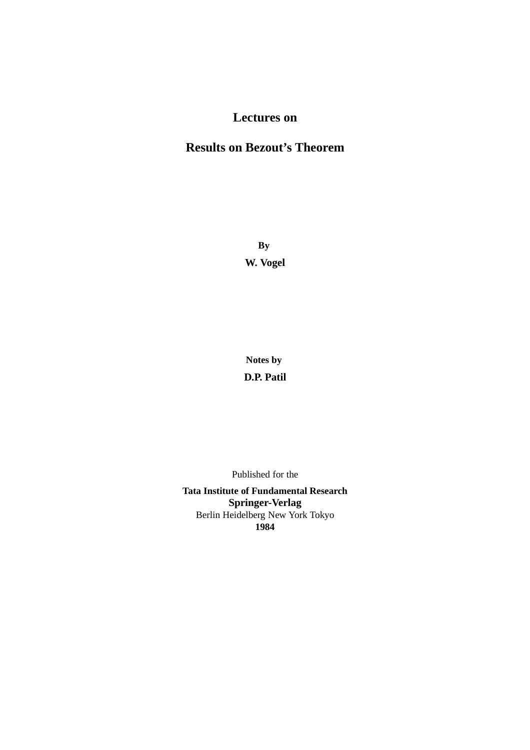# Lectures on

# Results on Bezout's Theorem

**By**

**W. Vogel**

**Notes by**

**D.P. Patil**

Published for the

**Tata Institute of Fundamental Research**

**Springer-Verlag**

Berlin Heidelberg New York Tokyo

**1984**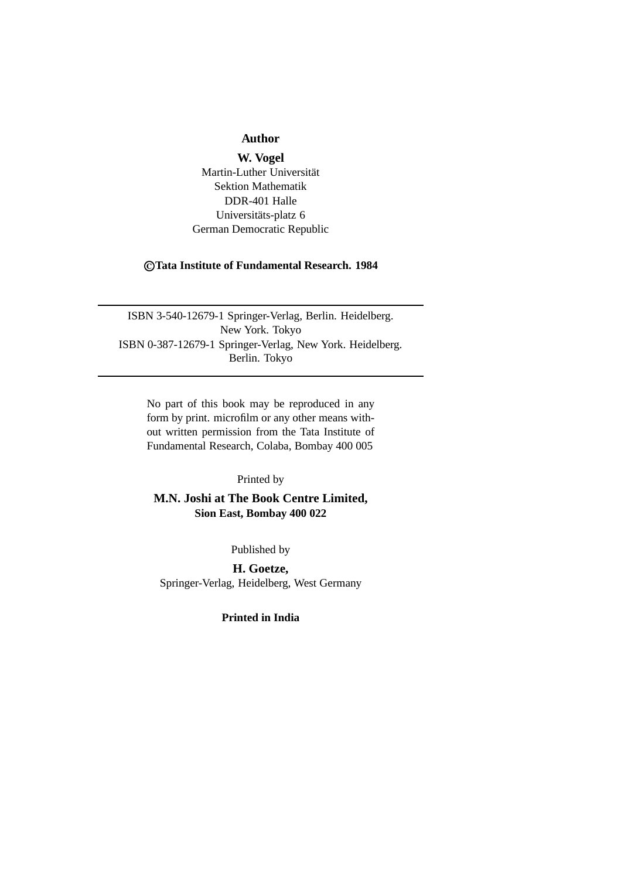**Author**

**W. Vogel**
Martin-Luther Universität
Sektion Mathematik
DDR-401 Halle
Universitäts-platz 6
German Democratic Republic

**©Tata Institute of Fundamental Research. 1984**

---

ISBN 3-540-12679-1 Springer-Verlag, Berlin. Heidelberg.
New York. Tokyo
ISBN 0-387-12679-1 Springer-Verlag, New York. Heidelberg.
Berlin. Tokyo

---

No part of this book may be reproduced in any form by print. microfilm or any other means without written permission from the Tata Institute of Fundamental Research, Colaba, Bombay 400 005

Printed by

**M.N. Joshi at The Book Centre Limited,**
**Sion East, Bombay 400 022**

Published by

**H. Goetze,**
Springer-Verlag, Heidelberg, West Germany

**Printed in India**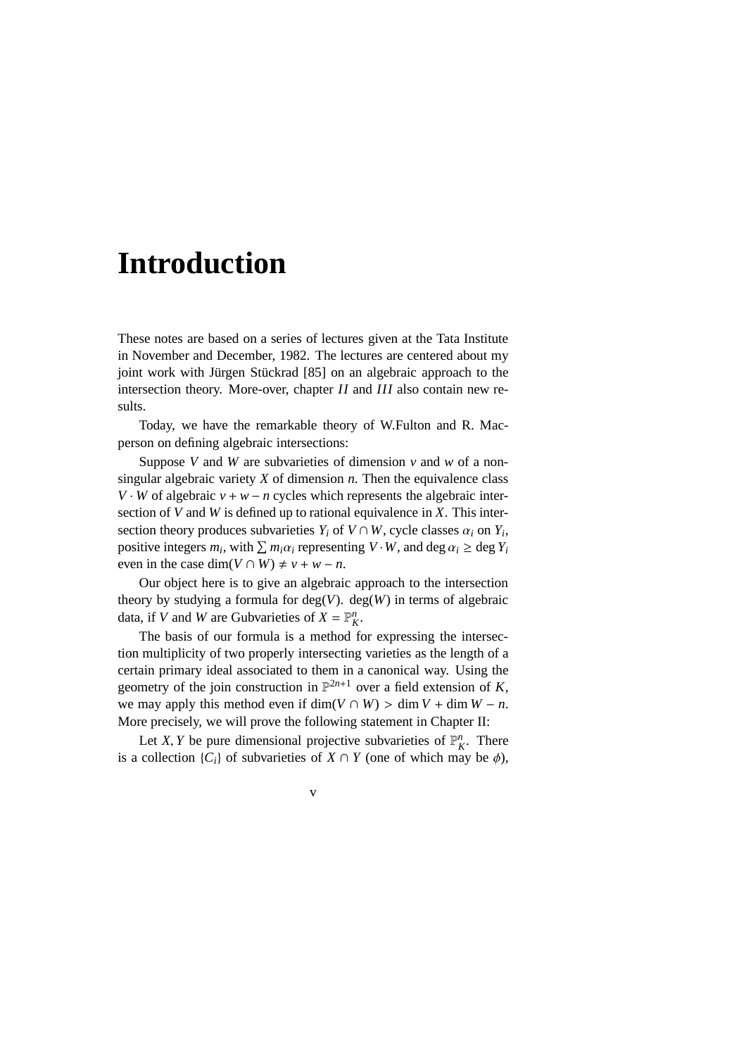# Introduction

These notes are based on a series of lectures given at the Tata Institute in November and December, 1982. The lectures are centered about my joint work with Jürgen Stückrad [85] on an algebraic approach to the intersection theory. More-over, chapter *II* and *III* also contain new results.

Today, we have the remarkable theory of W.Fulton and R. Macperson on defining algebraic intersections:

Suppose $V$ and $W$ are subvarieties of dimension $v$ and $w$ of a nonsingular algebraic variety $X$ of dimension $n$. Then the equivalence class $V \cdot W$ of algebraic $v + w - n$ cycles which represents the algebraic intersection of $V$ and $W$ is defined up to rational equivalence in $X$. This intersection theory produces subvarieties $Y_i$ of $V \cap W$, cycle classes $\alpha_i$ on $Y_i$, positive integers $m_i$, with $\sum m_i \alpha_i$ representing $V \cdot W$, and $\deg \alpha_i \geq \deg Y_i$ even in the case $\dim(V \cap W) \neq v + w - n$.

Our object here is to give an algebraic approach to the intersection theory by studying a formula for $\deg(V)$. $\deg(W)$ in terms of algebraic data, if $V$ and $W$ are Gubvarieties of $X = \mathbb{P}^n_K$.

The basis of our formula is a method for expressing the intersection multiplicity of two properly intersecting varieties as the length of a certain primary ideal associated to them in a canonical way. Using the geometry of the join construction in $\mathbb{P}^{2n+1}$ over a field extension of $K$, we may apply this method even if $\dim(V \cap W) > \dim V + \dim W - n$. More precisely, we will prove the following statement in Chapter II:

Let $X, Y$ be pure dimensional projective subvarieties of $\mathbb{P}^n_K$. There is a collection $\{C_i\}$ of subvarieties of $X \cap Y$ (one of which may be $\phi$),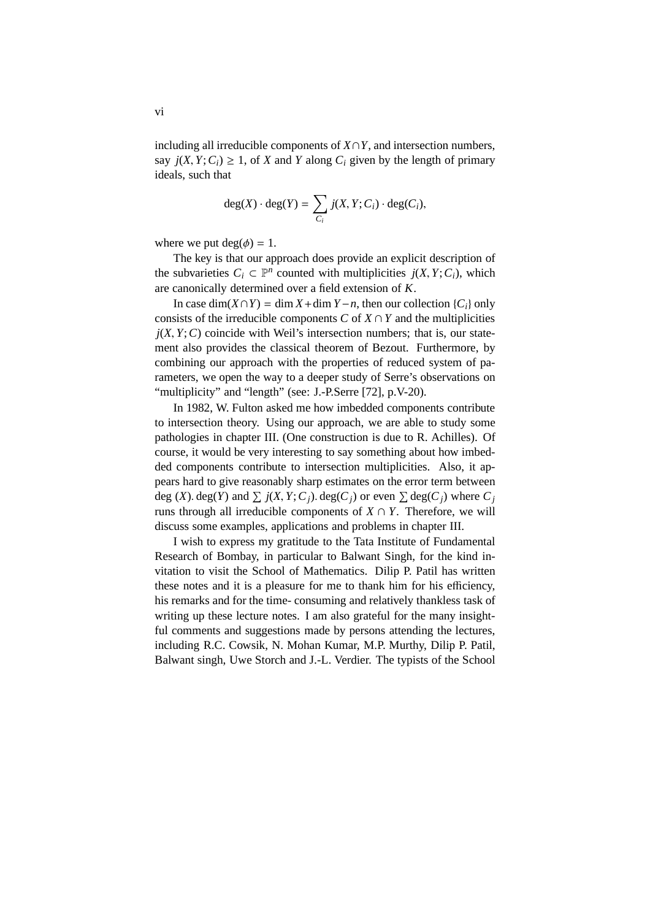including all irreducible components of $X \cap Y$, and intersection numbers, say $j(X, Y; C_i) \geq 1$, of $X$ and $Y$ along $C_i$ given by the length of primary ideals, such that

$$\deg(X) \cdot \deg(Y) = \sum_{C_i} j(X, Y; C_i) \cdot \deg(C_i),$$

where we put $\deg(\phi) = 1$.

The key is that our approach does provide an explicit description of the subvarieties $C_i \subset \mathbb{P}^n$ counted with multiplicities $j(X, Y; C_i)$, which are canonically determined over a field extension of $K$.

In case $\dim(X \cap Y) = \dim X + \dim Y - n$, then our collection $\{C_i\}$ only consists of the irreducible components $C$ of $X \cap Y$ and the multiplicities $j(X, Y; C)$ coincide with Weil's intersection numbers; that is, our statement also provides the classical theorem of Bezout. Furthermore, by combining our approach with the properties of reduced system of parameters, we open the way to a deeper study of Serre's observations on "multiplicity" and "length" (see: J.-P.Serre [72], p.V-20).

In 1982, W. Fulton asked me how imbedded components contribute to intersection theory. Using our approach, we are able to study some pathologies in chapter III. (One construction is due to R. Achilles). Of course, it would be very interesting to say something about how imbedded components contribute to intersection multiplicities. Also, it appears hard to give reasonably sharp estimates on the error term between deg $(X)$. $\deg(Y)$ and $\sum j(X, Y; C_j) . \deg(C_j)$ or even $\sum \deg(C_j)$ where $C_j$ runs through all irreducible components of $X \cap Y$. Therefore, we will discuss some examples, applications and problems in chapter III.

I wish to express my gratitude to the Tata Institute of Fundamental Research of Bombay, in particular to Balwant Singh, for the kind invitation to visit the School of Mathematics. Dilip P. Patil has written these notes and it is a pleasure for me to thank him for his efficiency, his remarks and for the time- consuming and relatively thankless task of writing up these lecture notes. I am also grateful for the many insightful comments and suggestions made by persons attending the lectures, including R.C. Cowsik, N. Mohan Kumar, M.P. Murthy, Dilip P. Patil, Balwant singh, Uwe Storch and J.-L. Verdier. The typists of the School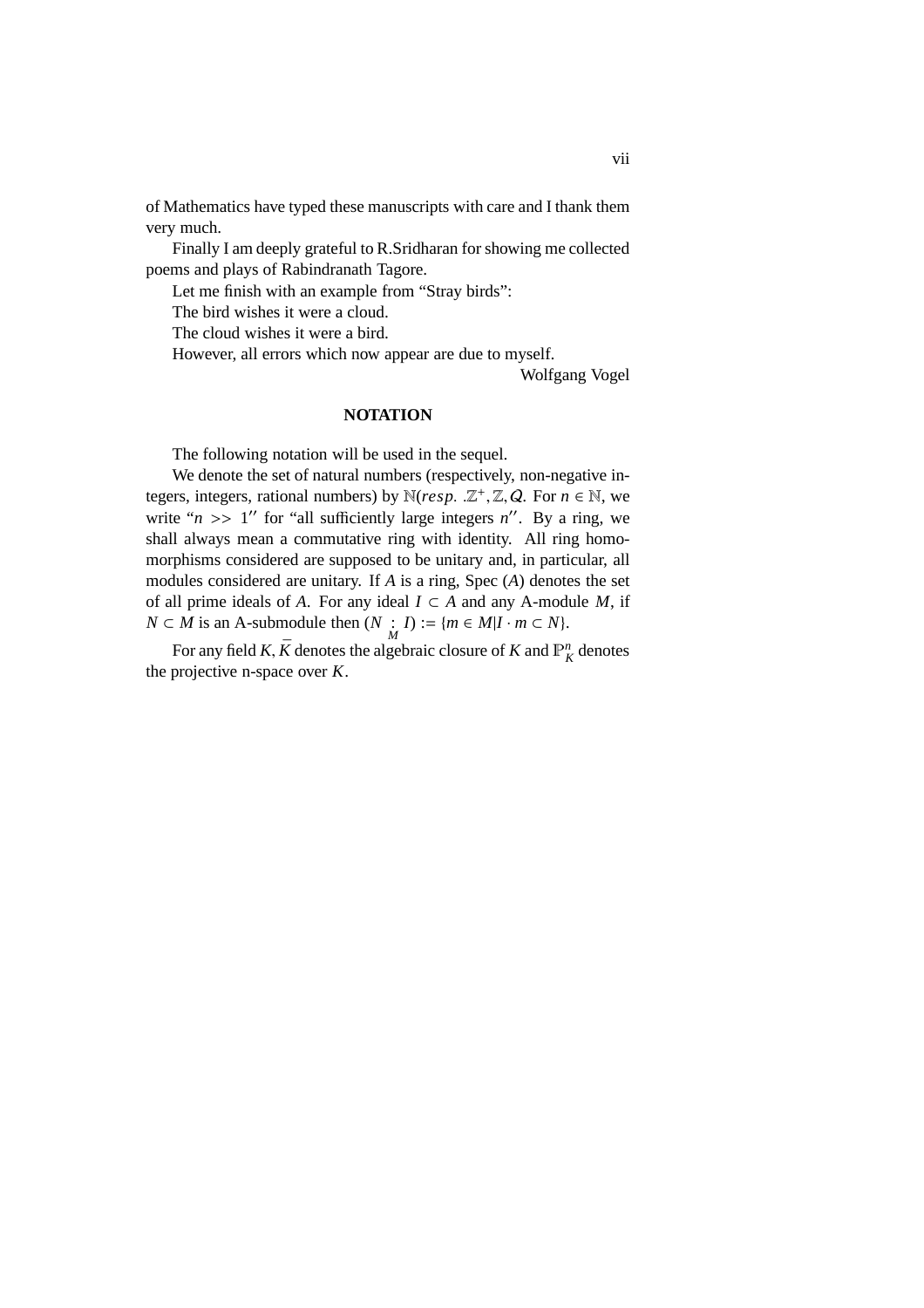of Mathematics have typed these manuscripts with care and I thank them very much.

Finally I am deeply grateful to R.Sridharan for showing me collected poems and plays of Rabindranath Tagore.

Let me finish with an example from "Stray birds":

The bird wishes it were a cloud.

The cloud wishes it were a bird.

However, all errors which now appear are due to myself.

Wolfgang Vogel

## NOTATION

The following notation will be used in the sequel.

We denote the set of natural numbers (respectively, non-negative integers, integers, rational numbers) by $\mathbb{N}(resp.\ .\mathbb{Z}^+, \mathbb{Z}, Q$. For $n \in \mathbb{N}$, we write "$n >> 1$" for "all sufficiently large integers $n$". By a ring, we shall always mean a commutative ring with identity. All ring homomorphisms considered are supposed to be unitary and, in particular, all modules considered are unitary. If $A$ is a ring, Spec $(A)$ denotes the set of all prime ideals of $A$. For any ideal $I \subset A$ and any A-module $M$, if $N \subset M$ is an A-submodule then $(N \underset{M}{:} I) := \{m \in M | I \cdot m \subset N\}$.

For any field $K$, $\bar{K}$ denotes the algebraic closure of $K$ and $\mathbb{P}^n_K$ denotes the projective n-space over $K$.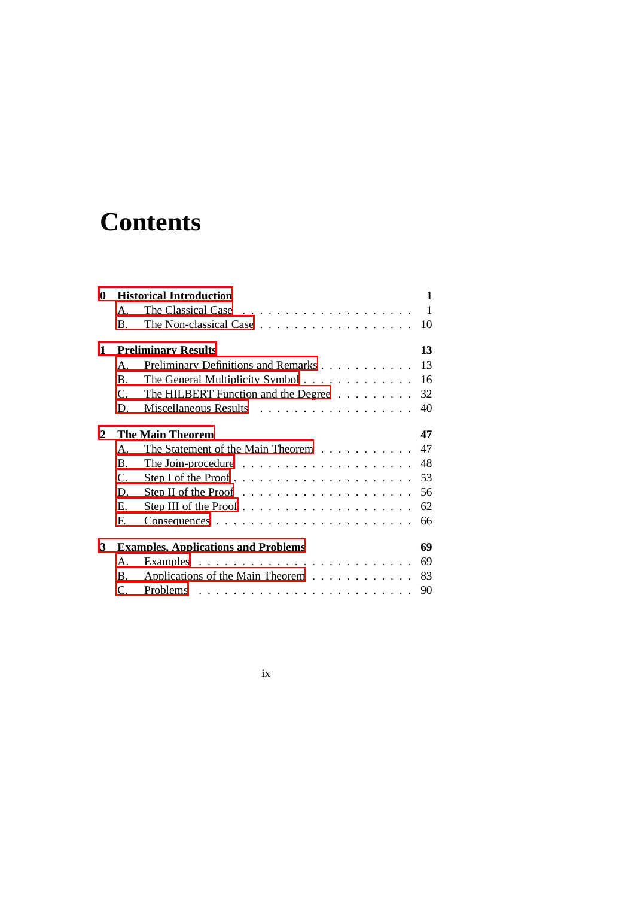# Contents

**0 Historical Introduction** **1**

- A. The Classical Case . . . . . . . . . . . . . . . . . . . . 1
- B. The Non-classical Case . . . . . . . . . . . . . . . . . . 10

**1 Preliminary Results** **13**

- A. Preliminary Definitions and Remarks . . . . . . . . . . . 13
- B. The General Multiplicity Symbol . . . . . . . . . . . . . 16
- C. The HILBERT Function and the Degree . . . . . . . . . 32
- D. Miscellaneous Results . . . . . . . . . . . . . . . . . . 40

**2 The Main Theorem** **47**

- A. The Statement of the Main Theorem . . . . . . . . . . . 47
- B. The Join-procedure . . . . . . . . . . . . . . . . . . . . 48
- C. Step I of the Proof . . . . . . . . . . . . . . . . . . . . 53
- D. Step II of the Proof . . . . . . . . . . . . . . . . . . . . 56
- E. Step III of the Proof . . . . . . . . . . . . . . . . . . . . 62
- F. Consequences . . . . . . . . . . . . . . . . . . . . . . . 66

**3 Examples, Applications and Problems** **69**

- A. Examples . . . . . . . . . . . . . . . . . . . . . . . . . 69
- B. Applications of the Main Theorem . . . . . . . . . . . . 83
- C. Problems . . . . . . . . . . . . . . . . . . . . . . . . . 90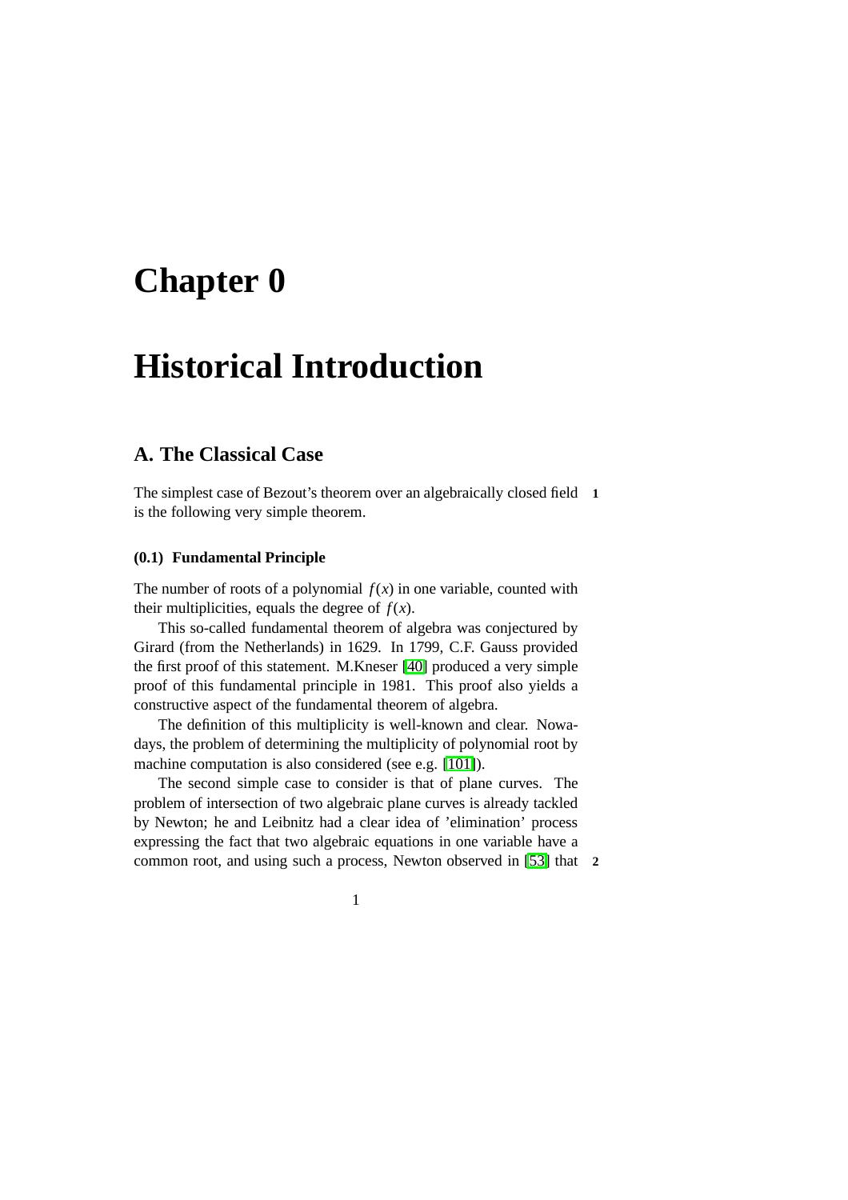# Chapter 0

# Historical Introduction

## A. The Classical Case

The simplest case of Bezout's theorem over an algebraically closed field is the following very simple theorem.

#### (0.1) Fundamental Principle

The number of roots of a polynomial $f(x)$ in one variable, counted with their multiplicities, equals the degree of $f(x)$.

This so-called fundamental theorem of algebra was conjectured by Girard (from the Netherlands) in 1629. In 1799, C.F. Gauss provided the first proof of this statement. M.Kneser [40] produced a very simple proof of this fundamental principle in 1981. This proof also yields a constructive aspect of the fundamental theorem of algebra.

The definition of this multiplicity is well-known and clear. Nowadays, the problem of determining the multiplicity of polynomial root by machine computation is also considered (see e.g. [101]).

The second simple case to consider is that of plane curves. The problem of intersection of two algebraic plane curves is already tackled by Newton; he and Leibnitz had a clear idea of 'elimination' process expressing the fact that two algebraic equations in one variable have a common root, and using such a process, Newton observed in [53] that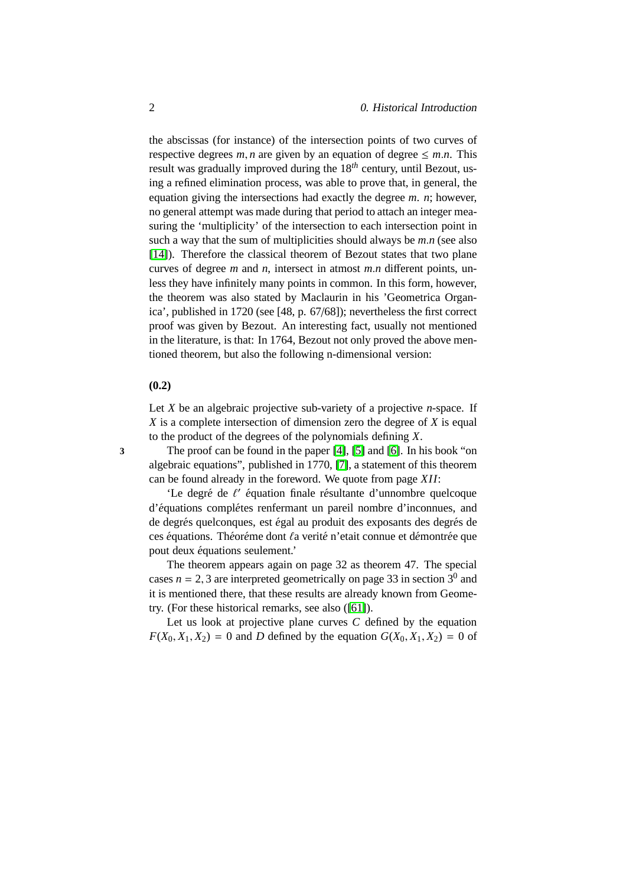the abscissas (for instance) of the intersection points of two curves of respective degrees $m, n$ are given by an equation of degree $\leq m.n$. This result was gradually improved during the $18^{th}$ century, until Bezout, using a refined elimination process, was able to prove that, in general, the equation giving the intersections had exactly the degree $m.\ n$; however, no general attempt was made during that period to attach an integer measuring the 'multiplicity' of the intersection to each intersection point in such a way that the sum of multiplicities should always be $m.n$ (see also [14]). Therefore the classical theorem of Bezout states that two plane curves of degree $m$ and $n$, intersect in atmost $m.n$ different points, unless they have infinitely many points in common. In this form, however, the theorem was also stated by Maclaurin in his 'Geometrica Organica', published in 1720 (see [48, p. 67/68]); nevertheless the first correct proof was given by Bezout. An interesting fact, usually not mentioned in the literature, is that: In 1764, Bezout not only proved the above mentioned theorem, but also the following n-dimensional version:

**(0.2)**

Let $X$ be an algebraic projective sub-variety of a projective $n$-space. If $X$ is a complete intersection of dimension zero the degree of $X$ is equal to the product of the degrees of the polynomials defining $X$.

The proof can be found in the paper [4], [5] and [6]. In his book "on algebraic equations", published in 1770, [7], a statement of this theorem can be found already in the foreword. We quote from page $XII$:

'Le degré de $\ell'$ équation finale résultante d'unnombre quelcoque d'équations complétes renfermant un pareil nombre d'inconnues, and de degrés quelconques, est égal au produit des exposants des degrés de ces équations. Théoréme dont $\ell$a verité n'etait connue et démontrée que pout deux équations seulement.'

The theorem appears again on page 32 as theorem 47. The special cases $n = 2, 3$ are interpreted geometrically on page 33 in section $3^0$ and it is mentioned there, that these results are already known from Geometry. (For these historical remarks, see also ([61]).

Let us look at projective plane curves $C$ defined by the equation $F(X_0, X_1, X_2) = 0$ and $D$ defined by the equation $G(X_0, X_1, X_2) = 0$ of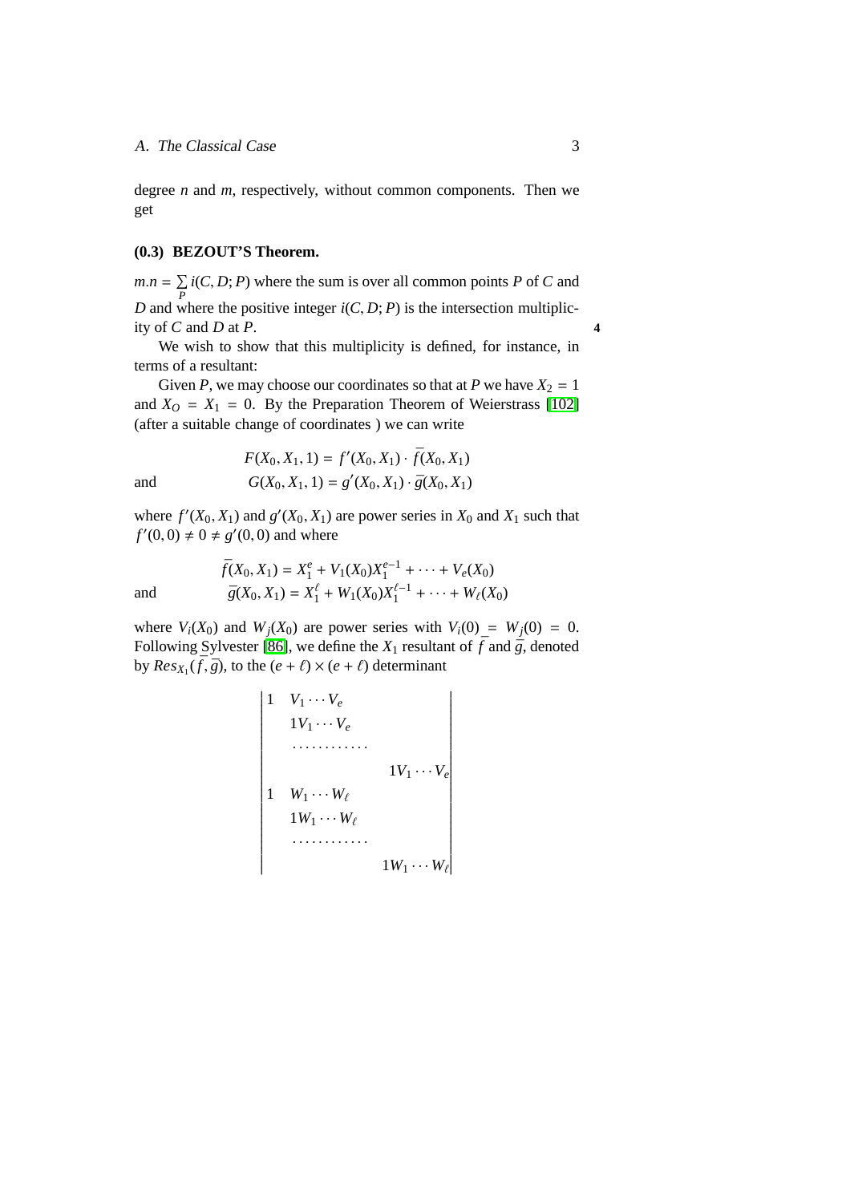degree $n$ and $m$, respectively, without common components. Then we get

**(0.3) BEZOUT'S Theorem.**

$m.n = \sum_P i(C, D; P)$ where the sum is over all common points $P$ of $C$ and $D$ and where the positive integer $i(C, D; P)$ is the intersection multiplicity of $C$ and $D$ at $P$. **4**

We wish to show that this multiplicity is defined, for instance, in terms of a resultant:

Given $P$, we may choose our coordinates so that at $P$ we have $X_2 = 1$ and $X_O = X_1 = 0$. By the Preparation Theorem of Weierstrass [102] (after a suitable change of coordinates ) we can write

$$F(X_0, X_1, 1) = f'(X_0, X_1) \cdot \bar{f}(X_0, X_1)$$

and

$$G(X_0, X_1, 1) = g'(X_0, X_1) \cdot \bar{g}(X_0, X_1)$$

where $f'(X_0, X_1)$ and $g'(X_0, X_1)$ are power series in $X_0$ and $X_1$ such that $f'(0, 0) \neq 0 \neq g'(0, 0)$ and where

$$\bar{f}(X_0, X_1) = X_1^e + V_1(X_0)X_1^{e-1} + \cdots + V_e(X_0)$$

and

$$\bar{g}(X_0, X_1) = X_1^\ell + W_1(X_0)X_1^{\ell-1} + \cdots + W_\ell(X_0)$$

where $V_i(X_0)$ and $W_j(X_0)$ are power series with $V_i(0) = W_j(0) = 0$. Following Sylvester [86], we define the $X_1$ resultant of $\bar{f}$ and $\bar{g}$, denoted by $Res_{X_1}(\bar{f}, \bar{g})$, to the $(e + \ell) \times (e + \ell)$ determinant

$$\begin{vmatrix}
1 & V_1 \cdots V_e & & \\
 & 1 V_1 \cdots V_e & & \\
 & \cdots\cdots\cdots\cdots & & \\
 & & & 1 V_1 \cdots V_e \\
1 & W_1 \cdots W_\ell & & \\
 & 1 W_1 \cdots W_\ell & & \\
 & \cdots\cdots\cdots\cdots & & \\
 & & & 1 W_1 \cdots W_\ell
\end{vmatrix}$$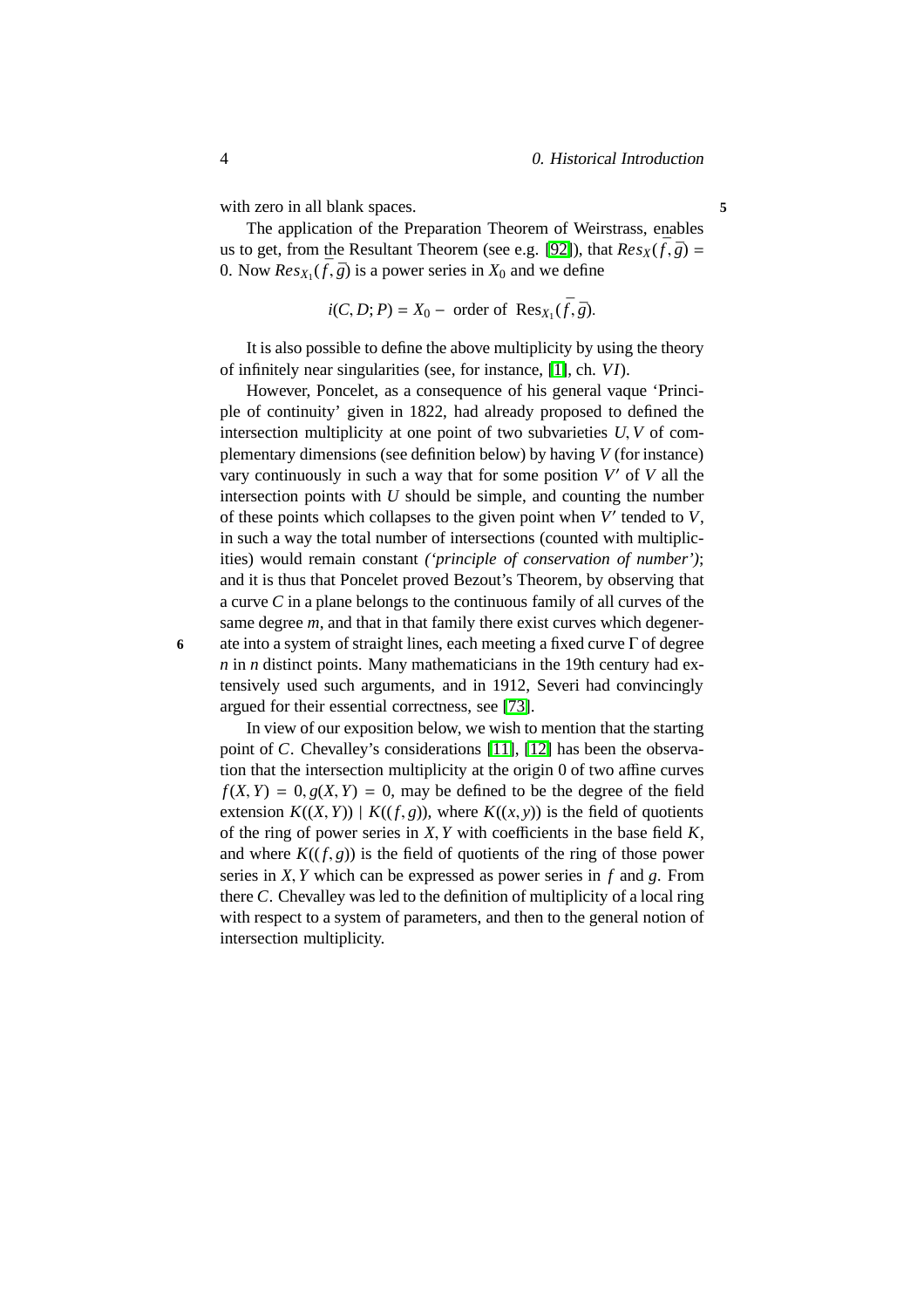with zero in all blank spaces.

The application of the Preparation Theorem of Weirstrass, enables us to get, from the Resultant Theorem (see e.g. [92]), that $Res_X(\overline{f}, \overline{g}) = 0$. Now $Res_{X_1}(\overline{f}, \overline{g})$ is a power series in $X_0$ and we define

$$i(C, D; P) = X_0 - \text{ order of } \operatorname{Res}_{X_1}(\overline{f}, \overline{g}).$$

It is also possible to define the above multiplicity by using the theory of infinitely near singularities (see, for instance, [1], ch. *VI*).

However, Poncelet, as a consequence of his general vaque 'Principle of continuity' given in 1822, had already proposed to defined the intersection multiplicity at one point of two subvarieties $U, V$ of complementary dimensions (see definition below) by having $V$ (for instance) vary continuously in such a way that for some position $V'$ of $V$ all the intersection points with $U$ should be simple, and counting the number of these points which collapses to the given point when $V'$ tended to $V$, in such a way the total number of intersections (counted with multiplicities) would remain constant *('principle of conservation of number')*; and it is thus that Poncelet proved Bezout's Theorem, by observing that a curve $C$ in a plane belongs to the continuous family of all curves of the same degree $m$, and that in that family there exist curves which degenerate into a system of straight lines, each meeting a fixed curve $\Gamma$ of degree $n$ in $n$ distinct points. Many mathematicians in the 19th century had extensively used such arguments, and in 1912, Severi had convincingly argued for their essential correctness, see [73].

In view of our exposition below, we wish to mention that the starting point of $C$. Chevalley's considerations [11], [12] has been the observation that the intersection multiplicity at the origin 0 of two affine curves $f(X, Y) = 0, g(X, Y) = 0$, may be defined to be the degree of the field extension $K((X, Y)) \mid K((f, g))$, where $K((x, y))$ is the field of quotients of the ring of power series in $X, Y$ with coefficients in the base field $K$, and where $K((f, g))$ is the field of quotients of the ring of those power series in $X, Y$ which can be expressed as power series in $f$ and $g$. From there $C$. Chevalley was led to the definition of multiplicity of a local ring with respect to a system of parameters, and then to the general notion of intersection multiplicity.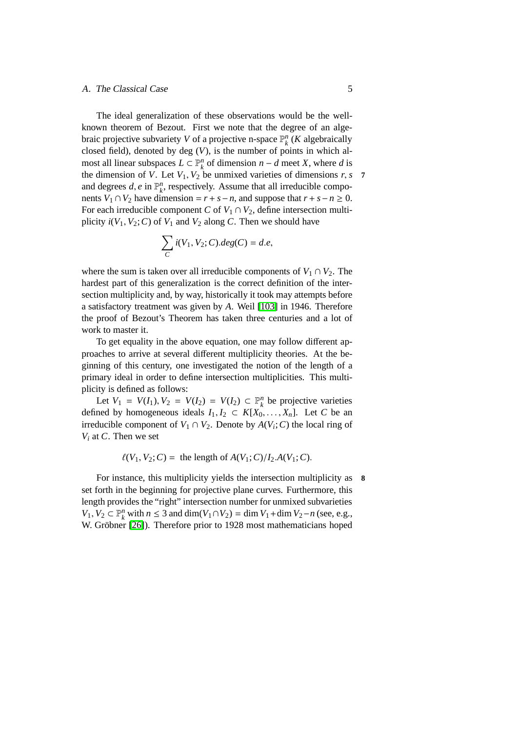The ideal generalization of these observations would be the well-known theorem of Bezout. First we note that the degree of an algebraic projective subvariety $V$ of a projective n-space $\mathbb{P}_k^n$ ($K$ algebraically closed field), denoted by deg $(V)$, is the number of points in which almost all linear subspaces $L \subset \mathbb{P}_k^n$ of dimension $n-d$ meet $X$, where $d$ is the dimension of $V$. Let $V_1, V_2$ be unmixed varieties of dimensions $r, s$ and degrees $d, e$ in $\mathbb{P}_k^n$, respectively. Assume that all irreducible components $V_1 \cap V_2$ have dimension $= r+s-n$, and suppose that $r+s-n \geq 0$. For each irreducible component $C$ of $V_1 \cap V_2$, define intersection multiplicity $i(V_1, V_2; C)$ of $V_1$ and $V_2$ along $C$. Then we should have

$$\sum_C i(V_1, V_2; C).deg(C) = d.e,$$

where the sum is taken over all irreducible components of $V_1 \cap V_2$. The hardest part of this generalization is the correct definition of the intersection multiplicity and, by way, historically it took may attempts before a satisfactory treatment was given by *A*. Weil [103] in 1946. Therefore the proof of Bezout's Theorem has taken three centuries and a lot of work to master it.

To get equality in the above equation, one may follow different approaches to arrive at several different multiplicity theories. At the beginning of this century, one investigated the notion of the length of a primary ideal in order to define intersection multiplicities. This multiplicity is defined as follows:

Let $V_1 = V(I_1), V_2 = V(I_2) \subset \mathbb{P}_k^n$ be projective varieties defined by homogeneous ideals $I_1, I_2 \subset K[X_0, \ldots, X_n]$. Let $C$ be an irreducible component of $V_1 \cap V_2$. Denote by $A(V_i; C)$ the local ring of $V_i$ at $C$. Then we set

$$\ell(V_1, V_2; C) = \text{ the length of } A(V_1; C)/I_2.A(V_1; C).$$

For instance, this multiplicity yields the intersection multiplicity as set forth in the beginning for projective plane curves. Furthermore, this length provides the "right" intersection number for unmixed subvarieties $V_1, V_2 \subset \mathbb{P}_k^n$ with $n \leq 3$ and $\dim(V_1 \cap V_2) = \dim V_1 + \dim V_2 - n$ (see, e.g., W. Gröbner [26]). Therefore prior to 1928 most mathematicians hoped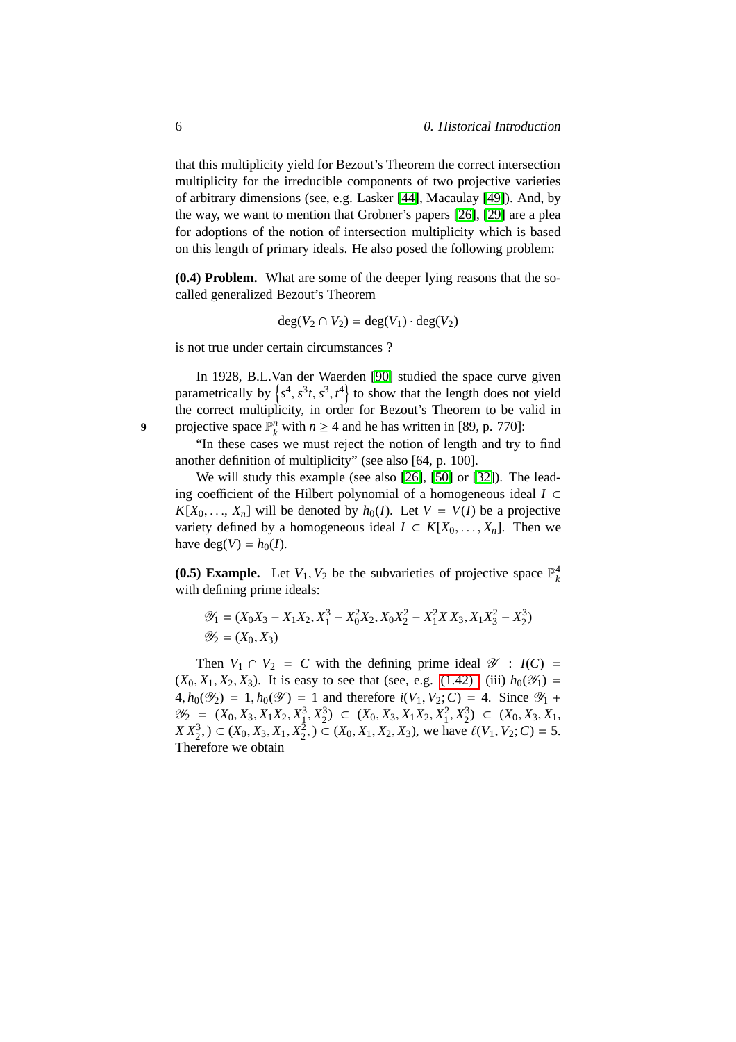that this multiplicity yield for Bezout's Theorem the correct intersection multiplicity for the irreducible components of two projective varieties of arbitrary dimensions (see, e.g. Lasker [44], Macaulay [49]). And, by the way, we want to mention that Grobner's papers [26], [29] are a plea for adoptions of the notion of intersection multiplicity which is based on this length of primary ideals. He also posed the following problem:

**(0.4) Problem.** What are some of the deeper lying reasons that the so-called generalized Bezout's Theorem

$$\deg(V_2 \cap V_2) = \deg(V_1) \cdot \deg(V_2)$$

is not true under certain circumstances ?

In 1928, B.L.Van der Waerden [90] studied the space curve given parametrically by $\left\{s^4, s^3t, s^3, t^4\right\}$ to show that the length does not yield the correct multiplicity, in order for Bezout's Theorem to be valid in projective space $\mathbb{P}^n_k$ with $n \geq 4$ and he has written in [89, p. 770]:

"In these cases we must reject the notion of length and try to find another definition of multiplicity" (see also [64, p. 100].

We will study this example (see also [26], [50] or [32]). The leading coefficient of the Hilbert polynomial of a homogeneous ideal $I \subset K[X_0, \ldots, X_n]$ will be denoted by $h_0(I)$. Let $V = V(I)$ be a projective variety defined by a homogeneous ideal $I \subset K[X_0, \ldots, X_n]$. Then we have $\deg(V) = h_0(I)$.

**(0.5) Example.** Let $V_1, V_2$ be the subvarieties of projective space $\mathbb{P}^4_k$ with defining prime ideals:

$$\mathscr{Y}_1 = (X_0X_3 - X_1X_2, X_1^3 - X_0^2X_2, X_0X_2^2 - X_1^2X\,X_3, X_1X_3^2 - X_2^3)$$
$$\mathscr{Y}_2 = (X_0, X_3)$$

Then $V_1 \cap V_2 = C$ with the defining prime ideal $\mathscr{Y} : I(C) = (X_0, X_1, X_2, X_3)$. It is easy to see that (see, e.g. (1.42) (iii) $h_0(\mathscr{Y}_1) = 4, h_0(\mathscr{Y}_2) = 1, h_0(\mathscr{Y}) = 1$ and therefore $i(V_1, V_2; C) = 4$. Since $\mathscr{Y}_1 + \mathscr{Y}_2 = (X_0, X_3, X_1X_2, X_1^3, X_2^3) \subset (X_0, X_3, X_1X_2, X_1^2, X_2^3) \subset (X_0, X_3, X_1, X\,X_2^3,) \subset (X_0, X_3, X_1, X_2^2,) \subset (X_0, X_1, X_2, X_3)$, we have $\ell(V_1, V_2; C) = 5$. Therefore we obtain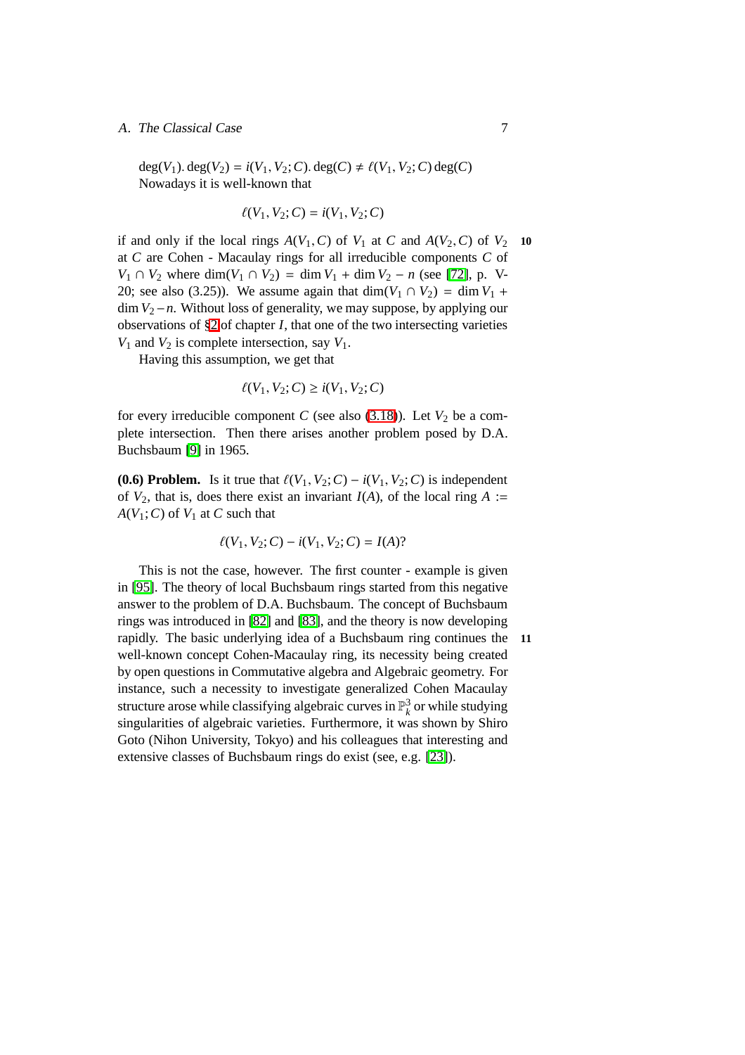$\deg(V_1).\deg(V_2) = i(V_1, V_2; C).\deg(C) \neq \ell(V_1, V_2; C)\deg(C)$
Nowadays it is well-known that

$$\ell(V_1, V_2; C) = i(V_1, V_2; C)$$

if and only if the local rings $A(V_1, C)$ of $V_1$ at $C$ and $A(V_2, C)$ of $V_2$ at $C$ are Cohen - Macaulay rings for all irreducible components $C$ of $V_1 \cap V_2$ where $\dim(V_1 \cap V_2) = \dim V_1 + \dim V_2 - n$ (see [72], p. V-20; see also (3.25)). We assume again that $\dim(V_1 \cap V_2) = \dim V_1 + \dim V_2 - n$. Without loss of generality, we may suppose, by applying our observations of §2 of chapter $I$, that one of the two intersecting varieties $V_1$ and $V_2$ is complete intersection, say $V_1$.

Having this assumption, we get that

$$\ell(V_1, V_2; C) \geq i(V_1, V_2; C)$$

for every irreducible component $C$ (see also (3.18)). Let $V_2$ be a complete intersection. Then there arises another problem posed by D.A. Buchsbaum [9] in 1965.

**(0.6) Problem.** Is it true that $\ell(V_1, V_2; C) - i(V_1, V_2; C)$ is independent of $V_2$, that is, does there exist an invariant $I(A)$, of the local ring $A := A(V_1; C)$ of $V_1$ at $C$ such that

$$\ell(V_1, V_2; C) - i(V_1, V_2; C) = I(A)?$$

This is not the case, however. The first counter - example is given in [95]. The theory of local Buchsbaum rings started from this negative answer to the problem of D.A. Buchsbaum. The concept of Buchsbaum rings was introduced in [82] and [83], and the theory is now developing rapidly. The basic underlying idea of a Buchsbaum ring continues the well-known concept Cohen-Macaulay ring, its necessity being created by open questions in Commutative algebra and Algebraic geometry. For instance, such a necessity to investigate generalized Cohen Macaulay structure arose while classifying algebraic curves in $\mathbb{P}^3_k$ or while studying singularities of algebraic varieties. Furthermore, it was shown by Shiro Goto (Nihon University, Tokyo) and his colleagues that interesting and extensive classes of Buchsbaum rings do exist (see, e.g. [23]).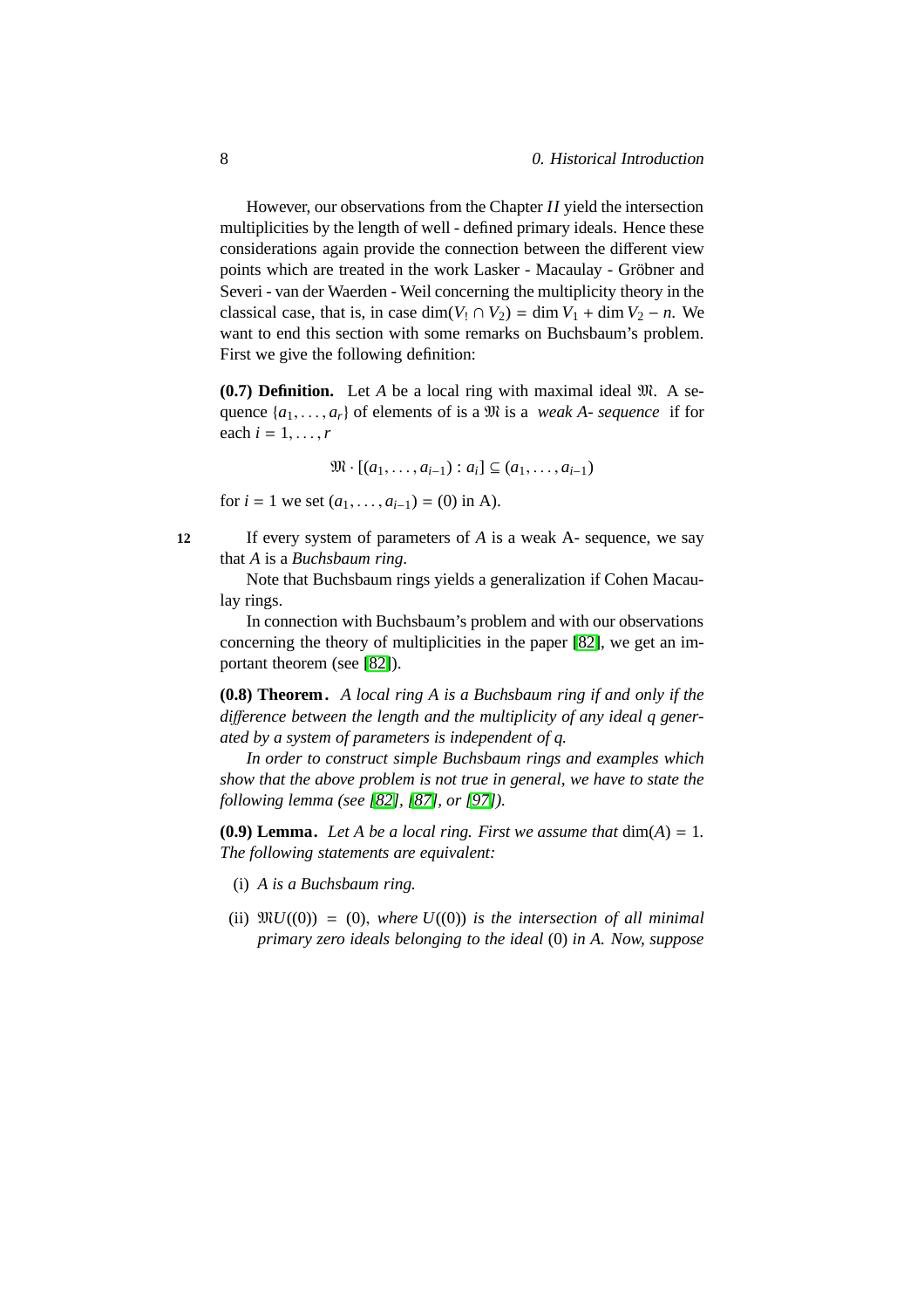However, our observations from the Chapter $II$ yield the intersection multiplicities by the length of well - defined primary ideals. Hence these considerations again provide the connection between the different view points which are treated in the work Lasker - Macaulay - Gröbner and Severi - van der Waerden - Weil concerning the multiplicity theory in the classical case, that is, in case $\dim(V_! \cap V_2) = \dim V_1 + \dim V_2 - n$. We want to end this section with some remarks on Buchsbaum's problem. First we give the following definition:

**(0.7) Definition.** Let $A$ be a local ring with maximal ideal $\mathfrak{M}$. A sequence $\{a_1, \ldots, a_r\}$ of elements of is a $\mathfrak{M}$ is a *weak A- sequence* if for each $i = 1, \ldots, r$

$$\mathfrak{M} \cdot [(a_1, \ldots, a_{i-1}) : a_i] \subseteq (a_1, \ldots, a_{i-1})$$

for $i = 1$ we set $(a_1, \ldots, a_{i-1}) = (0)$ in A).

If every system of parameters of $A$ is a weak A- sequence, we say that $A$ is a *Buchsbaum ring*.

Note that Buchsbaum rings yields a generalization if Cohen Macaulay rings.

In connection with Buchsbaum's problem and with our observations concerning the theory of multiplicities in the paper [82], we get an important theorem (see [82]).

**(0.8) Theorem.** *A local ring A is a Buchsbaum ring if and only if the difference between the length and the multiplicity of any ideal q generated by a system of parameters is independent of q.*

*In order to construct simple Buchsbaum rings and examples which show that the above problem is not true in general, we have to state the following lemma (see [82], [87], or [97]).*

**(0.9) Lemma.** *Let A be a local ring. First we assume that* $\dim(A) = 1$. *The following statements are equivalent:*

(i) *A is a Buchsbaum ring.*

(ii) $\mathfrak{M}U((0)) = (0)$, *where* $U((0))$ *is the intersection of all minimal primary zero ideals belonging to the ideal* $(0)$ *in A. Now, suppose*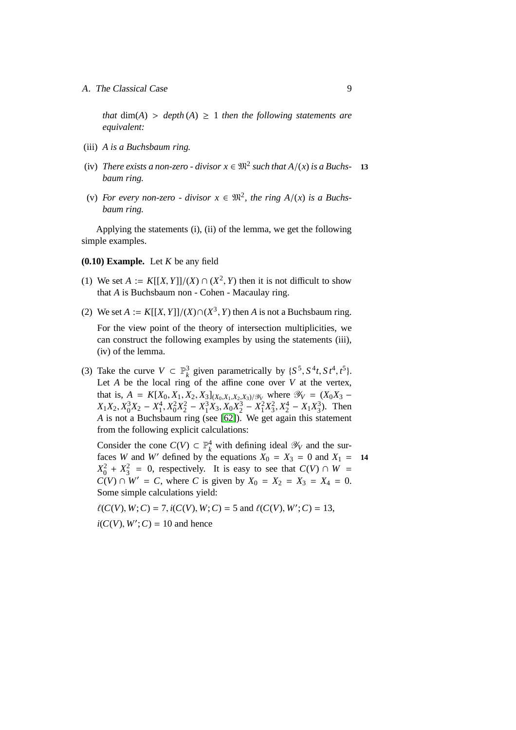*that* $\dim(A) > depth\,(A) \geq 1$ *then the following statements are equivalent:*

(iii) *A is a Buchsbaum ring.*

(iv) *There exists a non-zero - divisor $x \in \mathfrak{M}^2$ such that $A/(x)$ is a Buchsbaum ring.*

(v) *For every non-zero - divisor $x \in \mathfrak{M}^2$, the ring $A/(x)$ is a Buchsbaum ring.*

Applying the statements (i), (ii) of the lemma, we get the following simple examples.

**(0.10) Example.** Let $K$ be any field

(1) We set $A := K[[X, Y]]/(X) \cap (X^2, Y)$ then it is not difficult to show that $A$ is Buchsbaum non - Cohen - Macaulay ring.

(2) We set $A := K[[X, Y]]/(X) \cap (X^3, Y)$ then $A$ is not a Buchsbaum ring.

For the view point of the theory of intersection multiplicities, we can construct the following examples by using the statements (iii), (iv) of the lemma.

(3) Take the curve $V \subset \mathbb{P}^3_k$ given parametrically by $\{S^5, S^4t, St^4, t^5\}$. Let $A$ be the local ring of the affine cone over $V$ at the vertex, that is, $A = K[X_0, X_1, X_2, X_3]_{(X_0,X_1,X_2,X_3)/\mathscr{Y}_V}$ where $\mathscr{Y}_V = (X_0X_3 - X_1X_2, X_0^3X_2 - X_1^4, X_0^2X_2^2 - X_1^3X_3, X_0X_2^3 - X_1^2X_3^2, X_2^4 - X_1X_3^3)$. Then $A$ is not a Buchsbaum ring (see [62]). We get again this statement from the following explicit calculations:

Consider the cone $C(V) \subset \mathbb{P}^4_k$ with defining ideal $\mathscr{Y}_V$ and the surfaces $W$ and $W'$ defined by the equations $X_0 = X_3 = 0$ and $X_1 = X_0^2 + X_3^2 = 0$, respectively. It is easy to see that $C(V) \cap W = C(V) \cap W' = C$, where $C$ is given by $X_0 = X_2 = X_3 = X_4 = 0$. Some simple calculations yield:

$\ell(C(V), W; C) = 7, i(C(V), W; C) = 5$ and $\ell(C(V), W'; C) = 13$,

$i(C(V), W'; C) = 10$ and hence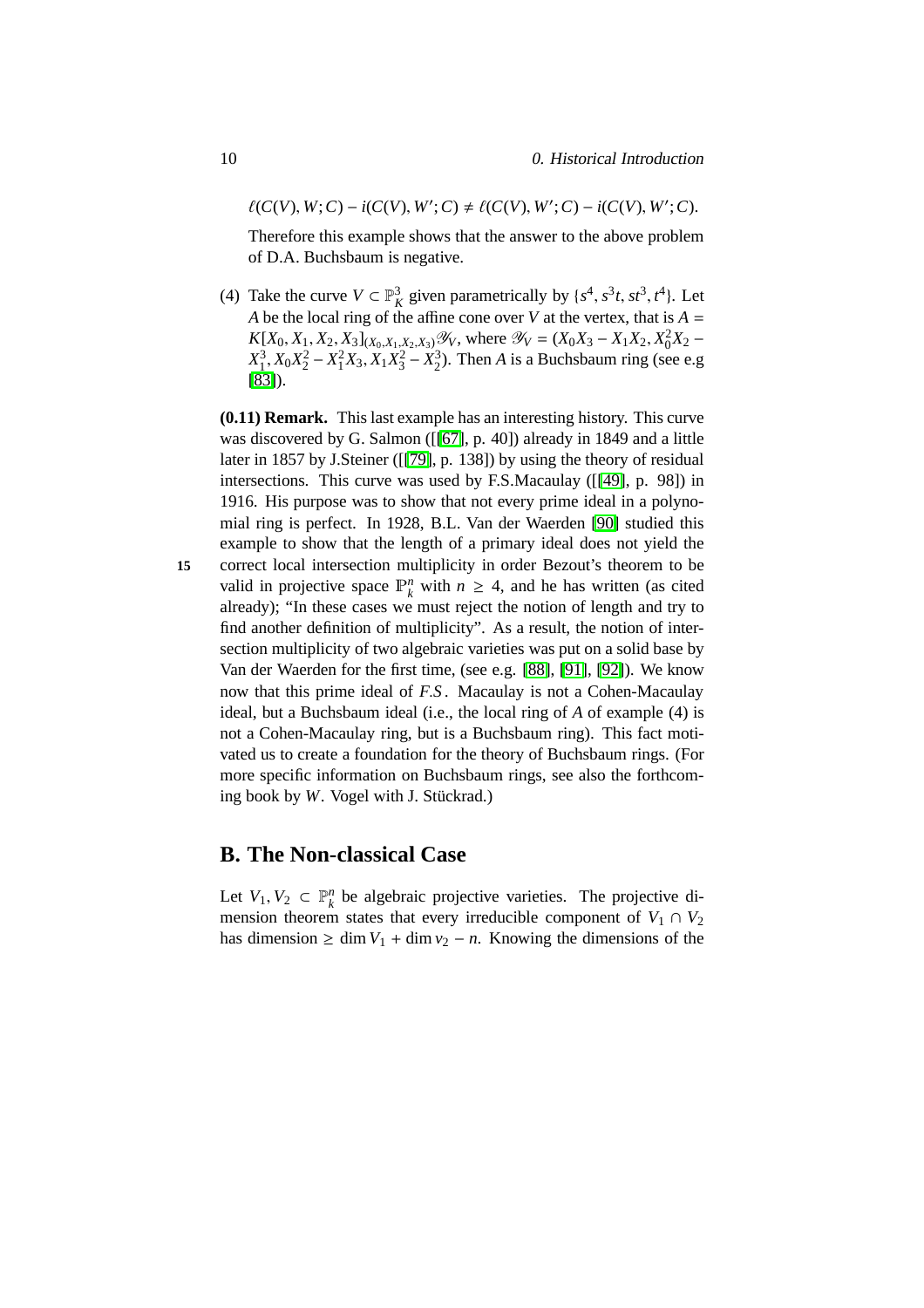$\ell(C(V), W; C) - i(C(V), W'; C) \neq \ell(C(V), W'; C) - i(C(V), W'; C)$.

Therefore this example shows that the answer to the above problem of D.A. Buchsbaum is negative.

(4) Take the curve $V \subset \mathbb{P}^3_K$ given parametrically by $\{s^4, s^3t, st^3, t^4\}$. Let $A$ be the local ring of the affine cone over $V$ at the vertex, that is $A = K[X_0, X_1, X_2, X_3]_{(X_0,X_1,X_2,X_3)}\mathscr{Y}_V$, where $\mathscr{Y}_V = (X_0X_3 - X_1X_2, X_0^2X_2 - X_1^3, X_0X_2^2 - X_1^2X_3, X_1X_3^2 - X_2^3)$. Then $A$ is a Buchsbaum ring (see e.g [83]).

**(0.11) Remark.** This last example has an interesting history. This curve was discovered by G. Salmon ([[67], p. 40]) already in 1849 and a little later in 1857 by J.Steiner ([[79], p. 138]) by using the theory of residual intersections. This curve was used by F.S.Macaulay ([[49], p. 98]) in 1916. His purpose was to show that not every prime ideal in a polynomial ring is perfect. In 1928, B.L. Van der Waerden [90] studied this example to show that the length of a primary ideal does not yield the correct local intersection multiplicity in order Bezout's theorem to be valid in projective space $\mathbb{P}^n_k$ with $n \geq 4$, and he has written (as cited already); "In these cases we must reject the notion of length and try to find another definition of multiplicity". As a result, the notion of intersection multiplicity of two algebraic varieties was put on a solid base by Van der Waerden for the first time, (see e.g. [88], [91], [92]). We know now that this prime ideal of *F.S*. Macaulay is not a Cohen-Macaulay ideal, but a Buchsbaum ideal (i.e., the local ring of $A$ of example (4) is not a Cohen-Macaulay ring, but is a Buchsbaum ring). This fact motivated us to create a foundation for the theory of Buchsbaum rings. (For more specific information on Buchsbaum rings, see also the forthcoming book by *W*. Vogel with J. Stückrad.)

## B. The Non-classical Case

Let $V_1, V_2 \subset \mathbb{P}^n_k$ be algebraic projective varieties. The projective dimension theorem states that every irreducible component of $V_1 \cap V_2$ has dimension $\geq \dim V_1 + \dim v_2 - n$. Knowing the dimensions of the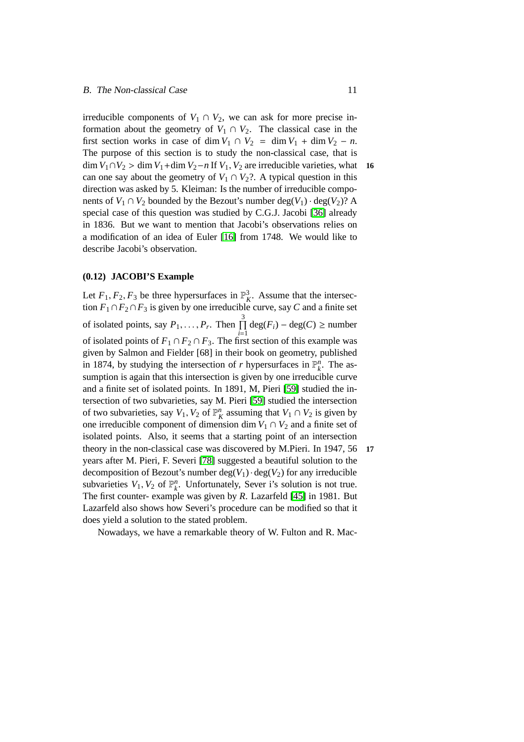irreducible components of $V_1 \cap V_2$, we can ask for more precise information about the geometry of $V_1 \cap V_2$. The classical case in the first section works in case of $\dim V_1 \cap V_2 = \dim V_1 + \dim V_2 - n$. The purpose of this section is to study the non-classical case, that is $\dim V_1 \cap V_2 > \dim V_1 + \dim V_2 - n$ If $V_1, V_2$ are irreducible varieties, what can one say about the geometry of $V_1 \cap V_2$?. A typical question in this direction was asked by 5. Kleiman: Is the number of irreducible components of $V_1 \cap V_2$ bounded by the Bezout's number $\deg(V_1) \cdot \deg(V_2)$? A special case of this question was studied by C.G.J. Jacobi [36] already in 1836. But we want to mention that Jacobi's observations relies on a modification of an idea of Euler [16] from 1748. We would like to describe Jacobi's observation.

**(0.12) JACOBI'S Example**

Let $F_1, F_2, F_3$ be three hypersurfaces in $\mathbb{P}^3_K$. Assume that the intersection $F_1 \cap F_2 \cap F_3$ is given by one irreducible curve, say $C$ and a finite set of isolated points, say $P_1, \ldots, P_r$. Then $\prod_{i=1}^{3} \deg(F_i) - \deg(C) \geq$ number of isolated points of $F_1 \cap F_2 \cap F_3$. The first section of this example was given by Salmon and Fielder [68] in their book on geometry, published in 1874, by studying the intersection of $r$ hypersurfaces in $\mathbb{P}^n_k$. The assumption is again that this intersection is given by one irreducible curve and a finite set of isolated points. In 1891, M, Pieri [59] studied the intersection of two subvarieties, say M. Pieri [59] studied the intersection of two subvarieties, say $V_1, V_2$ of $\mathbb{P}^n_K$ assuming that $V_1 \cap V_2$ is given by one irreducible component of dimension $\dim V_1 \cap V_2$ and a finite set of isolated points. Also, it seems that a starting point of an intersection theory in the non-classical case was discovered by M.Pieri. In 1947, 56 years after M. Pieri, F. Severi [78] suggested a beautiful solution to the decomposition of Bezout's number $\deg(V_1) \cdot \deg(V_2)$ for any irreducible subvarieties $V_1, V_2$ of $\mathbb{P}^n_k$. Unfortunately, Sever i's solution is not true. The first counter- example was given by *R*. Lazarfeld [45] in 1981. But Lazarfeld also shows how Severi's procedure can be modified so that it does yield a solution to the stated problem.

Nowadays, we have a remarkable theory of W. Fulton and R. Mac-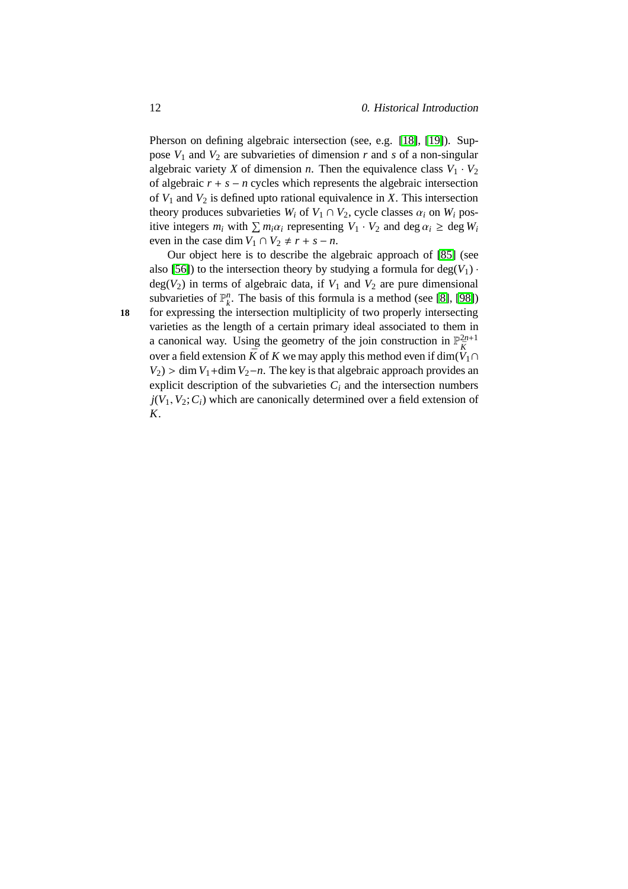Pherson on defining algebraic intersection (see, e.g. [18], [19]). Suppose $V_1$ and $V_2$ are subvarieties of dimension $r$ and $s$ of a non-singular algebraic variety $X$ of dimension $n$. Then the equivalence class $V_1 \cdot V_2$ of algebraic $r + s - n$ cycles which represents the algebraic intersection of $V_1$ and $V_2$ is defined upto rational equivalence in $X$. This intersection theory produces subvarieties $W_i$ of $V_1 \cap V_2$, cycle classes $\alpha_i$ on $W_i$ positive integers $m_i$ with $\sum m_i \alpha_i$ representing $V_1 \cdot V_2$ and $\deg \alpha_i \geq \deg W_i$ even in the case $\dim V_1 \cap V_2 \neq r + s - n$.

Our object here is to describe the algebraic approach of [85] (see also [56]) to the intersection theory by studying a formula for $\deg(V_1) \cdot \deg(V_2)$ in terms of algebraic data, if $V_1$ and $V_2$ are pure dimensional subvarieties of $\mathbb{P}^n_k$. The basis of this formula is a method (see [8], [98]) for expressing the intersection multiplicity of two properly intersecting varieties as the length of a certain primary ideal associated to them in a canonical way. Using the geometry of the join construction in $\mathbb{P}^{2n+1}_{\overline{K}}$ over a field extension $\overline{K}$ of $K$ we may apply this method even if $\dim(V_1 \cap V_2) > \dim V_1 + \dim V_2 - n$. The key is that algebraic approach provides an explicit description of the subvarieties $C_i$ and the intersection numbers $j(V_1, V_2; C_i)$ which are canonically determined over a field extension of $K$.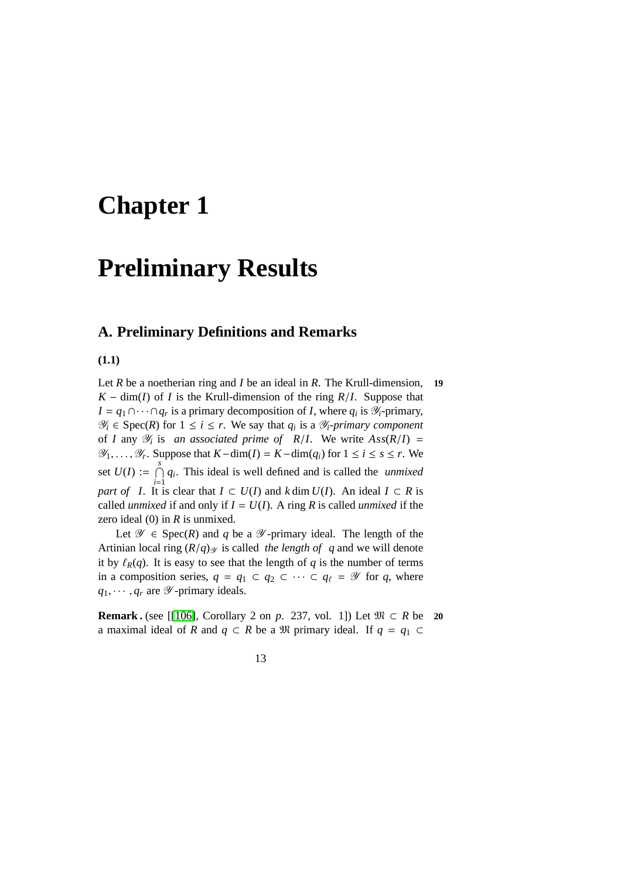# Chapter 1

# Preliminary Results

## A. Preliminary Definitions and Remarks

**(1.1)**

Let $R$ be a noetherian ring and $I$ be an ideal in $R$. The Krull-dimension, $K-\dim(I)$ of $I$ is the Krull-dimension of the ring $R/I$. Suppose that $I = q_1 \cap \cdots \cap q_r$ is a primary decomposition of $I$, where $q_i$ is $\mathscr{Y}_i$-primary, $\mathscr{Y}_i \in \operatorname{Spec}(R)$ for $1 \leq i \leq r$. We say that $q_i$ is a *$\mathscr{Y}_i$-primary component* of $I$ any $\mathscr{Y}_i$ is *an associated prime of* $R/I$. We write $Ass(R/I) = \mathscr{Y}_1, \ldots, \mathscr{Y}_r$. Suppose that $K-\dim(I) = K-\dim(q_i)$ for $1 \leq i \leq s \leq r$. We set $U(I) := \bigcap\limits_{i=1}^{s} q_i$. This ideal is well defined and is called the *unmixed part of* $I$. It is clear that $I \subset U(I)$ and $k\dim U(I)$. An ideal $I \subset R$ is called *unmixed* if and only if $I = U(I)$. A ring $R$ is called *unmixed* if the zero ideal (0) in $R$ is unmixed.

Let $\mathscr{Y} \in \operatorname{Spec}(R)$ and $q$ be a $\mathscr{Y}$-primary ideal. The length of the Artinian local ring $(R/q)_{\mathscr{Y}}$ is called *the length of* $q$ and we will denote it by $\ell_R(q)$. It is easy to see that the length of $q$ is the number of terms in a composition series, $q = q_1 \subset q_2 \subset \cdots \subset q_\ell = \mathscr{Y}$ for $q$, where $q_1, \cdots, q_r$ are $\mathscr{Y}$-primary ideals.

**Remark.** (see [[106], Corollary 2 on $p$. 237, vol. 1]) Let $\mathfrak{M} \subset R$ be a maximal ideal of $R$ and $q \subset R$ be a $\mathfrak{M}$ primary ideal. If $q = q_1 \subset$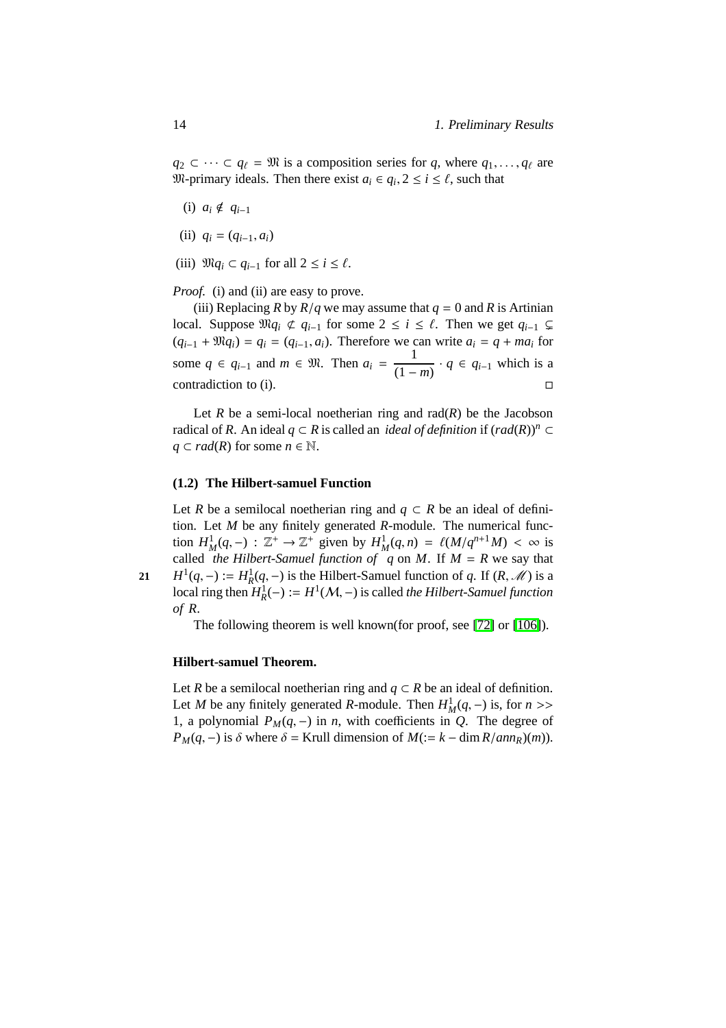$q_2 \subset \cdots \subset q_\ell = \mathfrak{M}$ is a composition series for $q$, where $q_1, \ldots, q_\ell$ are $\mathfrak{M}$-primary ideals. Then there exist $a_i \in q_i, 2 \leq i \leq \ell$, such that

(i) $a_i \notin q_{i-1}$

(ii) $q_i = (q_{i-1}, a_i)$

(iii) $\mathfrak{M}q_i \subset q_{i-1}$ for all $2 \leq i \leq \ell$.

*Proof.* (i) and (ii) are easy to prove.

(iii) Replacing $R$ by $R/q$ we may assume that $q = 0$ and $R$ is Artinian local. Suppose $\mathfrak{M}q_i \not\subset q_{i-1}$ for some $2 \leq i \leq \ell$. Then we get $q_{i-1} \subsetneq (q_{i-1} + \mathfrak{M}q_i) = q_i = (q_{i-1}, a_i)$. Therefore we can write $a_i = q + ma_i$ for some $q \in q_{i-1}$ and $m \in \mathfrak{M}$. Then $a_i = \dfrac{1}{(1-m)} \cdot q \in q_{i-1}$ which is a contradiction to (i). □

Let $R$ be a semi-local noetherian ring and $\text{rad}(R)$ be the Jacobson radical of $R$. An ideal $q \subset R$ is called an *ideal of definition* if $(rad(R))^n \subset q \subset rad(R)$ for some $n \in \mathbb{N}$.

#### (1.2) The Hilbert-samuel Function

Let $R$ be a semilocal noetherian ring and $q \subset R$ be an ideal of definition. Let $M$ be any finitely generated $R$-module. The numerical function $H^1_M(q, -) : \mathbb{Z}^+ \to \mathbb{Z}^+$ given by $H^1_M(q, n) = \ell(M/q^{n+1}M) < \infty$ is called *the Hilbert-Samuel function of* $q$ on $M$. If $M = R$ we say that $H^1(q, -) := H^1_R(q, -)$ is the Hilbert-Samuel function of $q$. If $(R, \mathscr{M})$ is a local ring then $H^1_R(-) := H^1(\mathcal{M}, -)$ is called *the Hilbert-Samuel function of* $R$.

The following theorem is well known(for proof, see [72] or [106]).

#### Hilbert-samuel Theorem.

Let $R$ be a semilocal noetherian ring and $q \subset R$ be an ideal of definition. Let $M$ be any finitely generated $R$-module. Then $H^1_M(q, -)$ is, for $n >> 1$, a polynomial $P_M(q, -)$ in $n$, with coefficients in $Q$. The degree of $P_M(q, -)$ is $\delta$ where $\delta$ = Krull dimension of $M(:= k - \dim R/ann_R)(m))$.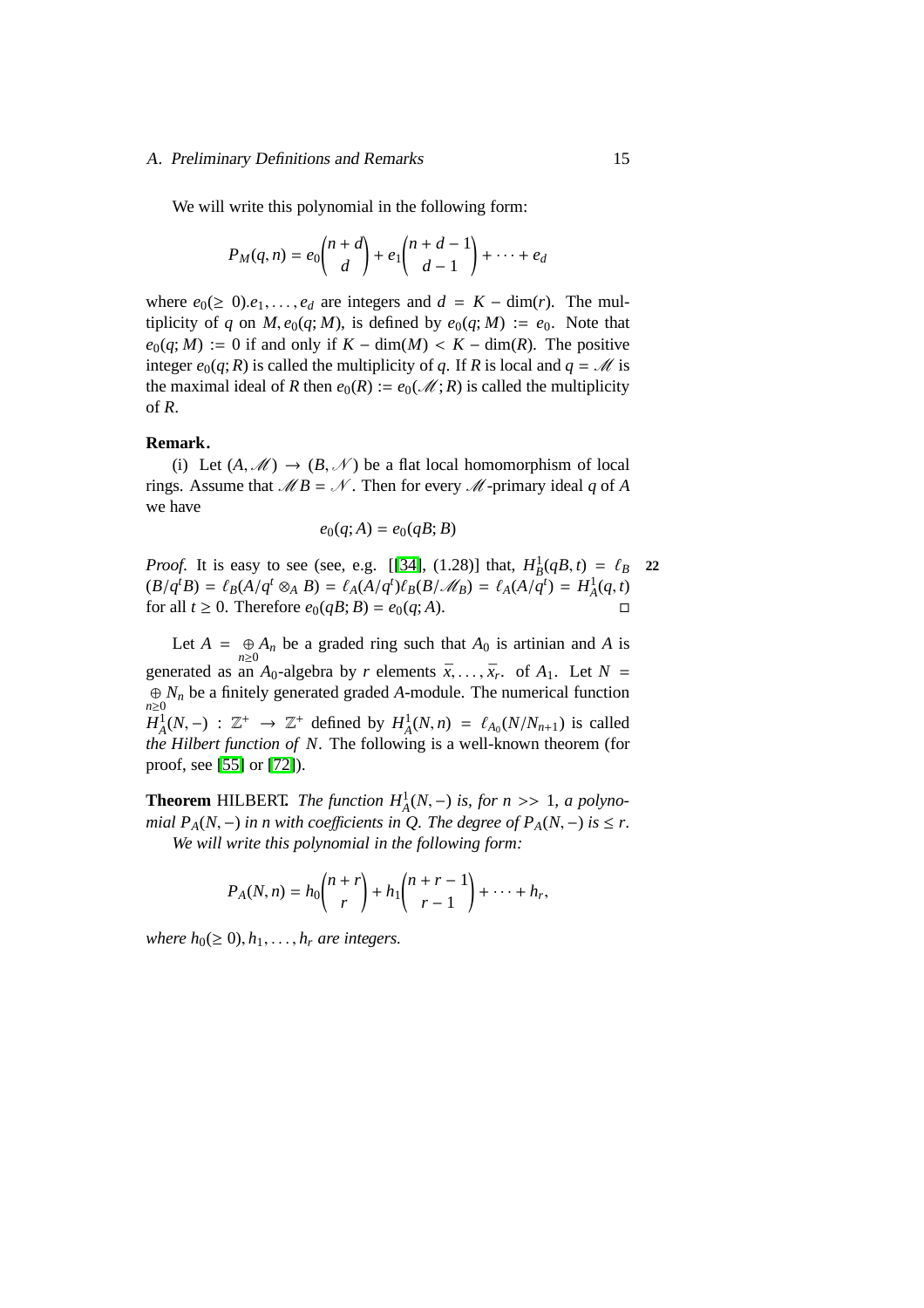We will write this polynomial in the following form:

$$P_M(q,n) = e_0\binom{n+d}{d} + e_1\binom{n+d-1}{d-1} + \cdots + e_d$$

where $e_0(\geq 0).e_1,\ldots,e_d$ are integers and $d = K - \dim(r)$. The multiplicity of $q$ on $M, e_0(q;M)$, is defined by $e_0(q;M) := e_0$. Note that $e_0(q;M) := 0$ if and only if $K - \dim(M) < K - \dim(R)$. The positive integer $e_0(q;R)$ is called the multiplicity of $q$. If $R$ is local and $q = \mathscr{M}$ is the maximal ideal of $R$ then $e_0(R) := e_0(\mathscr{M};R)$ is called the multiplicity of $R$.

**Remark.**

(i) Let $(A,\mathscr{M}) \to (B,\mathscr{N})$ be a flat local homomorphism of local rings. Assume that $\mathscr{M}B = \mathscr{N}$. Then for every $\mathscr{M}$-primary ideal $q$ of $A$ we have

$$e_0(q;A) = e_0(qB;B)$$

*Proof.* It is easy to see (see, e.g. [[34], (1.28)] that, $H^1_B(qB,t) = \ell_B(B/q^tB) = \ell_B(A/q^t \otimes_A B) = \ell_A(A/q^t)\ell_B(B/\mathscr{M}_B) = \ell_A(A/q^t) = H^1_A(q,t)$ for all $t \geq 0$. Therefore $e_0(qB;B) = e_0(q;A)$. □

Let $A = \underset{n\geq 0}{\oplus} A_n$ be a graded ring such that $A_0$ is artinian and $A$ is generated as an $A_0$-algebra by $r$ elements $\bar{x},\ldots,\bar{x}_r$. of $A_1$. Let $N = \underset{n\geq 0}{\oplus} N_n$ be a finitely generated graded $A$-module. The numerical function $H^1_A(N,-) : \mathbb{Z}^+ \to \mathbb{Z}^+$ defined by $H^1_A(N,n) = \ell_{A_0}(N/N_{n+1})$ is called *the Hilbert function of* $N$. The following is a well-known theorem (for proof, see [55] or [72]).

**Theorem** HILBERT. *The function $H^1_A(N,-)$ is, for $n >> 1$, a polynomial $P_A(N,-)$ in $n$ with coefficients in $Q$. The degree of $P_A(N,-)$ is $\leq r$.*

*We will write this polynomial in the following form:*

$$P_A(N,n) = h_0\binom{n+r}{r} + h_1\binom{n+r-1}{r-1} + \cdots + h_r,$$

*where $h_0(\geq 0), h_1,\ldots,h_r$ are integers.*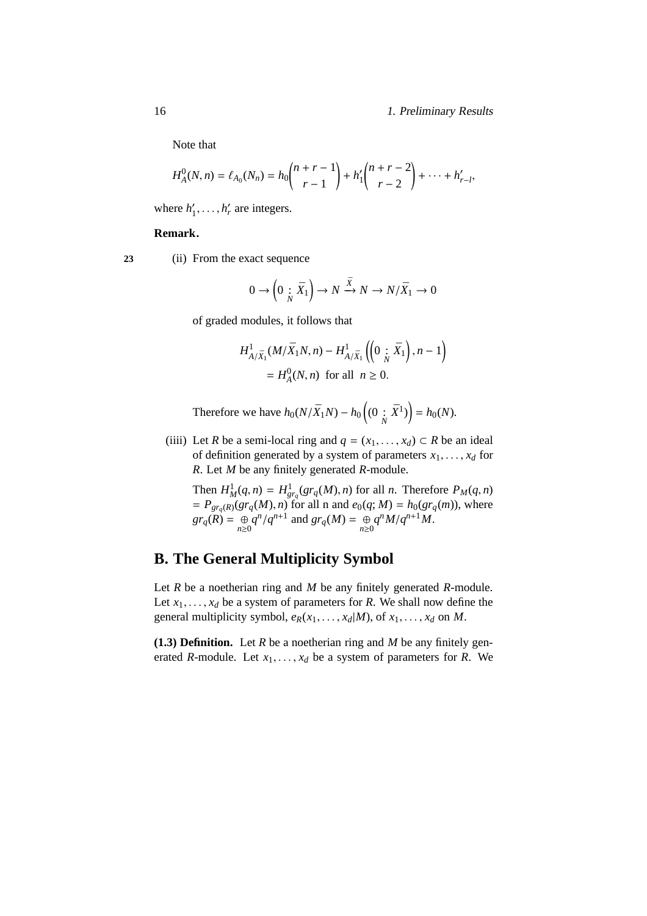Note that

$$H^0_A(N,n) = \ell_{A_0}(N_n) = h_0\binom{n+r-1}{r-1} + h'_1\binom{n+r-2}{r-2} + \cdots + h'_{r-l},$$

where $h'_1, \ldots, h'_r$ are integers.

**Remark.**

23 (ii) From the exact sequence

$$0 \to \left(0 \underset{N}{:} \bar{X}_1\right) \to N \xrightarrow{\bar{X}} N \to N/\bar{X}_1 \to 0$$

of graded modules, it follows that

$$\begin{aligned} &H^1_{A/\bar{X}_1}(M/\bar{X}_1 N, n) - H^1_{A/\bar{X}_1}\left(\left(0 \underset{N}{:} \bar{X}_1\right), n-1\right) \\ &\quad = H^0_A(N,n) \ \text{ for all } \ n \geq 0. \end{aligned}$$

Therefore we have $h_0(N/\bar{X}_1 N) - h_0\left((0 \underset{N}{:} \bar{X}^1)\right) = h_0(N)$.

(iiii) Let $R$ be a semi-local ring and $q = (x_1, \ldots, x_d) \subset R$ be an ideal of definition generated by a system of parameters $x_1, \ldots, x_d$ for $R$. Let $M$ be any finitely generated $R$-module.

Then $H^1_M(q,n) = H^1_{gr_q}(gr_q(M), n)$ for all $n$. Therefore $P_M(q,n) = P_{gr_q(R)}(gr_q(M), n)$ for all n and $e_0(q; M) = h_0(gr_q(m))$, where $gr_q(R) = \underset{n \geq 0}{\oplus} q^n/q^{n+1}$ and $gr_q(M) = \underset{n \geq 0}{\oplus} q^n M/q^{n+1}M$.

## B. The General Multiplicity Symbol

Let $R$ be a noetherian ring and $M$ be any finitely generated $R$-module. Let $x_1, \ldots, x_d$ be a system of parameters for $R$. We shall now define the general multiplicity symbol, $e_R(x_1, \ldots, x_d|M)$, of $x_1, \ldots, x_d$ on $M$.

**(1.3) Definition.** Let $R$ be a noetherian ring and $M$ be any finitely generated $R$-module. Let $x_1, \ldots, x_d$ be a system of parameters for $R$. We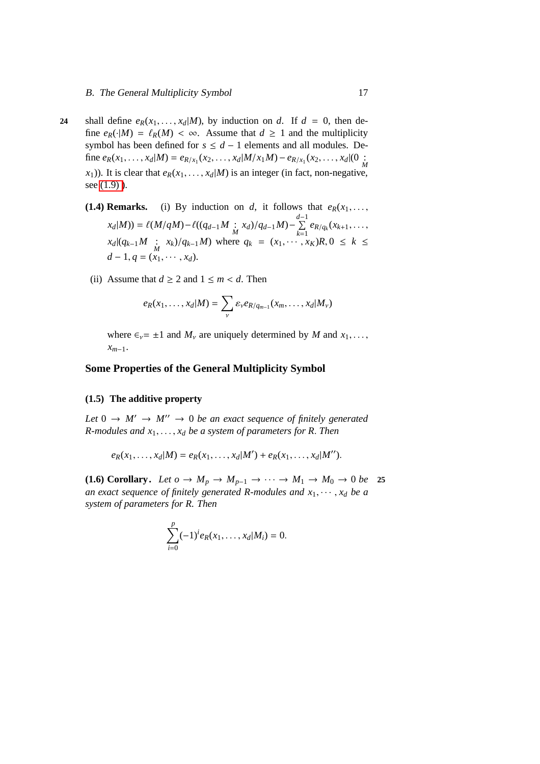shall define $e_R(x_1, \ldots, x_d|M)$, by induction on $d$. If $d = 0$, then define $e_R(\cdot|M) = \ell_R(M) < \infty$. Assume that $d \geq 1$ and the multiplicity symbol has been defined for $s \leq d-1$ elements and all modules. Define $e_R(x_1, \ldots, x_d|M) = e_{R/x_1}(x_2, \ldots, x_d|M/x_1M) - e_{R/x_1}(x_2, \ldots, x_d|(0 \underset{M}{:} x_1))$. It is clear that $e_R(x_1, \ldots, x_d|M)$ is an integer (in fact, non-negative, see (1.9) ).

**(1.4) Remarks.** (i) By induction on $d$, it follows that $e_R(x_1, \ldots, x_d|M)) = \ell(M/qM) - \ell((q_{d-1}M \underset{M}{:} x_d)/q_{d-1}M) - \sum\limits_{k=1}^{d-1} e_{R/q_k}(x_{k+1}, \ldots, x_d|(q_{k-1}M \underset{M}{:} x_k)/q_{k-1}M)$ where $q_k = (x_1, \cdots, x_K)R, 0 \leq k \leq d-1, q = (x_1, \cdots, x_d)$.

(ii) Assume that $d \geq 2$ and $1 \leq m < d$. Then

$$e_R(x_1, \ldots, x_d|M) = \sum_{\nu} \varepsilon_\nu e_{R/q_{m-1}}(x_m, \ldots, x_d|M_\nu)$$

where $\in_\nu = \pm 1$ and $M_\nu$ are uniquely determined by $M$ and $x_1, \ldots, x_{m-1}$.

## Some Properties of the General Multiplicity Symbol

### (1.5) The additive property

*Let $0 \to M' \to M'' \to 0$ be an exact sequence of finitely generated $R$-modules and $x_1, \ldots, x_d$ be a system of parameters for $R$. Then*

$$e_R(x_1, \ldots, x_d|M) = e_R(x_1, \ldots, x_d|M') + e_R(x_1, \ldots, x_d|M'').$$

**(1.6) Corollary.** *Let $o \to M_p \to M_{p-1} \to \cdots \to M_1 \to M_0 \to 0$ be an exact sequence of finitely generated $R$-modules and $x_1, \cdots, x_d$ be a system of parameters for $R$. Then*

$$\sum_{i=0}^{p} (-1)^i e_R(x_1, \ldots, x_d|M_i) = 0.$$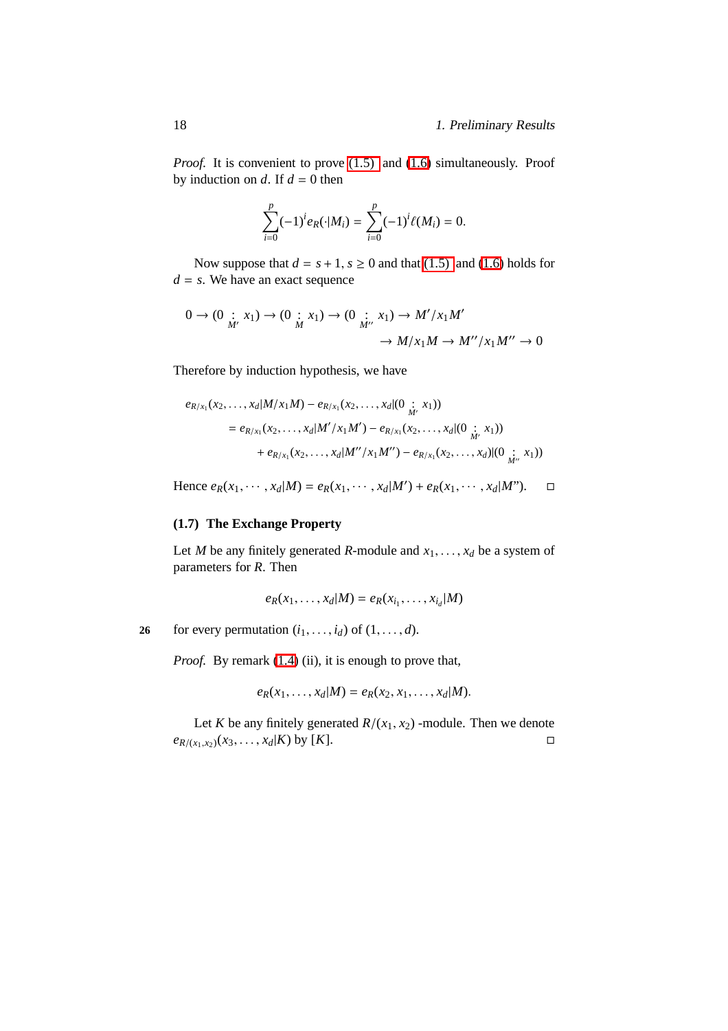*Proof.* It is convenient to prove (1.5) and (1.6) simultaneously. Proof by induction on $d$. If $d = 0$ then

$$\sum_{i=0}^{p}(-1)^i e_R(\cdot|M_i) = \sum_{i=0}^{p}(-1)^i \ell(M_i) = 0.$$

Now suppose that $d = s+1$, $s \geq 0$ and that (1.5) and (1.6) holds for $d = s$. We have an exact sequence

$$0 \to (0 \underset{M'}{:} x_1) \to (0 \underset{M}{:} x_1) \to (0 \underset{M''}{:} x_1) \to M'/x_1M' \\ \to M/x_1M \to M''/x_1M'' \to 0$$

Therefore by induction hypothesis, we have

$$\begin{aligned} e_{R/x_1}(x_2,\ldots,x_d|M/x_1M) &- e_{R/x_1}(x_2,\ldots,x_d|(0 \underset{M'}{:} x_1)) \\ &= e_{R/x_1}(x_2,\ldots,x_d|M'/x_1M') - e_{R/x_1}(x_2,\ldots,x_d|(0 \underset{M'}{:} x_1)) \\ &\quad + e_{R/x_1}(x_2,\ldots,x_d|M''/x_1M'') - e_{R/x_1}(x_2,\ldots,x_d)|(0 \underset{M''}{:} x_1)) \end{aligned}$$

Hence $e_R(x_1,\cdots,x_d|M) = e_R(x_1,\cdots,x_d|M') + e_R(x_1,\cdots,x_d|M")$. □

### (1.7) The Exchange Property

Let $M$ be any finitely generated $R$-module and $x_1,\ldots,x_d$ be a system of parameters for $R$. Then

$$e_R(x_1,\ldots,x_d|M) = e_R(x_{i_1},\ldots,x_{i_d}|M)$$

for every permutation $(i_1,\ldots,i_d)$ of $(1,\ldots,d)$.

*Proof.* By remark (1.4) (ii), it is enough to prove that,

$$e_R(x_1,\ldots,x_d|M) = e_R(x_2,x_1,\ldots,x_d|M).$$

Let $K$ be any finitely generated $R/(x_1,x_2)$ -module. Then we denote $e_{R/(x_1,x_2)}(x_3,\ldots,x_d|K)$ by $[K]$. □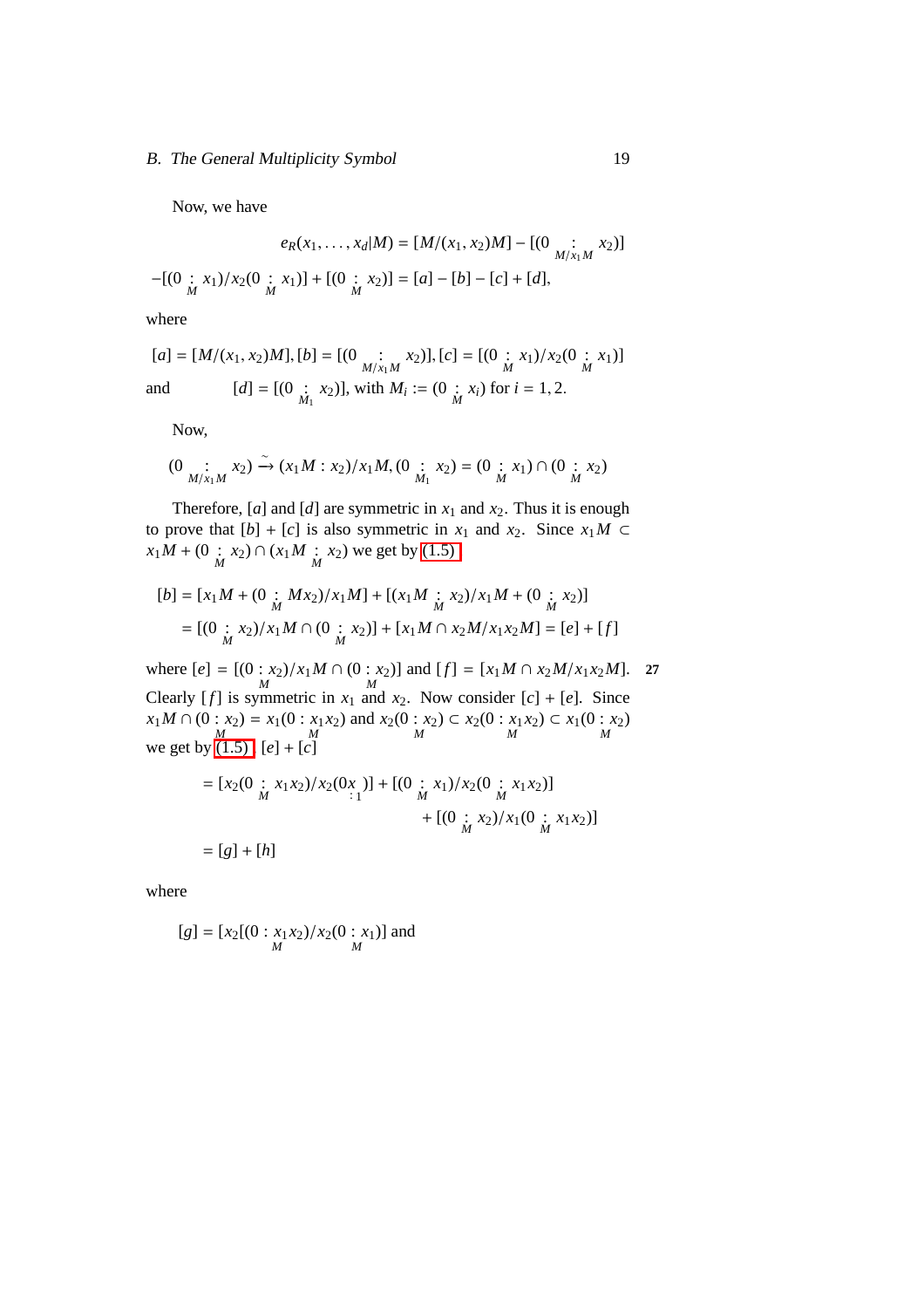Now, we have

$$e_R(x_1, \dots, x_d|M) = [M/(x_1, x_2)M] - [(0 \underset{M/x_1M}{:} x_2)]$$

$$-[(0 \underset{M}{:} x_1)/x_2(0 \underset{M}{:} x_1)] + [(0 \underset{M}{:} x_2)] = [a] - [b] - [c] + [d],$$

where

$[a] = [M/(x_1, x_2)M], [b] = [(0 \underset{M/x_1M}{:} x_2)], [c] = [(0 \underset{M}{:} x_1)/x_2(0 \underset{M}{:} x_1)]$

and $\qquad [d] = [(0 \underset{M_1}{:} x_2)]$, with $M_i := (0 \underset{M}{:} x_i)$ for $i = 1, 2$.

Now,

$$(0 \underset{M/x_1M}{:} x_2) \xrightarrow{\sim} (x_1M : x_2)/x_1M, (0 \underset{M_1}{:} x_2) = (0 \underset{M}{:} x_1) \cap (0 \underset{M}{:} x_2)$$

Therefore, $[a]$ and $[d]$ are symmetric in $x_1$ and $x_2$. Thus it is enough to prove that $[b] + [c]$ is also symmetric in $x_1$ and $x_2$. Since $x_1M \subset x_1M + (0 \underset{M}{:} x_2) \cap (x_1M \underset{M}{:} x_2)$ we get by (1.5)

$$\begin{aligned}[b] &= [x_1M + (0 \underset{M}{:} Mx_2)/x_1M] + [(x_1M \underset{M}{:} x_2)/x_1M + (0 \underset{M}{:} x_2)] \\ &= [(0 \underset{M}{:} x_2)/x_1M \cap (0 \underset{M}{:} x_2)] + [x_1M \cap x_2M/x_1x_2M] = [e] + [f]\end{aligned}$$

where $[e] = [(0 \underset{M}{:} x_2)/x_1M \cap (0 \underset{M}{:} x_2)]$ and $[f] = [x_1M \cap x_2M/x_1x_2M]$. Clearly $[f]$ is symmetric in $x_1$ and $x_2$. Now consider $[c] + [e]$. Since $x_1M \cap (0 \underset{M}{:} x_2) = x_1(0 \underset{M}{:} x_1x_2)$ and $x_2(0 \underset{M}{:} x_2) \subset x_2(0 \underset{M}{:} x_1x_2) \subset x_1(0 \underset{M}{:} x_2)$ we get by (1.5), $[e] + [c]$

$$\begin{aligned}&= [x_2(0 \underset{M}{:} x_1x_2)/x_2(0 \underset{:1}{x})] + [(0 \underset{M}{:} x_1)/x_2(0 \underset{M}{:} x_1x_2)] \\ &\qquad\qquad\qquad + [(0 \underset{M}{:} x_2)/x_1(0 \underset{M}{:} x_1x_2)] \\ &= [g] + [h]\end{aligned}$$

where

$[g] = [x_2[(0 \underset{M}{:} x_1x_2)/x_2(0 \underset{M}{:} x_1)]$ and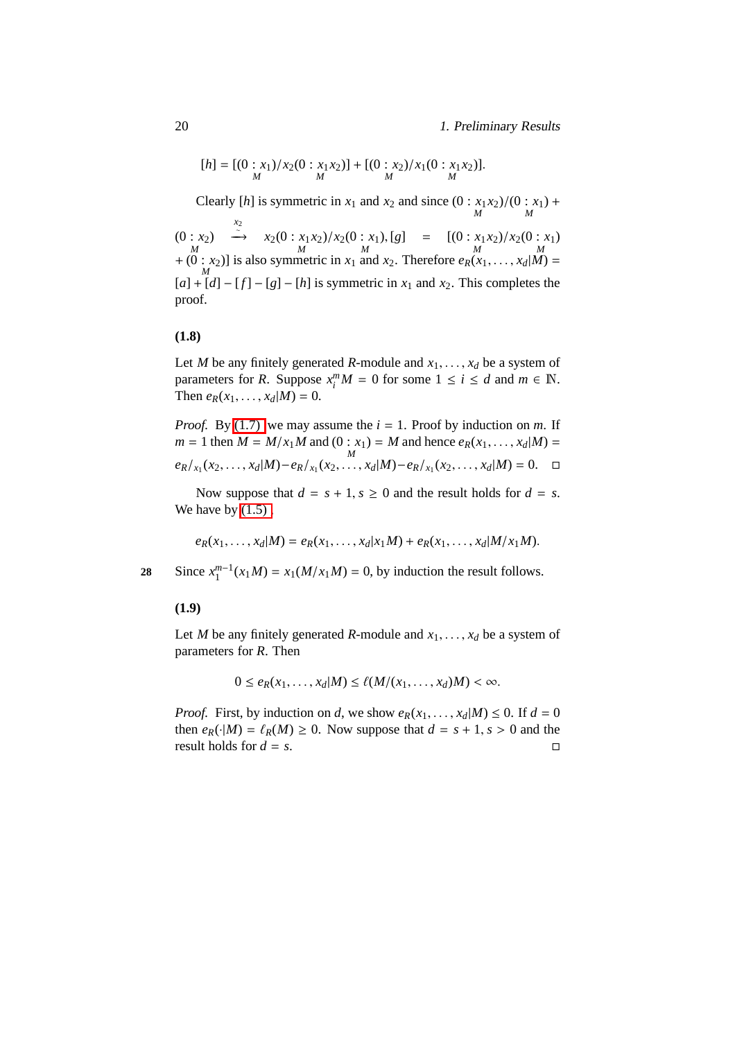$$[h] = [(0 \underset{M}{:} x_1)/x_2(0 \underset{M}{:} x_1x_2)] + [(0 \underset{M}{:} x_2)/x_1(0 \underset{M}{:} x_1x_2)].$$

Clearly $[h]$ is symmetric in $x_1$ and $x_2$ and since $(0 \underset{M}{:} x_1x_2)/(0 \underset{M}{:} x_1) + (0 \underset{M}{:} x_2) \overset{x_2}{\underset{\sim}{\longrightarrow}} x_2(0 \underset{M}{:} x_1x_2)/x_2(0 \underset{M}{:} x_1), [g] = [(0 \underset{M}{:} x_1x_2)/x_2(0 \underset{M}{:} x_1) + (0 \underset{M}{:} x_2)]$ is also symmetric in $x_1$ and $x_2$. Therefore $e_R(x_1, \ldots, x_d|M) = [a] + [d] - [f] - [g] - [h]$ is symmetric in $x_1$ and $x_2$. This completes the proof.

**(1.8)**

Let $M$ be any finitely generated $R$-module and $x_1, \ldots, x_d$ be a system of parameters for $R$. Suppose $x_i^m M = 0$ for some $1 \leq i \leq d$ and $m \in \mathbb{N}$. Then $e_R(x_1, \ldots, x_d|M) = 0$.

*Proof.* By (1.7) we may assume the $i = 1$. Proof by induction on $m$. If $m = 1$ then $M = M/x_1M$ and $(0 \underset{M}{:} x_1) = M$ and hence $e_R(x_1, \ldots, x_d|M) = e_{R/x_1}(x_2, \ldots, x_d|M) - e_{R/x_1}(x_2, \ldots, x_d|M) - e_{R/x_1}(x_2, \ldots, x_d|M) = 0.$ ◻

Now suppose that $d = s + 1, s \geq 0$ and the result holds for $d = s$. We have by (1.5) ,

$$e_R(x_1, \ldots, x_d|M) = e_R(x_1, \ldots, x_d|x_1M) + e_R(x_1, \ldots, x_d|M/x_1M).$$

Since $x_1^{m-1}(x_1M) = x_1(M/x_1M) = 0$, by induction the result follows.

**(1.9)**

Let $M$ be any finitely generated $R$-module and $x_1, \ldots, x_d$ be a system of parameters for $R$. Then

$$0 \leq e_R(x_1, \ldots, x_d|M) \leq \ell(M/(x_1, \ldots, x_d)M) < \infty.$$

*Proof.* First, by induction on $d$, we show $e_R(x_1, \ldots, x_d|M) \leq 0$. If $d = 0$ then $e_R(\cdot|M) = \ell_R(M) \geq 0$. Now suppose that $d = s + 1, s > 0$ and the result holds for $d = s$. ◻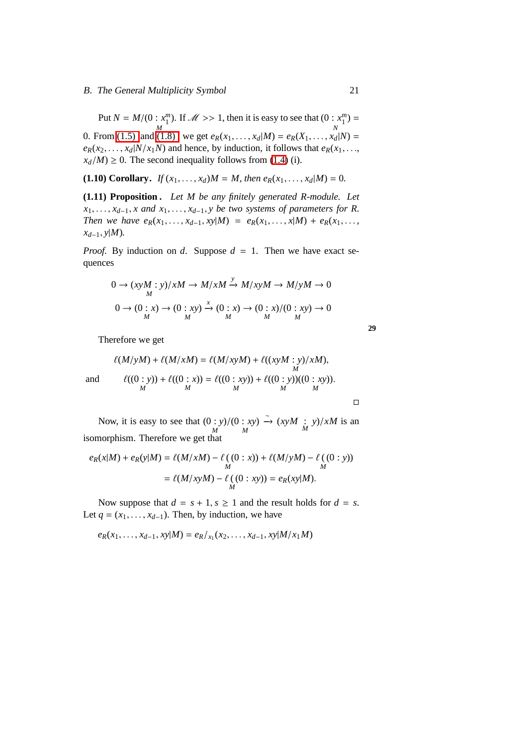Put $N = M/(0 \underset{M}{:} x_1^m)$. If $\mathscr{M} >> 1$, then it is easy to see that $(0 \underset{N}{:} x_1^m) = 0$. From (1.5) and (1.8) we get $e_R(x_1, \ldots, x_d|M) = e_R(X_1, \ldots, x_d|N) = e_R(x_2, \ldots, x_d|N/x_1N)$ and hence, by induction, it follows that $e_R(x_1, \ldots, x_d/M) \geq 0$. The second inequality follows from (1.4) (i).

**(1.10) Corollary.** *If $(x_1, \ldots, x_d)M = M$, then $e_R(x_1, \ldots, x_d|M) = 0$.*

**(1.11) Proposition.** *Let $M$ be any finitely generated R-module. Let $x_1, \ldots, x_{d-1}, x$ and $x_1, \ldots, x_{d-1}, y$ be two systems of parameters for $R$. Then we have $e_R(x_1, \ldots, x_{d-1}, xy|M) = e_R(x_1, \ldots, x|M) + e_R(x_1, \ldots, x_{d-1}, y|M)$.*

*Proof.* By induction on $d$. Suppose $d = 1$. Then we have exact sequences

$$0 \to (xyM \underset{M}{:} y)/xM \to M/xM \xrightarrow{y} M/xyM \to M/yM \to 0$$

$$0 \to (0 \underset{M}{:} x) \to (0 \underset{M}{:} xy) \xrightarrow{x} (0 \underset{M}{:} x) \to (0 \underset{M}{:} x)/(0 \underset{M}{:} xy) \to 0$$

Therefore we get

$$\ell(M/yM) + \ell(M/xM) = \ell(M/xyM) + \ell((xyM \underset{M}{:} y)/xM),$$

and
$$\ell((0 \underset{M}{:} y)) + \ell((0 \underset{M}{:} x)) = \ell((0 \underset{M}{:} xy)) + \ell((0 \underset{M}{:} y))((0 \underset{M}{:} xy)).$$

□

Now, it is easy to see that $(0 \underset{M}{:} y)/(0 \underset{M}{:} xy) \xrightarrow{\sim} (xyM \underset{M}{:} y)/xM$ is an isomorphism. Therefore we get that

$$\begin{aligned} e_R(x|M) + e_R(y|M) &= \ell(M/xM) - \ell\underset{M}{(}(0 : x)) + \ell(M/yM) - \ell\underset{M}{(}(0 : y)) \\ &= \ell(M/xyM) - \ell\underset{M}{(}(0 : xy)) = e_R(xy|M). \end{aligned}$$

Now suppose that $d = s + 1, s \geq 1$ and the result holds for $d = s$. Let $q = (x_1, \ldots, x_{d-1})$. Then, by induction, we have

$$e_R(x_1, \ldots, x_{d-1}, xy|M) = e_{R/x_1}(x_2, \ldots, x_{d-1}, xy|M/x_1M)$$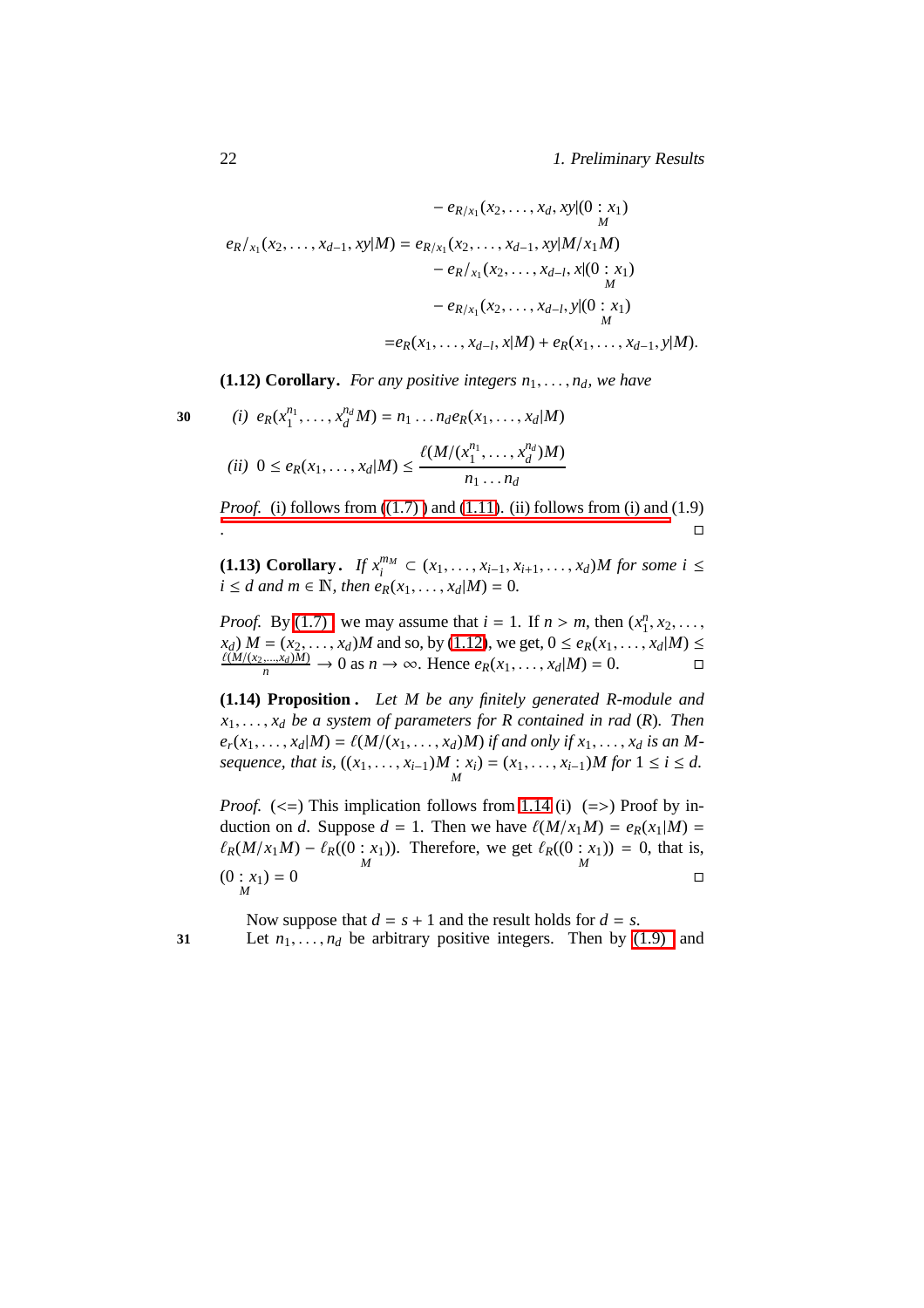$$- e_{R/x_1}(x_2, \ldots, x_d, xy|(0 \underset{M}{:} x_1)$$

$$\begin{aligned}
e_R/_{x_1}(x_2, \ldots, x_{d-1}, xy|M) &= e_{R/x_1}(x_2, \ldots, x_{d-1}, xy|M/x_1M) \\
&\quad - e_R/_{x_1}(x_2, \ldots, x_{d-l}, x|(0 \underset{M}{:} x_1) \\
&\quad - e_{R/x_1}(x_2, \ldots, x_{d-l}, y|(0 \underset{M}{:} x_1) \\
&= e_R(x_1, \ldots, x_{d-l}, x|M) + e_R(x_1, \ldots, x_{d-1}, y|M).
\end{aligned}$$

**(1.12) Corollary.** *For any positive integers $n_1, \ldots, n_d$, we have*

*(i)* $e_R(x_1^{n_1}, \ldots, x_d^{n_d} M) = n_1 \ldots n_d e_R(x_1, \ldots, x_d|M)$

*(ii)* $0 \le e_R(x_1, \ldots, x_d|M) \le \dfrac{\ell(M/(x_1^{n_1}, \ldots, x_d^{n_d})M)}{n_1 \ldots n_d}$

*Proof.* (i) follows from ((1.7) ) and (1.11). (ii) follows from (i) and (1.9) . □

**(1.13) Corollary.** *If $x_i^{m_M} \subset (x_1, \ldots, x_{i-1}, x_{i+1}, \ldots, x_d)M$ for some $i \le i \le d$ and $m \in \mathbb{N}$, then $e_R(x_1, \ldots, x_d|M) = 0$.*

*Proof.* By (1.7) we may assume that $i = 1$. If $n > m$, then $(x_1^n, x_2, \ldots, x_d)\, M = (x_2, \ldots, x_d)M$ and so, by (1.12), we get, $0 \le e_R(x_1, \ldots, x_d|M) \le \frac{\ell(M/(x_2,\ldots,x_d)M)}{n} \to 0$ as $n \to \infty$. Hence $e_R(x_1, \ldots, x_d|M) = 0$. □

**(1.14) Proposition .** *Let $M$ be any finitely generated $R$-module and $x_1, \ldots, x_d$ be a system of parameters for $R$ contained in rad $(R)$. Then $e_r(x_1, \ldots, x_d|M) = \ell(M/(x_1, \ldots, x_d)M)$ if and only if $x_1, \ldots, x_d$ is an $M$-sequence, that is, $((x_1, \ldots, x_{i-1})M \underset{M}{:} x_i) = (x_1, \ldots, x_{i-1})M$ for $1 \le i \le d$.*

*Proof.* (<=) This implication follows from 1.14 (i) (=>) Proof by induction on $d$. Suppose $d = 1$. Then we have $\ell(M/x_1M) = e_R(x_1|M) = \ell_R(M/x_1M) - \ell_R((0 \underset{M}{:} x_1))$. Therefore, we get $\ell_R((0 \underset{M}{:} x_1)) = 0$, that is, $(0 \underset{M}{:} x_1) = 0$ □

Now suppose that $d = s + 1$ and the result holds for $d = s$.

Let $n_1, \ldots, n_d$ be arbitrary positive integers. Then by (1.9) and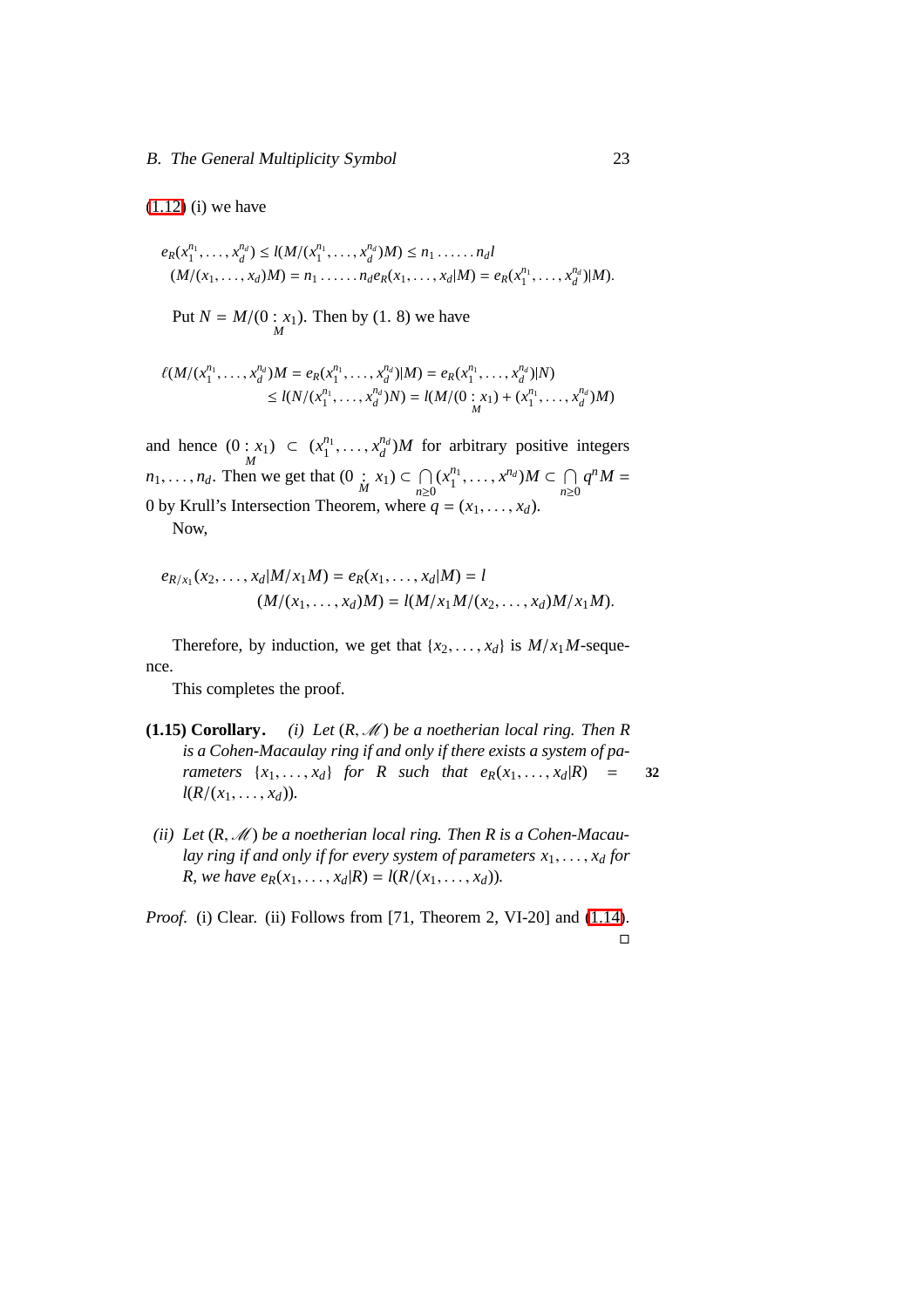(1.12) (i) we have

$$e_R(x_1^{n_1},\dots,x_d^{n_d}) \le l(M/(x_1^{n_1},\dots,x_d^{n_d})M) \le n_1 \dots\dots n_d l$$
$$(M/(x_1,\dots,x_d)M) = n_1 \dots\dots n_d e_R(x_1,\dots,x_d|M) = e_R(x_1^{n_1},\dots,x_d^{n_d})|M).$$

Put $N = M/(0 \underset{M}{:} x_1)$. Then by (1. 8) we have

$$\ell(M/(x_1^{n_1},\dots,x_d^{n_d})M = e_R(x_1^{n_1},\dots,x_d^{n_d})|M) = e_R(x_1^{n_1},\dots,x_d^{n_d})|N)$$
$$\le l(N/(x_1^{n_1},\dots,x_d^{n_d})N) = l(M/(0 \underset{M}{:} x_1) + (x_1^{n_1},\dots,x_d^{n_d})M)$$

and hence $(0 \underset{M}{:} x_1) \subset (x_1^{n_1},\dots,x_d^{n_d})M$ for arbitrary positive integers $n_1,\dots,n_d$. Then we get that $(0 \underset{M}{:} x_1) \subset \bigcap\limits_{n\ge 0}(x_1^{n_1},\dots,x^{n_d})M \subset \bigcap\limits_{n\ge 0} q^n M = 0$ by Krull's Intersection Theorem, where $q = (x_1,\dots,x_d)$.

Now,

$$e_{R/x_1}(x_2,\dots,x_d|M/x_1M) = e_R(x_1,\dots,x_d|M) = l$$
$$(M/(x_1,\dots,x_d)M) = l(M/x_1M/(x_2,\dots,x_d)M/x_1M).$$

Therefore, by induction, we get that $\{x_2,\dots,x_d\}$ is $M/x_1M$-sequence.

This completes the proof.

**(1.15) Corollary.** *(i) Let $(R,\mathscr{M})$ be a noetherian local ring. Then $R$ is a Cohen-Macaulay ring if and only if there exists a system of parameters $\{x_1,\dots,x_d\}$ for $R$ such that $e_R(x_1,\dots,x_d|R) = l(R/(x_1,\dots,x_d))$.*

*(ii) Let $(R,\mathscr{M})$ be a noetherian local ring. Then $R$ is a Cohen-Macaulay ring if and only if for every system of parameters $x_1,\dots,x_d$ for $R$, we have $e_R(x_1,\dots,x_d|R) = l(R/(x_1,\dots,x_d))$.*

*Proof.* (i) Clear. (ii) Follows from [71, Theorem 2, VI-20] and (1.14). □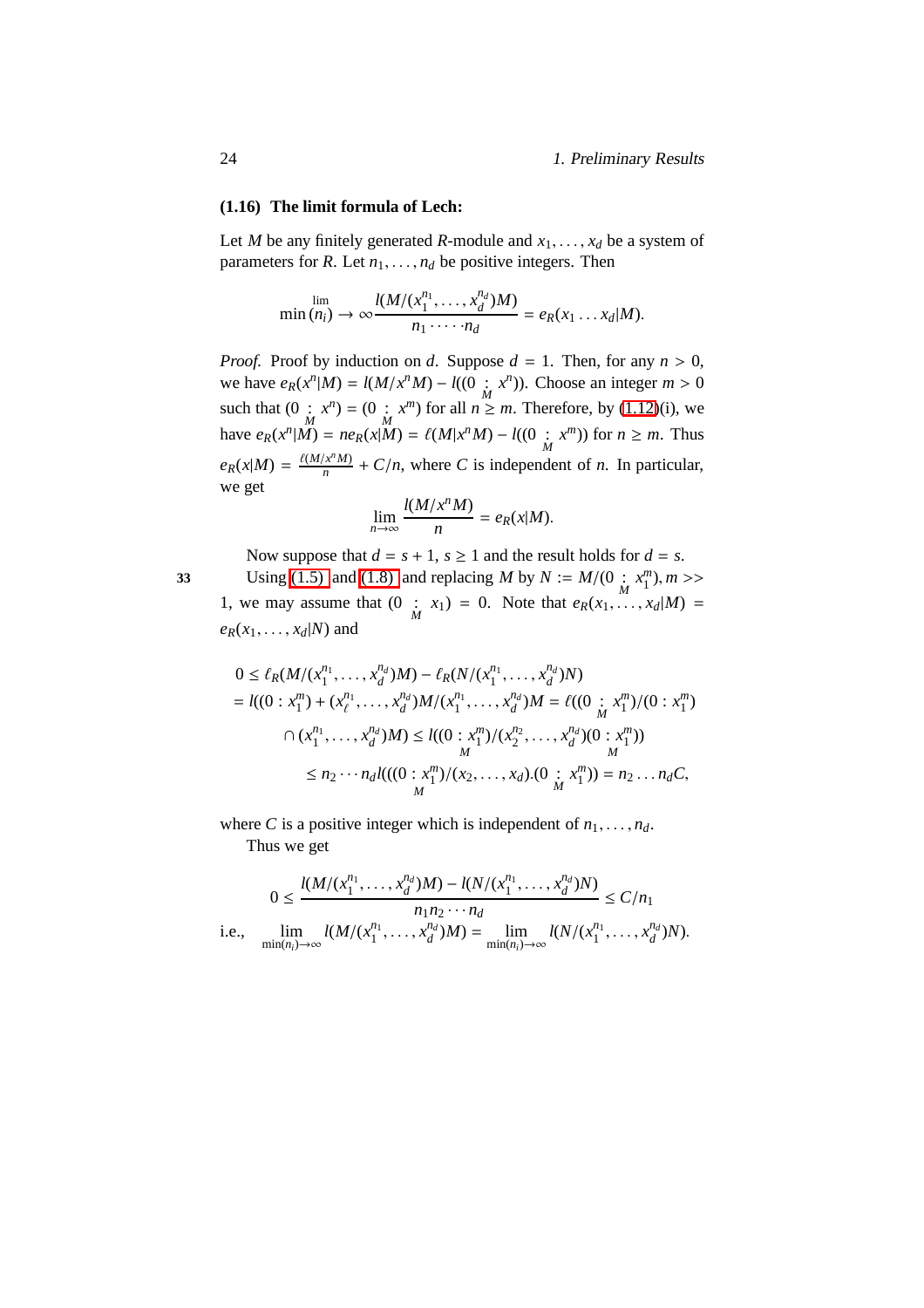### (1.16) The limit formula of Lech:

Let $M$ be any finitely generated $R$-module and $x_1, \dots, x_d$ be a system of parameters for $R$. Let $n_1, \dots, n_d$ be positive integers. Then

$$\min_{(n_i) \to \infty}^{\lim} \frac{l(M/(x_1^{n_1}, \dots, x_d^{n_d})M)}{n_1 \cdot \dots \cdot n_d} = e_R(x_1 \dots x_d|M).$$

*Proof.* Proof by induction on $d$. Suppose $d = 1$. Then, for any $n > 0$, we have $e_R(x^n|M) = l(M/x^nM) - l((0 \underset{M}{:} x^n))$. Choose an integer $m > 0$ such that $(0 \underset{M}{:} x^n) = (0 \underset{M}{:} x^m)$ for all $n \geq m$. Therefore, by (1.12)(i), we have $e_R(x^n|M) = ne_R(x|M) = \ell(M|x^nM) - l((0 \underset{M}{:} x^m))$ for $n \geq m$. Thus $e_R(x|M) = \frac{\ell(M/x^nM)}{n} + C/n$, where $C$ is independent of $n$. In particular, we get

$$\lim_{n \to \infty} \frac{l(M/x^nM)}{n} = e_R(x|M).$$

Now suppose that $d = s + 1$, $s \geq 1$ and the result holds for $d = s$.

Using (1.5) and (1.8) and replacing $M$ by $N := M/(0 \underset{M}{:} x_1^m), m >> 1$, we may assume that $(0 \underset{M}{:} x_1) = 0$. Note that $e_R(x_1, \dots, x_d|M) = e_R(x_1, \dots, x_d|N)$ and

$$\begin{aligned}
0 &\leq \ell_R(M/(x_1^{n_1}, \dots, x_d^{n_d})M) - \ell_R(N/(x_1^{n_1}, \dots, x_d^{n_d})N) \\
&= l((0 : x_1^m) + (x_\ell^{n_1}, \dots, x_d^{n_d})M/(x_1^{n_1}, \dots, x_d^{n_d})M = \ell((0 \underset{M}{:} x_1^m)/(0 : x_1^m) \\
&\qquad \cap (x_1^{n_1}, \dots, x_d^{n_d})M) \leq l((0 \underset{M}{:} x_1^m)/(x_2^{n_2}, \dots, x_d^{n_d})(0 \underset{M}{:} x_1^m)) \\
&\qquad \leq n_2 \cdots n_d l(((0 \underset{M}{:} x_1^m)/(x_2, \dots, x_d).(0 \underset{M}{:} x_1^m)) = n_2 \dots n_d C,
\end{aligned}$$

where $C$ is a positive integer which is independent of $n_1, \dots, n_d$.

Thus we get

$$0 \leq \frac{l(M/(x_1^{n_1}, \dots, x_d^{n_d})M) - l(N/(x_1^{n_1}, \dots, x_d^{n_d})N)}{n_1 n_2 \cdots n_d} \leq C/n_1$$

i.e., $$\lim_{\min(n_i) \to \infty} l(M/(x_1^{n_1}, \dots, x_d^{n_d})M) = \lim_{\min(n_i) \to \infty} l(N/(x_1^{n_1}, \dots, x_d^{n_d})N).$$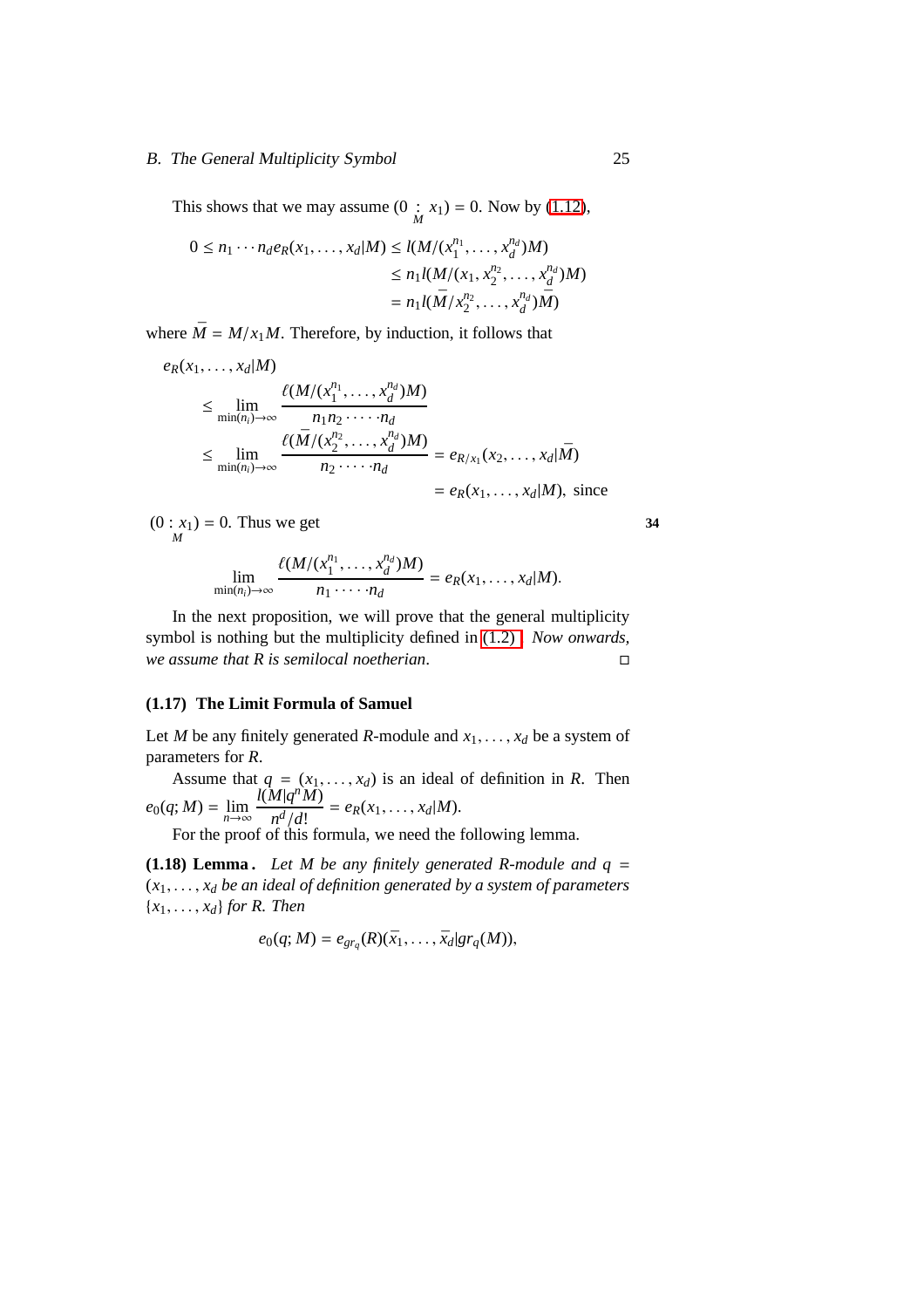This shows that we may assume $(0 \underset{M}{:} x_1) = 0$. Now by (1.12),

$$
\begin{aligned}
0 \leq n_1 \cdots n_d e_R(x_1, \ldots, x_d|M) &\leq l(M/(x_1^{n_1}, \ldots, x_d^{n_d})M) \\
&\leq n_1 l(M/(x_1, x_2^{n_2}, \ldots, x_d^{n_d})M) \\
&= n_1 l(\bar{M}/x_2^{n_2}, \ldots, x_d^{n_d})\bar{M})
\end{aligned}
$$

where $\bar{M} = M/x_1 M$. Therefore, by induction, it follows that

$$
\begin{aligned}
&e_R(x_1, \ldots, x_d|M) \\
&\quad\leq \lim_{\min(n_i)\to\infty} \frac{\ell(M/(x_1^{n_1}, \ldots, x_d^{n_d})M)}{n_1 n_2 \cdot \cdots \cdot n_d} \\
&\quad\leq \lim_{\min(n_i)\to\infty} \frac{\ell(\bar{M}/(x_2^{n_2}, \ldots, x_d^{n_d})M)}{n_2 \cdot \cdots \cdot n_d} = e_{R/x_1}(x_2, \ldots, x_d|\bar{M}) \\
&\qquad\qquad\qquad\qquad\qquad\qquad\qquad\quad = e_R(x_1, \ldots, x_d|M), \text{ since}
\end{aligned}
$$

$(0 \underset{M}{:} x_1) = 0$. Thus we get

$$
\lim_{\min(n_i)\to\infty} \frac{\ell(M/(x_1^{n_1}, \ldots, x_d^{n_d})M)}{n_1 \cdot \cdots \cdot n_d} = e_R(x_1, \ldots, x_d|M).
$$

In the next proposition, we will prove that the general multiplicity symbol is nothing but the multiplicity defined in (1.2) . *Now onwards, we assume that R is semilocal noetherian.* □

### (1.17) The Limit Formula of Samuel

Let $M$ be any finitely generated $R$-module and $x_1, \ldots, x_d$ be a system of parameters for $R$.

Assume that $q = (x_1, \ldots, x_d)$ is an ideal of definition in $R$. Then $e_0(q; M) = \lim\limits_{n\to\infty} \dfrac{l(M|q^n M)}{n^d/d!} = e_R(x_1, \ldots, x_d|M)$.

For the proof of this formula, we need the following lemma.

**(1.18) Lemma .** *Let $M$ be any finitely generated $R$-module and $q = (x_1, \ldots, x_d$ be an ideal of definition generated by a system of parameters $\{x_1, \ldots, x_d\}$ for $R$. Then*

$$
e_0(q; M) = e_{gr_q}(R)(\bar{x}_1, \ldots, \bar{x}_d|gr_q(M)),
$$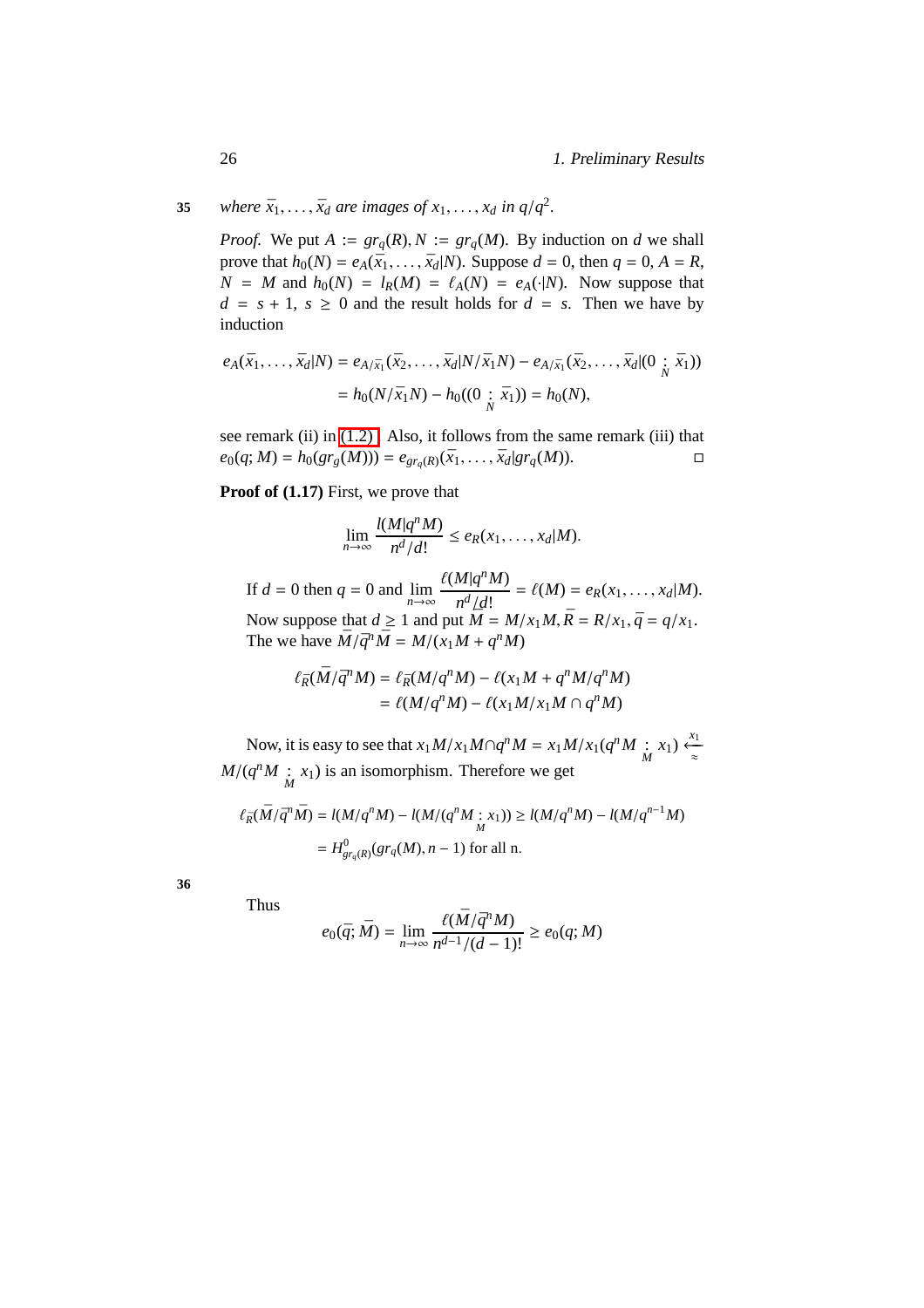where $\bar{x}_1, \ldots, \bar{x}_d$ are images of $x_1, \ldots, x_d$ in $q/q^2$.

*Proof.* We put $A := gr_q(R), N := gr_q(M)$. By induction on $d$ we shall prove that $h_0(N) = e_A(\bar{x}_1, \ldots, \bar{x}_d | N)$. Suppose $d = 0$, then $q = 0$, $A = R$, $N = M$ and $h_0(N) = l_R(M) = \ell_A(N) = e_A(\cdot | N)$. Now suppose that $d = s + 1$, $s \geq 0$ and the result holds for $d = s$. Then we have by induction

$$
\begin{aligned}
e_A(\bar{x}_1, \ldots, \bar{x}_d | N) &= e_{A/\bar{x}_1}(\bar{x}_2, \ldots, \bar{x}_d | N/\bar{x}_1 N) - e_{A/\bar{x}_1}(\bar{x}_2, \ldots, \bar{x}_d | (0 \underset{N}{:} \bar{x}_1)) \\
&= h_0(N/\bar{x}_1 N) - h_0((0 \underset{N}{:} \bar{x}_1)) = h_0(N),
\end{aligned}
$$

see remark (ii) in (1.2). Also, it follows from the same remark (iii) that $e_0(q; M) = h_0(gr_g(M))) = e_{gr_q(R)}(\bar{x}_1, \ldots, \bar{x}_d | gr_q(M))$. □

**Proof of (1.17)** First, we prove that

$$
\lim_{n\to\infty} \frac{l(M|q^n M)}{n^d/d!} \leq e_R(x_1, \ldots, x_d | M).
$$

If $d = 0$ then $q = 0$ and $\displaystyle\lim_{n\to\infty} \frac{\ell(M|q^n M)}{n^d/d!} = \ell(M) = e_R(x_1, \ldots, x_d | M)$. Now suppose that $d \geq 1$ and put $\bar{M} = M/x_1 M, \bar{R} = R/x_1, \bar{q} = q/x_1$. The we have $\bar{M}/\bar{q}^n \bar{M} = M/(x_1 M + q^n M)$

$$
\begin{aligned}
\ell_{\bar{R}}(\bar{M}/\bar{q}^n M) &= \ell_{\bar{R}}(M/q^n M) - \ell(x_1 M + q^n M/q^n M) \\
&= \ell(M/q^n M) - \ell(x_1 M/x_1 M \cap q^n M)
\end{aligned}
$$

Now, it is easy to see that $x_1 M/x_1 M \cap q^n M = x_1 M/x_1(q^n M \underset{M}{:} x_1) \overset{x_1}{\underset{\approx}{\longleftarrow}} M/(q^n M \underset{M}{:} x_1)$ is an isomorphism. Therefore we get

$$
\begin{aligned}
\ell_{\bar{R}}(\bar{M}/\bar{q}^n \bar{M}) &= l(M/q^n M) - l(M/(q^n M \underset{M}{:} x_1)) \geq l(M/q^n M) - l(M/q^{n-1} M) \\
&= H^0_{gr_q(R)}(gr_q(M), n-1) \text{ for all n.}
\end{aligned}
$$

Thus

$$
e_0(\bar{q}; \bar{M}) = \lim_{n\to\infty} \frac{\ell(\bar{M}/\bar{q}^n M)}{n^{d-1}/(d-1)!} \geq e_0(q; M)
$$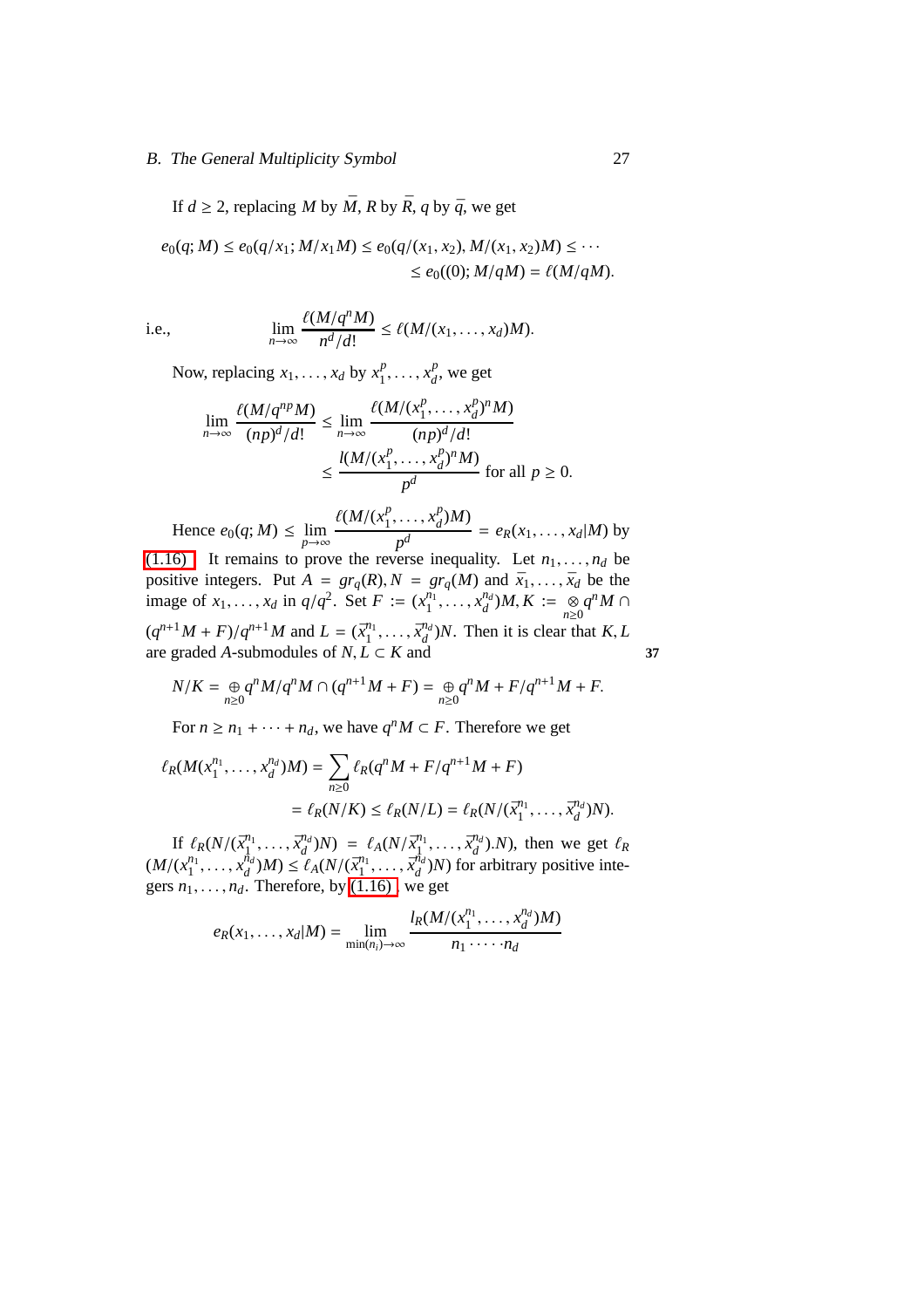If $d \geq 2$, replacing $M$ by $\bar{M}$, $R$ by $\bar{R}$, $q$ by $\bar{q}$, we get

$$e_0(q; M) \leq e_0(q/x_1; M/x_1 M) \leq e_0(q/(x_1, x_2), M/(x_1, x_2)M) \leq \cdots$$
$$\leq e_0((0); M/qM) = \ell(M/qM).$$

i.e.,
$$\lim_{n\to\infty} \frac{\ell(M/q^n M)}{n^d/d!} \leq \ell(M/(x_1, \ldots, x_d)M).$$

Now, replacing $x_1, \ldots, x_d$ by $x_1^p, \ldots, x_d^p$, we get

$$\lim_{n\to\infty} \frac{\ell(M/q^{np} M)}{(np)^d/d!} \leq \lim_{n\to\infty} \frac{\ell(M/(x_1^p, \ldots, x_d^p)^n M)}{(np)^d/d!}$$
$$\leq \frac{l(M/(x_1^p, \ldots, x_d^p)^n M)}{p^d} \text{ for all } p \geq 0.$$

Hence $e_0(q; M) \leq \lim\limits_{p\to\infty} \dfrac{\ell(M/(x_1^p, \ldots, x_d^p)M)}{p^d} = e_R(x_1, \ldots, x_d | M)$ by (1.16). It remains to prove the reverse inequality. Let $n_1, \ldots, n_d$ be positive integers. Put $A = gr_q(R), N = gr_q(M)$ and $\bar{x}_1, \ldots, \bar{x}_d$ be the image of $x_1, \ldots, x_d$ in $q/q^2$. Set $F := (x_1^{n_1}, \ldots, x_d^{n_d})M, K := \underset{n\geq 0}{\otimes} q^n M \cap (q^{n+1}M + F)/q^{n+1}M$ and $L = (\bar{x}_1^{n_1}, \ldots, \bar{x}_d^{n_d})N$. Then it is clear that $K, L$ are graded $A$-submodules of $N, L \subset K$ and

$$N/K = \underset{n\geq 0}{\oplus} q^n M/q^n M \cap (q^{n+1}M + F) = \underset{n\geq 0}{\oplus} q^n M + F/q^{n+1}M + F.$$

For $n \geq n_1 + \cdots + n_d$, we have $q^n M \subset F$. Therefore we get

$$\ell_R(M(x_1^{n_1}, \ldots, x_d^{n_d})M) = \sum_{n\geq 0} \ell_R(q^n M + F/q^{n+1}M + F)$$
$$= \ell_R(N/K) \leq \ell_R(N/L) = \ell_R(N/(\bar{x}_1^{n_1}, \ldots, \bar{x}_d^{n_d})N).$$

If $\ell_R(N/(\bar{x}_1^{n_1}, \ldots, \bar{x}_d^{n_d})N) = \ell_A(N/\bar{x}_1^{n_1}, \ldots, \bar{x}_d^{n_d}).N)$, then we get $\ell_R(M/(x_1^{n_1}, \ldots, x_d^{n_d})M) \leq \ell_A(N/(\bar{x}_1^{n_1}, \ldots, \bar{x}_d^{n_d})N)$ for arbitrary positive integers $n_1, \ldots, n_d$. Therefore, by (1.16), we get

$$e_R(x_1, \ldots, x_d | M) = \lim_{\min(n_i)\to\infty} \frac{l_R(M/(x_1^{n_1}, \ldots, x_d^{n_d})M)}{n_1 \cdot \cdots \cdot n_d}$$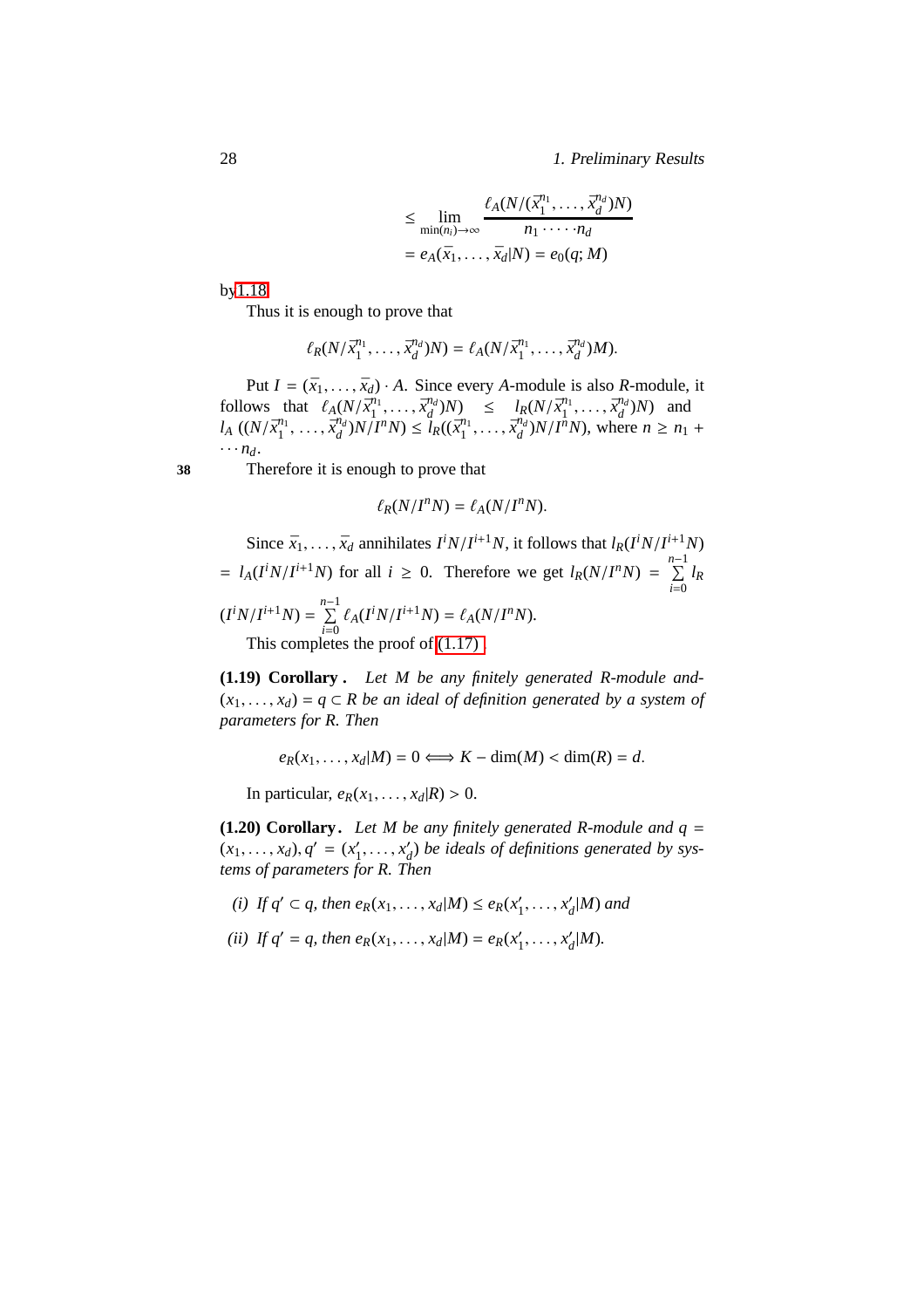$$\leq \lim_{\min(n_i)\to\infty} \frac{\ell_A(N/(\bar{x}_1^{n_1},\ldots,\bar{x}_d^{n_d})N)}{n_1\cdot\cdots\cdot n_d}$$
$$= e_A(\bar{x}_1,\ldots,\bar{x}_d|N) = e_0(q;M)$$

by 1.18.

Thus it is enough to prove that

$$\ell_R(N/\bar{x}_1^{n_1},\ldots,\bar{x}_d^{n_d})N) = \ell_A(N/\bar{x}_1^{n_1},\ldots,\bar{x}_d^{n_d})M).$$

Put $I = (\bar{x}_1,\ldots,\bar{x}_d)\cdot A$. Since every $A$-module is also $R$-module, it follows that $\ell_A(N/\bar{x}_1^{n_1},\ldots,\bar{x}_d^{n_d})N) \leq l_R(N/\bar{x}_1^{n_1},\ldots,\bar{x}_d^{n_d})N)$ and $l_A((N/\bar{x}_1^{n_1},\ldots,\bar{x}_d^{n_d})N/I^nN) \leq l_R((\bar{x}_1^{n_1},\ldots,\bar{x}_d^{n_d})N/I^nN)$, where $n \geq n_1 + \cdots n_d$.

Therefore it is enough to prove that

$$\ell_R(N/I^nN) = \ell_A(N/I^nN).$$

Since $\bar{x}_1,\ldots,\bar{x}_d$ annihilates $I^iN/I^{i+1}N$, it follows that $l_R(I^iN/I^{i+1}N) = l_A(I^iN/I^{i+1}N)$ for all $i \geq 0$. Therefore we get $l_R(N/I^nN) = \sum_{i=0}^{n-1} l_R(I^iN/I^{i+1}N) = \sum_{i=0}^{n-1} \ell_A(I^iN/I^{i+1}N) = \ell_A(N/I^nN)$.

This completes the proof of (1.17).

**(1.19) Corollary .** *Let $M$ be any finitely generated $R$-module and- $(x_1,\ldots,x_d) = q \subset R$ be an ideal of definition generated by a system of parameters for $R$. Then*

$$e_R(x_1,\ldots,x_d|M) = 0 \Longleftrightarrow K-\dim(M) < \dim(R) = d.$$

In particular, $e_R(x_1,\ldots,x_d|R) > 0$.

**(1.20) Corollary.** *Let $M$ be any finitely generated $R$-module and $q = (x_1,\ldots,x_d), q' = (x'_1,\ldots,x'_d)$ be ideals of definitions generated by systems of parameters for $R$. Then*

(i) *If $q' \subset q$, then $e_R(x_1,\ldots,x_d|M) \leq e_R(x'_1,\ldots,x'_d|M)$ and*

(ii) *If $q' = q$, then $e_R(x_1,\ldots,x_d|M) = e_R(x'_1,\ldots,x'_d|M)$.*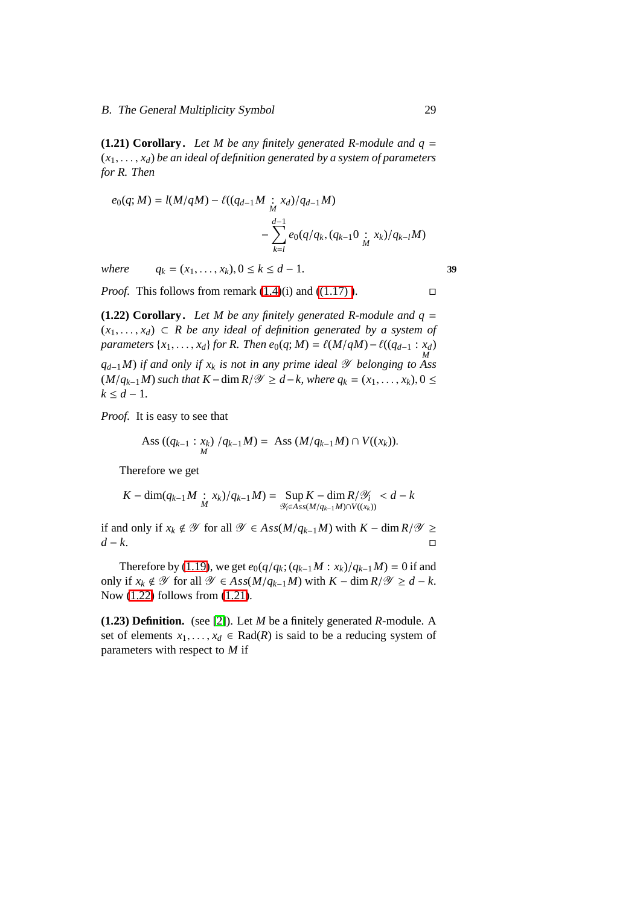**(1.21) Corollary.** *Let $M$ be any finitely generated $R$-module and $q = (x_1, \ldots, x_d)$ be an ideal of definition generated by a system of parameters for $R$. Then*

$$e_0(q; M) = l(M/qM) - \ell((q_{d-1}M \underset{M}{:} x_d)/q_{d-1}M) - \sum_{k=l}^{d-1} e_0(q/q_k, (q_{k-1}0 \underset{M}{:} x_k)/q_{k-l}M)$$

*where* $\quad q_k = (x_1, \ldots, x_k), 0 \leq k \leq d-1.$

*Proof.* This follows from remark (1.4)(i) and ((1.17) ). □

**(1.22) Corollary.** *Let $M$ be any finitely generated $R$-module and $q = (x_1, \ldots, x_d) \subset R$ be any ideal of definition generated by a system of parameters $\{x_1, \ldots, x_d\}$ for $R$. Then $e_0(q; M) = \ell(M/qM) - \ell((q_{d-1} \underset{M}{:} x_d)$ $q_{d-1}M)$ if and only if $x_k$ is not in any prime ideal $\mathscr{Y}$ belonging to Ass $(M/q_{k-1}M)$ such that $K - \dim R/\mathscr{Y} \geq d-k$, where $q_k = (x_1, \ldots, x_k), 0 \leq k \leq d-1$.*

*Proof.* It is easy to see that

$$\text{Ass}\,((q_{k-1} \underset{M}{:} x_k)\;/q_{k-1}M) = \text{ Ass}\,(M/q_{k-1}M) \cap V((x_k)).$$

Therefore we get

$$K - \dim(q_{k-1}M \underset{M}{:} x_k)/q_{k-1}M) = \sup_{\mathscr{Y}_i \in Ass(M/q_{k-1}M) \cap V((x_k))} K - \dim R/\mathscr{Y}_i \; < d-k$$

if and only if $x_k \notin \mathscr{Y}$ for all $\mathscr{Y} \in Ass(M/q_{k-1}M)$ with $K - \dim R/\mathscr{Y} \geq d-k$. □

Therefore by (1.19), we get $e_0(q/q_k; (q_{k-1}M : x_k)/q_{k-1}M) = 0$ if and only if $x_k \notin \mathscr{Y}$ for all $\mathscr{Y} \in Ass(M/q_{k-1}M)$ with $K - \dim R/\mathscr{Y} \geq d-k$. Now (1.22) follows from (1.21).

**(1.23) Definition.** (see [2]). Let $M$ be a finitely generated $R$-module. A set of elements $x_1, \ldots, x_d \in \text{Rad}(R)$ is said to be a reducing system of parameters with respect to $M$ if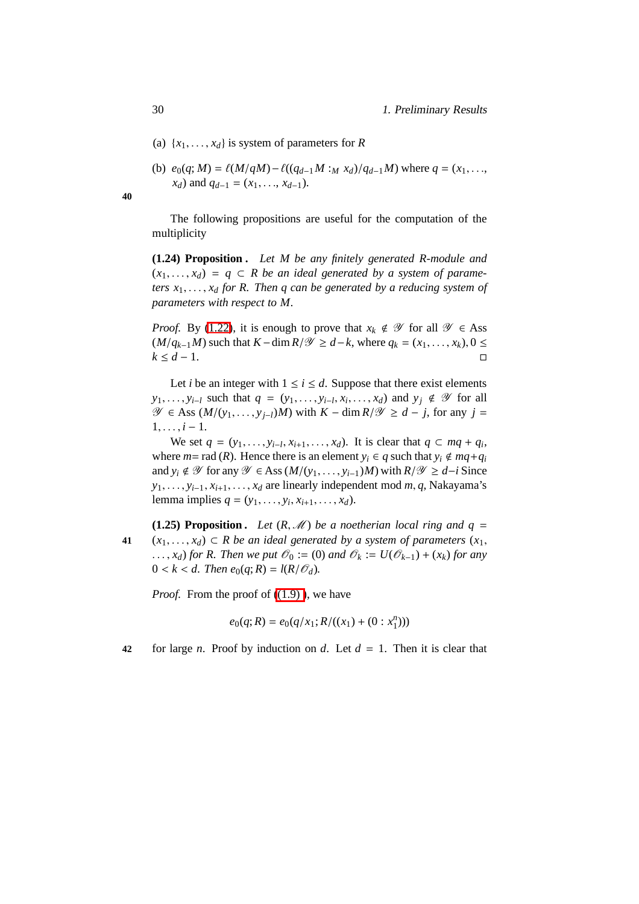(a) $\{x_1, \ldots, x_d\}$ is system of parameters for $R$

(b) $e_0(q; M) = \ell(M/qM) - \ell((q_{d-1}M :_M x_d)/q_{d-1}M)$ where $q = (x_1, \ldots, x_d)$ and $q_{d-1} = (x_1, \ldots, x_{d-1})$.

The following propositions are useful for the computation of the multiplicity

**(1.24) Proposition .** *Let $M$ be any finitely generated $R$-module and $(x_1, \ldots, x_d) = q \subset R$ be an ideal generated by a system of parameters $x_1, \ldots, x_d$ for $R$. Then $q$ can be generated by a reducing system of parameters with respect to $M$.*

*Proof.* By (1.22), it is enough to prove that $x_k \notin \mathscr{Y}$ for all $\mathscr{Y} \in \operatorname{Ass}(M/q_{k-1}M)$ such that $K - \dim R/\mathscr{Y} \geq d - k$, where $q_k = (x_1, \ldots, x_k)$, $0 \leq k \leq d-1$. □

Let $i$ be an integer with $1 \leq i \leq d$. Suppose that there exist elements $y_1, \ldots, y_{i-l}$ such that $q = (y_1, \ldots, y_{i-l}, x_i, \ldots, x_d)$ and $y_j \notin \mathscr{Y}$ for all $\mathscr{Y} \in \operatorname{Ass}(M/(y_1, \ldots, y_{j-l})M)$ with $K - \dim R/\mathscr{Y} \geq d - j$, for any $j = 1, \ldots, i-1$.

We set $q = (y_1, \ldots, y_{i-l}, x_{i+1}, \ldots, x_d)$. It is clear that $q \subset mq + q_i$, where $m = \operatorname{rad}(R)$. Hence there is an element $y_i \in q$ such that $y_i \notin mq + q_i$ and $y_i \notin \mathscr{Y}$ for any $\mathscr{Y} \in \operatorname{Ass}(M/(y_1, \ldots, y_{i-1})M)$ with $R/\mathscr{Y} \geq d-i$ Since $y_1, \ldots, y_{i-1}, x_{i+1}, \ldots, x_d$ are linearly independent mod $m, q$, Nakayama's lemma implies $q = (y_1, \ldots, y_i, x_{i+1}, \ldots, x_d)$.

**(1.25) Proposition .** *Let $(R, \mathscr{M})$ be a noetherian local ring and $q = (x_1, \ldots, x_d) \subset R$ be an ideal generated by a system of parameters $(x_1, \ldots, x_d)$ for $R$. Then we put $\mathscr{O}_0 := (0)$ and $\mathscr{O}_k := U(\mathscr{O}_{k-1}) + (x_k)$ for any $0 < k < d$. Then $e_0(q; R) = l(R/\mathscr{O}_d)$.*

*Proof.* From the proof of ((1.9) ), we have

$$e_0(q; R) = e_0(q/x_1; R/((x_1) + (0 : x_1^n)))$$

for large $n$. Proof by induction on $d$. Let $d = 1$. Then it is clear that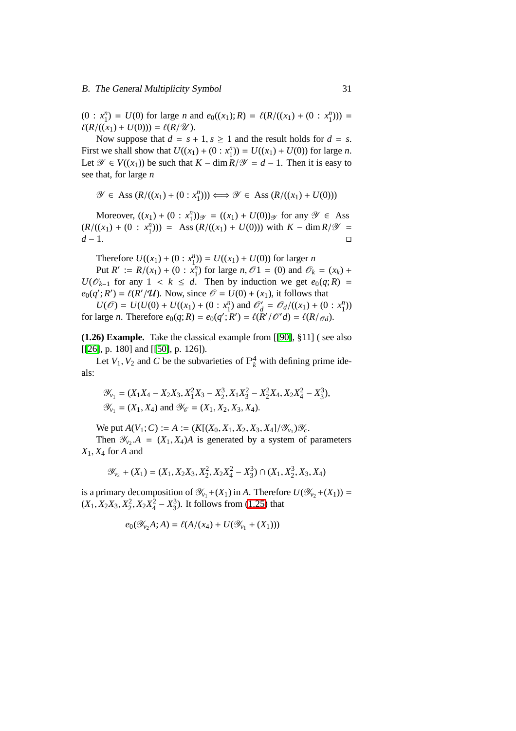$(0 : x_1^n) = U(0)$ for large $n$ and $e_0((x_1); R) = \ell(R/((x_1) + (0 : x_1^n))) = \ell(R/((x_1) + U(0))) = \ell(R/\mathscr{U})$.

Now suppose that $d = s + 1$, $s \geq 1$ and the result holds for $d = s$. First we shall show that $U((x_1) + (0 : x_1^n)) = U((x_1) + U(0))$ for large $n$. Let $\mathscr{Y} \in V((x_1))$ be such that $K - \dim R/\mathscr{Y} = d - 1$. Then it is easy to see that, for large $n$

$$\mathscr{Y} \in \text{ Ass } (R/((x_1) + (0 : x_1^n))) \Longleftrightarrow \mathscr{Y} \in \text{ Ass } (R/((x_1) + U(0)))$$

Moreover, $((x_1) + (0 : x_1^n))_{\mathscr{Y}} = ((x_1) + U(0))_{\mathscr{Y}}$ for any $\mathscr{Y} \in$ Ass $(R/((x_1) + (0 : x_1^n))) =$ Ass $(R/((x_1) + U(0)))$ with $K - \dim R/\mathscr{Y} = d - 1$. □

Therefore $U((x_1) + (0 : x_1^n)) = U((x_1) + U(0))$ for larger $n$

Put $R' := R/(x_1) + (0 : x_1^n)$ for large $n$, $\mathscr{O}1 = (0)$ and $\mathscr{O}_k = (x_k) + U(\mathscr{O}_{k-1}$ for any $1 < k \leq d$. Then by induction we get $e_0(q; R) = e_0(q'; R') = \ell(R'/\mathcal{U})$. Now, since $\mathscr{O} = U(0) + (x_1)$, it follows that

$U(\mathscr{O}) = U(U(0) + U((x_1) + (0 : x_1^n)$ and $\mathscr{O}'_d = \mathscr{O}_d/((x_1) + (0 : x_1^n))$ for large $n$. Therefore $e_0(q; R) = e_0(q'; R') = \ell(R'/\mathscr{O}'d) = \ell(R/_{\mathscr{O}d})$.

**(1.26) Example.** Take the classical example from [[90], §11] ( see also [[26], p. 180] and [[50], p. 126]).

Let $V_1, V_2$ and $C$ be the subvarieties of $\mathbb{P}_k^4$ with defining prime ideals:

$$\mathscr{Y}_{v_1} = (X_1X_4 - X_2X_3, X_1^2X_3 - X_2^3, X_1X_3^2 - X_2^2X_4, X_2X_4^2 - X_3^3),$$
$$\mathscr{Y}_{v_1} = (X_1, X_4) \text{ and } \mathscr{Y}_{\mathscr{C}} = (X_1, X_2, X_3, X_4).$$

We put $A(V_1; C) := A := (K[(X_0, X_1, X_2, X_3, X_4]/\mathscr{Y}_{v_1})\mathscr{Y}_c$.

Then $\mathscr{Y}_{v_2}.A = (X_1, X_4)A$ is generated by a system of parameters $X_1, X_4$ for $A$ and

$$\mathscr{Y}_{v_2} + (X_1) = (X_1, X_2X_3, X_2^2, X_2X_4^2 - X_3^3) \cap (X_1, X_2^3, X_3, X_4)$$

is a primary decomposition of $\mathscr{Y}_{v_1} + (X_1)$ in $A$. Therefore $U(\mathscr{Y}_{v_2} + (X_1)) = (X_1, X_2X_3, X_2^2, X_2X_4^2 - X_3^3)$. It follows from (1.25) that

$$e_0(\mathscr{Y}_{v_2}A; A) = \ell(A/(x_4) + U(\mathscr{Y}_{v_1} + (X_1)))$$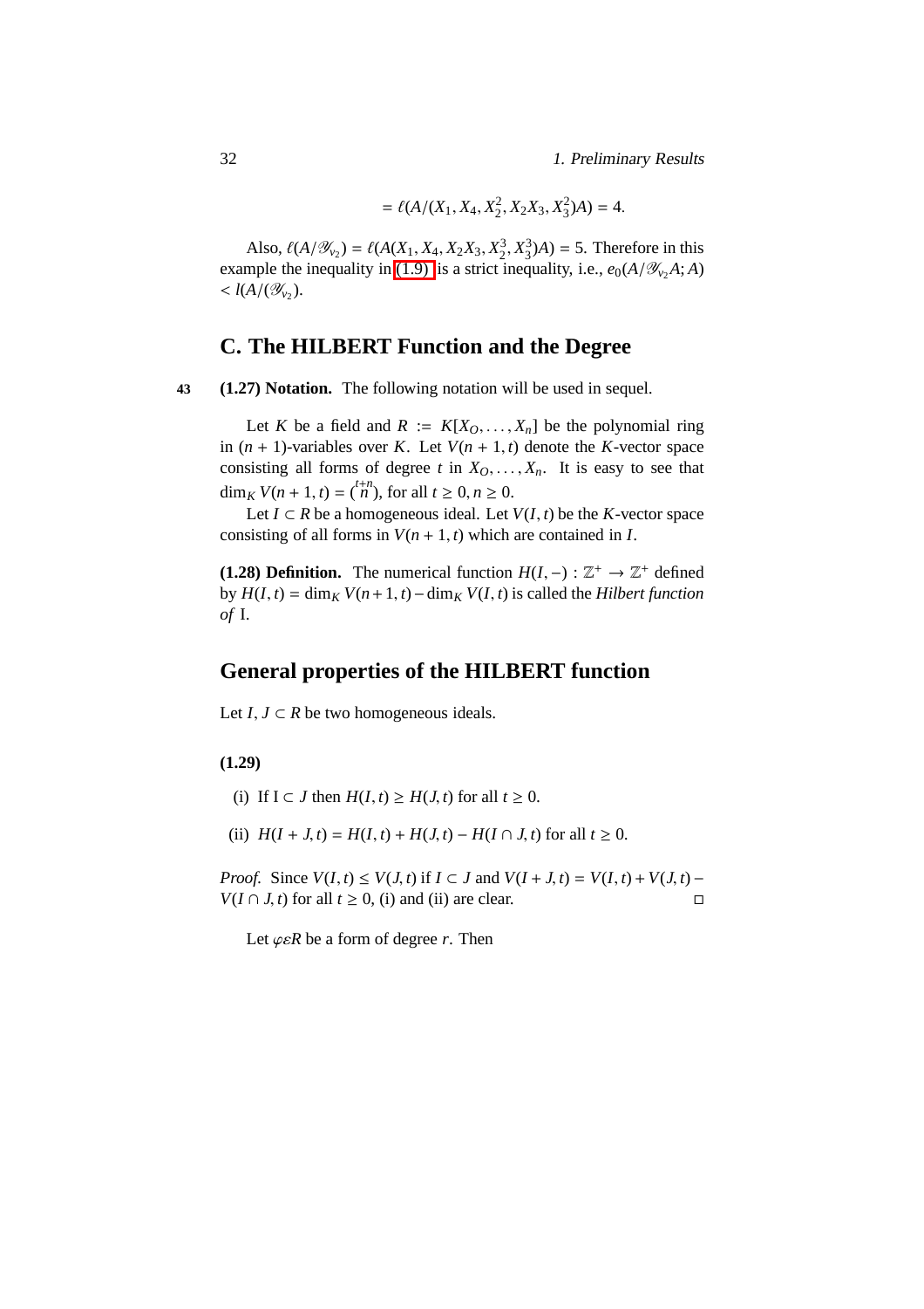$$= \ell(A/(X_1, X_4, X_2^2, X_2X_3, X_3^2)A) = 4.$$

Also, $\ell(A/\mathscr{Y}_{v_2}) = \ell(A(X_1, X_4, X_2X_3, X_2^3, X_3^3)A) = 5$. Therefore in this example the inequality in (1.9) is a strict inequality, i.e., $e_0(A/\mathscr{Y}_{v_2}A; A) < l(A/(\mathscr{Y}_{v_2})$.

## C. The HILBERT Function and the Degree

43 **(1.27) Notation.** The following notation will be used in sequel.

Let $K$ be a field and $R := K[X_O, \ldots, X_n]$ be the polynomial ring in $(n+1)$-variables over $K$. Let $V(n+1, t)$ denote the $K$-vector space consisting all forms of degree $t$ in $X_O, \ldots, X_n$. It is easy to see that $\dim_K V(n+1, t) = \binom{t+n}{n}$, for all $t \geq 0, n \geq 0$.

Let $I \subset R$ be a homogeneous ideal. Let $V(I, t)$ be the $K$-vector space consisting of all forms in $V(n+1, t)$ which are contained in $I$.

**(1.28) Definition.** The numerical function $H(I, -) : \mathbb{Z}^+ \to \mathbb{Z}^+$ defined by $H(I, t) = \dim_K V(n+1, t) - \dim_K V(I, t)$ is called the *Hilbert function of* I.

## General properties of the HILBERT function

Let $I, J \subset R$ be two homogeneous ideals.

**(1.29)**

(i) If I $\subset J$ then $H(I, t) \geq H(J, t)$ for all $t \geq 0$.

(ii) $H(I + J, t) = H(I, t) + H(J, t) - H(I \cap J, t)$ for all $t \geq 0$.

*Proof.* Since $V(I, t) \leq V(J, t)$ if $I \subset J$ and $V(I + J, t) = V(I, t) + V(J, t) - V(I \cap J, t)$ for all $t \geq 0$, (i) and (ii) are clear. □

Let $\varphi \varepsilon R$ be a form of degree $r$. Then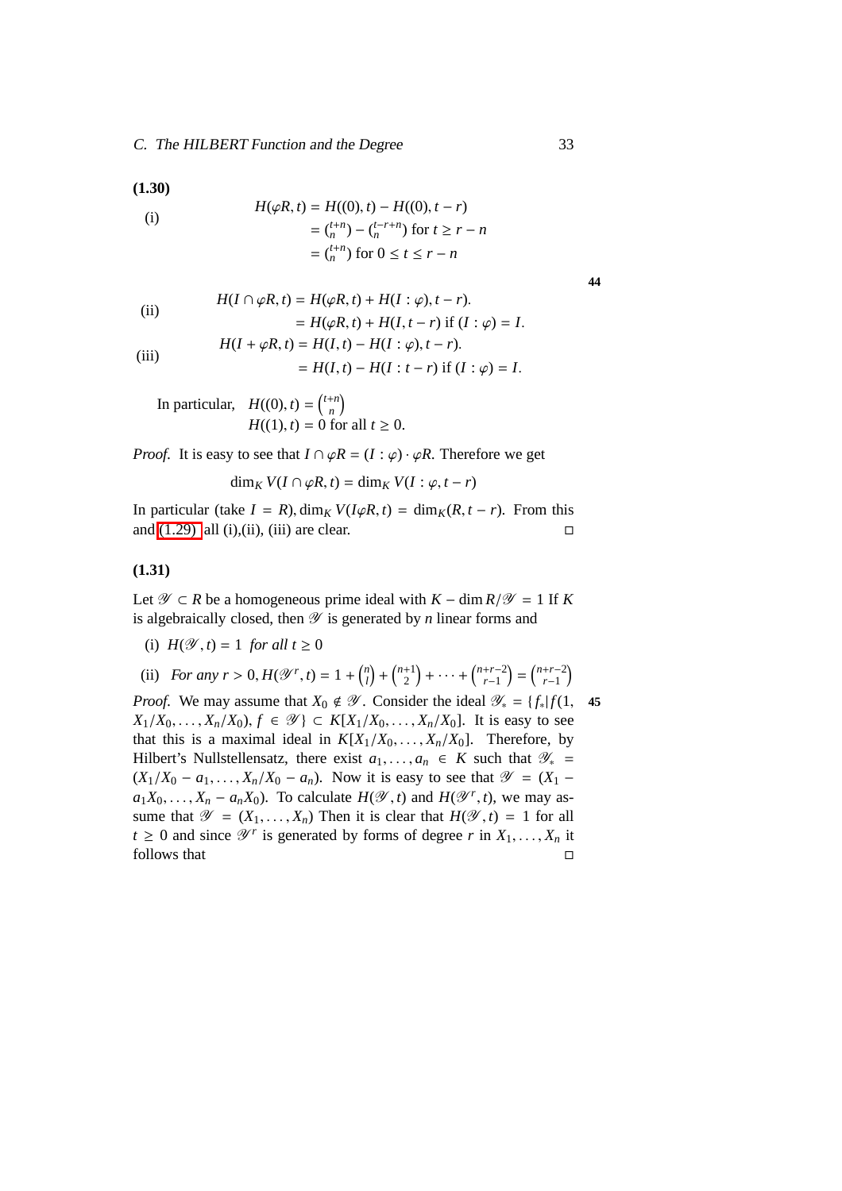**(1.30)**

(i)
$$\begin{aligned} H(\varphi R, t) &= H((0), t) - H((0), t - r) \\ &= \tbinom{t+n}{n} - \tbinom{t-r+n}{n} \text{ for } t \geq r - n \\ &= \tbinom{t+n}{n} \text{ for } 0 \leq t \leq r - n \end{aligned}$$

(ii)
$$\begin{aligned} H(I \cap \varphi R, t) &= H(\varphi R, t) + H(I : \varphi), t - r). \\ &= H(\varphi R, t) + H(I, t - r) \text{ if } (I : \varphi) = I. \end{aligned}$$

(iii)
$$\begin{aligned} H(I + \varphi R, t) &= H(I, t) - H(I : \varphi), t - r). \\ &= H(I, t) - H(I : t - r) \text{ if } (I : \varphi) = I. \end{aligned}$$

In particular, $H((0), t) = \binom{t+n}{n}$
$H((1), t) = 0$ for all $t \geq 0$.

*Proof.* It is easy to see that $I \cap \varphi R = (I : \varphi) \cdot \varphi R$. Therefore we get

$$\dim_K V(I \cap \varphi R, t) = \dim_K V(I : \varphi, t - r)$$

In particular (take $I = R$), $\dim_K V(I\varphi R, t) = \dim_K (R, t - r)$. From this and (1.29) all (i),(ii), (iii) are clear. □

**(1.31)**

Let $\mathscr{Y} \subset R$ be a homogeneous prime ideal with $K - \dim R/\mathscr{Y} = 1$ If $K$ is algebraically closed, then $\mathscr{Y}$ is generated by $n$ linear forms and

(i) $H(\mathscr{Y}, t) = 1$ *for all* $t \geq 0$

(ii) *For any* $r > 0, H(\mathscr{Y}^r, t) = 1 + \binom{n}{l} + \binom{n+1}{2} + \cdots + \binom{n+r-2}{r-1} = \binom{n+r-2}{r-1}$

*Proof.* We may assume that $X_0 \notin \mathscr{Y}$. Consider the ideal $\mathscr{Y}_* = \{f_* | f(1, X_1/X_0, \ldots, X_n/X_0), f \in \mathscr{Y}\} \subset K[X_1/X_0, \ldots, X_n/X_0]$. It is easy to see that this is a maximal ideal in $K[X_1/X_0, \ldots, X_n/X_0]$. Therefore, by Hilbert's Nullstellensatz, there exist $a_1, \ldots, a_n \in K$ such that $\mathscr{Y}_* = (X_1/X_0 - a_1, \ldots, X_n/X_0 - a_n)$. Now it is easy to see that $\mathscr{Y} = (X_1 - a_1 X_0, \ldots, X_n - a_n X_0)$. To calculate $H(\mathscr{Y}, t)$ and $H(\mathscr{Y}^r, t)$, we may assume that $\mathscr{Y} = (X_1, \ldots, X_n)$ Then it is clear that $H(\mathscr{Y}, t) = 1$ for all $t \geq 0$ and since $\mathscr{Y}^r$ is generated by forms of degree $r$ in $X_1, \ldots, X_n$ it follows that □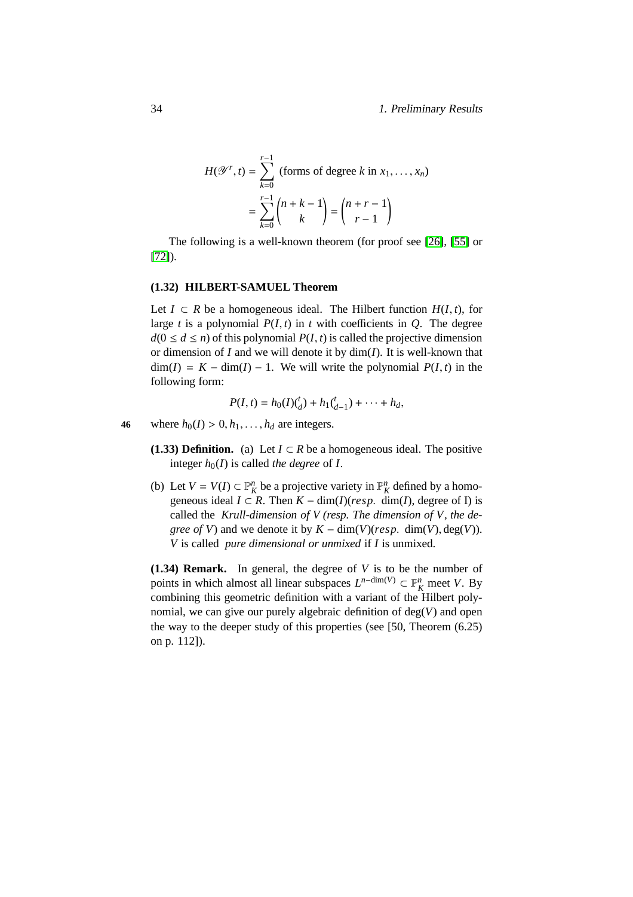$$H(\mathscr{Y}^r, t) = \sum_{k=0}^{r-1} \text{(forms of degree } k \text{ in } x_1, \ldots, x_n)$$
$$= \sum_{k=0}^{r-1} \binom{n+k-1}{k} = \binom{n+r-1}{r-1}$$

The following is a well-known theorem (for proof see [26], [55] or [72]).

### (1.32) HILBERT-SAMUEL Theorem

Let $I \subset R$ be a homogeneous ideal. The Hilbert function $H(I, t)$, for large $t$ is a polynomial $P(I, t)$ in $t$ with coefficients in $Q$. The degree $d(0 \leq d \leq n)$ of this polynomial $P(I, t)$ is called the projective dimension or dimension of $I$ and we will denote it by $\dim(I)$. It is well-known that $\dim(I) = K - \dim(I) - 1$. We will write the polynomial $P(I, t)$ in the following form:

$$P(I, t) = h_0(I)\tbinom{t}{d} + h_1\tbinom{t}{d-1} + \cdots + h_d,$$

where $h_0(I) > 0, h_1, \ldots, h_d$ are integers.

**(1.33) Definition.** (a) Let $I \subset R$ be a homogeneous ideal. The positive integer $h_0(I)$ is called *the degree* of $I$.

(b) Let $V = V(I) \subset \mathbb{P}^n_K$ be a projective variety in $\mathbb{P}^n_K$ defined by a homogeneous ideal $I \subset R$. Then $K - \dim(I)(resp.\ \dim(I)$, degree of I) is called the *Krull-dimension of $V$ (resp. The dimension of $V$, the degree of $V$*) and we denote it by $K - \dim(V)(resp.\ \dim(V), \deg(V))$. $V$ is called *pure dimensional or unmixed* if $I$ is unmixed.

**(1.34) Remark.** In general, the degree of $V$ is to be the number of points in which almost all linear subspaces $L^{n-\dim(V)} \subset \mathbb{P}^n_K$ meet $V$. By combining this geometric definition with a variant of the Hilbert polynomial, we can give our purely algebraic definition of $\deg(V)$ and open the way to the deeper study of this properties (see [50, Theorem (6.25) on p. 112]).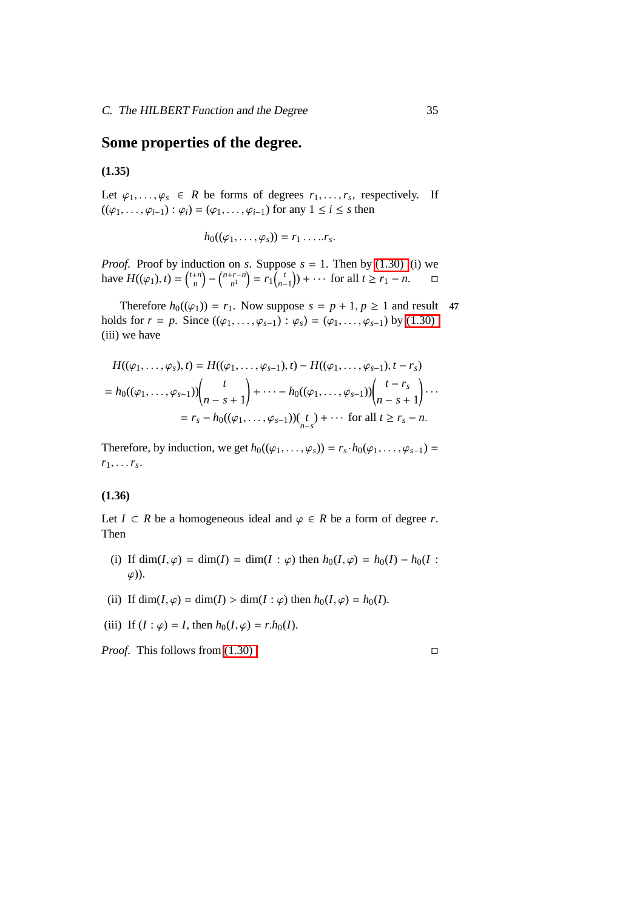## Some properties of the degree.

**(1.35)**

Let $\varphi_1, \ldots, \varphi_s \in R$ be forms of degrees $r_1, \ldots, r_s$, respectively. If $((\varphi_1, \ldots, \varphi_{i-1}) : \varphi_i) = (\varphi_1, \ldots, \varphi_{i-1})$ for any $1 \le i \le s$ then

$$h_0((\varphi_1, \ldots, \varphi_s)) = r_1 \ldots . . r_s.$$

*Proof.* Proof by induction on $s$. Suppose $s = 1$. Then by (1.30) (i) we have $H((\varphi_1), t) = \binom{t+n}{n} - \binom{n+r-n}{n^1} = r_1\binom{t}{n-1}) + \cdots$ for all $t \ge r_1 - n$. □

Therefore $h_0((\varphi_1)) = r_1$. Now suppose $s = p + 1, p \ge 1$ and result holds for $r = p$. Since $((\varphi_1, \ldots, \varphi_{s-1}) : \varphi_s) = (\varphi_1, \ldots, \varphi_{s-1})$ by (1.30) (iii) we have

$$\begin{aligned}
&H((\varphi_1, \ldots, \varphi_s), t) = H((\varphi_1, \ldots, \varphi_{s-1}), t) - H((\varphi_1, \ldots, \varphi_{s-1}), t - r_s) \\
&= h_0((\varphi_1, \ldots, \varphi_{s-1}))\binom{t}{n-s+1} + \cdots - h_0((\varphi_1, \ldots, \varphi_{s-1}))\binom{t - r_s}{n-s+1} \cdots \\
&\qquad = r_s - h_0((\varphi_1, \ldots, \varphi_{s-1}))(\underset{n-s}{t}) + \cdots \text{ for all } t \ge r_s - n.
\end{aligned}$$

Therefore, by induction, we get $h_0((\varphi_1, \ldots, \varphi_s)) = r_s \cdot h_0(\varphi_1, \ldots, \varphi_{s-1}) = r_1, \ldots r_s$.

**(1.36)**

Let $I \subset R$ be a homogeneous ideal and $\varphi \in R$ be a form of degree $r$. Then

(i) If $\dim(I, \varphi) = \dim(I) = \dim(I : \varphi)$ then $h_0(I, \varphi) = h_0(I) - h_0(I : \varphi))$.

(ii) If $\dim(I, \varphi) = \dim(I) > \dim(I : \varphi)$ then $h_0(I, \varphi) = h_0(I)$.

(iii) If $(I : \varphi) = I$, then $h_0(I, \varphi) = r.h_0(I)$.

*Proof.* This follows from (1.30) □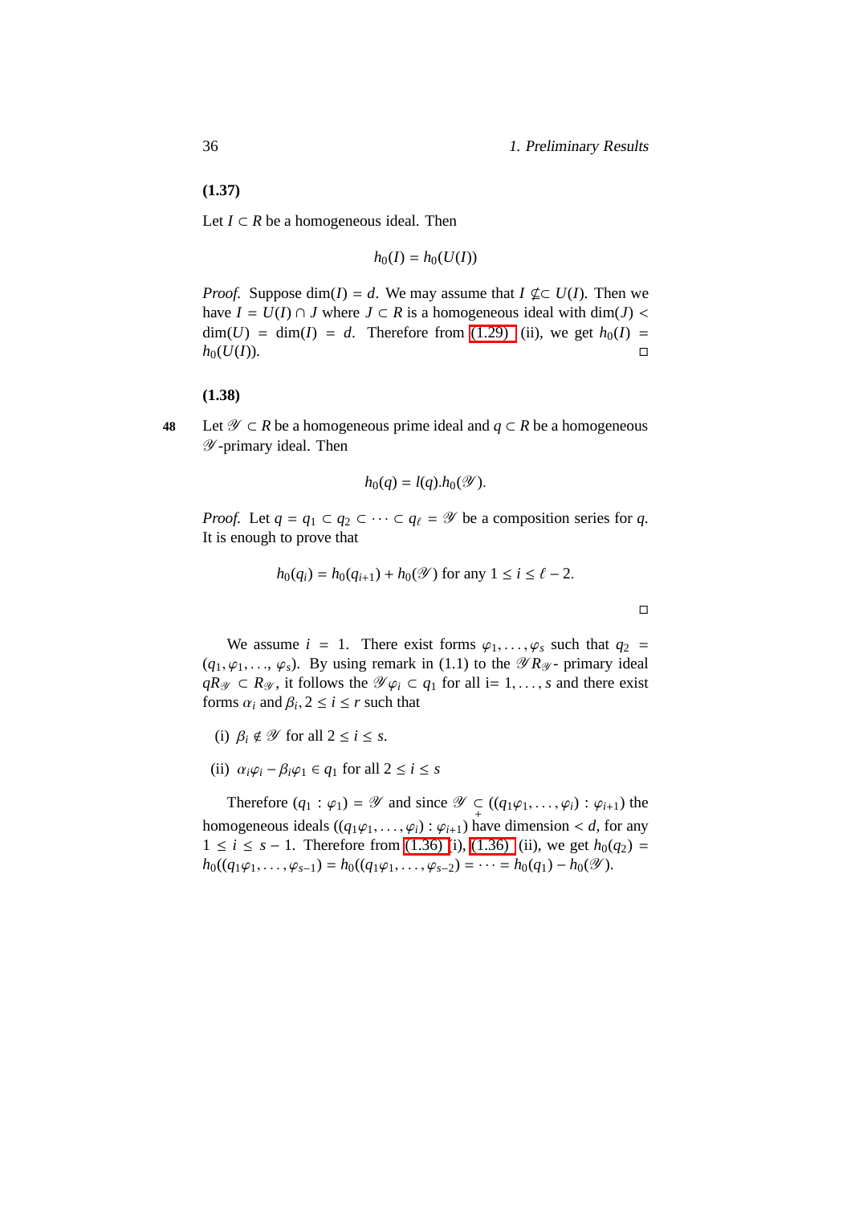**(1.37)**

Let $I \subset R$ be a homogeneous ideal. Then

$$h_0(I) = h_0(U(I))$$

*Proof.* Suppose $\dim(I) = d$. We may assume that $I \not\subseteq U(I)$. Then we have $I = U(I) \cap J$ where $J \subset R$ is a homogeneous ideal with $\dim(J) < \dim(U) = \dim(I) = d$. Therefore from (1.29) (ii), we get $h_0(I) = h_0(U(I))$. □

**(1.38)**

48 Let $\mathscr{Y} \subset R$ be a homogeneous prime ideal and $q \subset R$ be a homogeneous $\mathscr{Y}$-primary ideal. Then

$$h_0(q) = l(q).h_0(\mathscr{Y}).$$

*Proof.* Let $q = q_1 \subset q_2 \subset \cdots \subset q_\ell = \mathscr{Y}$ be a composition series for $q$. It is enough to prove that

$$h_0(q_i) = h_0(q_{i+1}) + h_0(\mathscr{Y}) \text{ for any } 1 \leq i \leq \ell - 2.$$

□

We assume $i = 1$. There exist forms $\varphi_1, \ldots, \varphi_s$ such that $q_2 = (q_1, \varphi_1, \ldots, \varphi_s)$. By using remark in (1.1) to the $\mathscr{Y}R_{\mathscr{Y}}$- primary ideal $qR_{\mathscr{Y}} \subset R_{\mathscr{Y}}$, it follows the $\mathscr{Y}\varphi_i \subset q_1$ for all i= $1, \ldots, s$ and there exist forms $\alpha_i$ and $\beta_i, 2 \leq i \leq r$ such that

(i) $\beta_i \notin \mathscr{Y}$ for all $2 \leq i \leq s$.

(ii) $\alpha_i\varphi_i - \beta_i\varphi_1 \in q_1$ for all $2 \leq i \leq s$

Therefore $(q_1 : \varphi_1) = \mathscr{Y}$ and since $\mathscr{Y} \underset{+}{\subset} ((q_1\varphi_1, \ldots, \varphi_i) : \varphi_{i+1})$ the homogeneous ideals $((q_1\varphi_1, \ldots, \varphi_i) : \varphi_{i+1})$ have dimension $< d$, for any $1 \leq i \leq s - 1$. Therefore from (1.36) (i), (1.36) (ii), we get $h_0(q_2) = h_0((q_1\varphi_1, \ldots, \varphi_{s-1}) = h_0((q_1\varphi_1, \ldots, \varphi_{s-2}) = \cdots = h_0(q_1) - h_0(\mathscr{Y})$.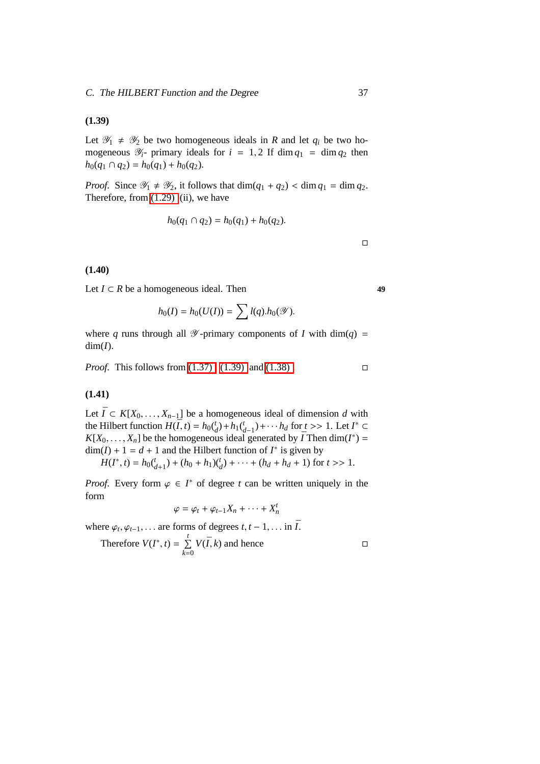**(1.39)**

Let $\mathscr{Y}_1 \neq \mathscr{Y}_2$ be two homogeneous ideals in $R$ and let $q_i$ be two homogeneous $\mathscr{Y}_i$- primary ideals for $i = 1, 2$ If $\dim q_1 = \dim q_2$ then $h_0(q_1 \cap q_2) = h_0(q_1) + h_0(q_2)$.

*Proof.* Since $\mathscr{Y}_1 \neq \mathscr{Y}_2$, it follows that $\dim(q_1 + q_2) < \dim q_1 = \dim q_2$. Therefore, from (1.29) (ii), we have

$$h_0(q_1 \cap q_2) = h_0(q_1) + h_0(q_2).$$

□

**(1.40)**

Let $I \subset R$ be a homogeneous ideal. Then

$$h_0(I) = h_0(U(I)) = \sum l(q).h_0(\mathscr{Y}).$$

where $q$ runs through all $\mathscr{Y}$-primary components of $I$ with $\dim(q) = \dim(I)$.

*Proof.* This follows from (1.37), (1.39) and (1.38). □

**(1.41)**

Let $\bar{I} \subset K[X_0, \ldots, X_{n-1}]$ be a homogeneous ideal of dimension $d$ with the Hilbert function $H(\bar{I}, t) = h_0\binom{t}{d} + h_1\binom{t}{d-1} + \cdots h_d$ for $t >> 1$. Let $I^* \subset K[X_0, \ldots, X_n]$ be the homogeneous ideal generated by $\bar{I}$ Then $\dim(I^*) = \dim(I) + 1 = d + 1$ and the Hilbert function of $I^*$ is given by

$H(I^*, t) = h_0\binom{t}{d+1} + (h_0 + h_1)\binom{t}{d} + \cdots + (h_d + h_d + 1)$ for $t >> 1$.

*Proof.* Every form $\varphi \in I^*$ of degree $t$ can be written uniquely in the form

$$\varphi = \varphi_t + \varphi_{t-1} X_n + \cdots + X_n^t$$

where $\varphi_t, \varphi_{t-1}, \ldots$ are forms of degrees $t, t-1, \ldots$ in $\bar{I}$.

Therefore $V(I^*, t) = \sum\limits_{k=0}^{t} V(\bar{I}, k)$ and hence □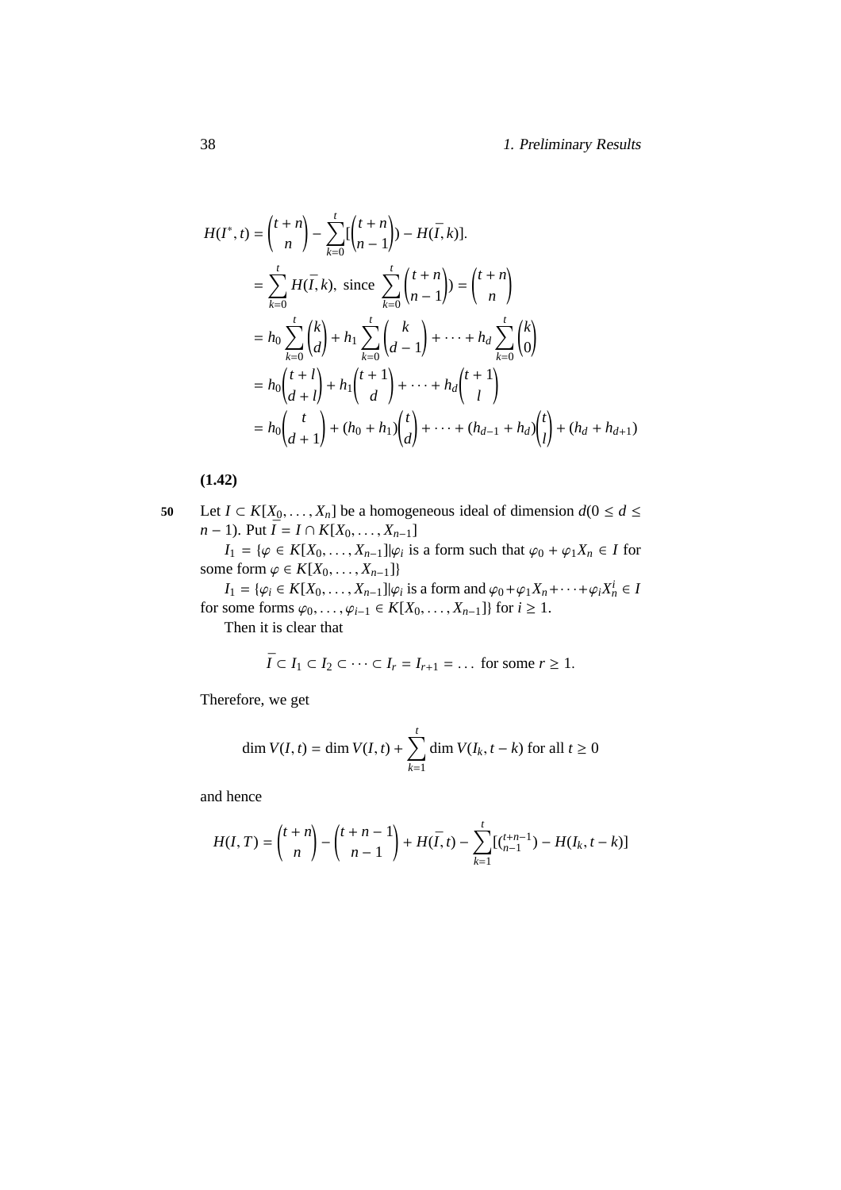$$
\begin{aligned}
H(I^*, t) &= \binom{t+n}{n} - \sum_{k=0}^{t} [\binom{t+n}{n-1}) - H(\bar{I}, k)]. \\
&= \sum_{k=0}^{t} H(\bar{I}, k), \text{ since } \sum_{k=0}^{t} \binom{t+n}{n-1}) = \binom{t+n}{n} \\
&= h_0 \sum_{k=0}^{t} \binom{k}{d} + h_1 \sum_{k=0}^{t} \binom{k}{d-1} + \cdots + h_d \sum_{k=0}^{t} \binom{k}{0} \\
&= h_0 \binom{t+l}{d+l} + h_1 \binom{t+1}{d} + \cdots + h_d \binom{t+1}{l} \\
&= h_0 \binom{t}{d+1} + (h_0 + h_1) \binom{t}{d} + \cdots + (h_{d-1} + h_d) \binom{t}{l} + (h_d + h_{d+1})
\end{aligned}
$$

**(1.42)**

50 Let $I \subset K[X_0, \ldots, X_n]$ be a homogeneous ideal of dimension $d(0 \leq d \leq n-1)$. Put $\bar{I} = I \cap K[X_0, \ldots, X_{n-1}]$

$I_1 = \{\varphi \in K[X_0, \ldots, X_{n-1}] | \varphi_i$ is a form such that $\varphi_0 + \varphi_1 X_n \in I$ for some form $\varphi \in K[X_0, \ldots, X_{n-1}]\}$

$I_1 = \{\varphi_i \in K[X_0, \ldots, X_{n-1}] | \varphi_i$ is a form and $\varphi_0 + \varphi_1 X_n + \cdots + \varphi_i X_n^i \in I$ for some forms $\varphi_0, \ldots, \varphi_{i-1} \in K[X_0, \ldots, X_{n-1}]\}$ for $i \geq 1$.

Then it is clear that

$$
\bar{I} \subset I_1 \subset I_2 \subset \cdots \subset I_r = I_{r+1} = \ldots \text{ for some } r \geq 1.
$$

Therefore, we get

$$
\dim V(I, t) = \dim V(I, t) + \sum_{k=1}^{t} \dim V(I_k, t-k) \text{ for all } t \geq 0
$$

and hence

$$
H(I, T) = \binom{t+n}{n} - \binom{t+n-1}{n-1} + H(\bar{I}, t) - \sum_{k=1}^{t} [\binom{t+n-1}{n-1}) - H(I_k, t-k)]
$$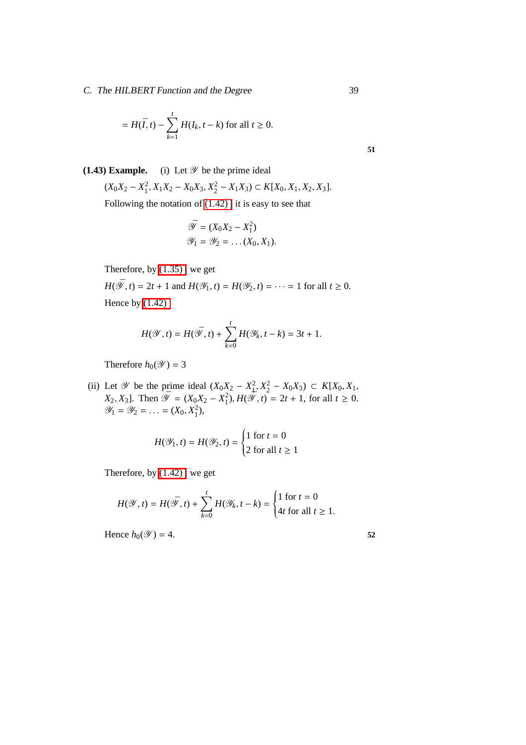$$= H(\bar{I}, t) - \sum_{k=1}^{t} H(I_k, t-k) \text{ for all } t \geq 0.$$

51

**(1.43) Example.** (i) Let $\mathscr{Y}$ be the prime ideal

$(X_0X_2 - X_1^2, X_1X_2 - X_0X_3, X_2^2 - X_1X_3) \subset K[X_0, X_1, X_2, X_3]$.

Following the notation of (1.42), it is easy to see that

$$\bar{\mathscr{Y}} = (X_0X_2 - X_1^2)$$
$$\mathscr{Y}_1 = \mathscr{Y}_2 = \ldots (X_0, X_1).$$

Therefore, by (1.35), we get

$H(\bar{\mathscr{Y}}, t) = 2t + 1$ and $H(\mathscr{Y}_1, t) = H(\mathscr{Y}_2, t) = \cdots = 1$ for all $t \geq 0$.

Hence by (1.42)

$$H(\mathscr{Y}, t) = H(\bar{\mathscr{Y}}, t) + \sum_{k=0}^{t} H(\mathscr{Y}_k, t-k) = 3t + 1.$$

Therefore $h_0(\mathscr{Y}) = 3$

(ii) Let $\mathscr{Y}$ be the prime ideal $(X_0X_2 - X_1^2, X_2^2 - X_0X_3) \subset K[X_0, X_1, X_2, X_3]$. Then $\bar{\mathscr{Y}} = (X_0X_2 - X_1^2), H(\bar{\mathscr{Y}}, t) = 2t + 1$, for all $t \geq 0$. $\mathscr{Y}_1 = \mathscr{Y}_2 = \ldots = (X_0, X_1^2)$,

$$H(\mathscr{Y}_1, t) = H(\mathscr{Y}_2, t) = \begin{cases} 1 \text{ for } t = 0 \\ 2 \text{ for all } t \geq 1 \end{cases}$$

Therefore, by (1.42), we get

$$H(\mathscr{Y}, t) = H(\bar{\mathscr{Y}}, t) + \sum_{k=0}^{t} H(\mathscr{Y}_k, t-k) = \begin{cases} 1 \text{ for } t = 0 \\ 4t \text{ for all } t \geq 1. \end{cases}$$

Hence $h_0(\mathscr{Y}) = 4$.

52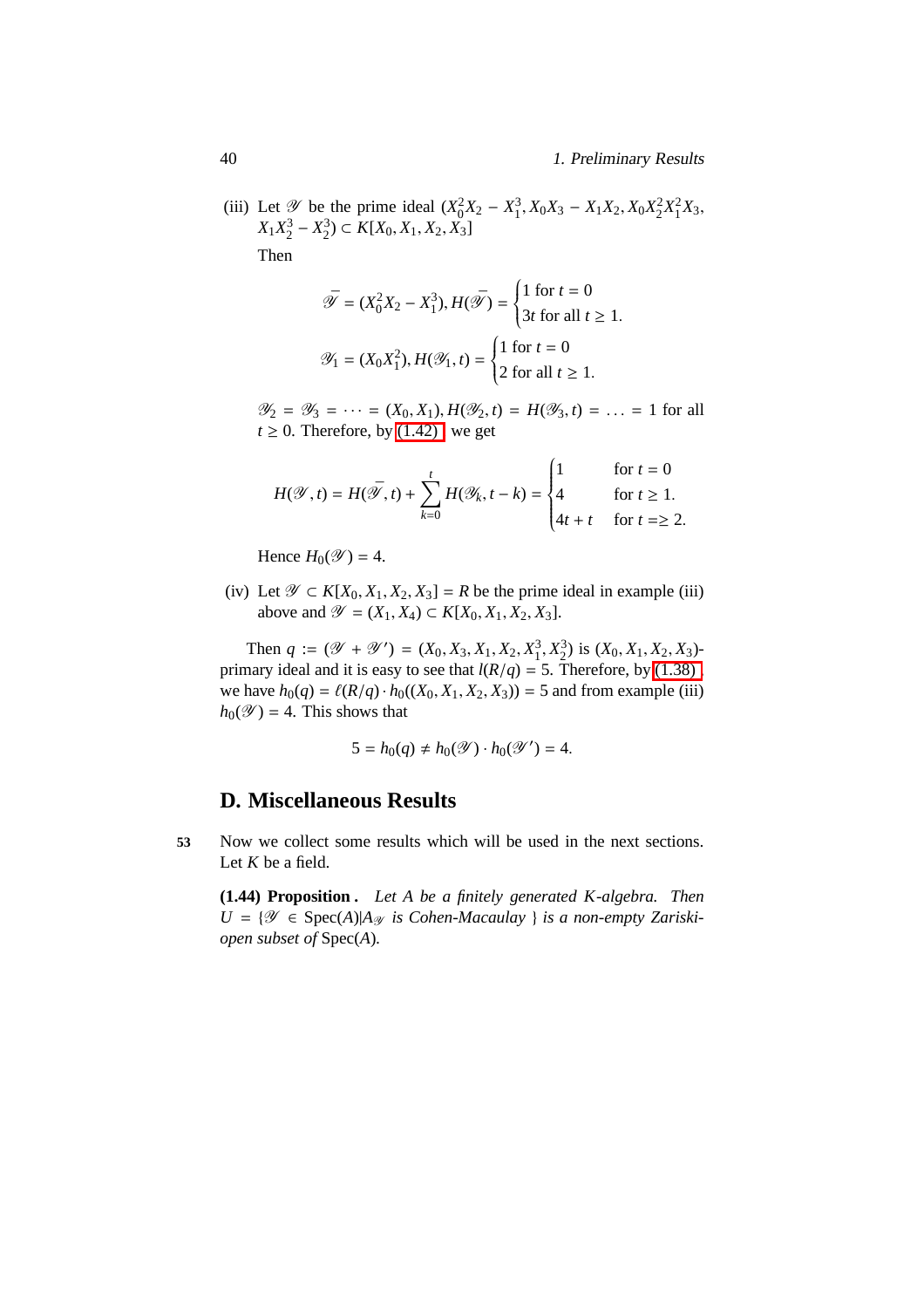(iii) Let $\mathscr{Y}$ be the prime ideal $(X_0^2X_2 - X_1^3, X_0X_3 - X_1X_2, X_0X_2^2X_1^2X_3, X_1X_2^3 - X_2^3) \subset K[X_0, X_1, X_2, X_3]$

Then

$$\bar{\mathscr{Y}} = (X_0^2X_2 - X_1^3), H(\bar{\mathscr{Y}}) = \begin{cases} 1 \text{ for } t = 0 \\ 3t \text{ for all } t \geq 1. \end{cases}$$

$$\mathscr{Y}_1 = (X_0X_1^2), H(\mathscr{Y}_1, t) = \begin{cases} 1 \text{ for } t = 0 \\ 2 \text{ for all } t \geq 1. \end{cases}$$

$\mathscr{Y}_2 = \mathscr{Y}_3 = \cdots = (X_0, X_1), H(\mathscr{Y}_2, t) = H(\mathscr{Y}_3, t) = \ldots = 1$ for all $t \geq 0$. Therefore, by (1.42) we get

$$H(\mathscr{Y}, t) = H(\bar{\mathscr{Y}}, t) + \sum_{k=0}^{t} H(\mathscr{Y}_k, t-k) = \begin{cases} 1 & \text{for } t = 0 \\ 4 & \text{for } t \geq 1. \\ 4t + t & \text{for } t = \geq 2. \end{cases}$$

Hence $H_0(\mathscr{Y}) = 4$.

(iv) Let $\mathscr{Y} \subset K[X_0, X_1, X_2, X_3] = R$ be the prime ideal in example (iii) above and $\mathscr{Y} = (X_1, X_4) \subset K[X_0, X_1, X_2, X_3]$.

Then $q := (\mathscr{Y} + \mathscr{Y}') = (X_0, X_3, X_1, X_2, X_1^3, X_2^3)$ is $(X_0, X_1, X_2, X_3)$-primary ideal and it is easy to see that $l(R/q) = 5$. Therefore, by (1.38), we have $h_0(q) = \ell(R/q) \cdot h_0((X_0, X_1, X_2, X_3)) = 5$ and from example (iii) $h_0(\mathscr{Y}) = 4$. This shows that

$$5 = h_0(q) \neq h_0(\mathscr{Y}) \cdot h_0(\mathscr{Y}') = 4.$$

## D. Miscellaneous Results

53 Now we collect some results which will be used in the next sections. Let $K$ be a field.

**(1.44) Proposition .** *Let $A$ be a finitely generated $K$-algebra. Then $U = \{\mathscr{Y} \in \operatorname{Spec}(A) | A_{\mathscr{Y}}$ is Cohen-Macaulay $\}$ is a non-empty Zariski-open subset of* $\operatorname{Spec}(A)$*.*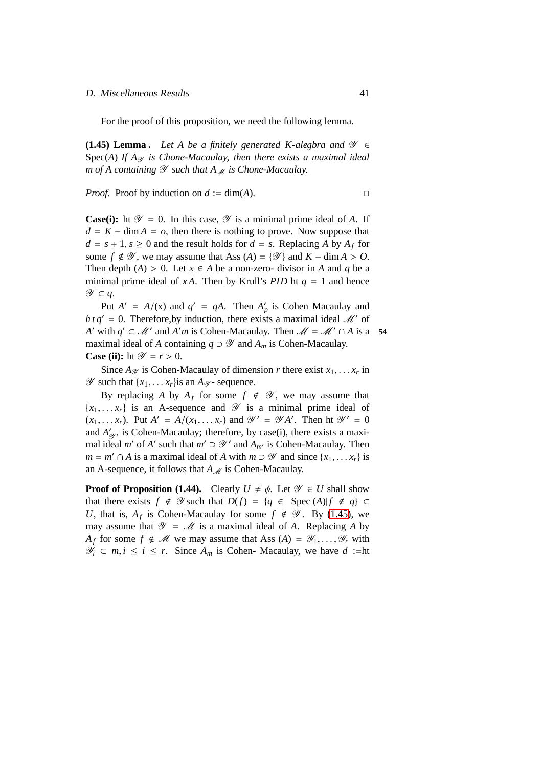For the proof of this proposition, we need the following lemma.

**(1.45) Lemma .** *Let $A$ be a finitely generated $K$-alegbra and $\mathscr{Y} \in$ Spec$(A)$ If $A_{\mathscr{Y}}$ is Chone-Macaulay, then there exists a maximal ideal $m$ of $A$ containing $\mathscr{Y}$ such that $A_{\mathscr{M}}$ is Chone-Macaulay.*

*Proof.* Proof by induction on $d := \dim(A)$. ◻

**Case(i):** ht $\mathscr{Y} = 0$. In this case, $\mathscr{Y}$ is a minimal prime ideal of $A$. If $d = K - \dim A = o$, then there is nothing to prove. Now suppose that $d = s + 1, s \geq 0$ and the result holds for $d = s$. Replacing $A$ by $A_f$ for some $f \notin \mathscr{Y}$, we may assume that Ass $(A) = \{\mathscr{Y}\}$ and $K - \dim A > O$. Then depth $(A) > 0$. Let $x \in A$ be a non-zero- divisor in $A$ and $q$ be a minimal prime ideal of $xA$. Then by Krull's $PID$ ht $q = 1$ and hence $\mathscr{Y} \subset q$.

Put $A' = A/(\mathrm{x})$ and $q' = qA$. Then $A'_p$ is Cohen Macaulay and $ht\, q' = 0$. Therefore,by induction, there exists a maximal ideal $\mathscr{M}'$ of $A'$ with $q' \subset \mathscr{M}'$ and $A'm$ is Cohen-Macaulay. Then $\mathscr{M} = \mathscr{M}' \cap A$ is a maximal ideal of $A$ containing $q \supset \mathscr{Y}$ and $A_m$ is Cohen-Macaulay.

**Case (ii):** ht $\mathscr{Y} = r > 0$.

Since $A_{\mathscr{Y}}$ is Cohen-Macaulay of dimension $r$ there exist $x_1, \ldots x_r$ in $\mathscr{Y}$ such that $\{x_1, \ldots x_r\}$is an $A_{\mathscr{Y}}$- sequence.

By replacing $A$ by $A_f$ for some $f \notin \mathscr{Y}$, we may assume that $\{x_1, \ldots x_r\}$ is an A-sequence and $\mathscr{Y}$ is a minimal prime ideal of $(x_1, \ldots x_r)$. Put $A' = A/(x_1, \ldots x_r)$ and $\mathscr{Y}' = \mathscr{Y}A'$. Then ht $\mathscr{Y}' = 0$ and $A'_{\mathscr{Y}'}$ is Cohen-Macaulay; therefore, by case(i), there exists a maximal ideal $m'$ of $A'$ such that $m' \supset \mathscr{Y}'$ and $A_{m'}$ is Cohen-Macaulay. Then $m = m' \cap A$ is a maximal ideal of $A$ with $m \supset \mathscr{Y}$ and since $\{x_1, \ldots x_r\}$ is an A-sequence, it follows that $A_{\mathscr{M}}$ is Cohen-Macaulay.

**Proof of Proposition (1.44).** Clearly $U \neq \phi$. Let $\mathscr{Y} \in U$ shall show that there exists $f \notin \mathscr{Y}$such that $D(f) = \{q \in \text{Spec}\,(A) | f \notin q\} \subset U$, that is, $A_f$ is Cohen-Macaulay for some $f \notin \mathscr{Y}$. By (1.45), we may assume that $\mathscr{Y} = \mathscr{M}$ is a maximal ideal of $A$. Replacing $A$ by $A_f$ for some $f \notin \mathscr{M}$ we may assume that Ass $(A) = \mathscr{Y}_1, \ldots, \mathscr{Y}_r$ with $\mathscr{Y}_i \subset m, i \leq i \leq r$. Since $A_m$ is Cohen- Macaulay, we have $d$ :=ht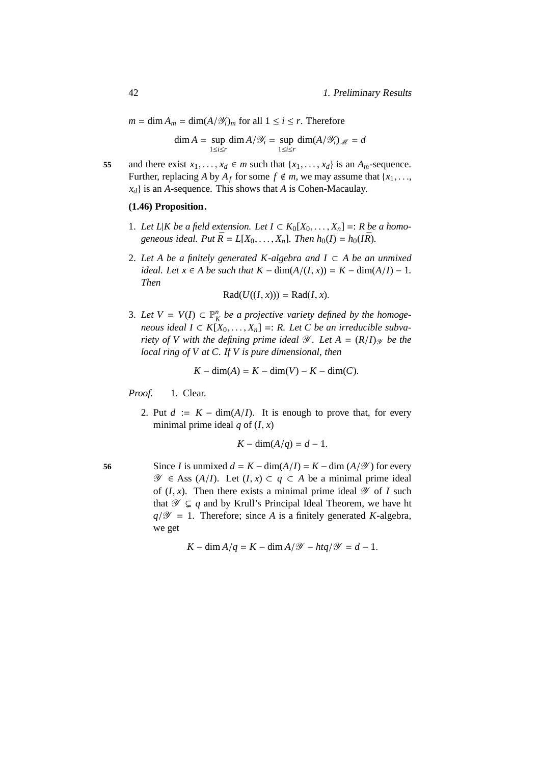$m = \dim A_m = \dim(A/\mathscr{Y}_i)_m$ for all $1 \leq i \leq r$. Therefore

$$\dim A = \sup_{1 \leq i \leq r} \dim A/\mathscr{Y}_i = \sup_{1 \leq i \leq r} \dim(A/\mathscr{Y}_i)_{\mathscr{M}} = d$$

and there exist $x_1, \ldots, x_d \in m$ such that $\{x_1, \ldots, x_d\}$ is an $A_m$-sequence. Further, replacing $A$ by $A_f$ for some $f \notin m$, we may assume that $\{x_1, \ldots, x_d\}$ is an $A$-sequence. This shows that $A$ is Cohen-Macaulay.

**(1.46) Proposition.**

1. *Let $L|K$ be a field extension. Let $I \subset K_0[X_0, \ldots, X_n] =: R$ be a homogeneous ideal. Put $\bar{R} = L[X_0, \ldots, X_n]$. Then $h_0(I) = h_0(I\bar{R})$.*

2. *Let $A$ be a finitely generated $K$-algebra and $I \subset A$ be an unmixed ideal. Let $x \in A$ be such that $K - \dim(A/(I, x)) = K - \dim(A/I) - 1$. Then*

$$\mathrm{Rad}(U((I, x))) = \mathrm{Rad}(I, x).$$

3. *Let $V = V(I) \subset \mathbb{P}^n_K$ be a projective variety defined by the homogeneous ideal $I \subset K[X_0, \ldots, X_n] =: R$. Let $C$ be an irreducible subvariety of $V$ with the defining prime ideal $\mathscr{Y}$. Let $A = (R/I)_{\mathscr{Y}}$ be the local ring of $V$ at $C$. If $V$ is pure dimensional, then*

$$K - \dim(A) = K - \dim(V) - K - \dim(C).$$

*Proof.* 1. Clear.

2. Put $d := K - \dim(A/I)$. It is enough to prove that, for every minimal prime ideal $q$ of $(I, x)$

$$K - \dim(A/q) = d - 1.$$

Since $I$ is unmixed $d = K - \dim(A/I) = K - \dim\,(A/\mathscr{Y})$ for every $\mathscr{Y} \in \mathrm{Ass}\,(A/I)$. Let $(I, x) \subset q \subset A$ be a minimal prime ideal of $(I, x)$. Then there exists a minimal prime ideal $\mathscr{Y}$ of $I$ such that $\mathscr{Y} \subsetneq q$ and by Krull's Principal Ideal Theorem, we have ht $q/\mathscr{Y} = 1$. Therefore; since $A$ is a finitely generated $K$-algebra, we get

$$K - \dim A/q = K - \dim A/\mathscr{Y} - ht q/\mathscr{Y} = d - 1.$$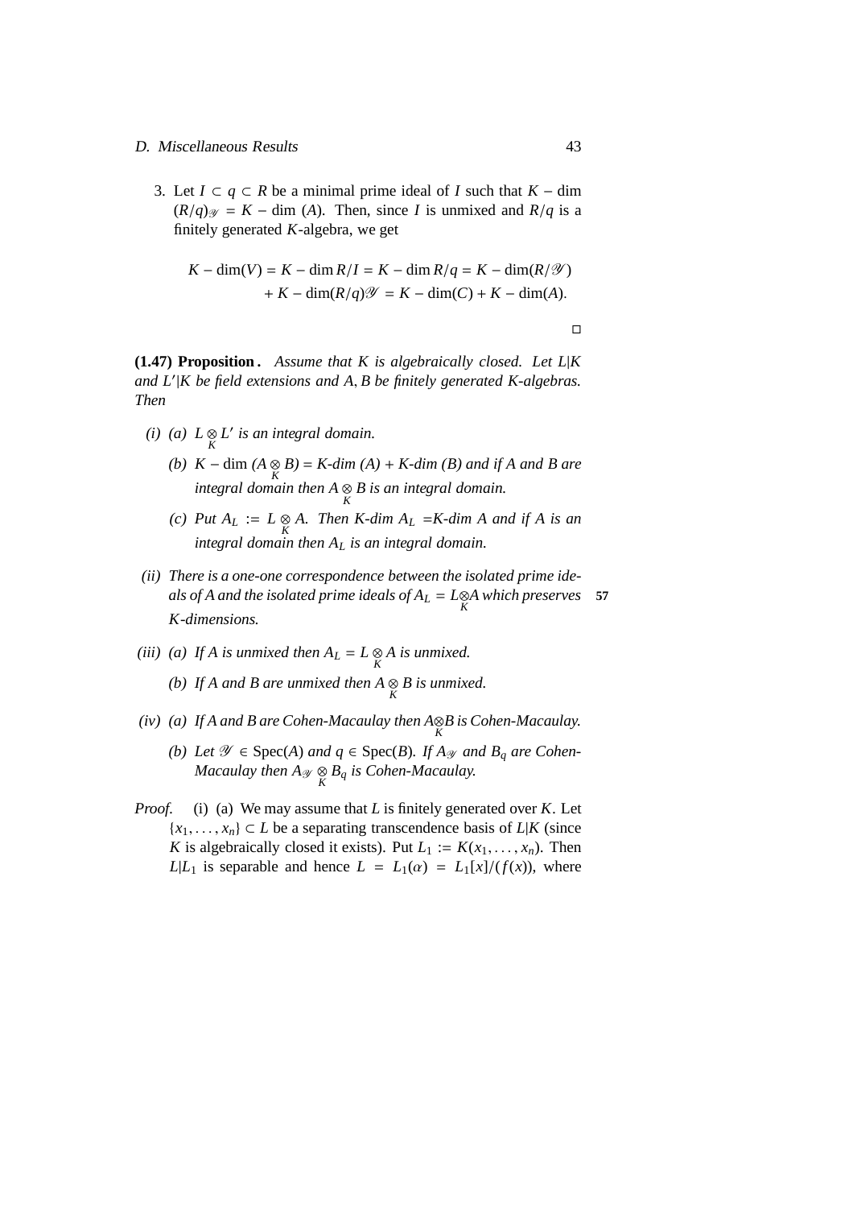3. Let $I \subset q \subset R$ be a minimal prime ideal of $I$ such that $K-\dim (R/q)_{\mathscr{Y}} = K-\dim(A)$. Then, since $I$ is unmixed and $R/q$ is a finitely generated $K$-algebra, we get

$$
\begin{aligned}
K-\dim(V) = K-\dim R/I = K-\dim R/q = K-\dim(R/\mathscr{Y}) \\
+ K-\dim(R/q)\mathscr{Y} = K-\dim(C) + K-\dim(A).
\end{aligned}
$$

$\square$

**(1.47) Proposition.** *Assume that $K$ is algebraically closed. Let $L|K$ and $L'|K$ be field extensions and $A, B$ be finitely generated $K$-algebras. Then*

*(i) (a) $L \underset{K}{\otimes} L'$ is an integral domain.*

*(b) $K-\dim(A \underset{K}{\otimes} B) = K\text{-dim}(A) + K\text{-dim}(B)$ and if $A$ and $B$ are integral domain then $A \underset{K}{\otimes} B$ is an integral domain.*

*(c) Put $A_L := L \underset{K}{\otimes} A$. Then $K$-dim $A_L$ $=K$-dim $A$ and if $A$ is an integral domain then $A_L$ is an integral domain.*

*(ii) There is a one-one correspondence between the isolated prime ideals of $A$ and the isolated prime ideals of $A_L = L \underset{K}{\otimes} A$ which preserves $K$-dimensions.* **57**

*(iii) (a) If $A$ is unmixed then $A_L = L \underset{K}{\otimes} A$ is unmixed.*

*(b) If $A$ and $B$ are unmixed then $A \underset{K}{\otimes} B$ is unmixed.*

*(iv) (a) If $A$ and $B$ are Cohen-Macaulay then $A \underset{K}{\otimes} B$ is Cohen-Macaulay.*

*(b) Let $\mathscr{Y} \in \operatorname{Spec}(A)$ and $q \in \operatorname{Spec}(B)$. If $A_{\mathscr{Y}}$ and $B_q$ are Cohen-Macaulay then $A_{\mathscr{Y}} \underset{K}{\otimes} B_q$ is Cohen-Macaulay.*

*Proof.* (i) (a) We may assume that $L$ is finitely generated over $K$. Let $\{x_1, \ldots, x_n\} \subset L$ be a separating transcendence basis of $L|K$ (since $K$ is algebraically closed it exists). Put $L_1 := K(x_1, \ldots, x_n)$. Then $L|L_1$ is separable and hence $L = L_1(\alpha) = L_1[x]/(f(x))$, where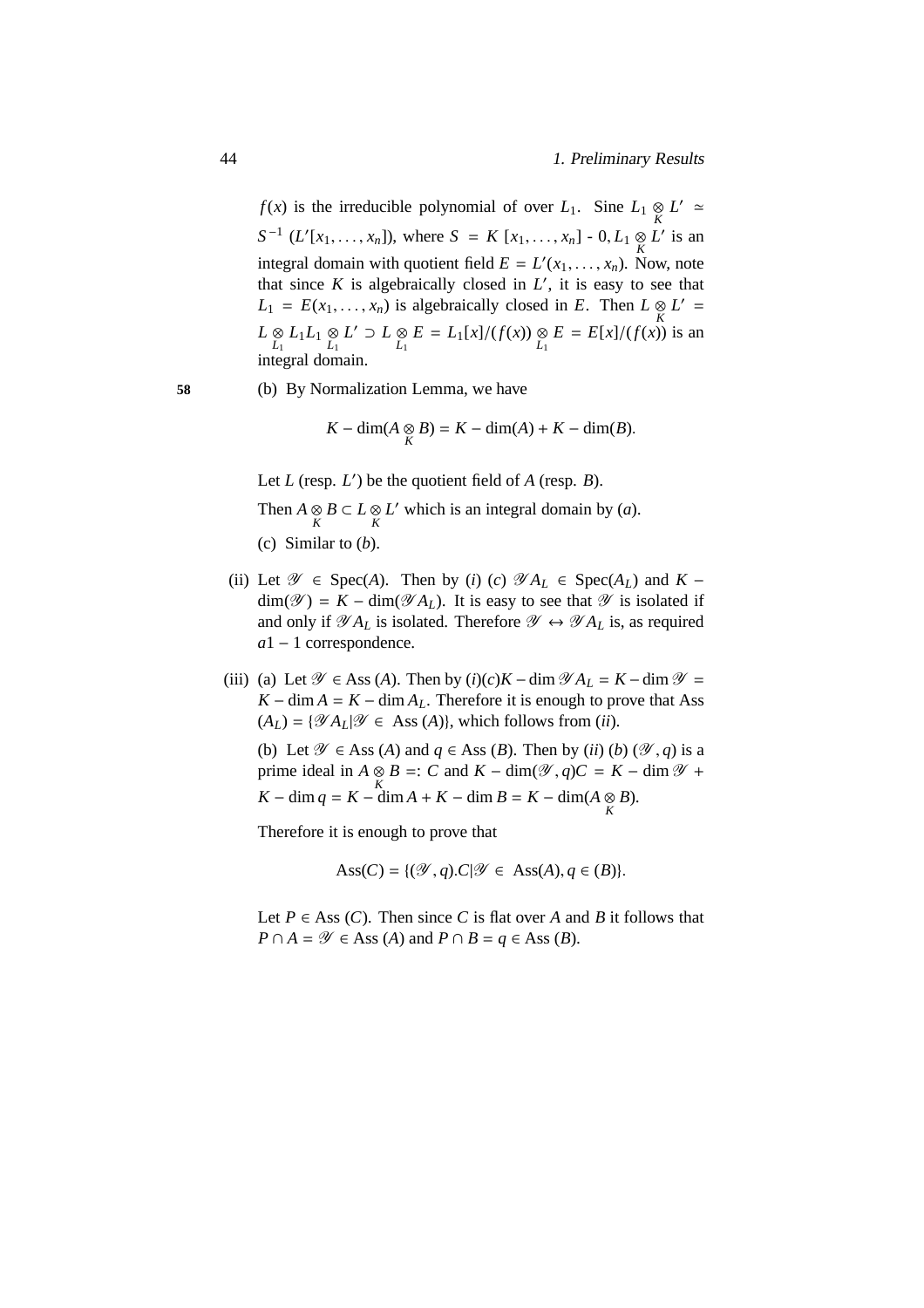$f(x)$ is the irreducible polynomial of over $L_1$. Sine $L_1 \underset{K}{\otimes} L' \simeq S^{-1}(L'[x_1, \ldots, x_n])$, where $S = K[x_1, \ldots, x_n]$ - $0, L_1 \underset{K}{\otimes} L'$ is an integral domain with quotient field $E = L'(x_1, \ldots, x_n)$. Now, note that since $K$ is algebraically closed in $L'$, it is easy to see that $L_1 = E(x_1, \ldots, x_n)$ is algebraically closed in $E$. Then $L \underset{K}{\otimes} L' = L \underset{L_1}{\otimes} L_1 L_1 \underset{L_1}{\otimes} L' \supset L \underset{L_1}{\otimes} E = L_1[x]/(f(x)) \underset{L_1}{\otimes} E = E[x]/(f(x))$ is an integral domain.

**58** (b) By Normalization Lemma, we have

$$K - \dim(A \underset{K}{\otimes} B) = K - \dim(A) + K - \dim(B).$$

Let $L$ (resp. $L'$) be the quotient field of $A$ (resp. $B$).

Then $A \underset{K}{\otimes} B \subset L \underset{K}{\otimes} L'$ which is an integral domain by $(a)$.

(c) Similar to $(b)$.

(ii) Let $\mathscr{Y} \in \operatorname{Spec}(A)$. Then by $(i)$ $(c)$ $\mathscr{Y} A_L \in \operatorname{Spec}(A_L)$ and $K - \dim(\mathscr{Y}) = K - \dim(\mathscr{Y} A_L)$. It is easy to see that $\mathscr{Y}$ is isolated if and only if $\mathscr{Y} A_L$ is isolated. Therefore $\mathscr{Y} \leftrightarrow \mathscr{Y} A_L$ is, as required $a1-1$ correspondence.

(iii) (a) Let $\mathscr{Y} \in \operatorname{Ass}(A)$. Then by $(i)(c) K - \dim \mathscr{Y} A_L = K - \dim \mathscr{Y} = K - \dim A = K - \dim A_L$. Therefore it is enough to prove that $\operatorname{Ass}(A_L) = \{\mathscr{Y} A_L | \mathscr{Y} \in \operatorname{Ass}(A)\}$, which follows from $(ii)$.

(b) Let $\mathscr{Y} \in \operatorname{Ass}(A)$ and $q \in \operatorname{Ass}(B)$. Then by $(ii)$ $(b)$ $(\mathscr{Y}, q)$ is a prime ideal in $A \underset{K}{\otimes} B =: C$ and $K - \dim(\mathscr{Y}, q)C = K - \dim \mathscr{Y} + K - \dim q = K - \dim A + K - \dim B = K - \dim(A \underset{K}{\otimes} B)$.

Therefore it is enough to prove that

$$\operatorname{Ass}(C) = \{(\mathscr{Y}, q).C | \mathscr{Y} \in \operatorname{Ass}(A), q \in (B)\}.$$

Let $P \in \operatorname{Ass}(C)$. Then since $C$ is flat over $A$ and $B$ it follows that $P \cap A = \mathscr{Y} \in \operatorname{Ass}(A)$ and $P \cap B = q \in \operatorname{Ass}(B)$.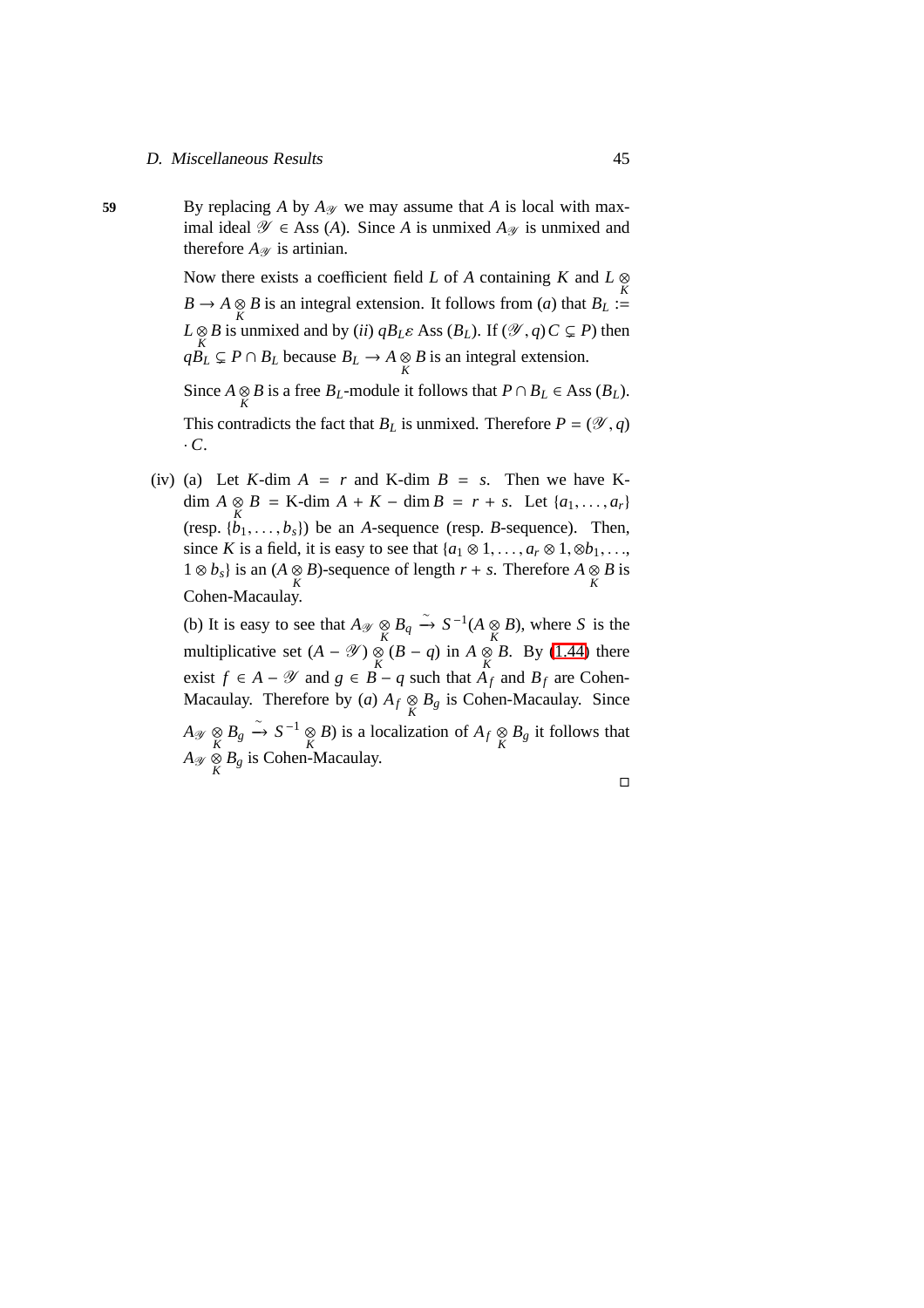59

By replacing $A$ by $A_{\mathscr{Y}}$ we may assume that $A$ is local with maximal ideal $\mathscr{Y} \in \operatorname{Ass}(A)$. Since $A$ is unmixed $A_{\mathscr{Y}}$ is unmixed and therefore $A_{\mathscr{Y}}$ is artinian.

Now there exists a coefficient field $L$ of $A$ containing $K$ and $L \underset{K}{\otimes} B \to A \underset{K}{\otimes} B$ is an integral extension. It follows from $(a)$ that $B_L := L \underset{K}{\otimes} B$ is unmixed and by $(ii)$ $qB_L \varepsilon \operatorname{Ass}(B_L)$. If $(\mathscr{Y}, q) C \subsetneq P)$ then $qB_L \subsetneq P \cap B_L$ because $B_L \to A \underset{K}{\otimes} B$ is an integral extension.

Since $A \underset{K}{\otimes} B$ is a free $B_L$-module it follows that $P \cap B_L \in \operatorname{Ass}(B_L)$.

This contradicts the fact that $B_L$ is unmixed. Therefore $P = (\mathscr{Y}, q) \cdot C$.

(iv) (a) Let $K$-dim $A = r$ and K-dim $B = s$. Then we have K-dim $A \underset{K}{\otimes} B$ = K-dim $A + K - \dim B = r + s$. Let $\{a_1, \ldots, a_r\}$ (resp. $\{b_1, \ldots, b_s\}$) be an $A$-sequence (resp. $B$-sequence). Then, since $K$ is a field, it is easy to see that $\{a_1 \otimes 1, \ldots, a_r \otimes 1, \otimes b_1, \ldots, 1 \otimes b_s\}$ is an $(A \underset{K}{\otimes} B)$-sequence of length $r + s$. Therefore $A \underset{K}{\otimes} B$ is Cohen-Macaulay.

(b) It is easy to see that $A_{\mathscr{Y}} \underset{K}{\otimes} B_q \xrightarrow{\sim} S^{-1}(A \underset{K}{\otimes} B)$, where $S$ is the multiplicative set $(A - \mathscr{Y}) \underset{K}{\otimes} (B - q)$ in $A \underset{K}{\otimes} B$. By (1.44) there exist $f \in A - \mathscr{Y}$ and $g \in B - q$ such that $A_f$ and $B_f$ are Cohen-Macaulay. Therefore by $(a)$ $A_f \underset{K}{\otimes} B_g$ is Cohen-Macaulay. Since $A_{\mathscr{Y}} \underset{K}{\otimes} B_g \xrightarrow{\sim} S^{-1} \underset{K}{\otimes} B)$ is a localization of $A_f \underset{K}{\otimes} B_g$ it follows that $A_{\mathscr{Y}} \underset{K}{\otimes} B_g$ is Cohen-Macaulay.

□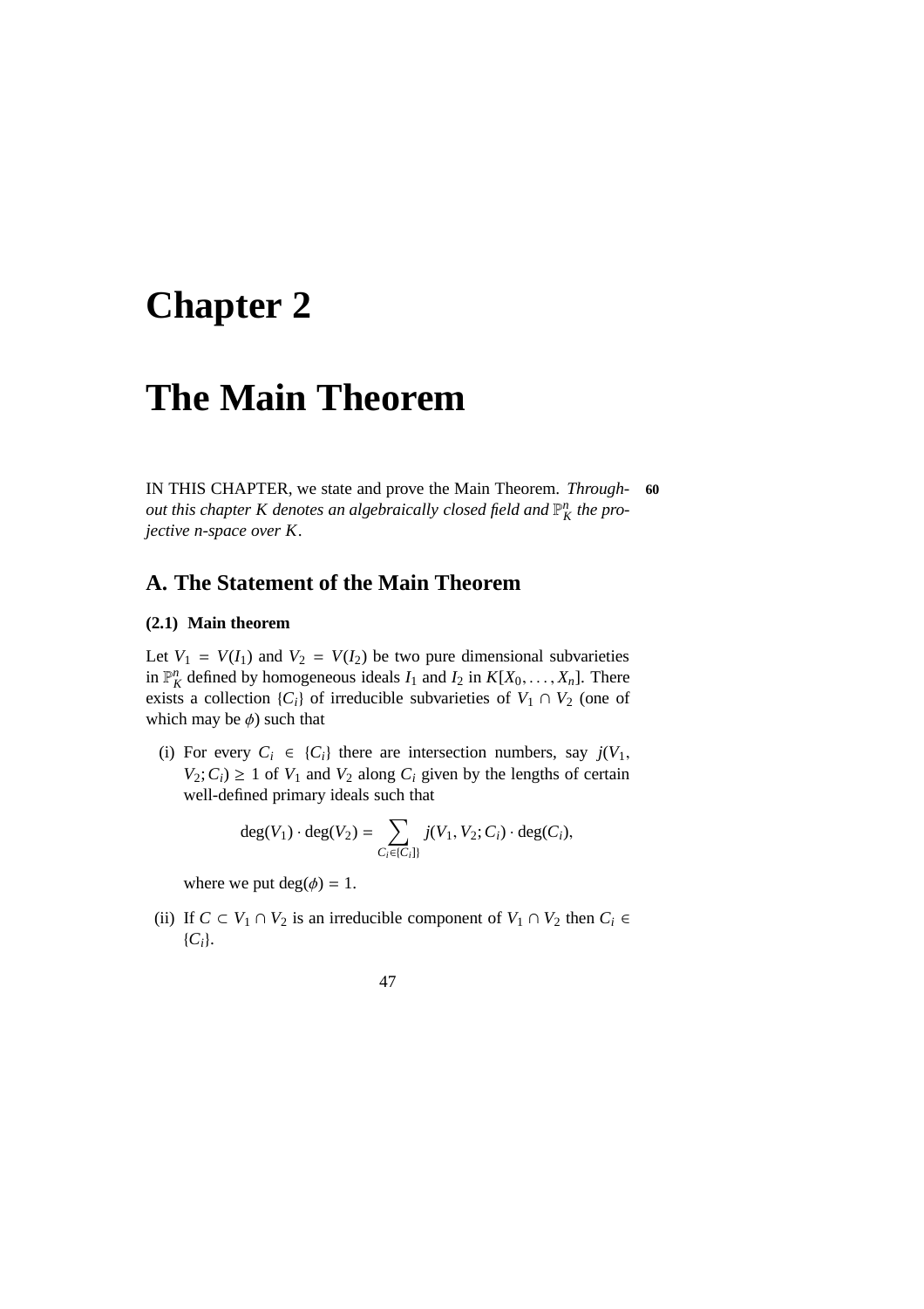# Chapter 2

# The Main Theorem

IN THIS CHAPTER, we state and prove the Main Theorem. *Throughout this chapter $K$ denotes an algebraically closed field and $\mathbb{P}^n_K$ the projective $n$-space over $K$.* **60**

## A. The Statement of the Main Theorem

#### (2.1) Main theorem

Let $V_1 = V(I_1)$ and $V_2 = V(I_2)$ be two pure dimensional subvarieties in $\mathbb{P}^n_K$ defined by homogeneous ideals $I_1$ and $I_2$ in $K[X_0, \ldots, X_n]$. There exists a collection $\{C_i\}$ of irreducible subvarieties of $V_1 \cap V_2$ (one of which may be $\phi$) such that

(i) For every $C_i \in \{C_i\}$ there are intersection numbers, say $j(V_1, V_2; C_i) \geq 1$ of $V_1$ and $V_2$ along $C_i$ given by the lengths of certain well-defined primary ideals such that

$$\deg(V_1) \cdot \deg(V_2) = \sum_{C_i \in \{C_i]\}} j(V_1, V_2; C_i) \cdot \deg(C_i),$$

where we put $\deg(\phi) = 1$.

(ii) If $C \subset V_1 \cap V_2$ is an irreducible component of $V_1 \cap V_2$ then $C_i \in \{C_i\}$.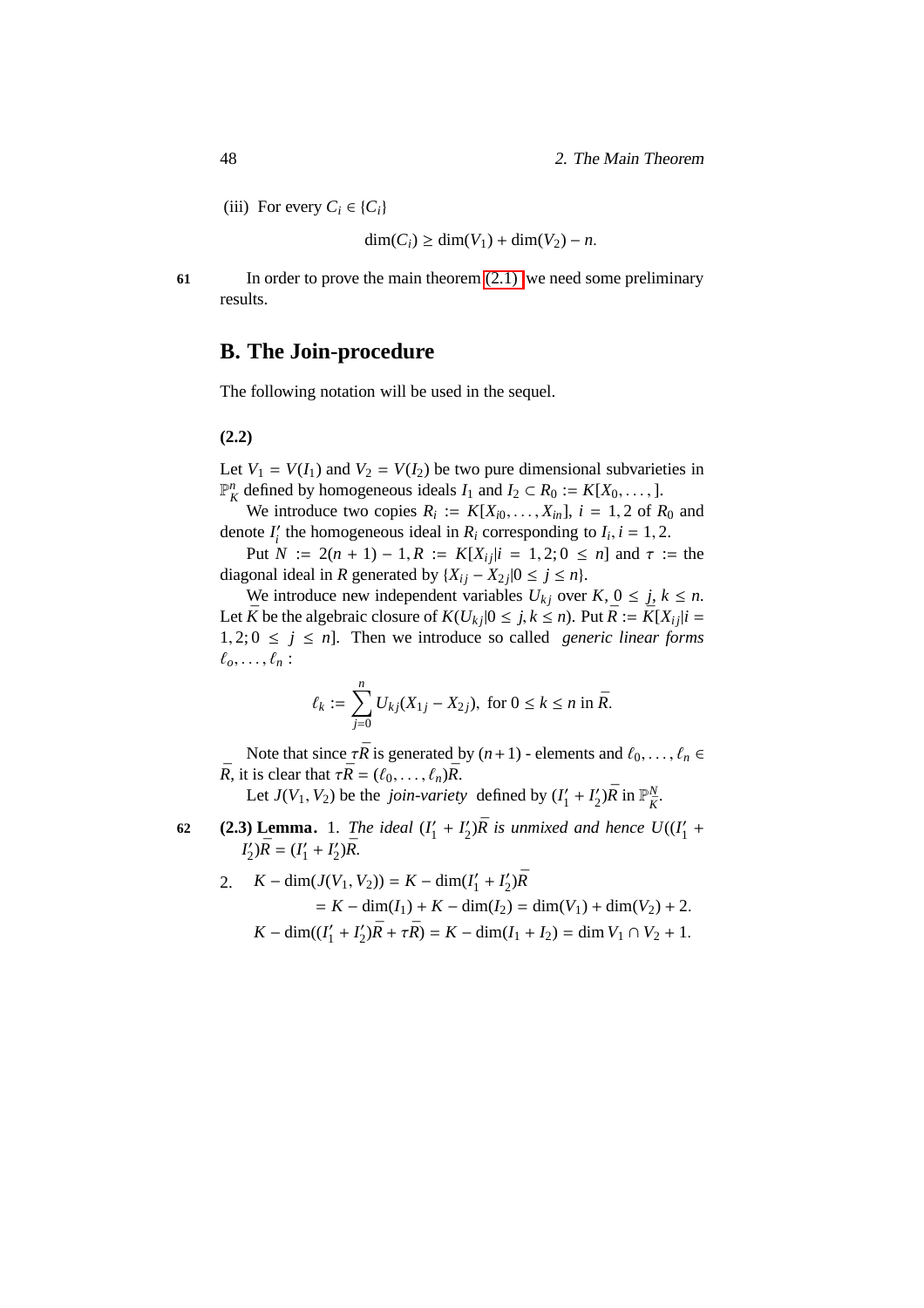(iii) For every $C_i \in \{C_i\}$

$$\dim(C_i) \geq \dim(V_1) + \dim(V_2) - n.$$

61 In order to prove the main theorem (2.1) we need some preliminary results.

## B. The Join-procedure

The following notation will be used in the sequel.

**(2.2)**

Let $V_1 = V(I_1)$ and $V_2 = V(I_2)$ be two pure dimensional subvarieties in $\mathbb{P}^n_K$ defined by homogeneous ideals $I_1$ and $I_2 \subset R_0 := K[X_0, \ldots, ]$.

We introduce two copies $R_i := K[X_{i0}, \ldots, X_{in}]$, $i = 1, 2$ of $R_0$ and denote $I'_i$ the homogeneous ideal in $R_i$ corresponding to $I_i, i = 1, 2$.

Put $N := 2(n+1) - 1, R := K[X_{ij} | i = 1, 2; 0 \leq n]$ and $\tau :=$ the diagonal ideal in $R$ generated by $\{X_{ij} - X_{2j} | 0 \leq j \leq n\}$.

We introduce new independent variables $U_{kj}$ over $K$, $0 \leq j, k \leq n$. Let $\bar{K}$ be the algebraic closure of $K(U_{kj} | 0 \leq j, k \leq n)$. Put $\bar{R} := \bar{K}[X_{ij} | i = 1, 2; 0 \leq j \leq n]$. Then we introduce so called *generic linear forms* $\ell_o, \ldots, \ell_n$ :

$$\ell_k := \sum_{j=0}^{n} U_{kj}(X_{1j} - X_{2j}), \text{ for } 0 \leq k \leq n \text{ in } \bar{R}.$$

Note that since $\tau\bar{R}$ is generated by $(n+1)$ - elements and $\ell_0, \ldots, \ell_n \in \bar{R}$, it is clear that $\tau\bar{R} = (\ell_0, \ldots, \ell_n)\bar{R}$.

Let $J(V_1, V_2)$ be the *join-variety* defined by $(I'_1 + I'_2)\bar{R}$ in $\mathbb{P}^N_{\bar{K}}$.

62 **(2.3) Lemma.** 1. *The ideal $(I'_1 + I'_2)\bar{R}$ is unmixed and hence $U((I'_1 + I'_2)\bar{R} = (I'_1 + I'_2)\bar{R}$.*

2. 
$$\begin{aligned}
K - \dim(J(V_1, V_2)) &= K - \dim(I'_1 + I'_2)\bar{R} \\
&= K - \dim(I_1) + K - \dim(I_2) = \dim(V_1) + \dim(V_2) + 2. \\
K - \dim((I'_1 + I'_2)\bar{R} + \tau\bar{R}) &= K - \dim(I_1 + I_2) = \dim V_1 \cap V_2 + 1.
\end{aligned}$$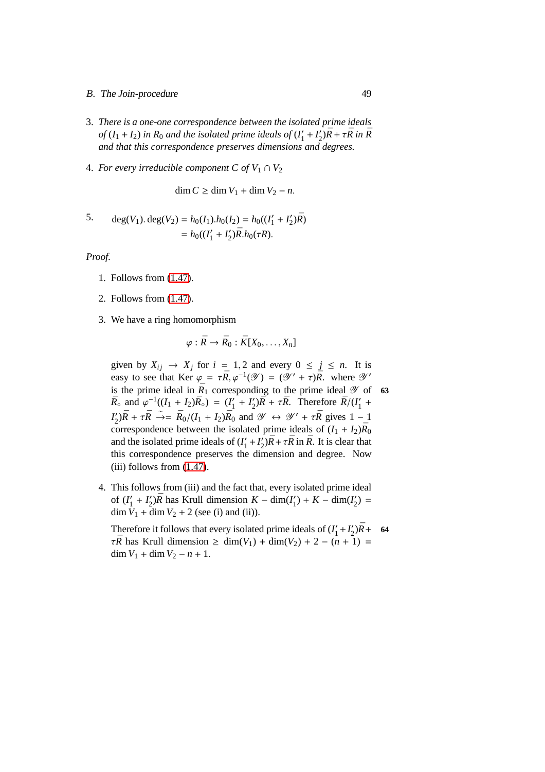3. *There is a one-one correspondence between the isolated prime ideals of $(I_1 + I_2)$ in $R_0$ and the isolated prime ideals of $(I_1' + I_2')\bar{R} + \tau\bar{R}$ in $\bar{R}$ and that this correspondence preserves dimensions and degrees.*

4. *For every irreducible component $C$ of $V_1 \cap V_2$*

$$\dim C \geq \dim V_1 + \dim V_2 - n.$$

5. $$\begin{aligned}\deg(V_1).\deg(V_2) &= h_0(I_1).h_0(I_2) = h_0((I_1' + I_2')\bar{R}) \\ &= h_0((I_1' + I_2')\bar{R}.h_0(\tau R).\end{aligned}$$

*Proof.*

1. Follows from (1.47).

2. Follows from (1.47).

3. We have a ring homomorphism

$$\varphi : \bar{R} \to \bar{R}_0 : \bar{K}[X_0, \ldots, X_n]$$

given by $X_{ij} \to X_j$ for $i = 1, 2$ and every $0 \leq j \leq n$. It is easy to see that Ker $\varphi = \tau\bar{R}, \varphi^{-1}(\mathscr{Y}) = (\mathscr{Y}' + \tau)\bar{R}$. where $\mathscr{Y}'$ is the prime ideal in $\bar{R}_1$ corresponding to the prime ideal $\mathscr{Y}$ of $\bar{R}_\circ$ and $\varphi^{-1}((I_1 + I_2)\bar{R}_\circ) = (I_1' + I_2')\bar{R} + \tau\bar{R}$. Therefore $\bar{R}/(I_1' + I_2')\bar{R} + \tau\bar{R} \xrightarrow{\sim}= \bar{R}_0/(I_1 + I_2)\bar{R}_0$ and $\mathscr{Y} \leftrightarrow \mathscr{Y}' + \tau\bar{R}$ gives $1 - 1$ correspondence between the isolated prime ideals of $(I_1 + I_2)\bar{R}_0$ and the isolated prime ideals of $(I_1' + I_2')\bar{R} + \tau\bar{R}$ in $\bar{R}$. It is clear that this correspondence preserves the dimension and degree. Now (iii) follows from (1.47).

4. This follows from (iii) and the fact that, every isolated prime ideal of $(I_1' + I_2')\bar{R}$ has Krull dimension $K - \dim(I_1') + K - \dim(I_2') = \dim V_1 + \dim V_2 + 2$ (see (i) and (ii)).

   Therefore it follows that every isolated prime ideals of $(I_1' + I_2')\bar{R} + \tau\bar{R}$ has Krull dimension $\geq \dim(V_1) + \dim(V_2) + 2 - (n + 1) = \dim V_1 + \dim V_2 - n + 1$.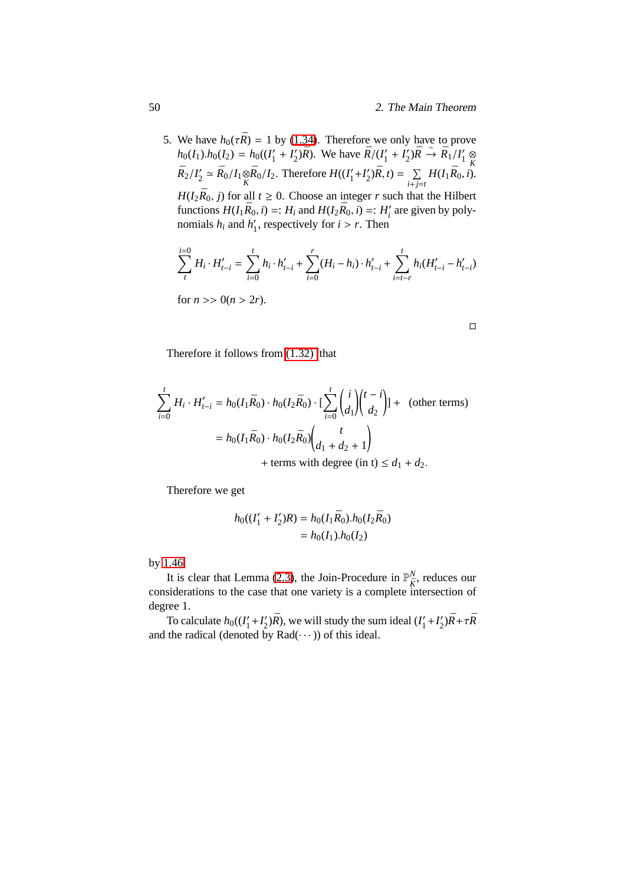5. We have $h_0(\tau\bar{R}) = 1$ by (1.34). Therefore we only have to prove $h_0(I_1).h_0(I_2) = h_0((I_1' + I_2')\bar{R})$. We have $\bar{R}/(I_1' + I_2')\bar{R} \xrightarrow{\sim} \bar{R}_1/I_1' \underset{K}{\otimes} \bar{R}_2/I_2' \simeq \bar{R}_0/I_1 \underset{K}{\otimes} \bar{R}_0/I_2$. Therefore $H((I_1'+I_2')\bar{R}, t) = \sum_{i+j=t} H(I_1\bar{R}_0, i)$. $H(I_2\bar{R}_0, j)$ for all $t \geq 0$. Choose an integer $r$ such that the Hilbert functions $H(I_1\bar{R}_0, i) =: H_i$ and $H(I_2\bar{R}_0, i) =: H_i'$ are given by polynomials $h_i$ and $h_1'$, respectively for $i > r$. Then

$$\sum_{t}^{i=0} H_i \cdot H_{t-i}' = \sum_{i=0}^{t} h_i \cdot h_{t-i}' + \sum_{i=0}^{r} (H_i - h_i) \cdot h_{t-i}' + \sum_{i=t-r}^{t} h_i (H_{t-i}' - h_{t-i}')$$

for $n >> 0 (n > 2r)$.

□

Therefore it follows from (1.32) that

$$\begin{aligned}
\sum_{i=0}^{t} H_i \cdot H_{t-i}' &= h_0(I_1\bar{R}_0) \cdot h_0(I_2\bar{R}_0) \cdot [\sum_{i=0}^{t} \binom{i}{d_1}\binom{t-i}{d_2}] + \quad \text{(other terms)} \\
&= h_0(I_1\bar{R}_0) \cdot h_0(I_2\bar{R}_0) \binom{t}{d_1 + d_2 + 1} \\
&\qquad + \text{terms with degree (in t)} \leq d_1 + d_2.
\end{aligned}$$

Therefore we get

$$\begin{aligned}
h_0((I_1' + I_2')R) &= h_0(I_1\bar{R}_0).h_0(I_2\bar{R}_0) \\
&= h_0(I_1).h_0(I_2)
\end{aligned}$$

by 1.46

It is clear that Lemma (2.3), the Join-Procedure in $\mathbb{P}_K^N$, reduces our considerations to the case that one variety is a complete intersection of degree 1.

To calculate $h_0((I_1'+I_2')\bar{R})$, we will study the sum ideal $(I_1'+I_2')\bar{R}+\tau\bar{R}$ and the radical (denoted by $\mathrm{Rad}(\cdots)$) of this ideal.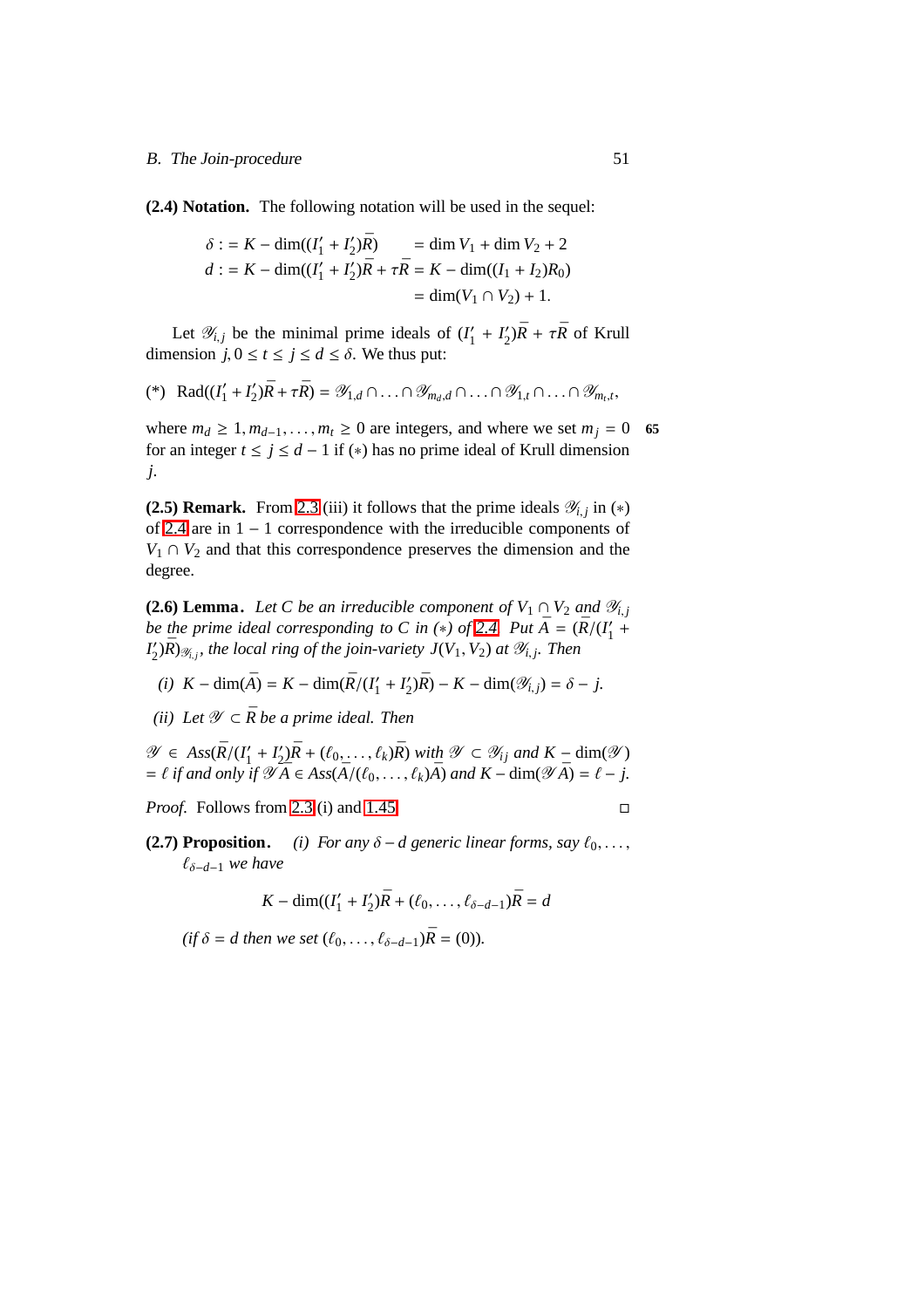**(2.4) Notation.** The following notation will be used in the sequel:

$$\begin{aligned}
\delta &:= K-\dim((I_1' + I_2')\bar{R}) &&= \dim V_1 + \dim V_2 + 2\\
d &:= K-\dim((I_1' + I_2')\bar{R} + \tau\bar{R} &&= K-\dim((I_1 + I_2)R_0)\\
& &&= \dim(V_1 \cap V_2) + 1.
\end{aligned}$$

Let $\mathscr{Y}_{i,j}$ be the minimal prime ideals of $(I_1' + I_2')\bar{R} + \tau\bar{R}$ of Krull dimension $j, 0 \leq t \leq j \leq d \leq \delta$. We thus put:

(\*) $\operatorname{Rad}((I_1' + I_2')\bar{R} + \tau\bar{R}) = \mathscr{Y}_{1,d} \cap \ldots \cap \mathscr{Y}_{m_d,d} \cap \ldots \cap \mathscr{Y}_{1,t} \cap \ldots \cap \mathscr{Y}_{m_t,t}$,

where $m_d \geq 1, m_{d-1}, \ldots, m_t \geq 0$ are integers, and where we set $m_j = 0$ for an integer $t \leq j \leq d-1$ if (∗) has no prime ideal of Krull dimension $j$.

**(2.5) Remark.** From 2.3 (iii) it follows that the prime ideals $\mathscr{Y}_{i,j}$ in (∗) of 2.4 are in $1-1$ correspondence with the irreducible components of $V_1 \cap V_2$ and that this correspondence preserves the dimension and the degree.

**(2.6) Lemma.** *Let $C$ be an irreducible component of $V_1 \cap V_2$ and $\mathscr{Y}_{i,j}$ be the prime ideal corresponding to $C$ in (∗) of 2.4. Put $\bar{A} = (\bar{R}/(I_1' + I_2')\bar{R})_{\mathscr{Y}_{i,j}}$, the local ring of the join-variety $J(V_1, V_2)$ at $\mathscr{Y}_{i,j}$. Then*

*(i) $K-\dim(\bar{A}) = K-\dim(\bar{R}/(I_1' + I_2')\bar{R}) - K-\dim(\mathscr{Y}_{i,j}) = \delta - j$.*

*(ii) Let $\mathscr{Y} \subset \bar{R}$ be a prime ideal. Then*

*$\mathscr{Y} \in \operatorname{Ass}(\bar{R}/(I_1' + I_2')\bar{R} + (\ell_0, \ldots, \ell_k)\bar{R})$ with $\mathscr{Y} \subset \mathscr{Y}_{ij}$ and $K-\dim(\mathscr{Y}) = \ell$ if and only if $\mathscr{Y}\bar{A} \in \operatorname{Ass}(\bar{A}/(\ell_0, \ldots, \ell_k)\bar{A})$ and $K-\dim(\mathscr{Y}\bar{A}) = \ell - j$.*

*Proof.* Follows from 2.3 (i) and 1.45. □

**(2.7) Proposition.** *(i) For any $\delta - d$ generic linear forms, say $\ell_0, \ldots, \ell_{\delta-d-1}$ we have*

$$K-\dim((I_1' + I_2')\bar{R} + (\ell_0, \ldots, \ell_{\delta-d-1})\bar{R} = d$$

*(if $\delta = d$ then we set $(\ell_0, \ldots, \ell_{\delta-d-1})\bar{R} = (0)$).*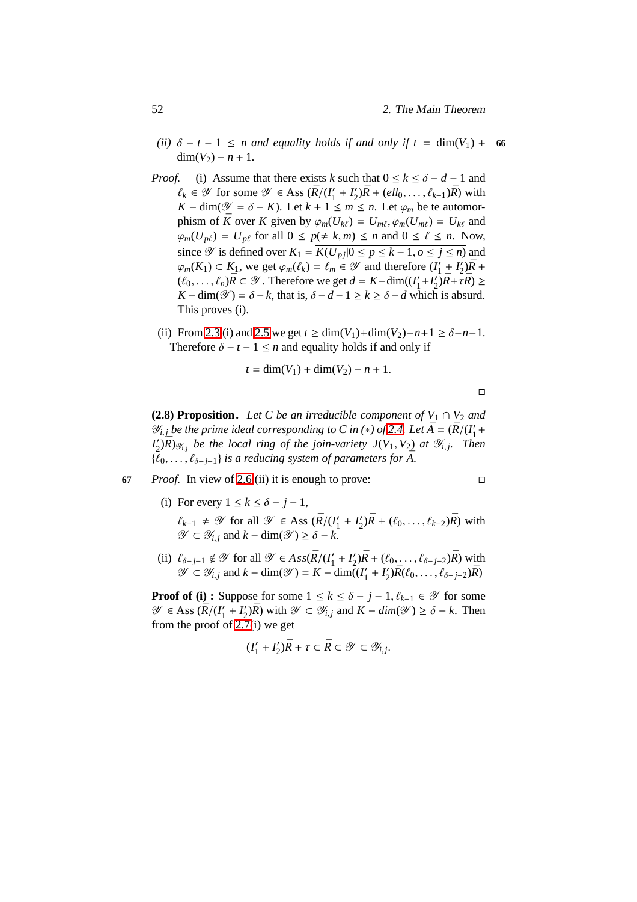*(ii) $\delta - t - 1 \leq n$ and equality holds if and only if $t = \dim(V_1) + \dim(V_2) - n + 1$.*

*Proof.* (i) Assume that there exists $k$ such that $0 \leq k \leq \delta - d - 1$ and $\ell_k \in \mathscr{Y}$ for some $\mathscr{Y} \in \mathrm{Ass}\,(\bar{R}/(I_1' + I_2')\bar{R} + (ell_0, \ldots, \ell_{k-1})\bar{R})$ with $K - \dim(\mathscr{Y} = \delta - K)$. Let $k + 1 \leq m \leq n$. Let $\varphi_m$ be te automorphism of $\bar{K}$ over $K$ given by $\varphi_m(U_{k\ell}) = U_{m\ell}, \varphi_m(U_{m\ell}) = U_{k\ell}$ and $\varphi_m(U_{p\ell}) = U_{p\ell}$ for all $0 \leq p (\neq k, m) \leq n$ and $0 \leq \ell \leq n$. Now, since $\mathscr{Y}$ is defined over $K_1 = \overline{K(U_{pj} | 0 \leq p \leq k-1, o \leq j \leq n)}$ and $\varphi_m(K_1) \subset K_1$, we get $\varphi_m(\ell_k) = \ell_m \in \mathscr{Y}$ and therefore $(I_1' + I_2')\bar{R} + (\ell_0, \ldots, \ell_n)\bar{R} \subset \mathscr{Y}$. Therefore we get $d = K - \dim((I_1' + I_2')\bar{R} + \tau\bar{R}) \geq K - \dim(\mathscr{Y}) = \delta - k$, that is, $\delta - d - 1 \geq k \geq \delta - d$ which is absurd. This proves (i).

(ii) From 2.3(i) and 2.5 we get $t \geq \dim(V_1) + \dim(V_2) - n + 1 \geq \delta - n - 1$. Therefore $\delta - t - 1 \leq n$ and equality holds if and only if

$$t = \dim(V_1) + \dim(V_2) - n + 1.$$

□

**(2.8) Proposition.** *Let $C$ be an irreducible component of $V_1 \cap V_2$ and $\mathscr{Y}_{i,j}$ be the prime ideal corresponding to $C$ in $(*)$ of 2.4. Let $\bar{A} = (\bar{R}/(I_1' + I_2')\bar{R})_{\mathscr{Y}_{i,j}}$ be the local ring of the join-variety $J(V_1, V_2)$ at $\mathscr{Y}_{i,j}$. Then $\{\ell_0, \ldots, \ell_{\delta-j-1}\}$ is a reducing system of parameters for $\bar{A}$.*

*Proof.* In view of 2.6(ii) it is enough to prove: □

(i) For every $1 \leq k \leq \delta - j - 1$,

$\ell_{k-1} \neq \mathscr{Y}$ for all $\mathscr{Y} \in \mathrm{Ass}\,(\bar{R}/(I_1' + I_2')\bar{R} + (\ell_0, \ldots, \ell_{k-2})\bar{R})$ with $\mathscr{Y} \subset \mathscr{Y}_{i,j}$ and $k - \dim(\mathscr{Y}) \geq \delta - k$.

(ii) $\ell_{\delta-j-1} \notin \mathscr{Y}$ for all $\mathscr{Y} \in Ass(\bar{R}/(I_1' + I_2')\bar{R} + (\ell_0, \ldots, \ell_{\delta-j-2})\bar{R})$ with $\mathscr{Y} \subset \mathscr{Y}_{i,j}$ and $k - \dim(\mathscr{Y}) = K - \dim((I_1' + I_2')\bar{R}(\ell_0, \ldots, \ell_{\delta-j-2})\bar{R})$

**Proof of (i) :** Suppose for some $1 \leq k \leq \delta - j - 1$, $\ell_{k-1} \in \mathscr{Y}$ for some $\mathscr{Y} \in \mathrm{Ass}\,(\bar{R}/(I_1' + I_2')\bar{R})$ with $\mathscr{Y} \subset \mathscr{Y}_{i,j}$ and $K - dim(\mathscr{Y}) \geq \delta - k$. Then from the proof of 2.7(i) we get

$$(I_1' + I_2')\bar{R} + \tau \subset \bar{R} \subset \mathscr{Y} \subset \mathscr{Y}_{i,j}.$$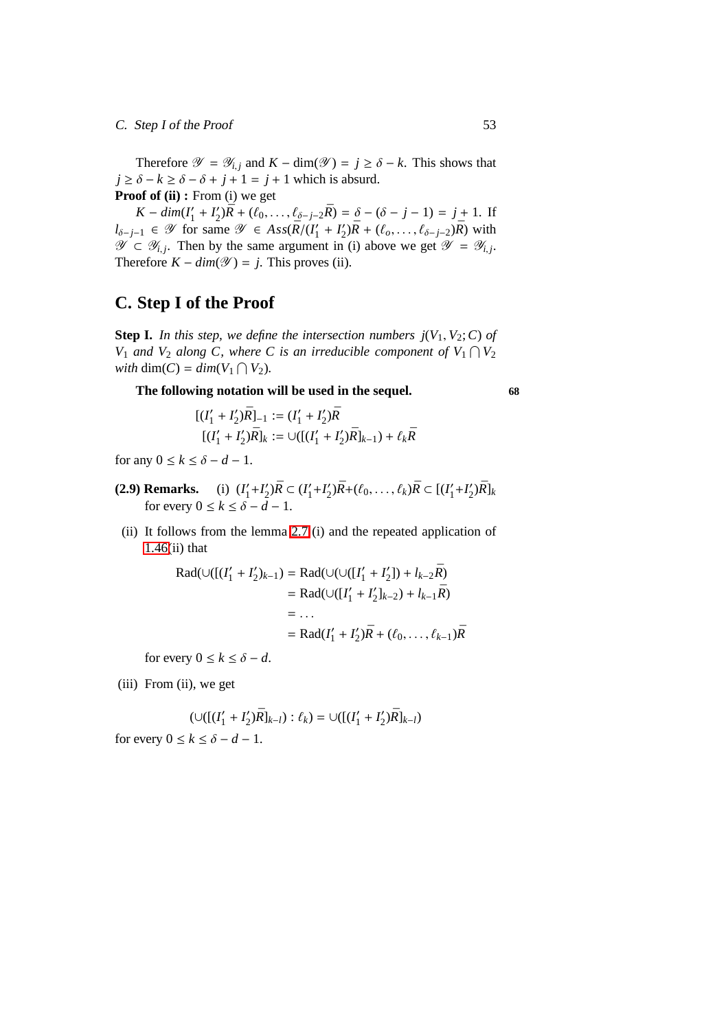Therefore $\mathscr{Y} = \mathscr{Y}_{i,j}$ and $K - \dim(\mathscr{Y}) = j \geq \delta - k$. This shows that $j \geq \delta - k \geq \delta - \delta + j + 1 = j + 1$ which is absurd.

**Proof of (ii) :** From (i) we get

$K - dim(I_1' + I_2')\bar{R} + (\ell_0, \ldots, \ell_{\delta-j-2}\bar{R}) = \delta - (\delta - j - 1) = j + 1$. If $l_{\delta-j-1} \in \mathscr{Y}$ for same $\mathscr{Y} \in Ass(\bar{R}/(I_1' + I_2')\bar{R} + (\ell_o, \ldots, \ell_{\delta-j-2})\bar{R})$ with $\mathscr{Y} \subset \mathscr{Y}_{i,j}$. Then by the same argument in (i) above we get $\mathscr{Y} = \mathscr{Y}_{i,j}$. Therefore $K - dim(\mathscr{Y}) = j$. This proves (ii).

## C. Step I of the Proof

**Step I.** *In this step, we define the intersection numbers $j(V_1, V_2; C)$ of $V_1$ and $V_2$ along $C$, where $C$ is an irreducible component of $V_1 \bigcap V_2$ with* $\dim(C) = dim(V_1 \bigcap V_2)$.

**The following notation will be used in the sequel.** **68**

$$[(I_1' + I_2')\bar{R}]_{-1} := (I_1' + I_2')\bar{R}$$
$$[(I_1' + I_2')\bar{R}]_k := \cup([(I_1' + I_2')\bar{R}]_{k-1}) + \ell_k\bar{R}$$

for any $0 \leq k \leq \delta - d - 1$.

**(2.9) Remarks.** (i) $(I_1'+I_2')\bar{R} \subset (I_1'+I_2')\bar{R}+(\ell_0, \ldots, \ell_k)\bar{R} \subset [(I_1'+I_2')\bar{R}]_k$ for every $0 \leq k \leq \delta - d - 1$.

(ii) It follows from the lemma 2.7 (i) and the repeated application of 1.46(ii) that

$$\begin{aligned}
\mathrm{Rad}(\cup([(I_1' + I_2')_{k-1}) &= \mathrm{Rad}(\cup(\cup([I_1' + I_2']) + l_{k-2}\bar{R}) \\
&= \mathrm{Rad}(\cup([I_1' + I_2']_{k-2}) + l_{k-1}\bar{R}) \\
&= \ldots \\
&= \mathrm{Rad}(I_1' + I_2')\bar{R} + (\ell_0, \ldots, \ell_{k-1})\bar{R}
\end{aligned}$$

for every $0 \leq k \leq \delta - d$.

(iii) From (ii), we get

$$(\cup([(I_1' + I_2')\bar{R}]_{k-l}) : \ell_k) = \cup([(I_1' + I_2')\bar{R}]_{k-l})$$

for every $0 \leq k \leq \delta - d - 1$.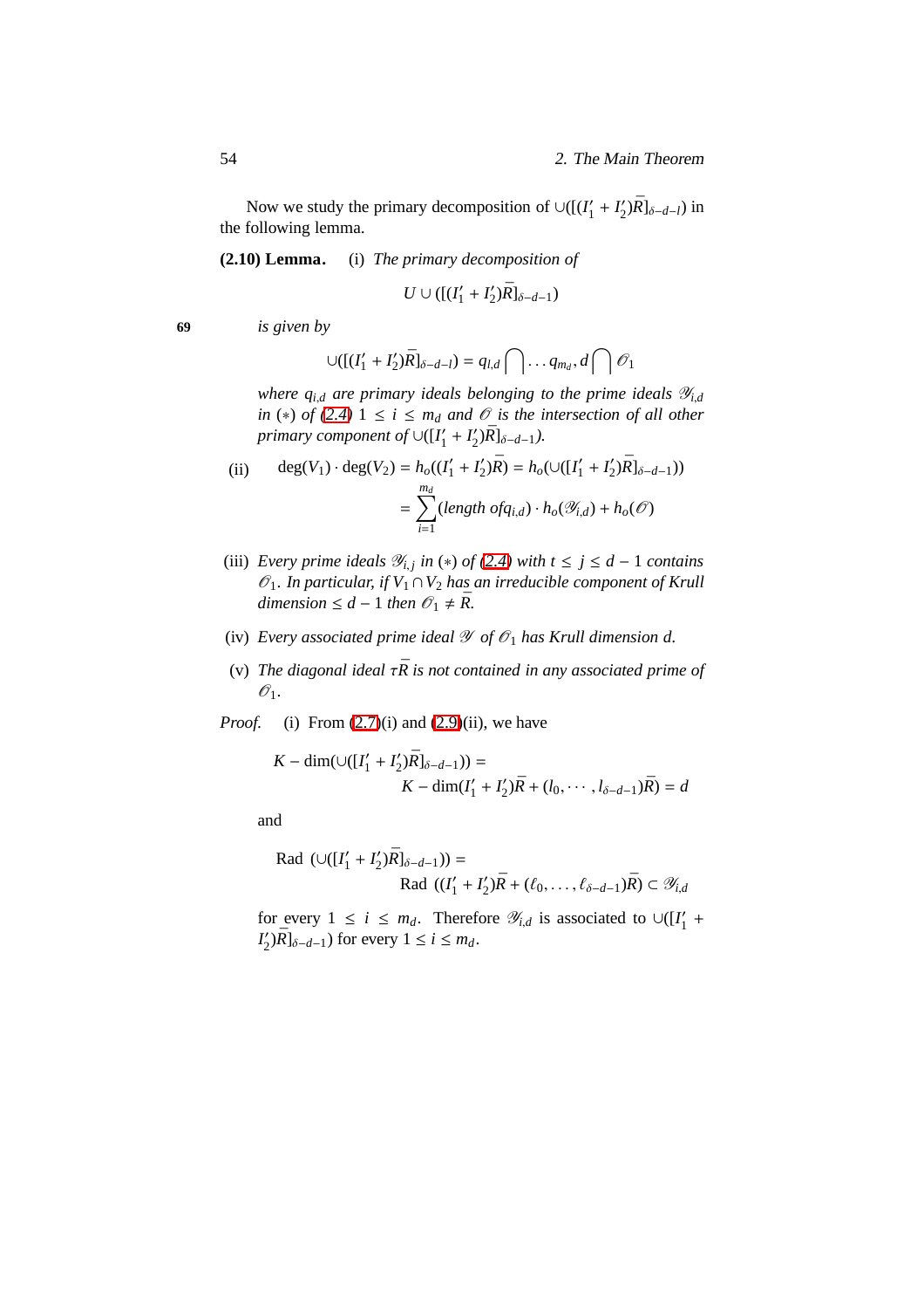Now we study the primary decomposition of $\cup([(I'_1+I'_2)\bar{R}]_{\delta-d-l})$ in the following lemma.

**(2.10) Lemma.** (i) *The primary decomposition of*

$$U\cup([(I'_1+I'_2)\bar{R}]_{\delta-d-1})$$

69 *is given by*

$$\cup([(I'_1+I'_2)\bar{R}]_{\delta-d-l}) = q_{l,d}\bigcap\ldots q_{m_d},d\bigcap\mathscr{O}_1$$

*where $q_{i,d}$ are primary ideals belonging to the prime ideals $\mathscr{Y}_{i,d}$ in $(*)$ of (2.4) $1\le i\le m_d$ and $\mathscr{O}$ is the intersection of all other primary component of $\cup([I'_1+I'_2)\bar{R}]_{\delta-d-1})$.*

(ii) $$\deg(V_1)\cdot\deg(V_2) = h_o((I'_1+I'_2)\bar{R}) = h_o(\cup([I'_1+I'_2)\bar{R}]_{\delta-d-1}))$$
$$= \sum_{i=1}^{m_d}(\textit{length of} q_{i,d})\cdot h_o(\mathscr{Y}_{i,d}) + h_o(\mathscr{O})$$

(iii) *Every prime ideals $\mathscr{Y}_{i,j}$ in $(*)$ of (2.4) with $t\le j\le d-1$ contains $\mathscr{O}_1$. In particular, if $V_1\cap V_2$ has an irreducible component of Krull dimension $\le d-1$ then $\mathscr{O}_1\ne\bar{R}$.*

(iv) *Every associated prime ideal $\mathscr{Y}$ of $\mathscr{O}_1$ has Krull dimension $d$.*

(v) *The diagonal ideal $\tau\bar{R}$ is not contained in any associated prime of $\mathscr{O}_1$.*

*Proof.* (i) From (2.7)(i) and (2.9)(ii), we have

$$K-\dim(\cup([I'_1+I'_2)\bar{R}]_{\delta-d-1})) =$$
$$K-\dim(I'_1+I'_2)\bar{R}+(l_0,\cdots,l_{\delta-d-1})\bar{R}) = d$$

and

$$\text{Rad }(\cup([I'_1+I'_2)\bar{R}]_{\delta-d-1})) =$$
$$\text{Rad }((I'_1+I'_2)\bar{R}+(\ell_0,\ldots,\ell_{\delta-d-1})\bar{R})\subset\mathscr{Y}_{i,d}$$

for every $1\le i\le m_d$. Therefore $\mathscr{Y}_{i,d}$ is associated to $\cup([I'_1+I'_2)\bar{R}]_{\delta-d-1})$ for every $1\le i\le m_d$.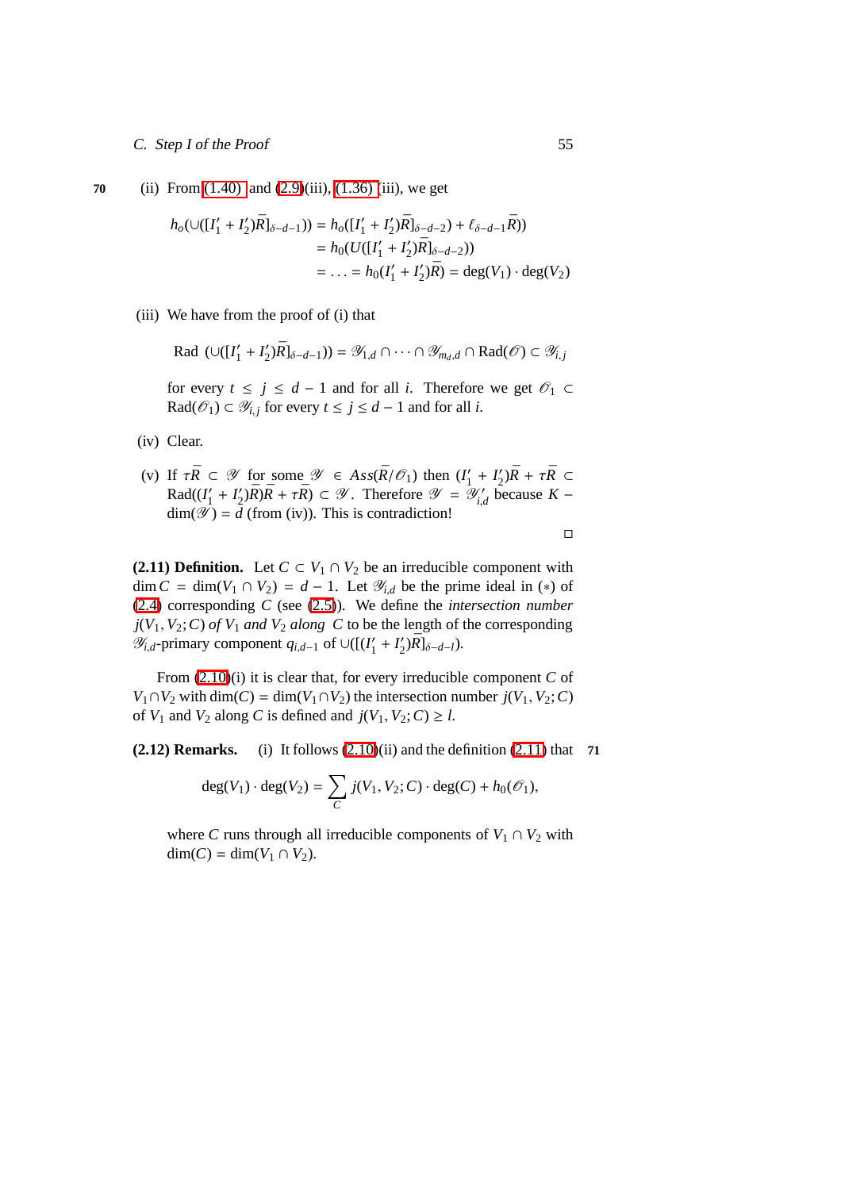70 (ii) From (1.40) and (2.9)(iii), (1.36) (iii), we get

$$
\begin{aligned}
h_o(\cup([I_1' + I_2']\bar{R}]_{\delta-d-1})) &= h_o([I_1' + I_2')\bar{R}]_{\delta-d-2}) + \ell_{\delta-d-1}\bar{R})) \\
&= h_0(U([I_1' + I_2')\bar{R}]_{\delta-d-2})) \\
&= \ldots = h_0(I_1' + I_2')\bar{R}) = \deg(V_1) \cdot \deg(V_2)
\end{aligned}
$$

(iii) We have from the proof of (i) that

$$
\text{Rad } (\cup([I_1' + I_2')\bar{R}]_{\delta-d-1})) = \mathscr{Y}_{1,d} \cap \cdots \cap \mathscr{Y}_{m_d,d} \cap \text{Rad}(\mathscr{O}) \subset \mathscr{Y}_{i,j}
$$

for every $t \leq j \leq d-1$ and for all $i$. Therefore we get $\mathscr{O}_1 \subset \text{Rad}(\mathscr{O}_1) \subset \mathscr{Y}_{i,j}$ for every $t \leq j \leq d-1$ and for all $i$.

(iv) Clear.

(v) If $\tau\bar{R} \subset \mathscr{Y}$ for some $\mathscr{Y} \in Ass(\bar{R}/\mathscr{O}_1)$ then $(I_1' + I_2')\bar{R} + \tau\bar{R} \subset \text{Rad}((I_1' + I_2')\bar{R})\bar{R} + \tau\bar{R}) \subset \mathscr{Y}$. Therefore $\mathscr{Y} = \mathscr{Y}'_{i,d}$ because $K - \dim(\mathscr{Y}) = d$ (from (iv)). This is contradiction!

□

**(2.11) Definition.** Let $C \subset V_1 \cap V_2$ be an irreducible component with $\dim C = \dim(V_1 \cap V_2) = d-1$. Let $\mathscr{Y}_{i,d}$ be the prime ideal in $(*)$ of (2.4) corresponding $C$ (see (2.5)). We define the *intersection number* $j(V_1, V_2; C)$ *of* $V_1$ *and* $V_2$ *along* $C$ to be the length of the corresponding $\mathscr{Y}_{i,d}$-primary component $q_{i,d-1}$ of $\cup([[(I_1' + I_2')\bar{R}]_{\delta-d-l})$.

From (2.10)(i) it is clear that, for every irreducible component $C$ of $V_1 \cap V_2$ with $\dim(C) = \dim(V_1 \cap V_2)$ the intersection number $j(V_1, V_2; C)$ of $V_1$ and $V_2$ along $C$ is defined and $j(V_1, V_2; C) \geq l$.

**(2.12) Remarks.** (i) It follows (2.10)(ii) and the definition (2.11) that 71

$$
\deg(V_1) \cdot \deg(V_2) = \sum_C j(V_1, V_2; C) \cdot \deg(C) + h_0(\mathscr{O}_1),
$$

where $C$ runs through all irreducible components of $V_1 \cap V_2$ with $\dim(C) = \dim(V_1 \cap V_2)$.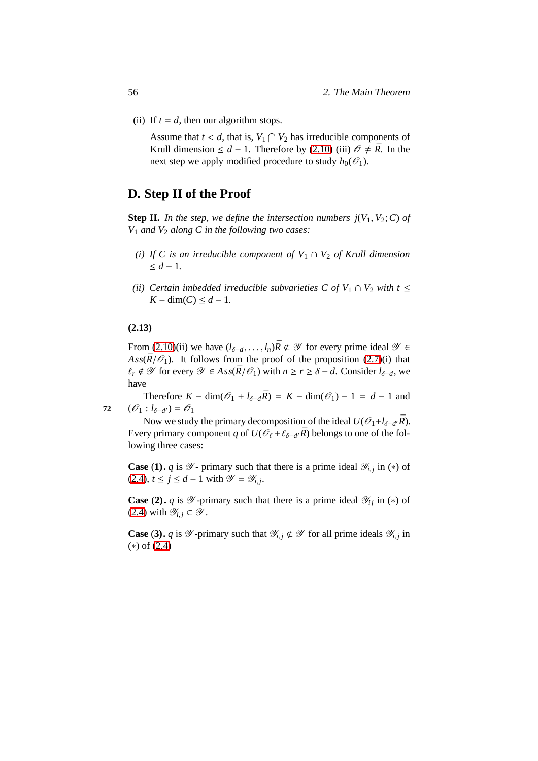(ii) If $t = d$, then our algorithm stops.

Assume that $t < d$, that is, $V_1 \bigcap V_2$ has irreducible components of Krull dimension $\leq d - 1$. Therefore by (2.10) (iii) $\mathscr{O} \neq \bar{R}$. In the next step we apply modified procedure to study $h_0(\mathscr{O}_1)$.

## D. Step II of the Proof

**Step II.** *In the step, we define the intersection numbers $j(V_1, V_2; C)$ of $V_1$ and $V_2$ along $C$ in the following two cases:*

*(i) If $C$ is an irreducible component of $V_1 \cap V_2$ of Krull dimension $\leq d - 1$.*

*(ii) Certain imbedded irreducible subvarieties $C$ of $V_1 \cap V_2$ with $t \leq K - \dim(C) \leq d - 1$.*

**(2.13)**

From (2.10)(ii) we have $(l_{\delta-d}, \ldots, l_n)\bar{R} \not\subset \mathscr{Y}$ for every prime ideal $\mathscr{Y} \in Ass(\bar{R}/\mathscr{O}_1)$. It follows from the proof of the proposition (2.7)(i) that $\ell_r \notin \mathscr{Y}$ for every $\mathscr{Y} \in Ass(\bar{R}/\mathscr{O}_1)$ with $n \geq r \geq \delta - d$. Consider $l_{\delta-d}$, we have

Therefore $K - \dim(\mathscr{O}_1 + l_{\delta-d}\bar{R}) = K - \dim(\mathscr{O}_1) - 1 = d - 1$ and $(\mathscr{O}_1 : l_{\delta-d'}) = \mathscr{O}_1$

Now we study the primary decomposition of the ideal $U(\mathscr{O}_1 + l_{\delta-d'}\bar{R})$. Every primary component $q$ of $U(\mathscr{O}_\ell + \ell_{\delta-d'}\bar{R})$ belongs to one of the following three cases:

**Case (1).** $q$ is $\mathscr{Y}$- primary such that there is a prime ideal $\mathscr{Y}_{i,j}$ in $(*)$ of (2.4), $t \leq j \leq d - 1$ with $\mathscr{Y} = \mathscr{Y}_{i,j}$.

**Case (2).** $q$ is $\mathscr{Y}$-primary such that there is a prime ideal $\mathscr{Y}_{ij}$ in $(*)$ of (2.4) with $\mathscr{Y}_{i,j} \subset \mathscr{Y}$.

**Case (3).** $q$ is $\mathscr{Y}$-primary such that $\mathscr{Y}_{i,j} \not\subset \mathscr{Y}$ for all prime ideals $\mathscr{Y}_{i,j}$ in $(*)$ of (2.4)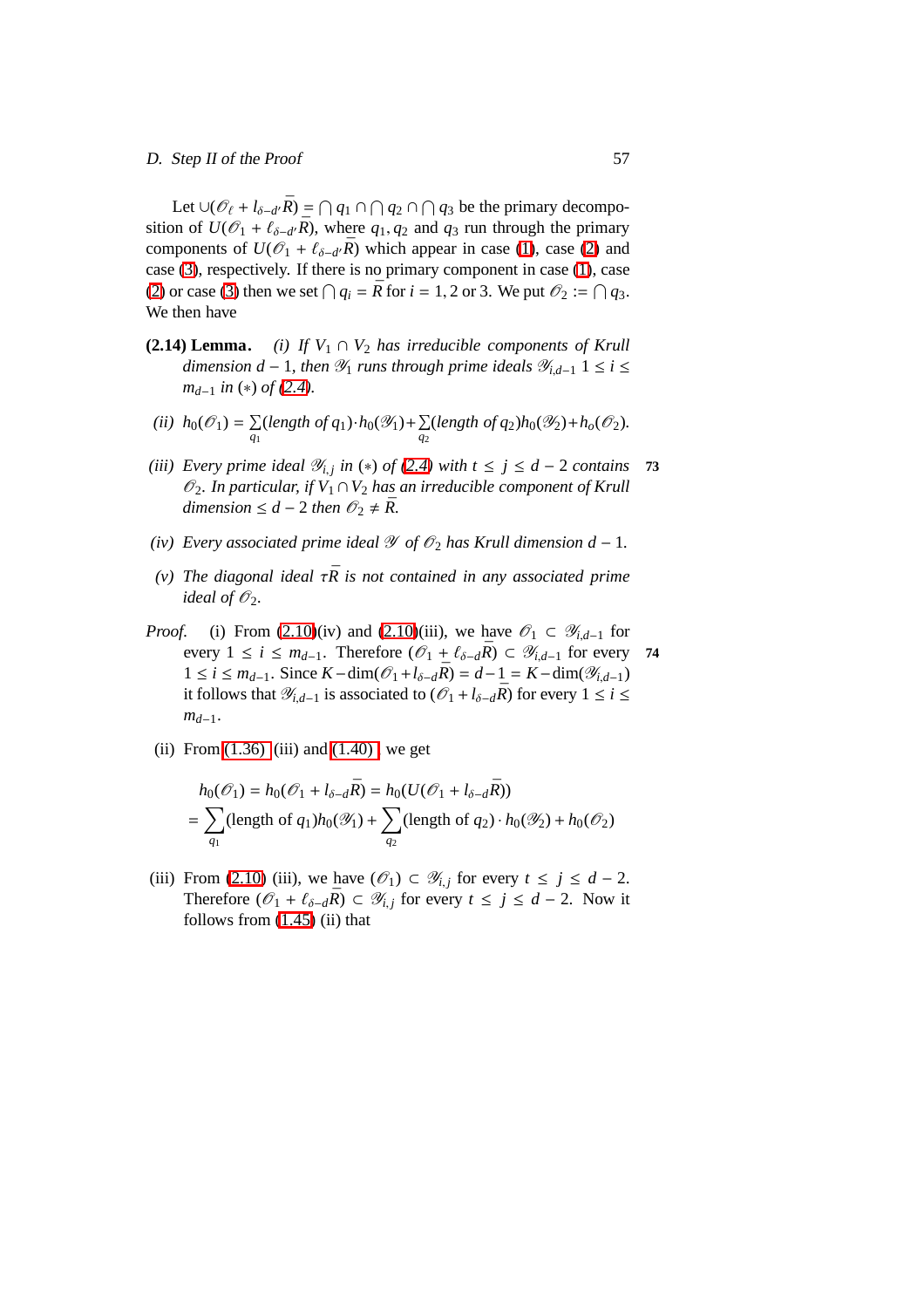Let $\cup(\mathscr{O}_\ell + l_{\delta-d'}\bar{R}) = \bigcap q_1 \cap \bigcap q_2 \cap \bigcap q_3$ be the primary decomposition of $U(\mathscr{O}_1 + \ell_{\delta-d'}\bar{R})$, where $q_1, q_2$ and $q_3$ run through the primary components of $U(\mathscr{O}_1 + \ell_{\delta-d'}\bar{R})$ which appear in case (1), case (2) and case (3), respectively. If there is no primary component in case (1), case (2) or case (3) then we set $\bigcap q_i = \bar{R}$ for $i = 1, 2$ or $3$. We put $\mathscr{O}_2 := \bigcap q_3$. We then have

**(2.14) Lemma.** *(i) If $V_1 \cap V_2$ has irreducible components of Krull dimension $d-1$, then $\mathscr{Y}_1$ runs through prime ideals $\mathscr{Y}_{i,d-1}$ $1 \le i \le m_{d-1}$ in $(*)$ of (2.4).*

*(ii) $h_0(\mathscr{O}_1) = \sum_{q_1}(\text{length of } q_1)\cdot h_0(\mathscr{Y}_1) + \sum_{q_2}(\text{length of } q_2) h_0(\mathscr{Y}_2) + h_o(\mathscr{O}_2)$.*

*(iii) Every prime ideal $\mathscr{Y}_{i,j}$ in $(*)$ of (2.4) with $t \le j \le d-2$ contains $\mathscr{O}_2$. In particular, if $V_1 \cap V_2$ has an irreducible component of Krull dimension $\le d-2$ then $\mathscr{O}_2 \ne \bar{R}$.*

*(iv) Every associated prime ideal $\mathscr{Y}$ of $\mathscr{O}_2$ has Krull dimension $d-1$.*

*(v) The diagonal ideal $\tau\bar{R}$ is not contained in any associated prime ideal of $\mathscr{O}_2$.*

*Proof.* (i) From (2.10)(iv) and (2.10)(iii), we have $\mathscr{O}_1 \subset \mathscr{Y}_{i,d-1}$ for every $1 \le i \le m_{d-1}$. Therefore $(\mathscr{O}_1 + \ell_{\delta-d}\bar{R}) \subset \mathscr{Y}_{i,d-1}$ for every $1 \le i \le m_{d-1}$. Since $K-\dim(\mathscr{O}_1 + l_{\delta-d}\bar{R}) = d-1 = K-\dim(\mathscr{Y}_{i,d-1})$ it follows that $\mathscr{Y}_{i,d-1}$ is associated to $(\mathscr{O}_1 + l_{\delta-d}\bar{R})$ for every $1 \le i \le m_{d-1}$.

(ii) From (1.36) (iii) and (1.40) we get

$$
\begin{aligned}
&h_0(\mathscr{O}_1) = h_0(\mathscr{O}_1 + l_{\delta-d}\bar{R}) = h_0(U(\mathscr{O}_1 + l_{\delta-d}\bar{R})) \\
&= \sum_{q_1}(\text{length of } q_1) h_0(\mathscr{Y}_1) + \sum_{q_2}(\text{length of } q_2)\cdot h_0(\mathscr{Y}_2) + h_0(\mathscr{O}_2)
\end{aligned}
$$

(iii) From (2.10) (iii), we have $(\mathscr{O}_1) \subset \mathscr{Y}_{i,j}$ for every $t \le j \le d-2$. Therefore $(\mathscr{O}_1 + \ell_{\delta-d}\bar{R}) \subset \mathscr{Y}_{i,j}$ for every $t \le j \le d-2$. Now it follows from (1.45) (ii) that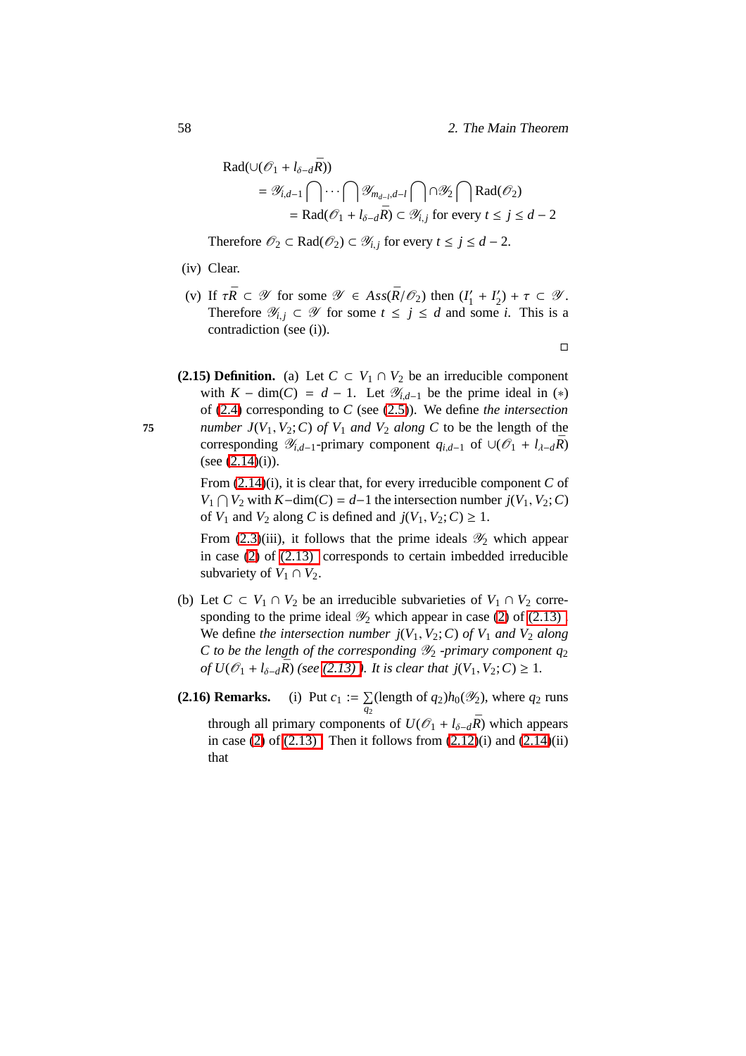$$\begin{aligned}
&\operatorname{Rad}(\cup(\mathscr{O}_1 + l_{\delta-d}\bar{R})) \\
&\quad = \mathscr{Y}_{i,d-1} \bigcap \cdots \bigcap \mathscr{Y}_{m_{d-l},d-l} \bigcap \cap \mathscr{Y}_2 \bigcap \operatorname{Rad}(\mathscr{O}_2) \\
&\quad\quad = \operatorname{Rad}(\mathscr{O}_1 + l_{\delta-d}\bar{R}) \subset \mathscr{Y}_{i,j} \text{ for every } t \le j \le d-2
\end{aligned}$$

Therefore $\mathscr{O}_2 \subset \operatorname{Rad}(\mathscr{O}_2) \subset \mathscr{Y}_{i,j}$ for every $t \le j \le d-2$.

(iv) Clear.

(v) If $\tau\bar{R} \subset \mathscr{Y}$ for some $\mathscr{Y} \in Ass(\bar{R}/\mathscr{O}_2)$ then $(I'_1 + I'_2) + \tau \subset \mathscr{Y}$. Therefore $\mathscr{Y}_{i,j} \subset \mathscr{Y}$ for some $t \le j \le d$ and some $i$. This is a contradiction (see (i)).

□

**(2.15) Definition.** (a) Let $C \subset V_1 \cap V_2$ be an irreducible component with $K - \dim(C) = d - 1$. Let $\mathscr{Y}_{i,d-1}$ be the prime ideal in $(*)$ of (2.4) corresponding to $C$ (see (2.5)). We define *the intersection number* $J(V_1, V_2; C)$ *of* $V_1$ *and* $V_2$ *along* $C$ to be the length of the corresponding $\mathscr{Y}_{i,d-1}$-primary component $q_{i,d-1}$ of $\cup(\mathscr{O}_1 + l_{\lambda-d}\bar{R})$ (see (2.14)(i)).

From (2.14)(i), it is clear that, for every irreducible component $C$ of $V_1 \bigcap V_2$ with $K-\dim(C) = d-1$ the intersection number $j(V_1, V_2; C)$ of $V_1$ and $V_2$ along $C$ is defined and $j(V_1, V_2; C) \ge 1$.

From (2.3)(iii), it follows that the prime ideals $\mathscr{Y}_2$ which appear in case (2) of (2.13) corresponds to certain imbedded irreducible subvariety of $V_1 \cap V_2$.

(b) Let $C \subset V_1 \cap V_2$ be an irreducible subvarieties of $V_1 \cap V_2$ corresponding to the prime ideal $\mathscr{Y}_2$ which appear in case (2) of (2.13). We define *the intersection number* $j(V_1, V_2; C)$ *of* $V_1$ *and* $V_2$ *along* $C$ *to be the length of the corresponding* $\mathscr{Y}_2$ *-primary component* $q_2$ *of* $U(\mathscr{O}_1 + l_{\delta-d}\bar{R})$ *(see (2.13)). It is clear that* $j(V_1, V_2; C) \ge 1$.

**(2.16) Remarks.** (i) Put $c_1 := \sum_{q_2}(\text{length of } q_2)h_0(\mathscr{Y}_2)$, where $q_2$ runs through all primary components of $U(\mathscr{O}_1 + l_{\delta-d}\bar{R})$ which appears in case (2) of (2.13). Then it follows from (2.12)(i) and (2.14)(ii) that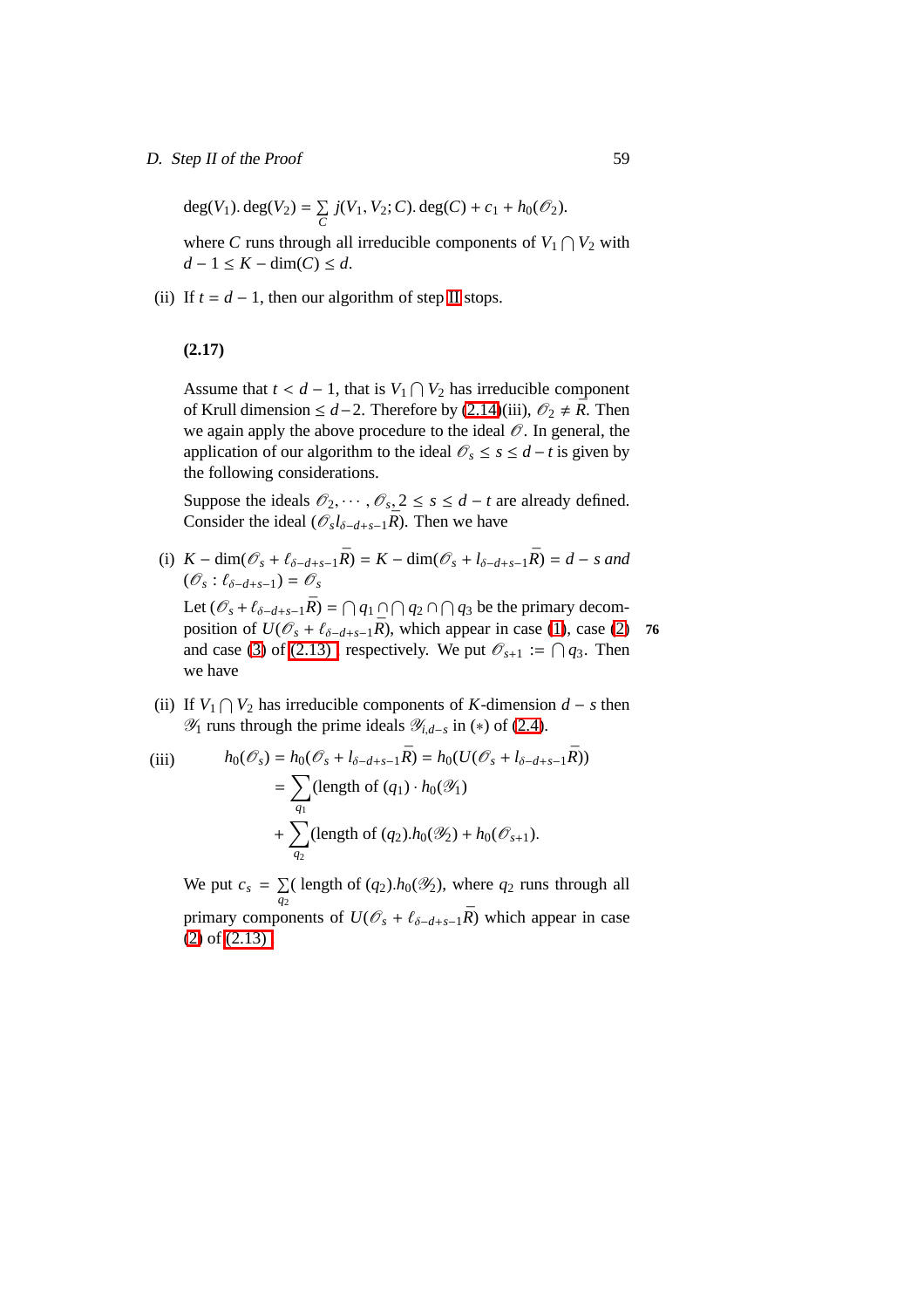$$\deg(V_1).\deg(V_2) = \sum_C j(V_1, V_2; C).\deg(C) + c_1 + h_0(\mathscr{O}_2).$$

where $C$ runs through all irreducible components of $V_1 \bigcap V_2$ with $d - 1 \leq K - \dim(C) \leq d$.

(ii) If $t = d - 1$, then our algorithm of step II stops.

**(2.17)**

Assume that $t < d - 1$, that is $V_1 \bigcap V_2$ has irreducible component of Krull dimension $\leq d-2$. Therefore by (2.14)(iii), $\mathscr{O}_2 \neq \bar{R}$. Then we again apply the above procedure to the ideal $\mathscr{O}$. In general, the application of our algorithm to the ideal $\mathscr{O}_s \leq s \leq d - t$ is given by the following considerations.

Suppose the ideals $\mathscr{O}_2, \cdots, \mathscr{O}_s, 2 \leq s \leq d - t$ are already defined. Consider the ideal $(\mathscr{O}_s l_{\delta-d+s-1}\bar{R})$. Then we have

(i) $K - \dim(\mathscr{O}_s + \ell_{\delta-d+s-1}\bar{R}) = K - \dim(\mathscr{O}_s + l_{\delta-d+s-1}\bar{R}) = d - s$ *and* $(\mathscr{O}_s : \ell_{\delta-d+s-1}) = \mathscr{O}_s$

Let $(\mathscr{O}_s + \ell_{\delta-d+s-1}\bar{R}) = \bigcap q_1 \cap \bigcap q_2 \cap \bigcap q_3$ be the primary decomposition of $U(\mathscr{O}_s + \ell_{\delta-d+s-1}\bar{R})$, which appear in case (1), case (2) and case (3) of (2.13) respectively. We put $\mathscr{O}_{s+1} := \bigcap q_3$. Then we have

(ii) If $V_1 \bigcap V_2$ has irreducible components of $K$-dimension $d - s$ then $\mathscr{Y}_1$ runs through the prime ideals $\mathscr{Y}_{i,d-s}$ in $(*)$ of (2.4).

(iii)
$$\begin{aligned}
h_0(\mathscr{O}_s) = h_0(\mathscr{O}_s + l_{\delta-d+s-1}\bar{R}) &= h_0(U(\mathscr{O}_s + l_{\delta-d+s-1}\bar{R})) \\
&= \sum_{q_1} (\text{length of } (q_1) \cdot h_0(\mathscr{Y}_1) \\
&\quad + \sum_{q_2} (\text{length of } (q_2).h_0(\mathscr{Y}_2) + h_0(\mathscr{O}_{s+1}).
\end{aligned}$$

We put $c_s = \sum_{q_2}($ length of $(q_2).h_0(\mathscr{Y}_2)$, where $q_2$ runs through all primary components of $U(\mathscr{O}_s + \ell_{\delta-d+s-1}\bar{R})$ which appear in case (2) of (2.13)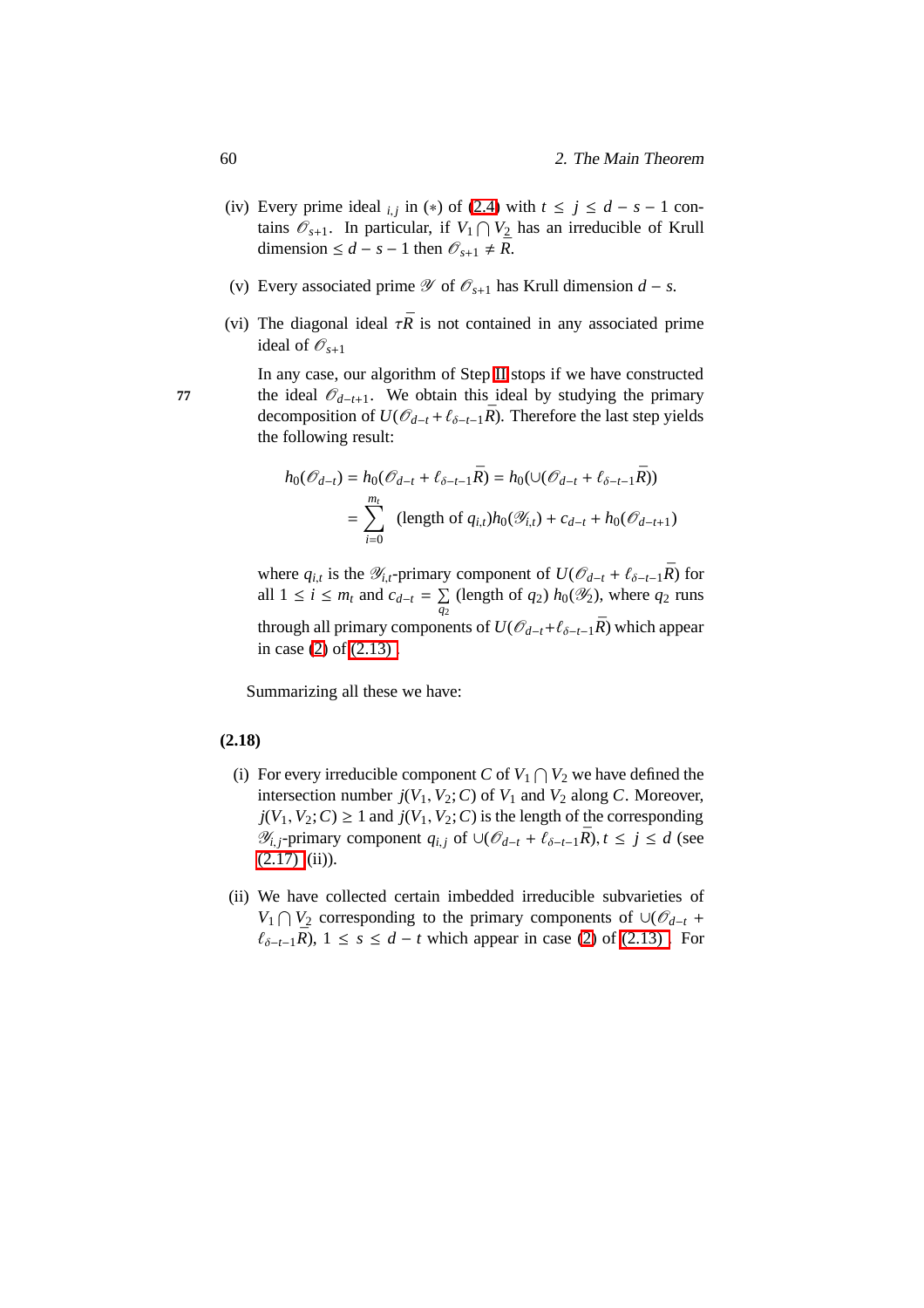(iv) Every prime ideal ${}_{i,j}$ in $(*)$ of (2.4) with $t \leq j \leq d - s - 1$ contains $\mathscr{O}_{s+1}$. In particular, if $V_1 \bigcap V_2$ has an irreducible of Krull dimension $\leq d - s - 1$ then $\mathscr{O}_{s+1} \neq \bar{R}$.

(v) Every associated prime $\mathscr{Y}$ of $\mathscr{O}_{s+1}$ has Krull dimension $d - s$.

(vi) The diagonal ideal $\tau\bar{R}$ is not contained in any associated prime ideal of $\mathscr{O}_{s+1}$

In any case, our algorithm of Step II stops if we have constructed the ideal $\mathscr{O}_{d-t+1}$. We obtain this ideal by studying the primary decomposition of $U(\mathscr{O}_{d-t} + \ell_{\delta-t-1}\bar{R})$. Therefore the last step yields the following result:

$$
\begin{aligned}
h_0(\mathscr{O}_{d-t}) &= h_0(\mathscr{O}_{d-t} + \ell_{\delta-t-1}\bar{R}) = h_0(\cup(\mathscr{O}_{d-t} + \ell_{\delta-t-1}\bar{R})) \\
&= \sum_{i=0}^{m_t} (\text{length of } q_{i,t}) h_0(\mathscr{Y}_{i,t}) + c_{d-t} + h_0(\mathscr{O}_{d-t+1})
\end{aligned}
$$

where $q_{i,t}$ is the $\mathscr{Y}_{i,t}$-primary component of $U(\mathscr{O}_{d-t} + \ell_{\delta-t-1}\bar{R})$ for all $1 \leq i \leq m_t$ and $c_{d-t} = \sum_{q_2} (\text{length of } q_2)\ h_0(\mathscr{Y}_2)$, where $q_2$ runs through all primary components of $U(\mathscr{O}_{d-t} + \ell_{\delta-t-1}\bar{R})$ which appear in case (2) of (2.13) .

Summarizing all these we have:

**(2.18)**

(i) For every irreducible component $C$ of $V_1 \bigcap V_2$ we have defined the intersection number $j(V_1, V_2; C)$ of $V_1$ and $V_2$ along $C$. Moreover, $j(V_1, V_2; C) \geq 1$ and $j(V_1, V_2; C)$ is the length of the corresponding $\mathscr{Y}_{i,j}$-primary component $q_{i,j}$ of $\cup(\mathscr{O}_{d-t} + \ell_{\delta-t-1}\bar{R}), t \leq j \leq d$ (see (2.17) (ii)).

(ii) We have collected certain imbedded irreducible subvarieties of $V_1 \bigcap V_2$ corresponding to the primary components of $\cup(\mathscr{O}_{d-t} + \ell_{\delta-t-1}\bar{R})$, $1 \leq s \leq d - t$ which appear in case (2) of (2.13) . For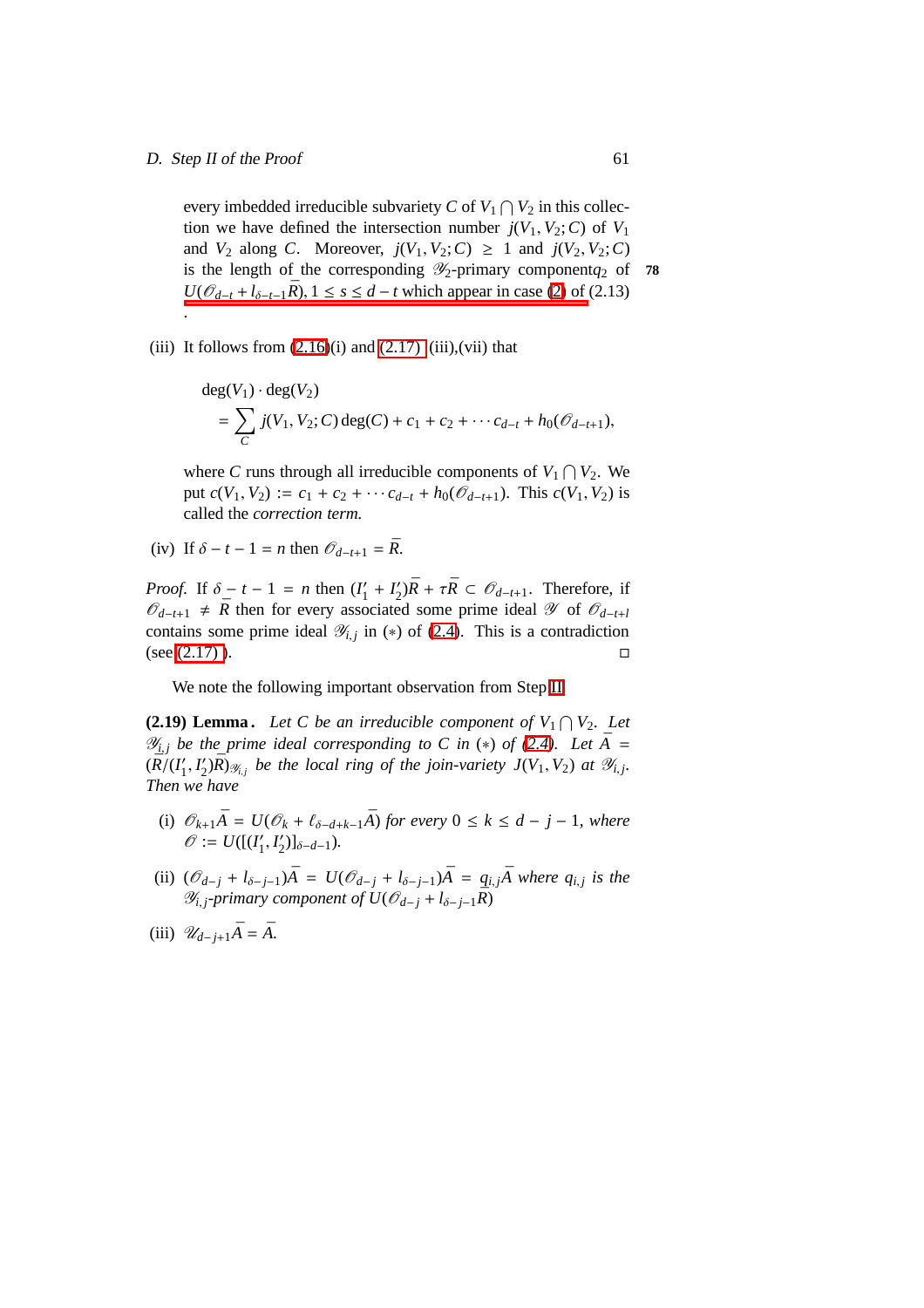every imbedded irreducible subvariety $C$ of $V_1 \bigcap V_2$ in this collection we have defined the intersection number $j(V_1, V_2; C)$ of $V_1$ and $V_2$ along $C$. Moreover, $j(V_1, V_2; C) \geq 1$ and $j(V_2, V_2; C)$ is the length of the corresponding $\mathscr{Y}_2$-primary component$q_2$ of $U(\mathscr{O}_{d-t} + l_{\delta-t-1}\bar{R}), 1 \leq s \leq d-t$ which appear in case (2) of (2.13) .

(iii) It follows from (2.16)(i) and (2.17) (iii),(vii) that

$$\begin{aligned}
&\deg(V_1) \cdot \deg(V_2) \\
&= \sum_C j(V_1, V_2; C) \deg(C) + c_1 + c_2 + \cdots c_{d-t} + h_0(\mathscr{O}_{d-t+1}),
\end{aligned}$$

where $C$ runs through all irreducible components of $V_1 \bigcap V_2$. We put $c(V_1, V_2) := c_1 + c_2 + \cdots c_{d-t} + h_0(\mathscr{O}_{d-t+1})$. This $c(V_1, V_2)$ is called the *correction term.*

(iv) If $\delta - t - 1 = n$ then $\mathscr{O}_{d-t+1} = \bar{R}$.

*Proof.* If $\delta - t - 1 = n$ then $(I'_1 + I'_2)\bar{R} + \tau\bar{R} \subset \mathscr{O}_{d-t+1}$. Therefore, if $\mathscr{O}_{d-t+1} \neq \bar{R}$ then for every associated some prime ideal $\mathscr{Y}$ of $\mathscr{O}_{d-t+l}$ contains some prime ideal $\mathscr{Y}_{i,j}$ in $(*)$ of (2.4). This is a contradiction (see (2.17) ). ◻

We note the following important observation from Step II.

**(2.19) Lemma.** *Let $C$ be an irreducible component of $V_1 \bigcap V_2$. Let $\mathscr{Y}_{i,j}$ be the prime ideal corresponding to $C$ in $(*)$ of (2.4). Let $\bar{A} = (\bar{R}/(I'_1, I'_2)\bar{R})_{\mathscr{Y}_{i,j}}$ be the local ring of the join-variety $J(V_1, V_2)$ at $\mathscr{Y}_{i,j}$. Then we have*

(i) $\mathscr{O}_{k+1}\bar{A} = U(\mathscr{O}_k + \ell_{\delta-d+k-1}\bar{A})$ *for every* $0 \leq k \leq d-j-1$, *where* $\mathscr{O} := U([(I'_1, I'_2)]_{\delta-d-1})$.

(ii) $(\mathscr{O}_{d-j} + l_{\delta-j-1})\bar{A} = U(\mathscr{O}_{d-j} + l_{\delta-j-1})\bar{A} = \underline{q}_{i,j}\bar{A}$ *where* $q_{i,j}$ *is the* $\mathscr{Y}_{i,j}$*-primary component of* $U(\mathscr{O}_{d-j} + l_{\delta-j-1}\bar{R})$

(iii) $\mathscr{U}_{d-j+1}\bar{A} = \bar{A}$.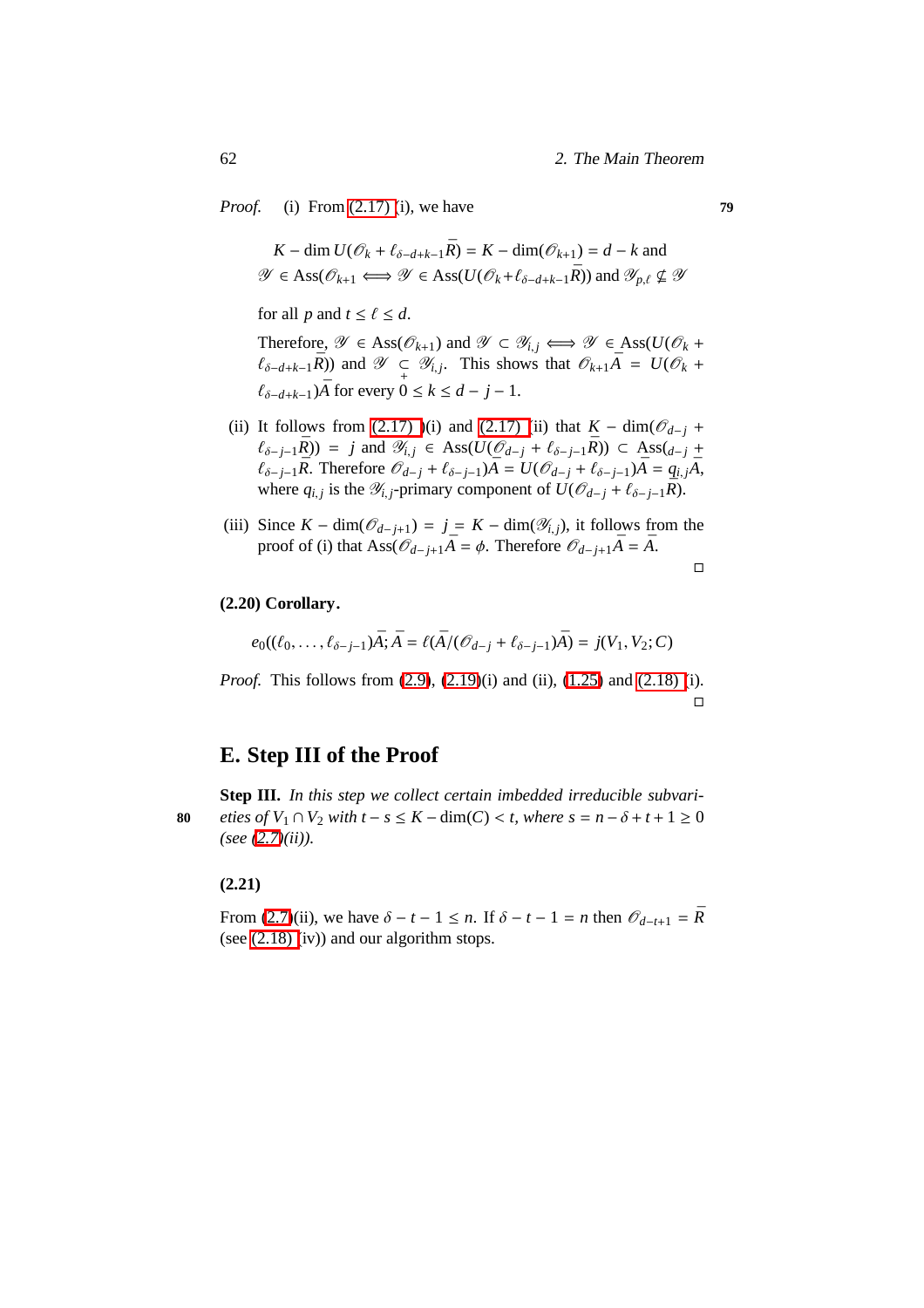*Proof.* (i) From (2.17) (i), we have

$$K-\dim U(\mathscr{O}_k+\ell_{\delta-d+k-1}\bar{R}) = K-\dim(\mathscr{O}_{k+1}) = d-k \text{ and}$$
$$\mathscr{Y}\in \mathrm{Ass}(\mathscr{O}_{k+1} \iff \mathscr{Y}\in \mathrm{Ass}(U(\mathscr{O}_k+\ell_{\delta-d+k-1}\bar{R})) \text{ and } \mathscr{Y}_{p,\ell}\not\subseteq \mathscr{Y}$$

for all $p$ and $t\leq \ell \leq d$.

Therefore, $\mathscr{Y}\in \mathrm{Ass}(\mathscr{O}_{k+1})$ and $\mathscr{Y}\subset \mathscr{Y}_{i,j} \iff \mathscr{Y}\in \underline{\mathrm{Ass}}(U(\mathscr{O}_k+\ell_{\delta-d+k-1}\bar{R}))$ and $\mathscr{Y}\underset{+}{\subseteq}\mathscr{Y}_{i,j}$. This shows that $\mathscr{O}_{k+1}\bar{A} = U(\mathscr{O}_k+\ell_{\delta-d+k-1})\bar{A}$ for every $0\leq k\leq d-j-1$.

(ii) It follows from (2.17) (i) and (2.17) (ii) that $K-\dim(\mathscr{O}_{d-j}+\ell_{\delta-j-1}\bar{R})) = j$ and $\mathscr{Y}_{i,j}\in \mathrm{Ass}(U(\bar{\mathscr{O}}_{d-j}+\ell_{\delta-j-1}\bar{R}))\subset \underline{\mathrm{Ass}}(_{d-j}\underline{+}\ell_{\delta-j-1}\bar{R}$. Therefore $\mathscr{O}_{d-j}+\ell_{\delta-j-1})\bar{A} = U(\mathscr{O}_{d-j}+\ell_{\delta-j-1})\bar{A} = \underline{q}_{i,j}A$, where $q_{i,j}$ is the $\mathscr{Y}_{i,j}$-primary component of $U(\mathscr{O}_{d-j}+\ell_{\delta-j-1}\bar{R})$.

(iii) Since $K-\dim(\mathscr{O}_{d-j+1}) = \underline{j} = K-\dim(\mathscr{Y}_{i,j})$, it follows from the proof of (i) that $\mathrm{Ass}(\mathscr{O}_{d-j+1}\bar{A} = \phi$. Therefore $\mathscr{O}_{d-j+1}\bar{A} = \bar{A}$.

□

**(2.20) Corollary.**

$$e_0((\ell_0,\ldots,\ell_{\delta-j-1})\bar{A};\bar{A} = \ell(\bar{A}/(\mathscr{O}_{d-j}+\ell_{\delta-j-1})\bar{A}) = j(V_1,V_2;C)$$

*Proof.* This follows from (2.9), (2.19)(i) and (ii), (1.25) and (2.18) (i).

□

## E. Step III of the Proof

**Step III.** *In this step we collect certain imbedded irreducible subvarieties of $V_1\cap V_2$ with $t-s\leq K-\dim(C)<t$, where $s=n-\delta+t+1\geq 0$ (see (2.7)(ii)).*

**(2.21)**

From (2.7)(ii), we have $\delta-t-1\leq n$. If $\delta-t-1=n$ then $\mathscr{O}_{d-t+1}=\bar{R}$ (see (2.18) (iv)) and our algorithm stops.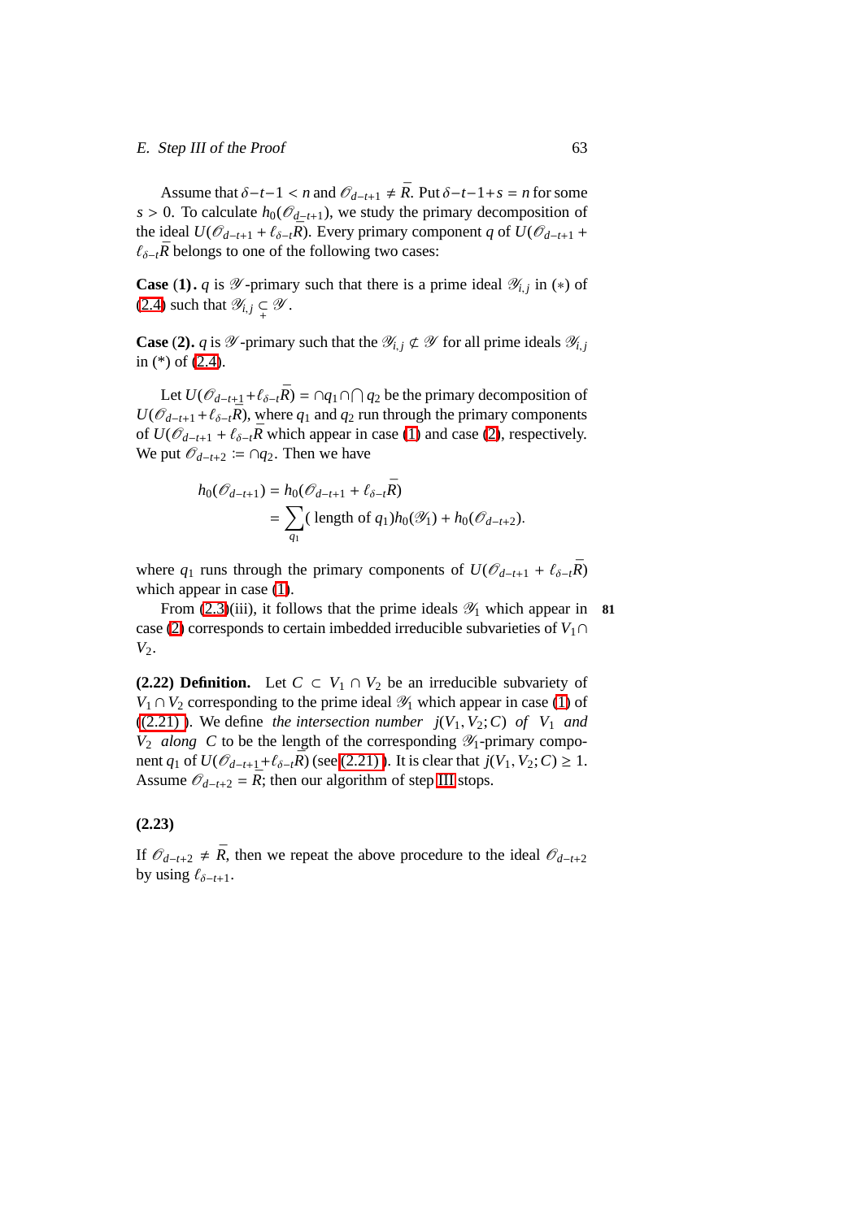Assume that $\delta - t - 1 < n$ and $\mathscr{O}_{d-t+1} \neq \bar{R}$. Put $\delta - t - 1 + s = n$ for some $s > 0$. To calculate $h_0(\mathscr{O}_{d-t+1})$, we study the primary decomposition of the ideal $U(\mathscr{O}_{d-t+1} + \ell_{\delta-t}\bar{R})$. Every primary component $q$ of $U(\mathscr{O}_{d-t+1} + \ell_{\delta-t}\bar{R}$ belongs to one of the following two cases:

**Case (1).** $q$ is $\mathscr{Y}$-primary such that there is a prime ideal $\mathscr{Y}_{i,j}$ in $(*)$ of (2.4) such that $\mathscr{Y}_{i,j} \underset{+}{\subset} \mathscr{Y}$.

**Case (2).** $q$ is $\mathscr{Y}$-primary such that the $\mathscr{Y}_{i,j} \not\subset \mathscr{Y}$ for all prime ideals $\mathscr{Y}_{i,j}$ in (*) of (2.4).

Let $U(\mathscr{O}_{d-t+1} + \ell_{\delta-t}\bar{R}) = \cap q_1 \cap \bigcap q_2$ be the primary decomposition of $U(\mathscr{O}_{d-t+1} + \ell_{\delta-t}\bar{R})$, where $q_1$ and $q_2$ run through the primary components of $U(\mathscr{O}_{d-t+1} + \ell_{\delta-t}\bar{R}$ which appear in case (1) and case (2), respectively. We put $\mathscr{O}_{d-t+2} := \cap q_2$. Then we have

$$
\begin{aligned}
h_0(\mathscr{O}_{d-t+1}) &= h_0(\mathscr{O}_{d-t+1} + \ell_{\delta-t}\bar{R}) \\
&= \sum_{q_1} (\text{ length of } q_1) h_0(\mathscr{Y}_1) + h_0(\mathscr{O}_{d-t+2}).
\end{aligned}
$$

where $q_1$ runs through the primary components of $U(\mathscr{O}_{d-t+1} + \ell_{\delta-t}\bar{R})$ which appear in case (1).

From (2.3)(iii), it follows that the prime ideals $\mathscr{Y}_1$ which appear in case (2) corresponds to certain imbedded irreducible subvarieties of $V_1 \cap V_2$.

**(2.22) Definition.** Let $C \subset V_1 \cap V_2$ be an irreducible subvariety of $V_1 \cap V_2$ corresponding to the prime ideal $\mathscr{Y}_1$ which appear in case (1) of ((2.21) ). We define *the intersection number* $j(V_1, V_2; C)$ *of* $V_1$ *and* $V_2$ *along* $C$ to be the length of the corresponding $\mathscr{Y}_1$-primary component $q_1$ of $U(\mathscr{O}_{d-t+1} + \ell_{\delta-t}\bar{R})$ (see (2.21) ). It is clear that $j(V_1, V_2; C) \geq 1$. Assume $\mathscr{O}_{d-t+2} = \bar{R}$; then our algorithm of step III stops.

**(2.23)**

If $\mathscr{O}_{d-t+2} \neq \bar{R}$, then we repeat the above procedure to the ideal $\mathscr{O}_{d-t+2}$ by using $\ell_{\delta-t+1}$.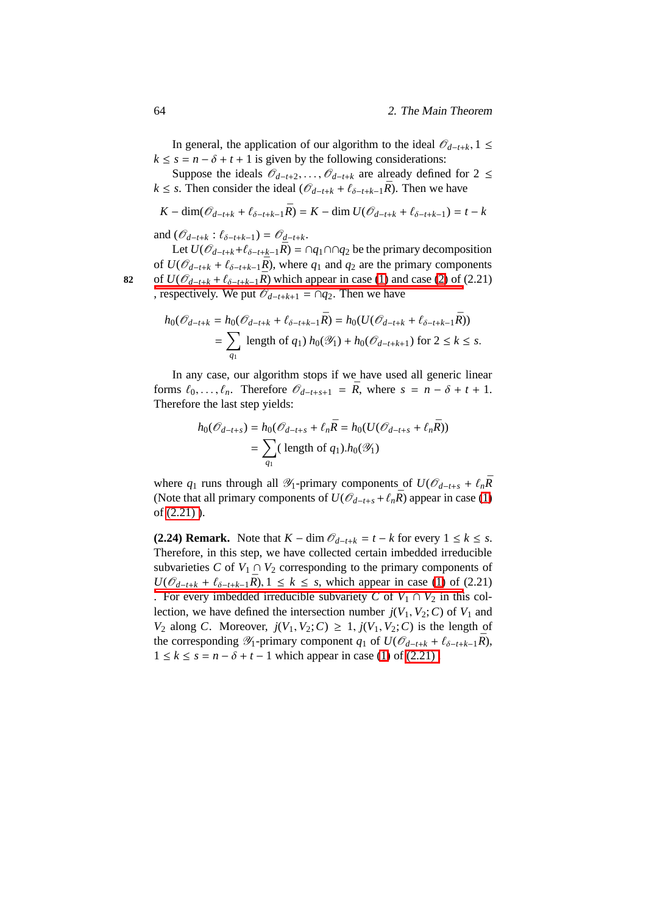In general, the application of our algorithm to the ideal $\mathcal{O}_{d-t+k}$, $1 \leq k \leq s = n - \delta + t + 1$ is given by the following considerations:

Suppose the ideals $\mathcal{O}_{d-t+2}, \ldots, \mathcal{O}_{d-t+k}$ are already defined for $2 \leq k \leq s$. Then consider the ideal $(\mathcal{O}_{d-t+k} + \ell_{\delta-t+k-1}\bar{R})$. Then we have

$$K - \dim(\mathcal{O}_{d-t+k} + \ell_{\delta-t+k-1}\bar{R}) = K - \dim U(\mathcal{O}_{d-t+k} + \ell_{\delta-t+k-1}) = t - k$$

and $(\mathcal{O}_{d-t+k} : \ell_{\delta-t+k-1}) = \mathcal{O}_{d-t+k}$.

Let $U(\mathcal{O}_{d-t+k} + \ell_{\delta-t+k-1}\bar{R}) = \cap q_1 \cap \cap q_2$ be the primary decomposition of $U(\mathcal{O}_{d-t+k} + \ell_{\delta-t+k-1}\bar{R})$, where $q_1$ and $q_2$ are the primary components of $U(\mathcal{O}_{d-t+k} + \ell_{\delta-t+k-1}\bar{R})$ which appear in case (1) and case (2) of (2.21), respectively. We put $\mathcal{O}_{d-t+k+1} = \cap q_2$. Then we have

$$\begin{aligned}
h_0(\mathcal{O}_{d-t+k} &= h_0(\mathcal{O}_{d-t+k} + \ell_{\delta-t+k-1}\bar{R}) = h_0(U(\mathcal{O}_{d-t+k} + \ell_{\delta-t+k-1}\bar{R})) \\
&= \sum_{q_1} \text{length of } q_1)\, h_0(\mathcal{Y}_1) + h_0(\mathcal{O}_{d-t+k+1}) \text{ for } 2 \leq k \leq s.
\end{aligned}$$

In any case, our algorithm stops if we have used all generic linear forms $\ell_0, \ldots, \ell_n$. Therefore $\mathcal{O}_{d-t+s+1} = \bar{R}$, where $s = n - \delta + t + 1$. Therefore the last step yields:

$$\begin{aligned}
h_0(\mathcal{O}_{d-t+s}) &= h_0(\mathcal{O}_{d-t+s} + \ell_n\bar{R} = h_0(U(\mathcal{O}_{d-t+s} + \ell_n\bar{R})) \\
&= \sum_{q_1} (\text{ length of } q_1).h_0(\mathcal{Y}_1)
\end{aligned}$$

where $q_1$ runs through all $\mathcal{Y}_1$-primary components of $U(\mathcal{O}_{d-t+s} + \ell_n\bar{R}$ (Note that all primary components of $U(\mathcal{O}_{d-t+s} + \ell_n\bar{R})$ appear in case (1) of (2.21) ).

**(2.24) Remark.** Note that $K - \dim \mathcal{O}_{d-t+k} = t - k$ for every $1 \leq k \leq s$. Therefore, in this step, we have collected certain imbedded irreducible subvarieties $C$ of $V_1 \cap V_2$ corresponding to the primary components of $U(\mathcal{O}_{d-t+k} + \ell_{\delta-t+k-1}\bar{R})$, $1 \leq k \leq s$, which appear in case (1) of (2.21) . For every imbedded irreducible subvariety $C$ of $V_1 \cap V_2$ in this collection, we have defined the intersection number $j(V_1, V_2; C)$ of $V_1$ and $V_2$ along $C$. Moreover, $j(V_1, V_2; C) \geq 1$, $j(V_1, V_2; C)$ is the length of the corresponding $\mathcal{Y}_1$-primary component $q_1$ of $U(\mathcal{O}_{d-t+k} + \ell_{\delta-t+k-1}\bar{R})$, $1 \leq k \leq s = n - \delta + t - 1$ which appear in case (1) of (2.21)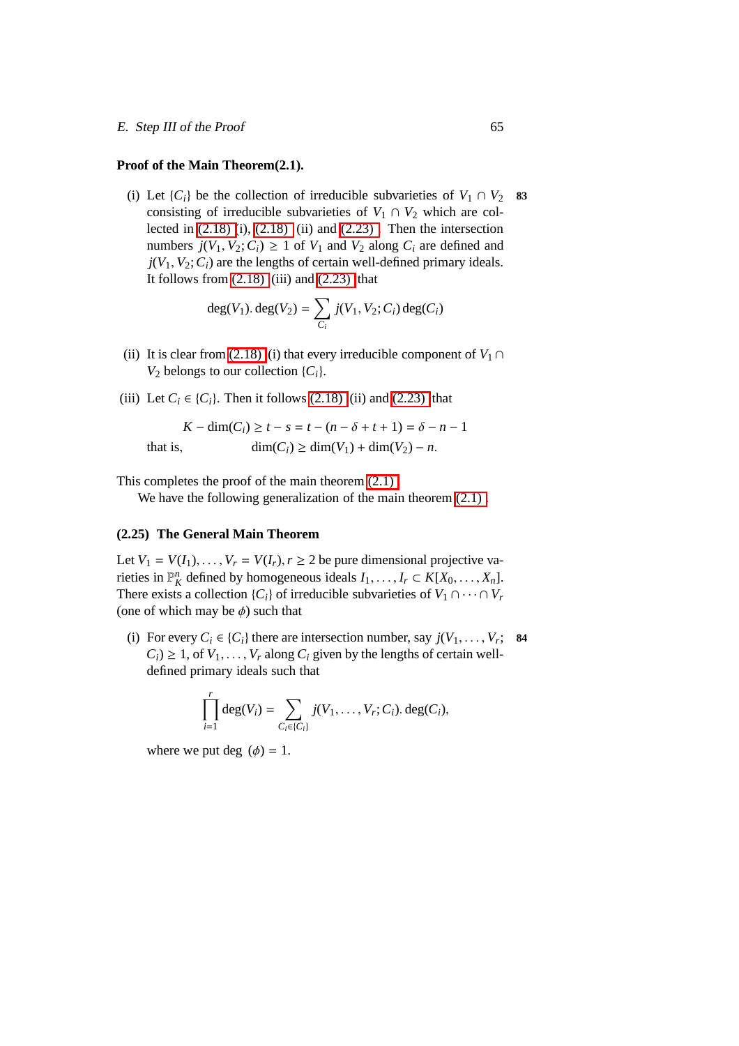**Proof of the Main Theorem(2.1).**

(i) Let $\{C_i\}$ be the collection of irreducible subvarieties of $V_1 \cap V_2$ consisting of irreducible subvarieties of $V_1 \cap V_2$ which are collected in (2.18) (i), (2.18) (ii) and (2.23). Then the intersection numbers $j(V_1, V_2; C_i) \geq 1$ of $V_1$ and $V_2$ along $C_i$ are defined and $j(V_1, V_2; C_i)$ are the lengths of certain well-defined primary ideals. It follows from (2.18) (iii) and (2.23) that

$$\deg(V_1).\deg(V_2) = \sum_{C_i} j(V_1, V_2; C_i)\deg(C_i)$$

(ii) It is clear from (2.18) (i) that every irreducible component of $V_1 \cap V_2$ belongs to our collection $\{C_i\}$.

(iii) Let $C_i \in \{C_i\}$. Then it follows (2.18) (ii) and (2.23) that

$$K - \dim(C_i) \geq t - s = t - (n - \delta + t + 1) = \delta - n - 1$$

that is, $$\dim(C_i) \geq \dim(V_1) + \dim(V_2) - n.$$

This completes the proof of the main theorem (2.1).

We have the following generalization of the main theorem (2.1).

### (2.25) The General Main Theorem

Let $V_1 = V(I_1), \ldots, V_r = V(I_r), r \geq 2$ be pure dimensional projective varieties in $\mathbb{P}^n_K$ defined by homogeneous ideals $I_1, \ldots, I_r \subset K[X_0, \ldots, X_n]$. There exists a collection $\{C_i\}$ of irreducible subvarieties of $V_1 \cap \cdots \cap V_r$ (one of which may be $\phi$) such that

(i) For every $C_i \in \{C_i\}$ there are intersection number, say $j(V_1, \ldots, V_r; C_i) \geq 1$, of $V_1, \ldots, V_r$ along $C_i$ given by the lengths of certain well-defined primary ideals such that

$$\prod_{i=1}^{r} \deg(V_i) = \sum_{C_i \in \{C_i\}} j(V_1, \ldots, V_r; C_i).\deg(C_i),$$

where we put $\deg(\phi) = 1$.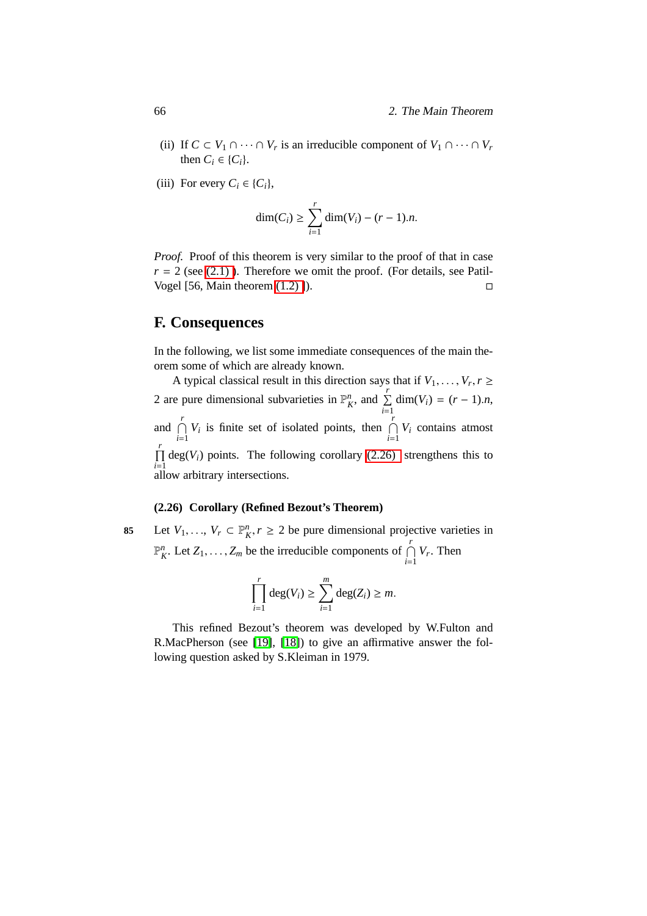(ii) If $C \subset V_1 \cap \cdots \cap V_r$ is an irreducible component of $V_1 \cap \cdots \cap V_r$ then $C_i \in \{C_i\}$.

(iii) For every $C_i \in \{C_i\}$,

$$\dim(C_i) \geq \sum_{i=1}^{r} \dim(V_i) - (r-1).n.$$

*Proof.* Proof of this theorem is very similar to the proof of that in case $r = 2$ (see (2.1) ). Therefore we omit the proof. (For details, see Patil-Vogel [56, Main theorem (1.2) ]). □

## F. Consequences

In the following, we list some immediate consequences of the main theorem some of which are already known.

A typical classical result in this direction says that if $V_1, \ldots, V_r, r \geq 2$ are pure dimensional subvarieties in $\mathbb{P}^n_K$, and $\sum_{i=1}^{r} \dim(V_i) = (r-1).n$, and $\bigcap_{i=1}^{r} V_i$ is finite set of isolated points, then $\bigcap_{i=1}^{r} V_i$ contains atmost $\prod_{i=1}^{r} \deg(V_i)$ points. The following corollary (2.26) strengthens this to allow arbitrary intersections.

**(2.26) Corollary (Refined Bezout's Theorem)**

85 Let $V_1, \ldots, V_r \subset \mathbb{P}^n_K, r \geq 2$ be pure dimensional projective varieties in $\mathbb{P}^n_K$. Let $Z_1, \ldots, Z_m$ be the irreducible components of $\bigcap_{i=1}^{r} V_r$. Then

$$\prod_{i=1}^{r} \deg(V_i) \geq \sum_{i=1}^{m} \deg(Z_i) \geq m.$$

This refined Bezout's theorem was developed by W.Fulton and R.MacPherson (see [19], [18]) to give an affirmative answer the following question asked by S.Kleiman in 1979.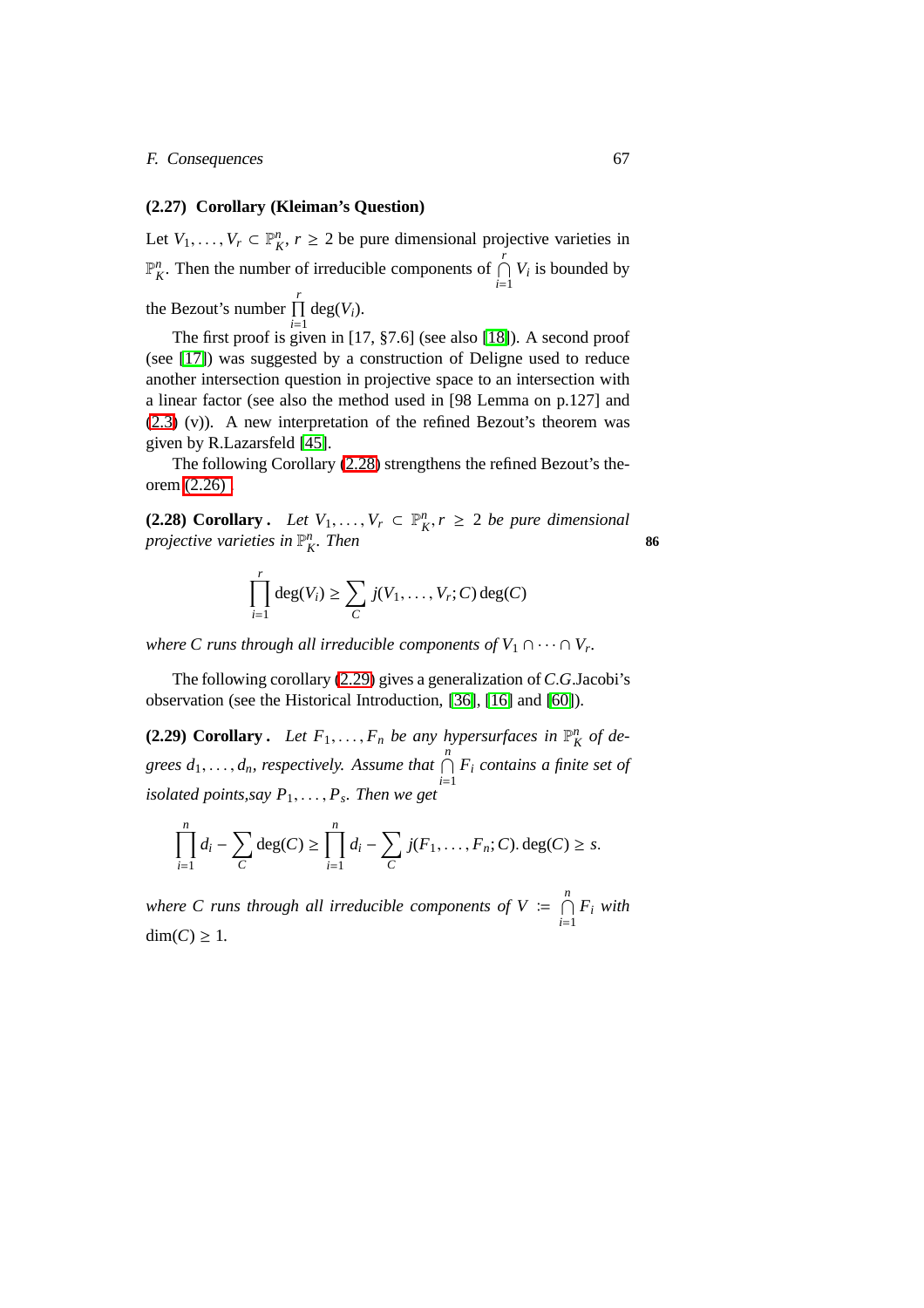**(2.27) Corollary (Kleiman's Question)**

Let $V_1, \ldots, V_r \subset \mathbb{P}^n_K$, $r \geq 2$ be pure dimensional projective varieties in $\mathbb{P}^n_K$. Then the number of irreducible components of $\bigcap\limits_{i=1}^{r} V_i$ is bounded by the Bezout's number $\prod\limits_{i=1}^{r} \deg(V_i)$.

The first proof is given in [17, §7.6] (see also [18]). A second proof (see [17]) was suggested by a construction of Deligne used to reduce another intersection question in projective space to an intersection with a linear factor (see also the method used in [98 Lemma on p.127] and (2.3) (v)). A new interpretation of the refined Bezout's theorem was given by R.Lazarsfeld [45].

The following Corollary (2.28) strengthens the refined Bezout's theorem (2.26) .

**(2.28) Corollary .** *Let $V_1, \ldots, V_r \subset \mathbb{P}^n_K, r \geq 2$ be pure dimensional projective varieties in $\mathbb{P}^n_K$. Then*

86

$$\prod_{i=1}^{r} \deg(V_i) \geq \sum_{C} j(V_1, \ldots, V_r; C) \deg(C)$$

*where $C$ runs through all irreducible components of $V_1 \cap \cdots \cap V_r$.*

The following corollary (2.29) gives a generalization of C.G.Jacobi's observation (see the Historical Introduction, [36], [16] and [60]).

**(2.29) Corollary .** *Let $F_1, \ldots, F_n$ be any hypersurfaces in $\mathbb{P}^n_K$ of degrees $d_1, \ldots, d_n$, respectively. Assume that $\bigcap\limits_{i=1}^{n} F_i$ contains a finite set of isolated points,say $P_1, \ldots, P_s$. Then we get*

$$\prod_{i=1}^{n} d_i - \sum_{C} \deg(C) \geq \prod_{i=1}^{n} d_i - \sum_{C} j(F_1, \ldots, F_n; C). \deg(C) \geq s.$$

*where $C$ runs through all irreducible components of $V := \bigcap\limits_{i=1}^{n} F_i$ with* $\dim(C) \geq 1$.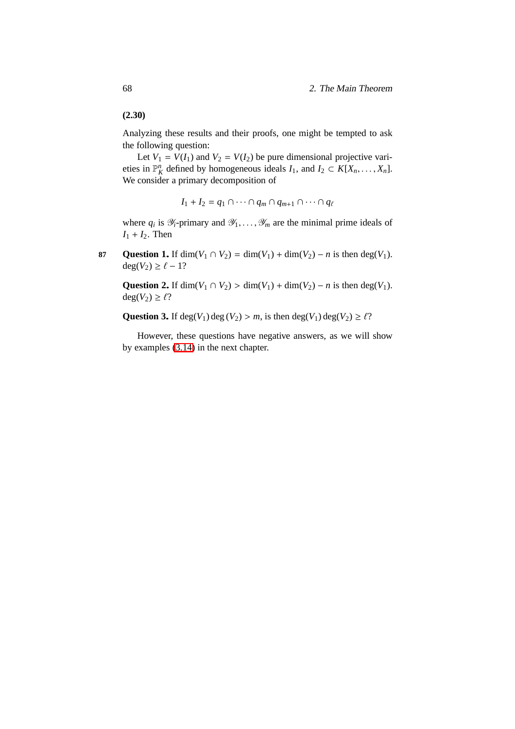**(2.30)**

Analyzing these results and their proofs, one might be tempted to ask the following question:

Let $V_1 = V(I_1)$ and $V_2 = V(I_2)$ be pure dimensional projective varieties in $\mathbb{P}^n_K$ defined by homogeneous ideals $I_1$, and $I_2 \subset K[X_n, \ldots, X_n]$. We consider a primary decomposition of

$$I_1 + I_2 = q_1 \cap \cdots \cap q_m \cap q_{m+1} \cap \cdots \cap q_\ell$$

where $q_i$ is $\mathscr{Y}_i$-primary and $\mathscr{Y}_1, \ldots, \mathscr{Y}_m$ are the minimal prime ideals of $I_1 + I_2$. Then

87

**Question 1.** If $\dim(V_1 \cap V_2) = \dim(V_1) + \dim(V_2) - n$ is then $\deg(V_1).\deg(V_2) \geq \ell - 1$?

**Question 2.** If $\dim(V_1 \cap V_2) > \dim(V_1) + \dim(V_2) - n$ is then $\deg(V_1).\deg(V_2) \geq \ell$?

**Question 3.** If $\deg(V_1) \deg(V_2) > m$, is then $\deg(V_1) \deg(V_2) \geq \ell$?

However, these questions have negative answers, as we will show by examples (3.14) in the next chapter.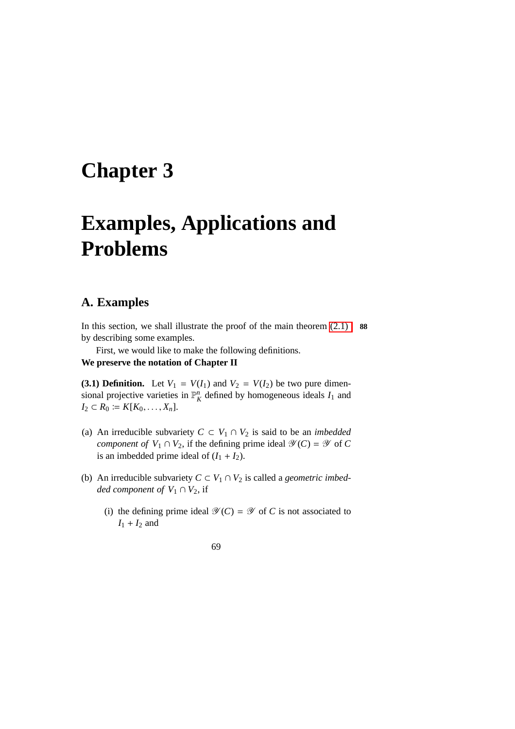# Chapter 3

# Examples, Applications and Problems

## A. Examples

In this section, we shall illustrate the proof of the main theorem (2.1) **88** by describing some examples.

First, we would like to make the following definitions.

**We preserve the notation of Chapter II**

**(3.1) Definition.** Let $V_1 = V(I_1)$ and $V_2 = V(I_2)$ be two pure dimensional projective varieties in $\mathbb{P}^n_K$ defined by homogeneous ideals $I_1$ and $I_2 \subset R_0 := K[K_0, \ldots, X_n]$.

(a) An irreducible subvariety $C \subset V_1 \cap V_2$ is said to be an *imbedded component of* $V_1 \cap V_2$, if the defining prime ideal $\mathscr{Y}(C) = \mathscr{Y}$ of $C$ is an imbedded prime ideal of $(I_1 + I_2)$.

(b) An irreducible subvariety $C \subset V_1 \cap V_2$ is called a *geometric imbedded component of* $V_1 \cap V_2$, if

  (i) the defining prime ideal $\mathscr{Y}(C) = \mathscr{Y}$ of $C$ is not associated to $I_1 + I_2$ and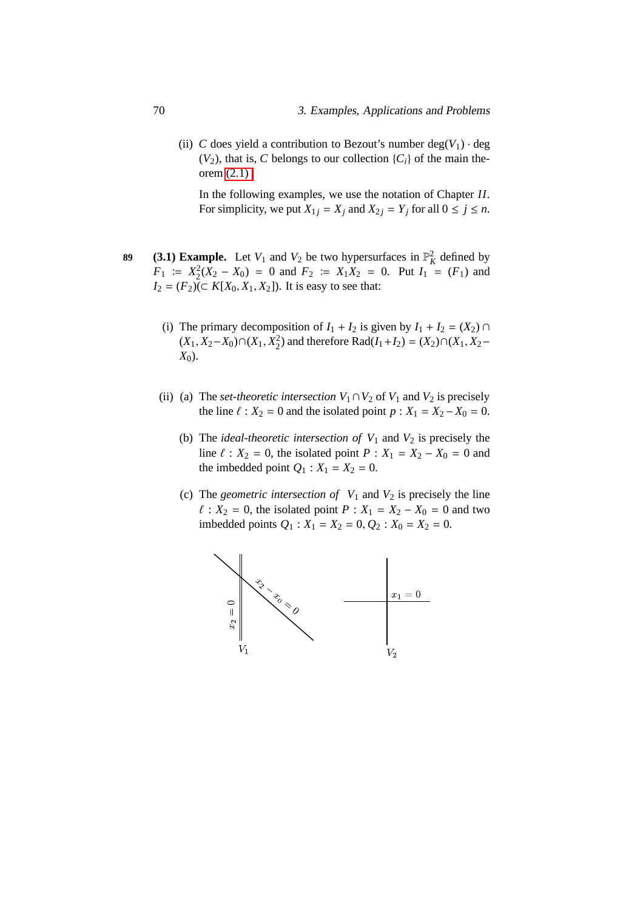(ii) $C$ does yield a contribution to Bezout's number $\deg(V_1) \cdot \deg(V_2)$, that is, $C$ belongs to our collection $\{C_i\}$ of the main theorem (2.1).

In the following examples, we use the notation of Chapter $II$. For simplicity, we put $X_{1j} = X_j$ and $X_{2j} = Y_j$ for all $0 \leq j \leq n$.

89 **(3.1) Example.** Let $V_1$ and $V_2$ be two hypersurfaces in $\mathbb{P}^2_K$ defined by $F_1 := X_2^2(X_2 - X_0) = 0$ and $F_2 := X_1X_2 = 0$. Put $I_1 = (F_1)$ and $I_2 = (F_2)(\subset K[X_0, X_1, X_2])$. It is easy to see that:

(i) The primary decomposition of $I_1 + I_2$ is given by $I_1 + I_2 = (X_2) \cap (X_1, X_2 - X_0) \cap (X_1, X_2^2)$ and therefore $\mathrm{Rad}(I_1 + I_2) = (X_2) \cap (X_1, X_2 - X_0)$.

(ii) (a) The *set-theoretic intersection* $V_1 \cap V_2$ of $V_1$ and $V_2$ is precisely the line $\ell : X_2 = 0$ and the isolated point $p : X_1 = X_2 - X_0 = 0$.

(b) The *ideal-theoretic intersection of* $V_1$ and $V_2$ is precisely the line $\ell : X_2 = 0$, the isolated point $P : X_1 = X_2 - X_0 = 0$ and the imbedded point $Q_1 : X_1 = X_2 = 0$.

(c) The *geometric intersection of* $V_1$ and $V_2$ is precisely the line $\ell : X_2 = 0$, the isolated point $P : X_1 = X_2 - X_0 = 0$ and two imbedded points $Q_1 : X_1 = X_2 = 0, Q_2 : X_0 = X_2 = 0$.

$x_2 = 0$ $\quad x_2 - x_0 = 0$ $\quad x_1 = 0$

$V_1$ $\quad V_2$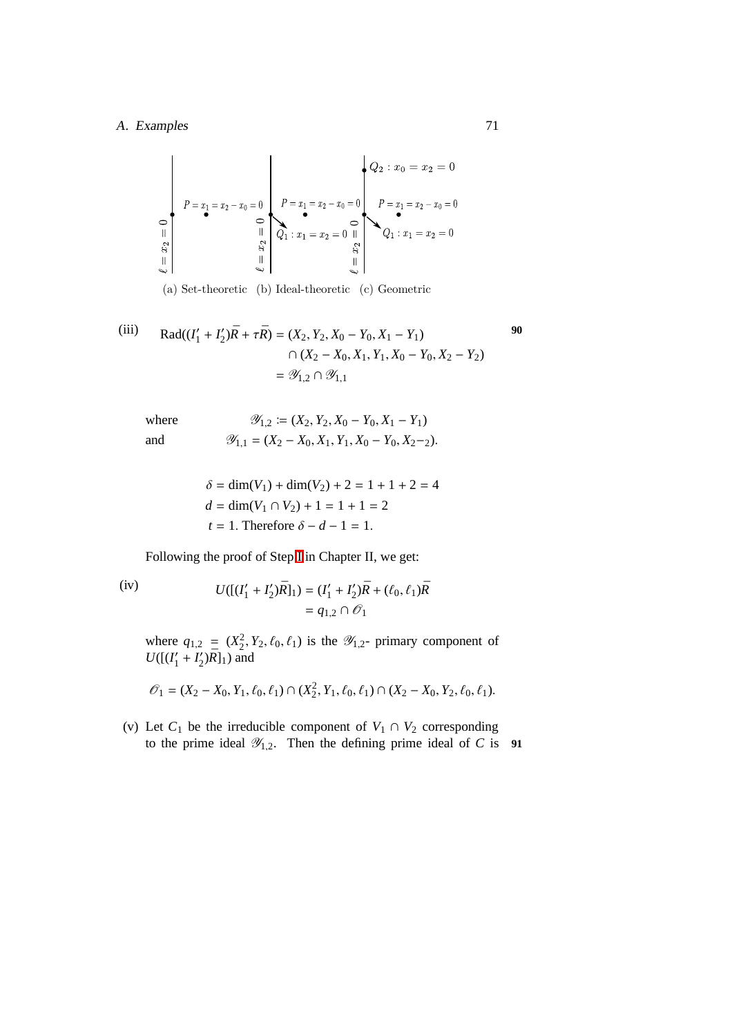(a) Set-theoretic (b) Ideal-theoretic (c) Geometric

(iii)
$$\begin{aligned}
\operatorname{Rad}((I_1' + I_2')\bar{R} + \tau\bar{R}) &= (X_2, Y_2, X_0 - Y_0, X_1 - Y_1) \\
&\quad \cap (X_2 - X_0, X_1, Y_1, X_0 - Y_0, X_2 - Y_2) \\
&= \mathscr{Y}_{1,2} \cap \mathscr{Y}_{1,1}
\end{aligned}$$

**90**

where $\mathscr{Y}_{1,2} := (X_2, Y_2, X_0 - Y_0, X_1 - Y_1)$

and $\mathscr{Y}_{1,1} = (X_2 - X_0, X_1, Y_1, X_0 - Y_0, X_2 -_2)$.

$$\begin{aligned}
\delta &= \dim(V_1) + \dim(V_2) + 2 = 1 + 1 + 2 = 4 \\
d &= \dim(V_1 \cap V_2) + 1 = 1 + 1 = 2 \\
t &= 1. \text{ Therefore } \delta - d - 1 = 1.
\end{aligned}$$

Following the proof of Step I in Chapter II, we get:

(iv)
$$\begin{aligned}
U([(I_1' + I_2')\bar{R}]_1) &= (I_1' + I_2')\bar{R} + (\ell_0, \ell_1)\bar{R} \\
&= q_{1,2} \cap \mathscr{O}_1
\end{aligned}$$

where $q_{1,2} = (X_2^2, Y_2, \ell_0, \ell_1)$ is the $\mathscr{Y}_{1,2}$- primary component of $U([(I_1' + I_2')\bar{R}]_1)$ and

$$\mathscr{O}_1 = (X_2 - X_0, Y_1, \ell_0, \ell_1) \cap (X_2^2, Y_1, \ell_0, \ell_1) \cap (X_2 - X_0, Y_2, \ell_0, \ell_1).$$

(v) Let $C_1$ be the irreducible component of $V_1 \cap V_2$ corresponding to the prime ideal $\mathscr{Y}_{1,2}$. Then the defining prime ideal of $C$ is **91**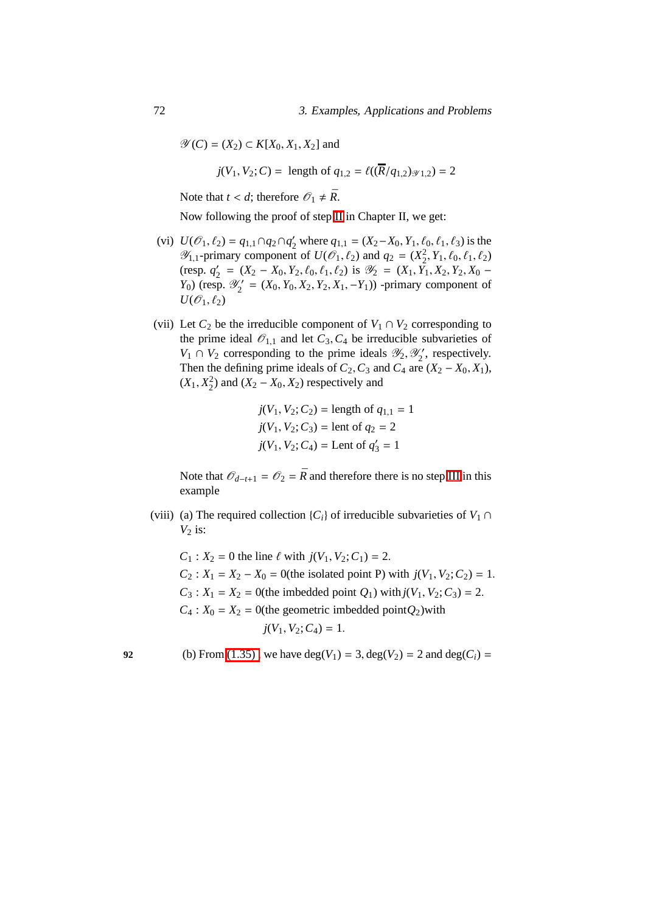$\mathscr{Y}(C) = (X_2) \subset K[X_0, X_1, X_2]$ and

$$j(V_1, V_2; C) = \text{ length of } q_{1,2} = \ell((\overline{\overline{R}}/q_{1,2})_{\mathscr{Y}1,2}) = 2$$

Note that $t < d$; therefore $\mathscr{O}_1 \neq \bar{R}$.

Now following the proof of step II in Chapter II, we get:

(vi) $U(\mathscr{O}_1, \ell_2) = q_{1,1} \cap q_2 \cap q_2'$ where $q_{1,1} = (X_2 - X_0, Y_1, \ell_0, \ell_1, \ell_3)$ is the $\mathscr{Y}_{1,1}$-primary component of $U(\mathscr{O}_1, \ell_2)$ and $q_2 = (X_2^2, Y_1, \ell_0, \ell_1, \ell_2)$ (resp. $q_2' = (X_2 - X_0, Y_2, \ell_0, \ell_1, \ell_2)$ is $\mathscr{Y}_2 = (X_1, Y_1, X_2, Y_2, X_0 - Y_0)$ (resp. $\mathscr{Y}_2' = (X_0, Y_0, X_2, Y_2, X_1, -Y_1)$) -primary component of $U(\mathscr{O}_1, \ell_2)$

(vii) Let $C_2$ be the irreducible component of $V_1 \cap V_2$ corresponding to the prime ideal $\mathscr{O}_{1,1}$ and let $C_3, C_4$ be irreducible subvarieties of $V_1 \cap V_2$ corresponding to the prime ideals $\mathscr{Y}_2, \mathscr{Y}_2'$, respectively. Then the defining prime ideals of $C_2, C_3$ and $C_4$ are $(X_2 - X_0, X_1)$, $(X_1, X_2^2)$ and $(X_2 - X_0, X_2)$ respectively and

$$j(V_1, V_2; C_2) = \text{length of } q_{1,1} = 1$$
$$j(V_1, V_2; C_3) = \text{lent of } q_2 = 2$$
$$j(V_1, V_2; C_4) = \text{Lent of } q_3' = 1$$

Note that $\mathscr{O}_{d-t+1} = \mathscr{O}_2 = \bar{R}$ and therefore there is no step III in this example

(viii) (a) The required collection $\{C_i\}$ of irreducible subvarieties of $V_1 \cap V_2$ is:

$C_1 : X_2 = 0$ the line $\ell$ with $j(V_1, V_2; C_1) = 2$.
$C_2 : X_1 = X_2 - X_0 = 0$(the isolated point P) with $j(V_1, V_2; C_2) = 1$.
$C_3 : X_1 = X_2 = 0$(the imbedded point $Q_1$) with $j(V_1, V_2; C_3) = 2$.
$C_4 : X_0 = X_2 = 0$(the geometric imbedded point $Q_2$)with
$$j(V_1, V_2; C_4) = 1.$$

(b) From (1.35), we have $\deg(V_1) = 3, \deg(V_2) = 2$ and $\deg(C_i) =$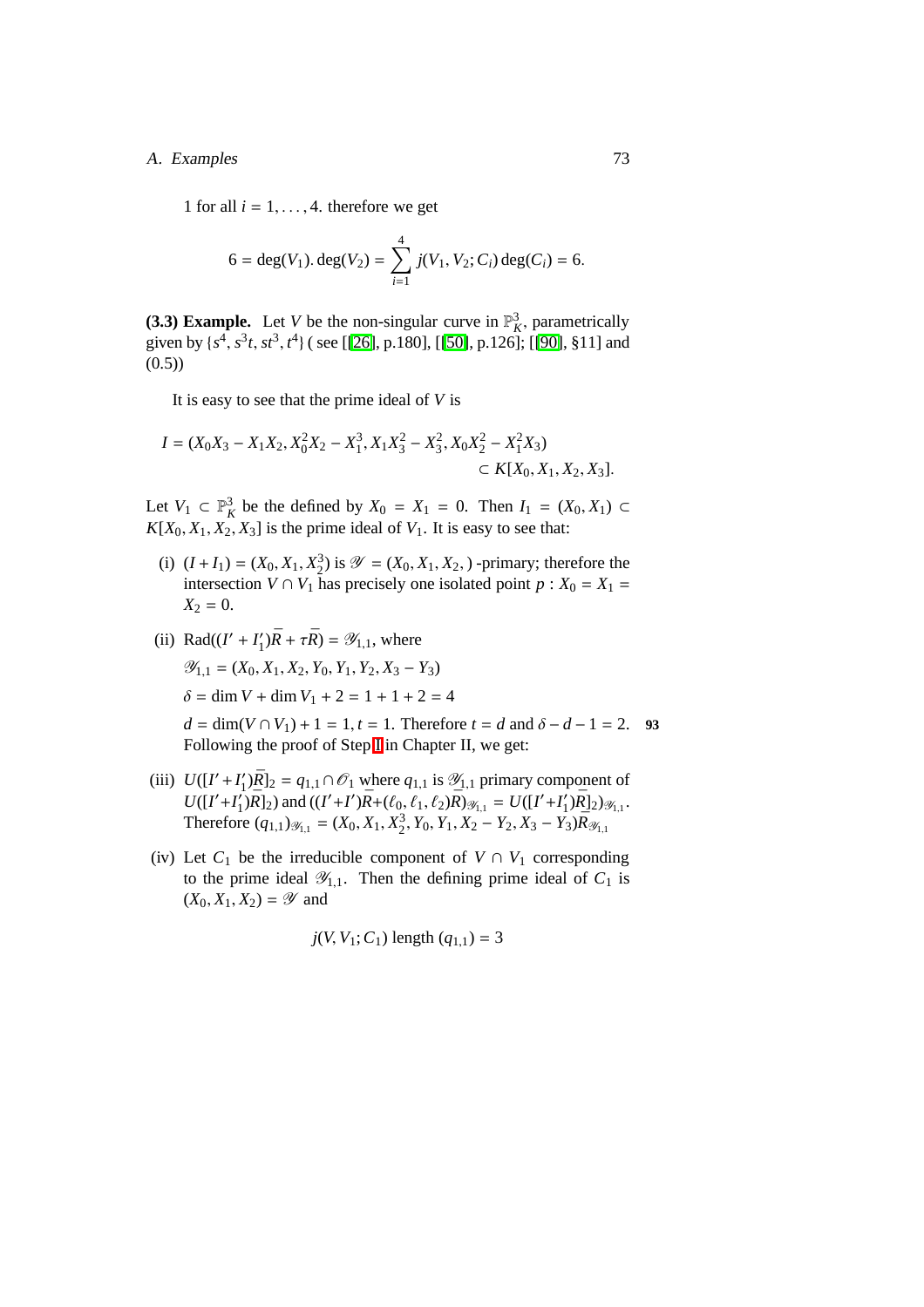1 for all $i = 1, \ldots, 4$. therefore we get

$$6 = \deg(V_1). \deg(V_2) = \sum_{i=1}^{4} j(V_1, V_2; C_i) \deg(C_i) = 6.$$

**(3.3) Example.** Let $V$ be the non-singular curve in $\mathbb{P}^3_K$, parametrically given by $\{s^4, s^3t, st^3, t^4\}$ ( see [[26], p.180], [[50], p.126]; [[90], §11] and (0.5))

It is easy to see that the prime ideal of $V$ is

$$I = (X_0X_3 - X_1X_2, X_0^2X_2 - X_1^3, X_1X_3^2 - X_3^2, X_0X_2^2 - X_1^2X_3) \subset K[X_0, X_1, X_2, X_3].$$

Let $V_1 \subset \mathbb{P}^3_K$ be the defined by $X_0 = X_1 = 0$. Then $I_1 = (X_0, X_1) \subset K[X_0, X_1, X_2, X_3]$ is the prime ideal of $V_1$. It is easy to see that:

(i) $(I + I_1) = (X_0, X_1, X_2^3)$ is $\mathscr{Y} = (X_0, X_1, X_2, )$ -primary; therefore the intersection $V \cap V_1$ has precisely one isolated point $p : X_0 = X_1 = X_2 = 0$.

(ii) $\mathrm{Rad}((I' + I_1')\bar{R} + \tau\bar{R}) = \mathscr{Y}_{1,1}$, where

$\mathscr{Y}_{1,1} = (X_0, X_1, X_2, Y_0, Y_1, Y_2, X_3 - Y_3)$

$\delta = \dim V + \dim V_1 + 2 = 1 + 1 + 2 = 4$

$d = \dim(V \cap V_1) + 1 = 1, t = 1$. Therefore $t = d$ and $\delta - d - 1 = 2$. **93**

Following the proof of Step I in Chapter II, we get:

(iii) $U([I' + I_1')\bar{R}]_2 = q_{1,1} \cap \mathscr{O}_1$ where $q_{1,1}$ is $\mathscr{Y}_{1,1}$ primary component of $U([I' + I_1')\bar{R}]_2)$ and $((I' + I')\bar{R} + (\ell_0, \ell_1, \ell_2)\bar{R})_{\mathscr{Y}_{1,1}} = U([I' + I_1')\bar{R}]_2)_{\mathscr{Y}_{1,1}}$. Therefore $(q_{1,1})_{\mathscr{Y}_{1,1}} = (X_0, X_1, X_2^3, Y_0, Y_1, X_2 - Y_2, X_3 - Y_3)\bar{R}_{\mathscr{Y}_{1,1}}$

(iv) Let $C_1$ be the irreducible component of $V \cap V_1$ corresponding to the prime ideal $\mathscr{Y}_{1,1}$. Then the defining prime ideal of $C_1$ is $(X_0, X_1, X_2) = \mathscr{Y}$ and

$$j(V, V_1; C_1) \text{ length } (q_{1,1}) = 3$$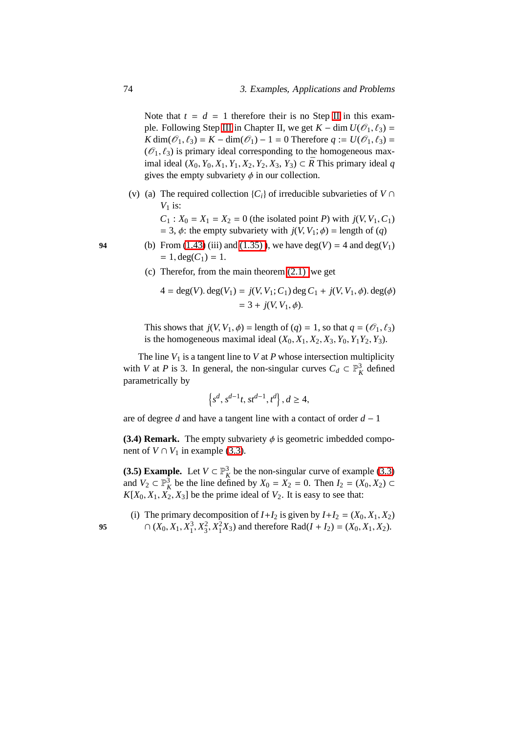Note that $t = d = 1$ therefore their is no Step II in this example. Following Step III in Chapter II, we get $K - \dim U(\mathscr{O}_1, \ell_3) = K \dim(\mathscr{O}_1, \ell_3) = K - \dim(\mathscr{O}_1) - 1 = 0$ Therefore $q := U(\mathscr{O}_1, \ell_3) = (\mathscr{O}_1, \ell_3)$ is primary ideal corresponding to the homogeneous maximal ideal $(X_0, Y_0, X_1, Y_1, X_2, Y_2, X_3, Y_3) \subset \bar{R}$ This primary ideal $q$ gives the empty subvariety $\phi$ in our collection.

(v) (a) The required collection $\{C_i\}$ of irreducible subvarieties of $V \cap V_1$ is:

$C_1 : X_0 = X_1 = X_2 = 0$ (the isolated point $P$) with $j(V, V_1, C_1) = 3$, $\phi$: the empty subvariety with $j(V, V_1; \phi) =$ length of $(q)$

(b) From (1.43) (iii) and (1.35) ), we have $\deg(V) = 4$ and $\deg(V_1) = 1, \deg(C_1) = 1$.

(c) Therefor, from the main theorem (2.1) we get

$$4 = \deg(V). \deg(V_1) = j(V, V_1; C_1) \deg C_1 + j(V, V_1, \phi). \deg(\phi)$$
$$= 3 + j(V, V_1, \phi).$$

This shows that $j(V, V_1, \phi) =$ length of $(q) = 1$, so that $q = (\mathscr{O}_1, \ell_3)$ is the homogeneous maximal ideal $(X_0, X_1, X_2, X_3, Y_0, Y_1 Y_2, Y_3)$.

The line $V_1$ is a tangent line to $V$ at $P$ whose intersection multiplicity with $V$ at $P$ is 3. In general, the non-singular curves $C_d \subset \mathbb{P}^3_K$ defined parametrically by

$$\left\{s^d, s^{d-1}t, st^{d-1}, t^d\right\}, d \geq 4,$$

are of degree $d$ and have a tangent line with a contact of order $d - 1$

**(3.4) Remark.** The empty subvariety $\phi$ is geometric imbedded component of $V \cap V_1$ in example (3.3).

**(3.5) Example.** Let $V \subset \mathbb{P}^3_K$ be the non-singular curve of example (3.3) and $V_2 \subset \mathbb{P}^3_K$ be the line defined by $X_0 = X_2 = 0$. Then $I_2 = (X_0, X_2) \subset K[X_0, X_1, X_2, X_3]$ be the prime ideal of $V_2$. It is easy to see that:

(i) The primary decomposition of $I + I_2$ is given by $I + I_2 = (X_0, X_1, X_2) \cap (X_0, X_1, X_1^3, X_3^2, X_1^2 X_3)$ and therefore $\text{Rad}(I + I_2) = (X_0, X_1, X_2)$.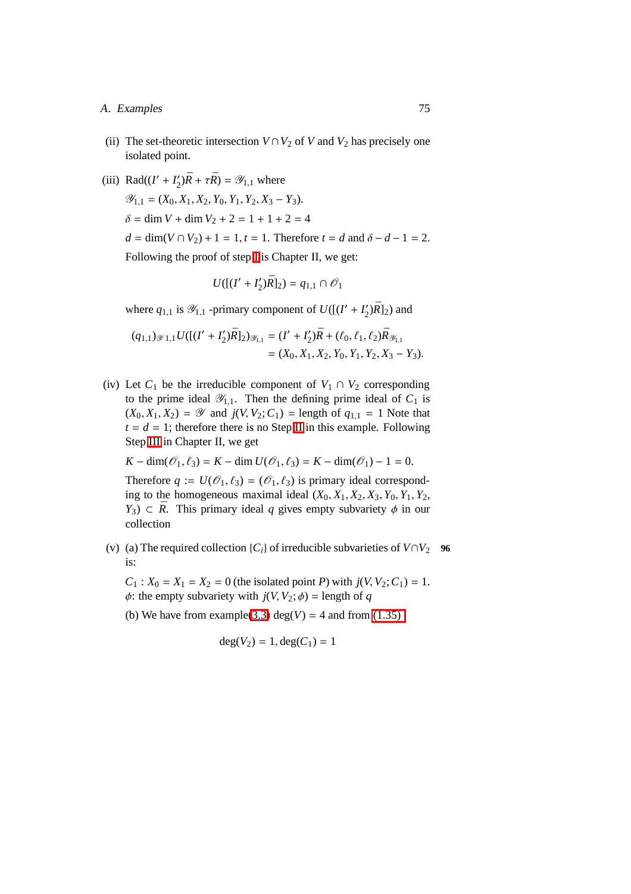(ii) The set-theoretic intersection $V \cap V_2$ of $V$ and $V_2$ has precisely one isolated point.

(iii) $\text{Rad}((I' + I'_2)\bar{R} + \tau\bar{R}) = \mathscr{Y}_{1,1}$ where

$\mathscr{Y}_{1,1} = (X_0, X_1, X_2, Y_0, Y_1, Y_2, X_3 - Y_3)$.

$\delta = \dim V + \dim V_2 + 2 = 1 + 1 + 2 = 4$

$d = \dim(V \cap V_2) + 1 = 1, t = 1$. Therefore $t = d$ and $\delta - d - 1 = 2$.

Following the proof of step II is Chapter II, we get:

$$U([(I' + I'_2)\bar{R}]_2) = q_{1,1} \cap \mathscr{O}_1$$

where $q_{1,1}$ is $\mathscr{Y}_{1,1}$ -primary component of $U([(I' + I'_2)\bar{R}]_2)$ and

$$\begin{aligned}(q_{1,1})_{\mathscr{Y}\,1,1} U([(I' + I'_2)\bar{R}]_2)_{\mathscr{Y}_{1,1}} &= (I' + I'_2)\bar{R} + (\ell_0, \ell_1, \ell_2)\bar{R}_{\mathscr{Y}_{1,1}} \\ &= (X_0, X_1, X_2, Y_0, Y_1, Y_2, X_3 - Y_3).\end{aligned}$$

(iv) Let $C_1$ be the irreducible component of $V_1 \cap V_2$ corresponding to the prime ideal $\mathscr{Y}_{1,1}$. Then the defining prime ideal of $C_1$ is $(X_0, X_1, X_2) = \mathscr{Y}$ and $j(V, V_2; C_1) =$ length of $q_{1,1} = 1$ Note that $t = d = 1$; therefore there is no Step II in this example. Following Step III in Chapter II, we get

$K - \dim(\mathscr{O}_1, \ell_3) = K - \dim U(\mathscr{O}_1, \ell_3) = K - \dim(\mathscr{O}_1) - 1 = 0.$

Therefore $q := U(\mathscr{O}_1, \ell_3) = (\mathscr{O}_1, \ell_3)$ is primary ideal corresponding to the homogeneous maximal ideal $(X_0, X_1, X_2, X_3, Y_0, Y_1, Y_2, Y_3) \subset \bar{R}$. This primary ideal $q$ gives empty subvariety $\phi$ in our collection

(v) (a) The required collection $\{C_i\}$ of irreducible subvarieties of $V \cap V_2$ is: **96**

$C_1 : X_0 = X_1 = X_2 = 0$ (the isolated point $P$) with $j(V, V_2; C_1) = 1$.
$\phi$: the empty subvariety with $j(V, V_2; \phi) =$ length of $q$

(b) We have from example(3.3) $\deg(V) = 4$ and from (1.35)

$$\deg(V_2) = 1, \deg(C_1) = 1$$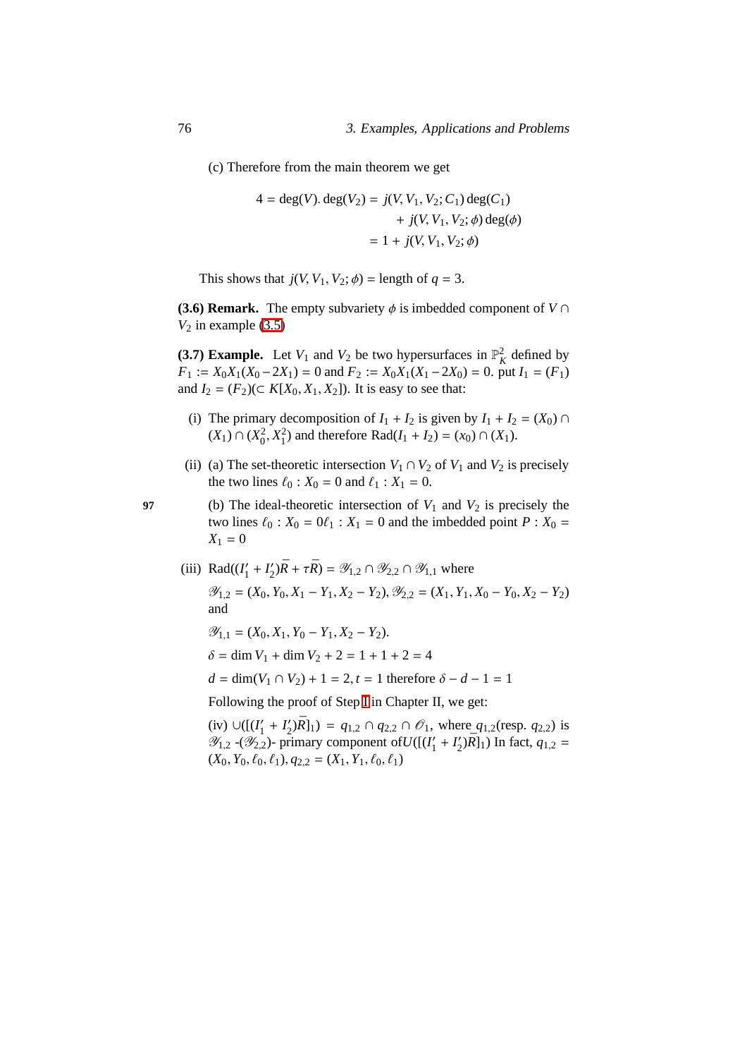(c) Therefore from the main theorem we get

$$\begin{aligned} 4 = \deg(V). \deg(V_2) &= j(V, V_1, V_2; C_1) \deg(C_1) \\ &\quad + j(V, V_1, V_2; \phi) \deg(\phi) \\ &= 1 + j(V, V_1, V_2; \phi) \end{aligned}$$

This shows that $j(V, V_1, V_2; \phi) =$ length of $q = 3$.

**(3.6) Remark.** The empty subvariety $\phi$ is imbedded component of $V \cap V_2$ in example (3.5)

**(3.7) Example.** Let $V_1$ and $V_2$ be two hypersurfaces in $\mathbb{P}^2_K$ defined by $F_1 := X_0X_1(X_0 - 2X_1) = 0$ and $F_2 := X_0X_1(X_1 - 2X_0) = 0$. put $I_1 = (F_1)$ and $I_2 = (F_2)(\subset K[X_0, X_1, X_2])$. It is easy to see that:

(i) The primary decomposition of $I_1 + I_2$ is given by $I_1 + I_2 = (X_0) \cap (X_1) \cap (X_0^2, X_1^2)$ and therefore $\mathrm{Rad}(I_1 + I_2) = (x_0) \cap (X_1)$.

(ii) (a) The set-theoretic intersection $V_1 \cap V_2$ of $V_1$ and $V_2$ is precisely the two lines $\ell_0 : X_0 = 0$ and $\ell_1 : X_1 = 0$.

(b) The ideal-theoretic intersection of $V_1$ and $V_2$ is precisely the two lines $\ell_0 : X_0 = 0 \ell_1 : X_1 = 0$ and the imbedded point $P : X_0 = X_1 = 0$

(iii) $\mathrm{Rad}((I_1' + I_2')\bar{R} + \tau\bar{R}) = \mathscr{Y}_{1,2} \cap \mathscr{Y}_{2,2} \cap \mathscr{Y}_{1,1}$ where

$\mathscr{Y}_{1,2} = (X_0, Y_0, X_1 - Y_1, X_2 - Y_2), \mathscr{Y}_{2,2} = (X_1, Y_1, X_0 - Y_0, X_2 - Y_2)$ and

$\mathscr{Y}_{1,1} = (X_0, X_1, Y_0 - Y_1, X_2 - Y_2)$.

$\delta = \dim V_1 + \dim V_2 + 2 = 1 + 1 + 2 = 4$

$d = \dim(V_1 \cap V_2) + 1 = 2, t = 1$ therefore $\delta - d - 1 = 1$

Following the proof of Step I in Chapter II, we get:

(iv) $\cup([(I_1' + I_2')\bar{R}]_1) = q_{1,2} \cap q_{2,2} \cap \mathscr{O}_1$, where $q_{1,2}$(resp. $q_{2,2}$) is $\mathscr{Y}_{1,2}$ -($\mathscr{Y}_{2,2}$)- primary component of$U([(I_1' + I_2')\bar{R}]_1)$ In fact, $q_{1,2} = (X_0, Y_0, \ell_0, \ell_1), q_{2,2} = (X_1, Y_1, \ell_0, \ell_1)$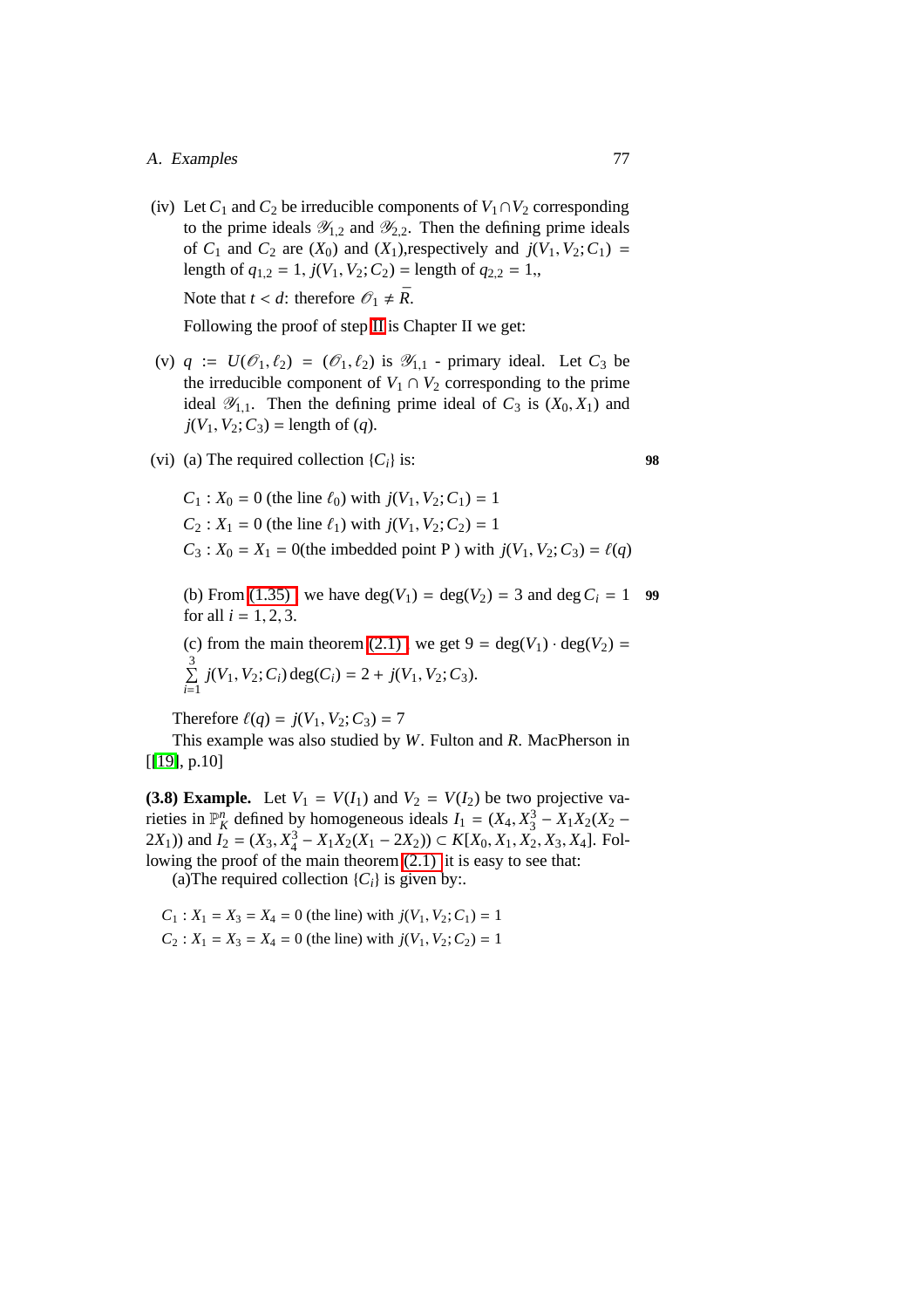(iv) Let $C_1$ and $C_2$ be irreducible components of $V_1 \cap V_2$ corresponding to the prime ideals $\mathscr{Y}_{1,2}$ and $\mathscr{Y}_{2,2}$. Then the defining prime ideals of $C_1$ and $C_2$ are $(X_0)$ and $(X_1)$,respectively and $j(V_1, V_2; C_1) =$ length of $q_{1,2} = 1$, $j(V_1, V_2; C_2) =$ length of $q_{2,2} = 1$,,

Note that $t < d$: therefore $\mathscr{O}_1 \neq \bar{R}$.

Following the proof of step II is Chapter II we get:

(v) $q := U(\mathscr{O}_1, \ell_2) = (\mathscr{O}_1, \ell_2)$ is $\mathscr{Y}_{1,1}$ - primary ideal. Let $C_3$ be the irreducible component of $V_1 \cap V_2$ corresponding to the prime ideal $\mathscr{Y}_{1,1}$. Then the defining prime ideal of $C_3$ is $(X_0, X_1)$ and $j(V_1, V_2; C_3) =$ length of $(q)$.

(vi) (a) The required collection $\{C_i\}$ is: **98**

$C_1 : X_0 = 0$ (the line $\ell_0$) with $j(V_1, V_2; C_1) = 1$

$C_2 : X_1 = 0$ (the line $\ell_1$) with $j(V_1, V_2; C_2) = 1$

$C_3 : X_0 = X_1 = 0$(the imbedded point P ) with $j(V_1, V_2; C_3) = \ell(q)$

(b) From (1.35) we have $\deg(V_1) = \deg(V_2) = 3$ and $\deg C_i = 1$ **99** for all $i = 1, 2, 3$.

(c) from the main theorem (2.1) we get $9 = \deg(V_1) \cdot \deg(V_2) = \sum_{i=1}^{3} j(V_1, V_2; C_i) \deg(C_i) = 2 + j(V_1, V_2; C_3)$.

Therefore $\ell(q) = j(V_1, V_2; C_3) = 7$

This example was also studied by $W$. Fulton and $R$. MacPherson in [[19], p.10]

**(3.8) Example.** Let $V_1 = V(I_1)$ and $V_2 = V(I_2)$ be two projective varieties in $\mathbb{P}^n_K$ defined by homogeneous ideals $I_1 = (X_4, X_3^3 - X_1X_2(X_2 - 2X_1))$ and $I_2 = (X_3, X_4^3 - X_1X_2(X_1 - 2X_2)) \subset K[X_0, X_1, X_2, X_3, X_4]$. Following the proof of the main theorem (2.1) it is easy to see that:

(a)The required collection $\{C_i\}$ is given by:.

$C_1 : X_1 = X_3 = X_4 = 0$ (the line) with $j(V_1, V_2; C_1) = 1$

$C_2 : X_1 = X_3 = X_4 = 0$ (the line) with $j(V_1, V_2; C_2) = 1$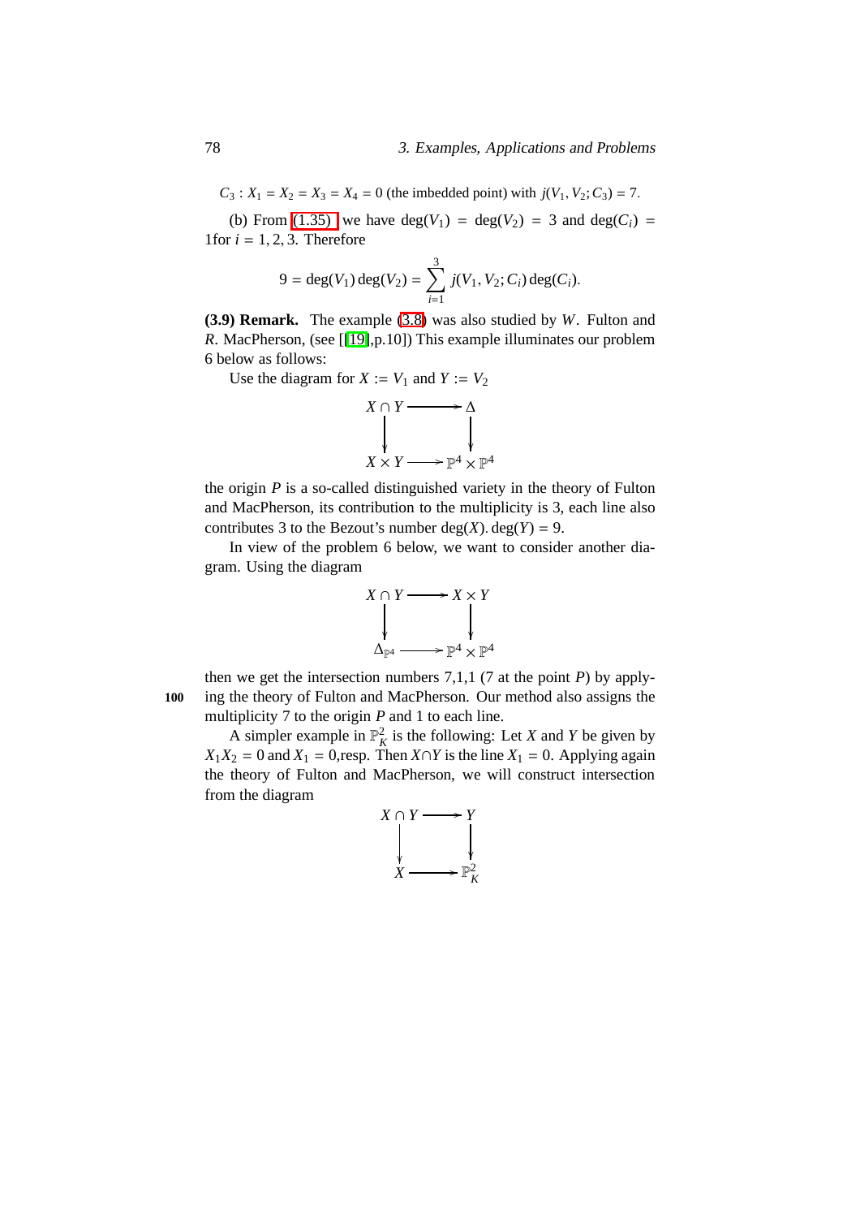$C_3 : X_1 = X_2 = X_3 = X_4 = 0$ (the imbedded point) with $j(V_1, V_2; C_3) = 7$.

(b) From (1.35) we have $\deg(V_1) = \deg(V_2) = 3$ and $\deg(C_i) = 1$for $i = 1, 2, 3$. Therefore

$$9 = \deg(V_1)\deg(V_2) = \sum_{i=1}^{3} j(V_1, V_2; C_i)\deg(C_i).$$

**(3.9) Remark.** The example (3.8) was also studied by $W$. Fulton and $R$. MacPherson, (see [[19],p.10]) This example illuminates our problem 6 below as follows:

Use the diagram for $X := V_1$ and $Y := V_2$

$$\begin{array}{ccc} X \cap Y & \longrightarrow & \Delta \\ \big\downarrow & & \big\downarrow \\ X \times Y & \longrightarrow & \mathbb{P}^4 \times \mathbb{P}^4 \end{array}$$

the origin $P$ is a so-called distinguished variety in the theory of Fulton and MacPherson, its contribution to the multiplicity is 3, each line also contributes 3 to the Bezout's number $\deg(X).\deg(Y) = 9$.

In view of the problem 6 below, we want to consider another diagram. Using the diagram

$$\begin{array}{ccc} X \cap Y & \longrightarrow & X \times Y \\ \big\downarrow & & \big\downarrow \\ \Delta_{\mathbb{P}^4} & \longrightarrow & \mathbb{P}^4 \times \mathbb{P}^4 \end{array}$$

then we get the intersection numbers 7,1,1 (7 at the point $P$) by applying the theory of Fulton and MacPherson. Our method also assigns the multiplicity 7 to the origin $P$ and 1 to each line.

A simpler example in $\mathbb{P}^2_K$ is the following: Let $X$ and $Y$ be given by $X_1X_2 = 0$ and $X_1 = 0$,resp. Then $X \cap Y$ is the line $X_1 = 0$. Applying again the theory of Fulton and MacPherson, we will construct intersection from the diagram

$$\begin{array}{ccc} X \cap Y & \longrightarrow & Y \\ \big\downarrow & & \big\downarrow \\ X & \longrightarrow & \mathbb{P}^2_K \end{array}$$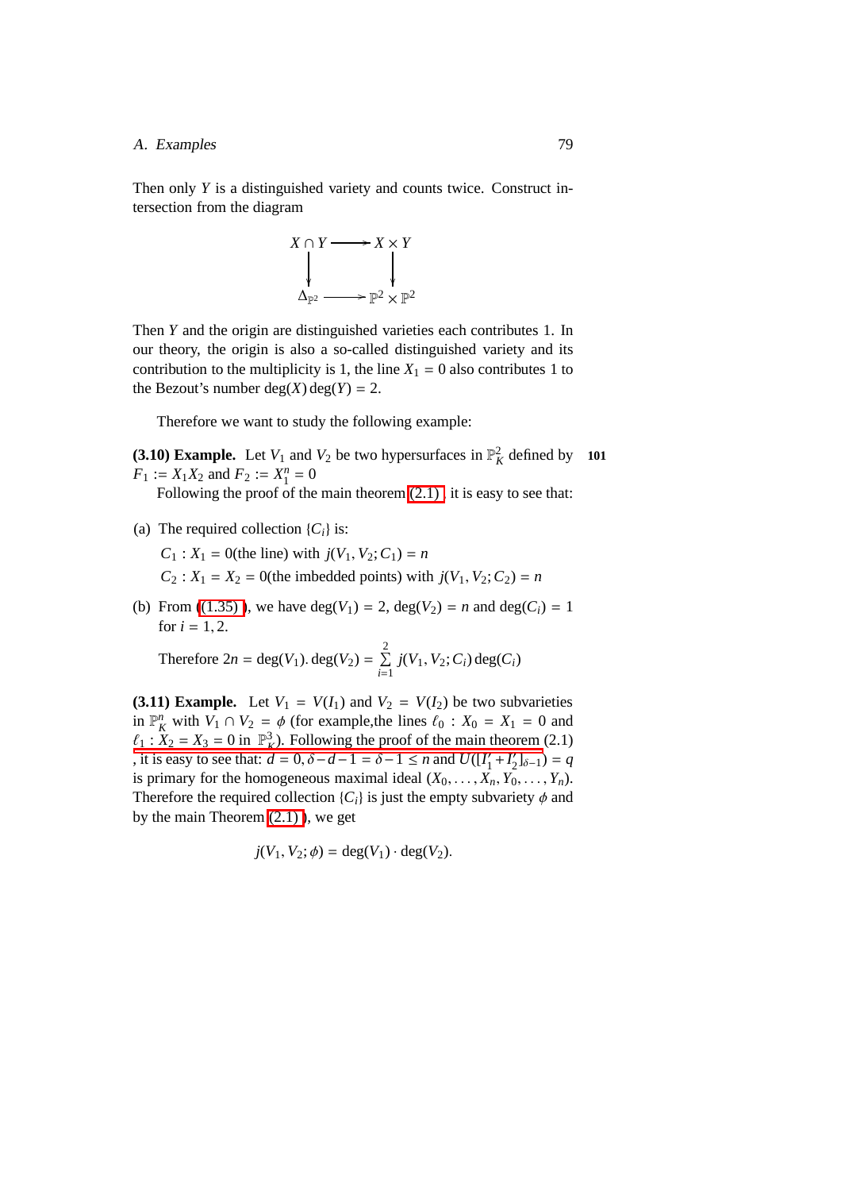Then only $Y$ is a distinguished variety and counts twice. Construct intersection from the diagram

$$\begin{array}{ccc} X \cap Y & \longrightarrow & X \times Y \\ \big\downarrow & & \big\downarrow \\ \Delta_{\mathbb{P}^2} & \longrightarrow & \mathbb{P}^2 \times \mathbb{P}^2 \end{array}$$

Then $Y$ and the origin are distinguished varieties each contributes 1. In our theory, the origin is also a so-called distinguished variety and its contribution to the multiplicity is 1, the line $X_1 = 0$ also contributes 1 to the Bezout's number $\deg(X)\deg(Y) = 2$.

Therefore we want to study the following example:

**(3.10) Example.** Let $V_1$ and $V_2$ be two hypersurfaces in $\mathbb{P}^2_K$ defined by $F_1 := X_1X_2$ and $F_2 := X_1^n = 0$ **101**

Following the proof of the main theorem (2.1), it is easy to see that:

(a) The required collection $\{C_i\}$ is:

$C_1 : X_1 = 0$(the line) with $j(V_1, V_2; C_1) = n$

$C_2 : X_1 = X_2 = 0$(the imbedded points) with $j(V_1, V_2; C_2) = n$

(b) From (1.35), we have $\deg(V_1) = 2$, $\deg(V_2) = n$ and $\deg(C_i) = 1$ for $i = 1, 2$.

Therefore $2n = \deg(V_1).\deg(V_2) = \sum_{i=1}^{2} j(V_1, V_2; C_i)\deg(C_i)$

**(3.11) Example.** Let $V_1 = V(I_1)$ and $V_2 = V(I_2)$ be two subvarieties in $\mathbb{P}^n_K$ with $V_1 \cap V_2 = \phi$ (for example,the lines $\ell_0 : X_0 = X_1 = 0$ and $\ell_1 : X_2 = X_3 = 0$ in $\mathbb{P}^3_K$). Following the proof of the main theorem (2.1), it is easy to see that: $d = 0, \delta - d - 1 = \delta - 1 \leq n$ and $U([I_1' + I_2']_{\delta-1}) = q$ is primary for the homogeneous maximal ideal $(X_0, \ldots, X_n, Y_0, \ldots, Y_n)$. Therefore the required collection $\{C_i\}$ is just the empty subvariety $\phi$ and by the main Theorem (2.1), we get

$$j(V_1, V_2; \phi) = \deg(V_1) \cdot \deg(V_2).$$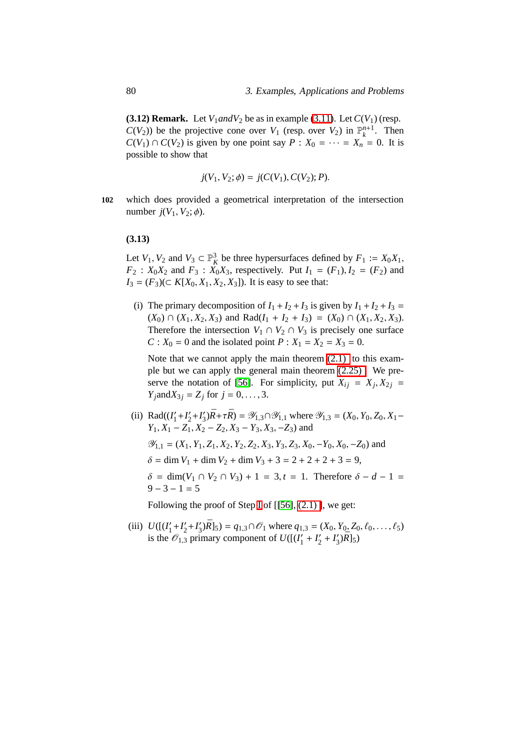**(3.12) Remark.** Let $V_1 and V_2$ be as in example (3.11). Let $C(V_1)$ (resp. $C(V_2)$) be the projective cone over $V_1$ (resp. over $V_2$) in $\mathbb{P}_k^{n+1}$. Then $C(V_1) \cap C(V_2)$ is given by one point say $P : X_0 = \cdots = X_n = 0$. It is possible to show that

$$j(V_1, V_2; \phi) = j(C(V_1), C(V_2); P).$$

which does provided a geometrical interpretation of the intersection number $j(V_1, V_2; \phi)$.

**(3.13)**

Let $V_1, V_2$ and $V_3 \subset \mathbb{P}_K^3$ be three hypersurfaces defined by $F_1 := X_0X_1$, $F_2 : X_0X_2$ and $F_3 : X_0X_3$, respectively. Put $I_1 = (F_1), I_2 = (F_2)$ and $I_3 = (F_3)(\subset K[X_0, X_1, X_2, X_3])$. It is easy to see that:

(i) The primary decomposition of $I_1 + I_2 + I_3$ is given by $I_1 + I_2 + I_3 = (X_0) \cap (X_1, X_2, X_3)$ and $\text{Rad}(I_1 + I_2 + I_3) = (X_0) \cap (X_1, X_2, X_3)$. Therefore the intersection $V_1 \cap V_2 \cap V_3$ is precisely one surface $C : X_0 = 0$ and the isolated point $P : X_1 = X_2 = X_3 = 0$.

Note that we cannot apply the main theorem (2.1) to this example but we can apply the general main theorem (2.25). We preserve the notation of [56]. For simplicity, put $X_{ij} = X_j, X_{2j} = Y_j and X_{3j} = Z_j$ for $j = 0, \ldots, 3$.

(ii) $\text{Rad}((I_1' + I_2' + I_3')\bar{R} + \tau\bar{R}) = \mathscr{Y}_{1,3} \cap \mathscr{Y}_{1,1}$ where $\mathscr{Y}_{1,3} = (X_0, Y_0, Z_0, X_1 - Y_1, X_1 - Z_1, X_2 - Z_2, X_3 - Y_3, X_3, -Z_3)$ and

$\mathscr{Y}_{1,1} = (X_1, Y_1, Z_1, X_2, Y_2, Z_2, X_3, Y_3, Z_3, X_0, -Y_0, X_0, -Z_0)$ and

$\delta = \dim V_1 + \dim V_2 + \dim V_3 + 3 = 2 + 2 + 2 + 3 = 9$,

$\delta = \dim(V_1 \cap V_2 \cap V_3) + 1 = 3, t = 1$. Therefore $\delta - d - 1 = 9 - 3 - 1 = 5$

Following the proof of Step I of [[56], (2.1)], we get:

(iii) $U([(I_1' + I_2' + I_3')\bar{R}]_5) = q_{1,3} \cap \mathscr{O}_1$ where $q_{1,3} = (X_0, Y_0, Z_0, \ell_0, \ldots, \ell_5)$ is the $\mathscr{O}_{1,3}$ primary component of $U([(I_1' + I_2' + I_3')\bar{R}]_5)$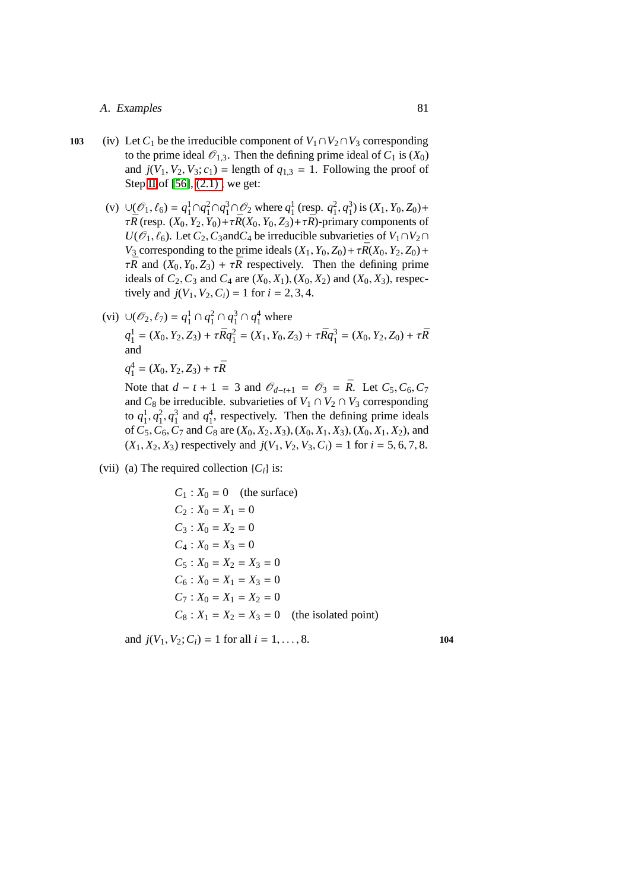103 (iv) Let $C_1$ be the irreducible component of $V_1 \cap V_2 \cap V_3$ corresponding to the prime ideal $\mathscr{O}_{1,3}$. Then the defining prime ideal of $C_1$ is $(X_0)$ and $j(V_1, V_2, V_3; c_1) =$ length of $q_{1,3} = 1$. Following the proof of Step II of [56], (2.1) , we get:

(v) $\cup(\underline{\mathscr{O}}_1, \ell_6) = q_1^1 \cap q_1^2 \cap q_1^3 \cap \underline{\mathscr{O}}_2$ where $q_1^1$ (resp. $q_1^2, q_1^3$) is $(X_1, Y_0, Z_0) + \tau\bar{R}$ (resp. $(X_0, Y_2, Y_0) + \tau\bar{R}(X_0, Y_0, Z_3) + \tau\bar{R}$)-primary components of $U(\mathscr{O}_1, \ell_6)$. Let $C_2, C_3$ and $C_4$ be irreducible subvarieties of $V_1 \cap V_2 \cap V_3$ corresponding to the prime ideals $(X_1, Y_0, Z_0) + \tau\bar{R}(X_0, Y_2, Z_0) + \tau\bar{R}$ and $(X_0, Y_0, Z_3) + \tau\bar{R}$ respectively. Then the defining prime ideals of $C_2, C_3$ and $C_4$ are $(X_0, X_1), (X_0, X_2)$ and $(X_0, X_3)$, respectively and $j(V_1, V_2, C_i) = 1$ for $i = 2, 3, 4$.

(vi) $\cup(\mathscr{O}_2, \ell_7) = q_1^1 \cap q_1^2 \cap q_1^3 \cap q_1^4$ where

$q_1^1 = (X_0, Y_2, Z_3) + \tau\bar{R} q_1^2 = (X_1, Y_0, Z_3) + \tau\bar{R} q_1^3 = (X_0, Y_2, Z_0) + \tau\bar{R}$ and

$q_1^4 = (X_0, Y_2, Z_3) + \tau\bar{R}$

Note that $d - t + 1 = 3$ and $\mathscr{O}_{d-t+1} = \mathscr{O}_3 = \bar{R}$. Let $C_5, C_6, C_7$ and $C_8$ be irreducible. subvarieties of $V_1 \cap V_2 \cap V_3$ corresponding to $q_1^1, q_1^2, q_1^3$ and $q_1^4$, respectively. Then the defining prime ideals of $C_5, C_6, C_7$ and $C_8$ are $(X_0, X_2, X_3), (X_0, X_1, X_3), (X_0, X_1, X_2)$, and $(X_1, X_2, X_3)$ respectively and $j(V_1, V_2, V_3, C_i) = 1$ for $i = 5, 6, 7, 8$.

(vii) (a) The required collection $\{C_i\}$ is:

$C_1 : X_0 = 0$ (the surface)
$C_2 : X_0 = X_1 = 0$
$C_3 : X_0 = X_2 = 0$
$C_4 : X_0 = X_3 = 0$
$C_5 : X_0 = X_2 = X_3 = 0$
$C_6 : X_0 = X_1 = X_3 = 0$
$C_7 : X_0 = X_1 = X_2 = 0$
$C_8 : X_1 = X_2 = X_3 = 0$ (the isolated point)

and $j(V_1, V_2; C_i) = 1$ for all $i = 1, \ldots, 8$. 104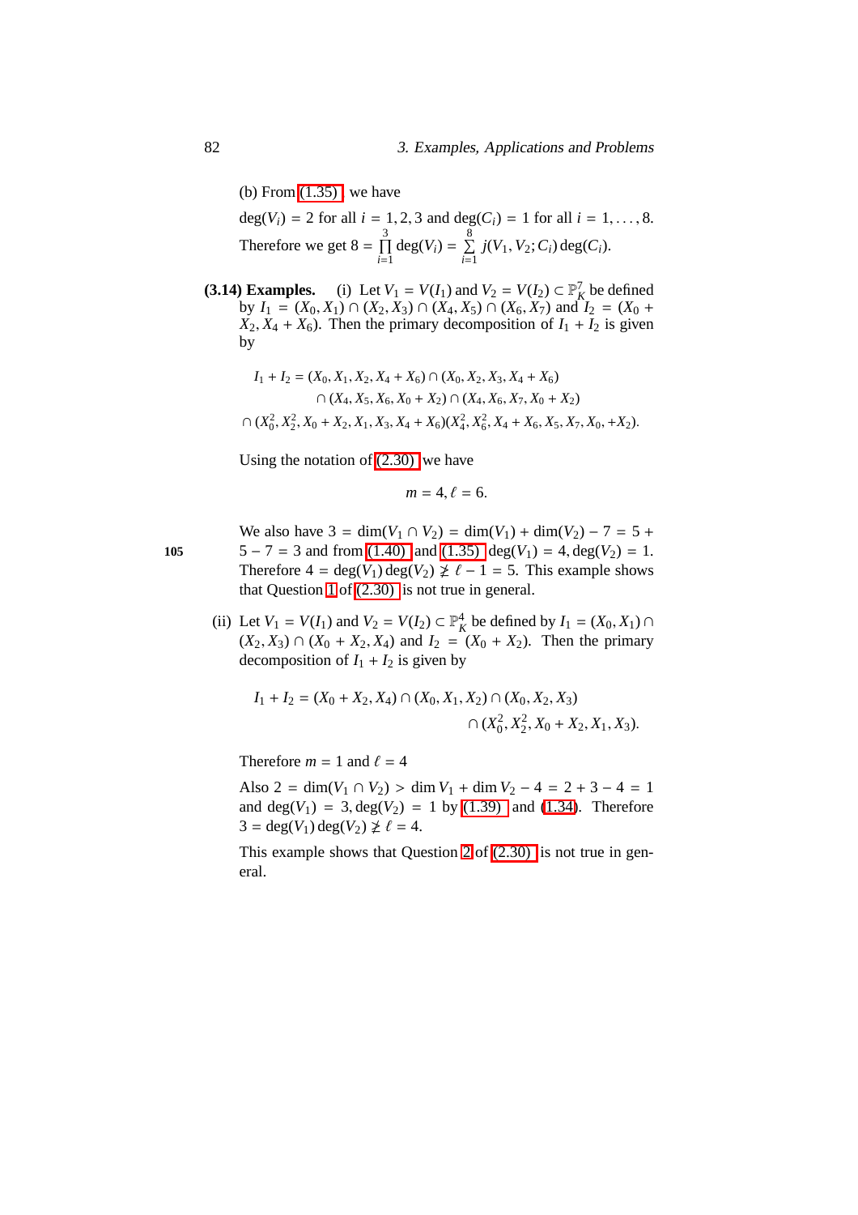(b) From (1.35) we have

$\deg(V_i) = 2$ for all $i = 1, 2, 3$ and $\deg(C_i) = 1$ for all $i = 1, \ldots, 8$.

Therefore we get $8 = \prod_{i=1}^{3} \deg(V_i) = \sum_{i=1}^{8} j(V_1, V_2; C_i) \deg(C_i)$.

**(3.14) Examples.** (i) Let $V_1 = V(I_1)$ and $V_2 = V(I_2) \subset \mathbb{P}^7_K$ be defined by $I_1 = (X_0, X_1) \cap (X_2, X_3) \cap (X_4, X_5) \cap (X_6, X_7)$ and $I_2 = (X_0 + X_2, X_4 + X_6)$. Then the primary decomposition of $I_1 + I_2$ is given by

$$
\begin{aligned}
I_1 + I_2 = (X_0, X_1, X_2, X_4 + X_6) &\cap (X_0, X_2, X_3, X_4 + X_6) \\
&\cap (X_4, X_5, X_6, X_0 + X_2) \cap (X_4, X_6, X_7, X_0 + X_2) \\
\cap (X_0^2, X_2^2, X_0 + X_2, X_1, X_3, X_4 + X_6)&(X_4^2, X_6^2, X_4 + X_6, X_5, X_7, X_0, +X_2).
\end{aligned}
$$

Using the notation of (2.30) we have

$$m = 4, \ell = 6.$$

We also have $3 = \dim(V_1 \cap V_2) = \dim(V_1) + \dim(V_2) - 7 = 5 + 5 - 7 = 3$ and from (1.40) and (1.35) $\deg(V_1) = 4, \deg(V_2) = 1$. Therefore $4 = \deg(V_1)\deg(V_2) \not\geq \ell - 1 = 5$. This example shows that Question 1 of (2.30) is not true in general.

(ii) Let $V_1 = V(I_1)$ and $V_2 = V(I_2) \subset \mathbb{P}^4_K$ be defined by $I_1 = (X_0, X_1) \cap (X_2, X_3) \cap (X_0 + X_2, X_4)$ and $I_2 = (X_0 + X_2)$. Then the primary decomposition of $I_1 + I_2$ is given by

$$
\begin{aligned}
I_1 + I_2 = (X_0 + X_2, X_4) \cap (X_0, X_1, X_2) &\cap (X_0, X_2, X_3) \\
&\cap (X_0^2, X_2^2, X_0 + X_2, X_1, X_3).
\end{aligned}
$$

Therefore $m = 1$ and $\ell = 4$

Also $2 = \dim(V_1 \cap V_2) > \dim V_1 + \dim V_2 - 4 = 2 + 3 - 4 = 1$ and $\deg(V_1) = 3, \deg(V_2) = 1$ by (1.39) and (1.34). Therefore $3 = \deg(V_1)\deg(V_2) \not\geq \ell = 4$.

This example shows that Question 2 of (2.30) is not true in general.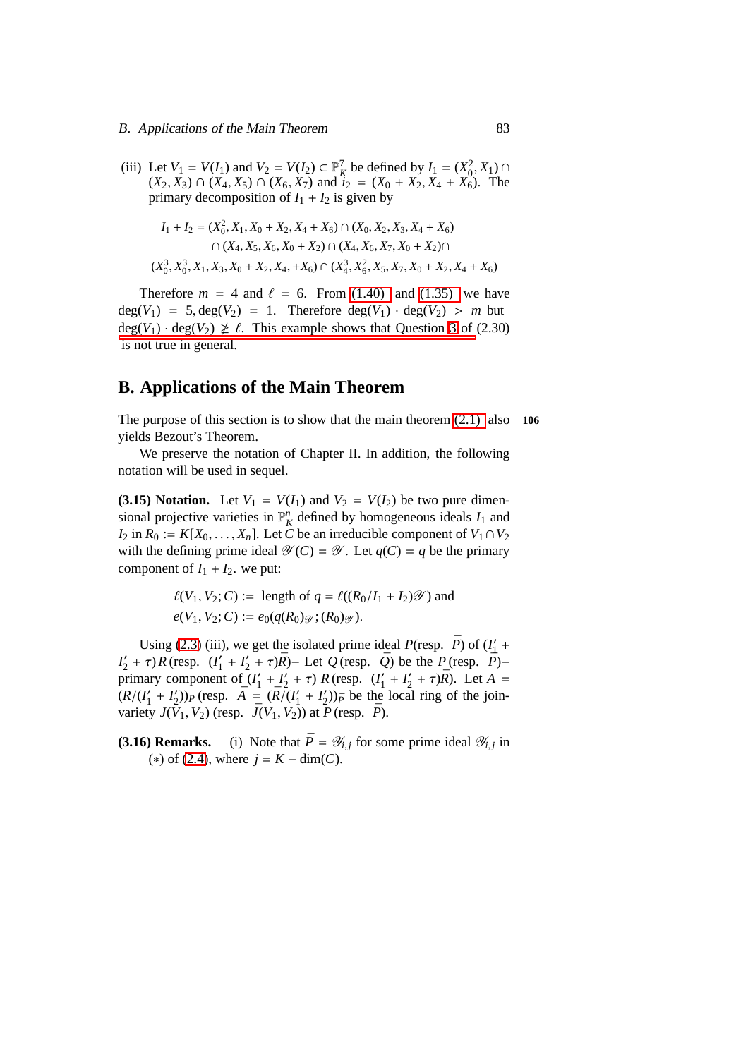(iii) Let $V_1 = V(I_1)$ and $V_2 = V(I_2) \subset \mathbb{P}^7_K$ be defined by $I_1 = (X_0^2, X_1) \cap (X_2, X_3) \cap (X_4, X_5) \cap (X_6, X_7)$ and $i_2 = (X_0 + X_2, X_4 + X_6)$. The primary decomposition of $I_1 + I_2$ is given by

$$
\begin{aligned}
I_1 + I_2 = {} & (X_0^2, X_1, X_0 + X_2, X_4 + X_6) \cap (X_0, X_2, X_3, X_4 + X_6) \\
& \cap (X_4, X_5, X_6, X_0 + X_2) \cap (X_4, X_6, X_7, X_0 + X_2) \cap \\
& (X_0^3, X_0^3, X_1, X_3, X_0 + X_2, X_4, +X_6) \cap (X_4^3, X_6^2, X_5, X_7, X_0 + X_2, X_4 + X_6)
\end{aligned}
$$

Therefore $m = 4$ and $\ell = 6$. From (1.40) and (1.35) we have $\deg(V_1) = 5, \deg(V_2) = 1$. Therefore $\deg(V_1) \cdot \deg(V_2) > m$ but $\deg(V_1) \cdot \deg(V_2) \ngeq \ell$. This example shows that Question 3 of (2.30) is not true in general.

## B. Applications of the Main Theorem

The purpose of this section is to show that the main theorem (2.1) also yields Bezout's Theorem. **106**

We preserve the notation of Chapter II. In addition, the following notation will be used in sequel.

**(3.15) Notation.** Let $V_1 = V(I_1)$ and $V_2 = V(I_2)$ be two pure dimensional projective varieties in $\mathbb{P}^n_K$ defined by homogeneous ideals $I_1$ and $I_2$ in $R_0 := K[X_0, \ldots, X_n]$. Let $C$ be an irreducible component of $V_1 \cap V_2$ with the defining prime ideal $\mathscr{Y}(C) = \mathscr{Y}$. Let $q(C) = q$ be the primary component of $I_1 + I_2$. we put:

$$
\begin{aligned}
&\ell(V_1, V_2; C) := \text{ length of } q = \ell((R_0/I_1 + I_2)\mathscr{Y}) \text{ and} \\
&e(V_1, V_2; C) := e_0(q(R_0)_{\mathscr{Y}}; (R_0)_{\mathscr{Y}}).
\end{aligned}
$$

Using (2.3) (iii), we get the isolated prime ideal $P$(resp. $\bar{P}$) of $(I_1' + I_2' + \tau)R$ (resp. $(I_1' + I_2' + \tau)\bar{R}$)– Let $Q$ (resp. $\bar{Q}$) be the $P$(resp. $\bar{P}$)–primary component of $(I_1' + I_2' + \tau)\, R$ (resp. $(I_1' + I_2' + \tau)\bar{R}$). Let $A = (R/(I_1' + I_2'))_P$ (resp. $\bar{A} = (\bar{R}/(I_1' + I_2'))_{\bar{P}}$ be the local ring of the join-variety $J(V_1, V_2)$ (resp. $\bar{J}(V_1, V_2)$) at $P$ (resp. $\bar{P}$).

**(3.16) Remarks.** (i) Note that $\bar{P} = \mathscr{Y}_{i,j}$ for some prime ideal $\mathscr{Y}_{i,j}$ in $(*)$ of (2.4), where $j = K - \dim(C)$.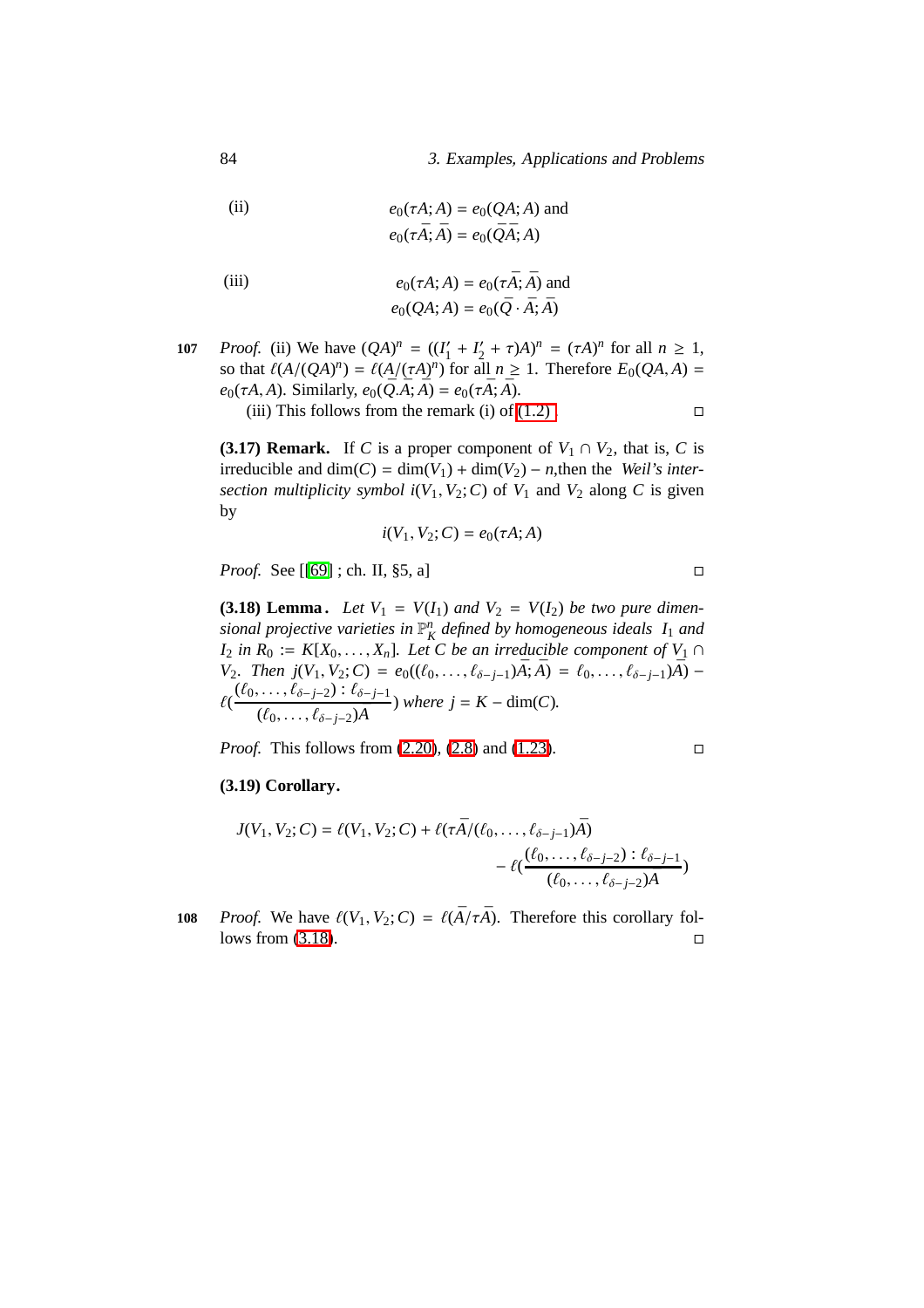(ii)

$$e_0(\tau A; A) = e_0(QA; A) \text{ and}$$
$$e_0(\tau \bar{A}; \bar{A}) = e_0(\bar{Q}\bar{A}; A)$$

(iii)

$$e_0(\tau A; A) = e_0(\tau \bar{A}; \bar{A}) \text{ and}$$
$$e_0(QA; A) = e_0(\bar{Q} \cdot \bar{A}; \bar{A})$$

107 *Proof.* (ii) We have $(QA)^n = ((I_1' + I_2' + \tau)A)^n = (\tau A)^n$ for all $n \geq 1$, so that $\ell(A/(QA)^n) = \ell(\underline{A/(\tau A)}^n)$ for all $n \geq 1$. Therefore $E_0(QA, A) = e_0(\tau A, A)$. Similarly, $e_0(\bar{Q}.\bar{A}; \bar{A}) = e_0(\tau \bar{A}; \bar{A})$.

(iii) This follows from the remark (i) of (1.2) □

**(3.17) Remark.** If $C$ is a proper component of $V_1 \cap V_2$, that is, $C$ is irreducible and $\dim(C) = \dim(V_1) + \dim(V_2) - n$,then the *Weil's intersection multiplicity symbol* $i(V_1, V_2; C)$ of $V_1$ and $V_2$ along $C$ is given by

$$i(V_1, V_2; C) = e_0(\tau A; A)$$

*Proof.* See [[69] ; ch. II, §5, a] □

**(3.18) Lemma.** *Let $V_1 = V(I_1)$ and $V_2 = V(I_2)$ be two pure dimensional projective varieties in $\mathbb{P}^n_K$ defined by homogeneous ideals $I_1$ and $I_2$ in $R_0 := K[X_0, \ldots, X_n]$. Let $C$ be an irreducible component of $V_1 \cap V_2$. Then $j(V_1, V_2; C) = e_0((\ell_0, \ldots, \ell_{\delta-j-1})\bar{A}; \bar{A}) = \ell_0, \ldots, \ell_{\delta-j-1})\bar{A}) - \ell(\dfrac{(\ell_0, \ldots, \ell_{\delta-j-2}) : \ell_{\delta-j-1}}{(\ell_0, \ldots, \ell_{\delta-j-2})A})$ where $j = K - \dim(C)$.*

*Proof.* This follows from (2.20), (2.8) and (1.23). □

**(3.19) Corollary.**

$$J(V_1, V_2; C) = \ell(V_1, V_2; C) + \ell(\tau \bar{A}/(\ell_0, \ldots, \ell_{\delta-j-1})\bar{A}) - \ell(\frac{(\ell_0, \ldots, \ell_{\delta-j-2}) : \ell_{\delta-j-1}}{(\ell_0, \ldots, \ell_{\delta-j-2})A})$$

108 *Proof.* We have $\ell(V_1, V_2; C) = \ell(\bar{A}/\tau\bar{A})$. Therefore this corollary follows from (3.18). □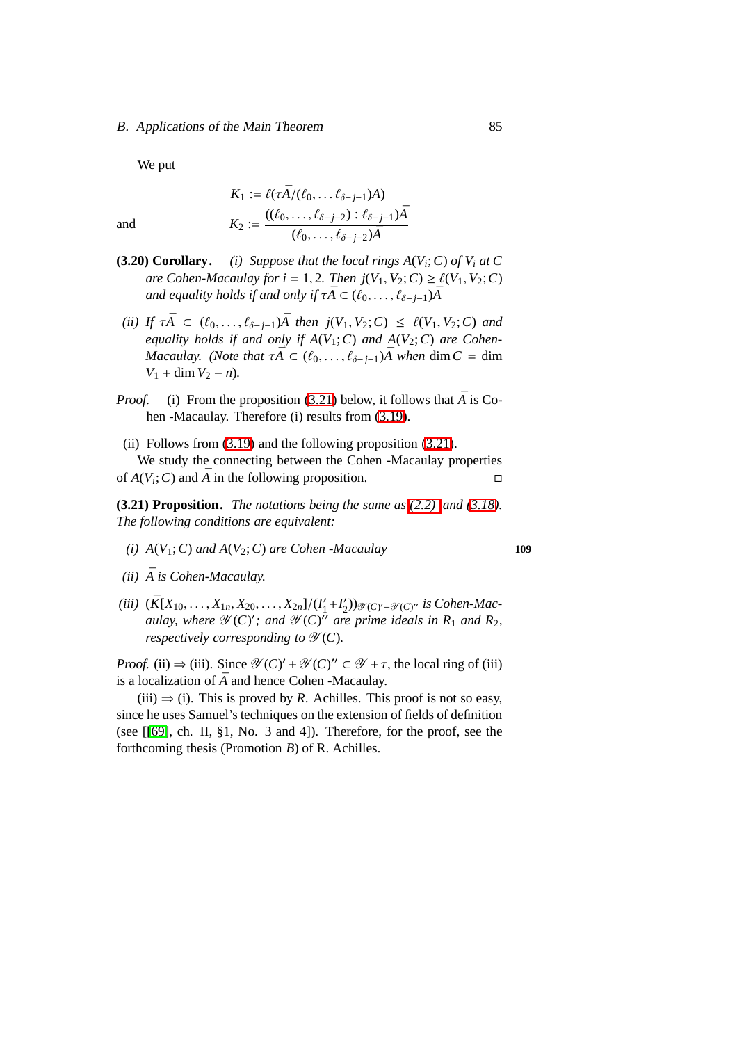We put

$$K_1 := \ell(\tau\bar{A}/(\ell_0, \ldots \ell_{\delta-j-1})A)$$

and

$$K_2 := \frac{((\ell_0, \ldots, \ell_{\delta-j-2}) : \ell_{\delta-j-1})\bar{A}}{(\ell_0, \ldots, \ell_{\delta-j-2})A}$$

**(3.20) Corollary.** *(i) Suppose that the local rings $A(V_i; C)$ of $V_i$ at $C$ are Cohen-Macaulay for $i = 1, 2$. Then $j(V_1, V_2; C) \geq \underline{\ell}(V_1, V_2; C)$ and equality holds if and only if $\tau\bar{A} \subset (\ell_0, \ldots, \ell_{\delta-j-1})\bar{A}$*

*(ii) If $\tau\bar{A} \subset (\ell_0, \ldots, \ell_{\delta-j-1})\bar{A}$ then $j(V_1, V_2; C) \leq \ell(V_1, V_2; C)$ and equality holds if and only if $A(V_1; C)$ and $A(V_2; C)$ are Cohen-Macaulay. (Note that $\tau\bar{A} \subset (\ell_0, \ldots, \ell_{\delta-j-1})\bar{A}$ when $\dim C = \dim V_1 + \dim V_2 - n$).*

*Proof.* (i) From the proposition (3.21) below, it follows that $\bar{A}$ is Cohen -Macaulay. Therefore (i) results from (3.19).

(ii) Follows from (3.19) and the following proposition (3.21).

We study the connecting between the Cohen -Macaulay properties of $A(V_i; C)$ and $\bar{A}$ in the following proposition. □

**(3.21) Proposition.** *The notations being the same as (2.2) and (3.18). The following conditions are equivalent:*

*(i) $A(V_1; C)$ and $A(V_2; C)$ are Cohen -Macaulay*

*(ii) $\bar{A}$ is Cohen-Macaulay.*

*(iii) $(\bar{K}[X_{10}, \ldots, X_{1n}, X_{20}, \ldots, X_{2n}]/(I'_1 + I'_2))_{\mathscr{Y}(C)' + \mathscr{Y}(C)''}$ is Cohen-Macaulay, where $\mathscr{Y}(C)'$; and $\mathscr{Y}(C)''$ are prime ideals in $R_1$ and $R_2$, respectively corresponding to $\mathscr{Y}(C)$.*

*Proof.* (ii) ⇒ (iii). Since $\mathscr{Y}(C)' + \mathscr{Y}(C)'' \subset \mathscr{Y} + \tau$, the local ring of (iii) is a localization of $\bar{A}$ and hence Cohen -Macaulay.

(iii) ⇒ (i). This is proved by *R.* Achilles. This proof is not so easy, since he uses Samuel's techniques on the extension of fields of definition (see [[69], ch. II, §1, No. 3 and 4]). Therefore, for the proof, see the forthcoming thesis (Promotion *B*) of R. Achilles.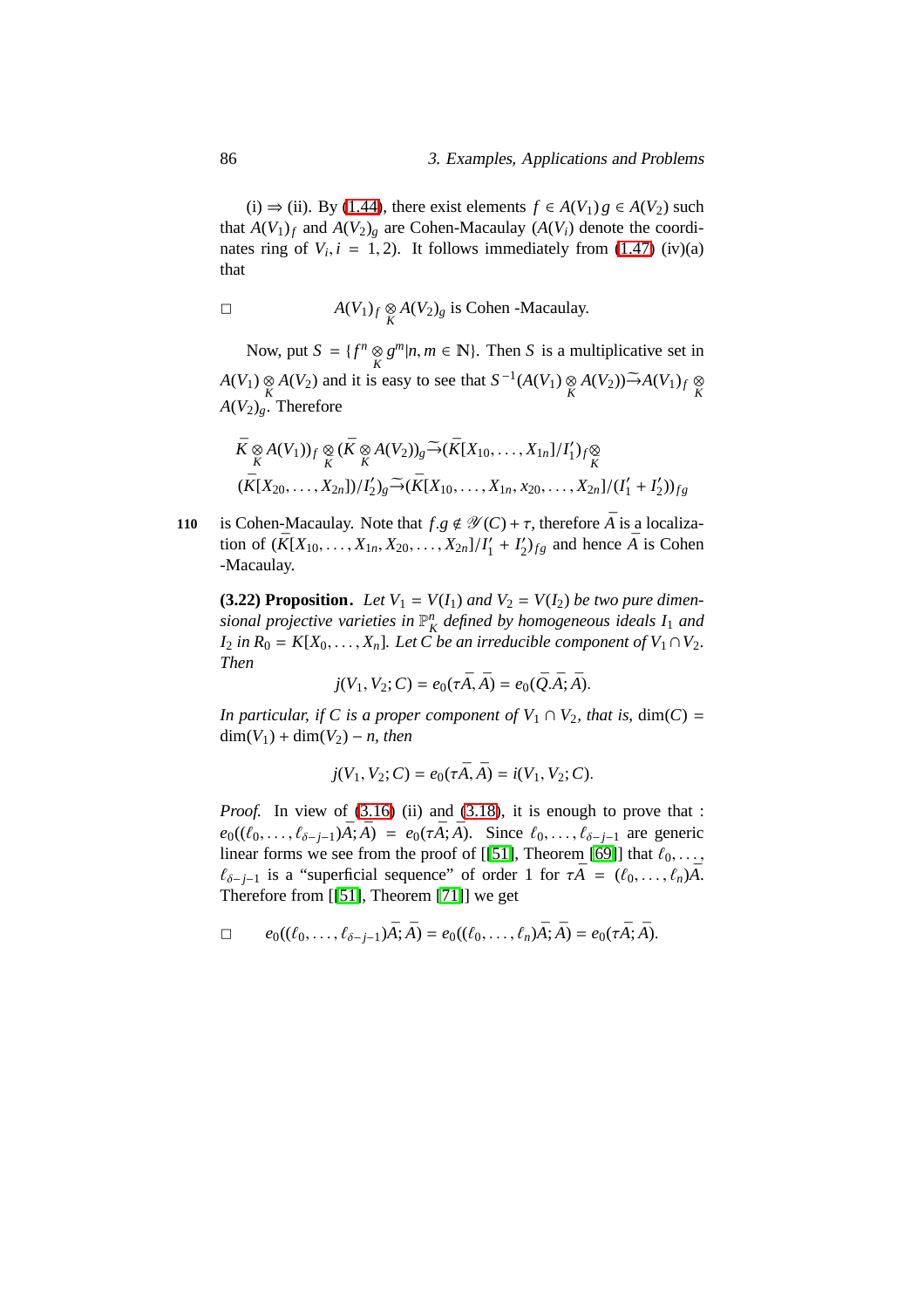(i) $\Rightarrow$ (ii). By (1.44), there exist elements $f \in A(V_1)\, g \in A(V_2)$ such that $A(V_1)_f$ and $A(V_2)_g$ are Cohen-Macaulay ($A(V_i)$ denote the coordinates ring of $V_i, i = 1, 2$). It follows immediately from (1.47) (iv)(a) that

$$\square \qquad A(V_1)_f \underset{K}{\otimes} A(V_2)_g \text{ is Cohen -Macaulay.}$$

Now, put $S = \{f^n \underset{K}{\otimes} g^m | n, m \in \mathbb{N}\}$. Then $S$ is a multiplicative set in $A(V_1) \underset{K}{\otimes} A(V_2)$ and it is easy to see that $S^{-1}(A(V_1) \underset{K}{\otimes} A(V_2)) \tilde{\to} A(V_1)_f \underset{K}{\otimes} A(V_2)_g$. Therefore

$$\bar{K} \underset{K}{\otimes} A(V_1))_f \underset{K}{\otimes} (\bar{K} \underset{K}{\otimes} A(V_2))_g \tilde{\to} (\bar{K}[X_{10}, \ldots, X_{1n}]/I_1')_f \underset{K}{\otimes}$$
$$(\bar{K}[X_{20}, \ldots, X_{2n}])/I_2')_g \tilde{\to} (\bar{K}[X_{10}, \ldots, X_{1n}, x_{20}, \ldots, X_{2n}]/(I_1' + I_2'))_{fg}$$

is Cohen-Macaulay. Note that $f.g \notin \mathscr{Y}(C) + \tau$, therefore $\bar{A}$ is a localization of $(\bar{K}[X_{10}, \ldots, X_{1n}, X_{20}, \ldots, X_{2n}]/I_1' + I_2')_{fg}$ and hence $\bar{A}$ is Cohen -Macaulay.

**(3.22) Proposition.** *Let $V_1 = V(I_1)$ and $V_2 = V(I_2)$ be two pure dimensional projective varieties in $\mathbb{P}^n_K$ defined by homogeneous ideals $I_1$ and $I_2$ in $R_0 = K[X_0, \ldots, X_n]$. Let $C$ be an irreducible component of $V_1 \cap V_2$. Then*

$$j(V_1, V_2; C) = e_0(\tau\bar{A}, \bar{A}) = e_0(\bar{Q}.\bar{A}; \bar{A}).$$

*In particular, if $C$ is a proper component of $V_1 \cap V_2$, that is,* $\dim(C) = \dim(V_1) + \dim(V_2) - n$, *then*

$$j(V_1, V_2; C) = e_0(\tau\bar{A}, \bar{A}) = i(V_1, V_2; C).$$

*Proof.* In view of (3.16) (ii) and (3.18), it is enough to prove that : $e_0((\ell_0, \ldots, \ell_{\delta-j-1})\bar{A}; \bar{A}) = e_0(\tau\bar{A}; \bar{A})$. Since $\ell_0, \ldots, \ell_{\delta-j-1}$ are generic linear forms we see from the proof of [[51], Theorem [69]] that $\ell_0, \ldots, \ell_{\delta-j-1}$ is a "superficial sequence" of order 1 for $\tau\bar{A} = (\ell_0, \ldots, \ell_n)\bar{A}$. Therefore from [[51], Theorem [71]] we get

$$\square \qquad e_0((\ell_0, \ldots, \ell_{\delta-j-1})\bar{A}; \bar{A}) = e_0((\ell_0, \ldots, \ell_n)\bar{A}; \bar{A}) = e_0(\tau\bar{A}; \bar{A}).$$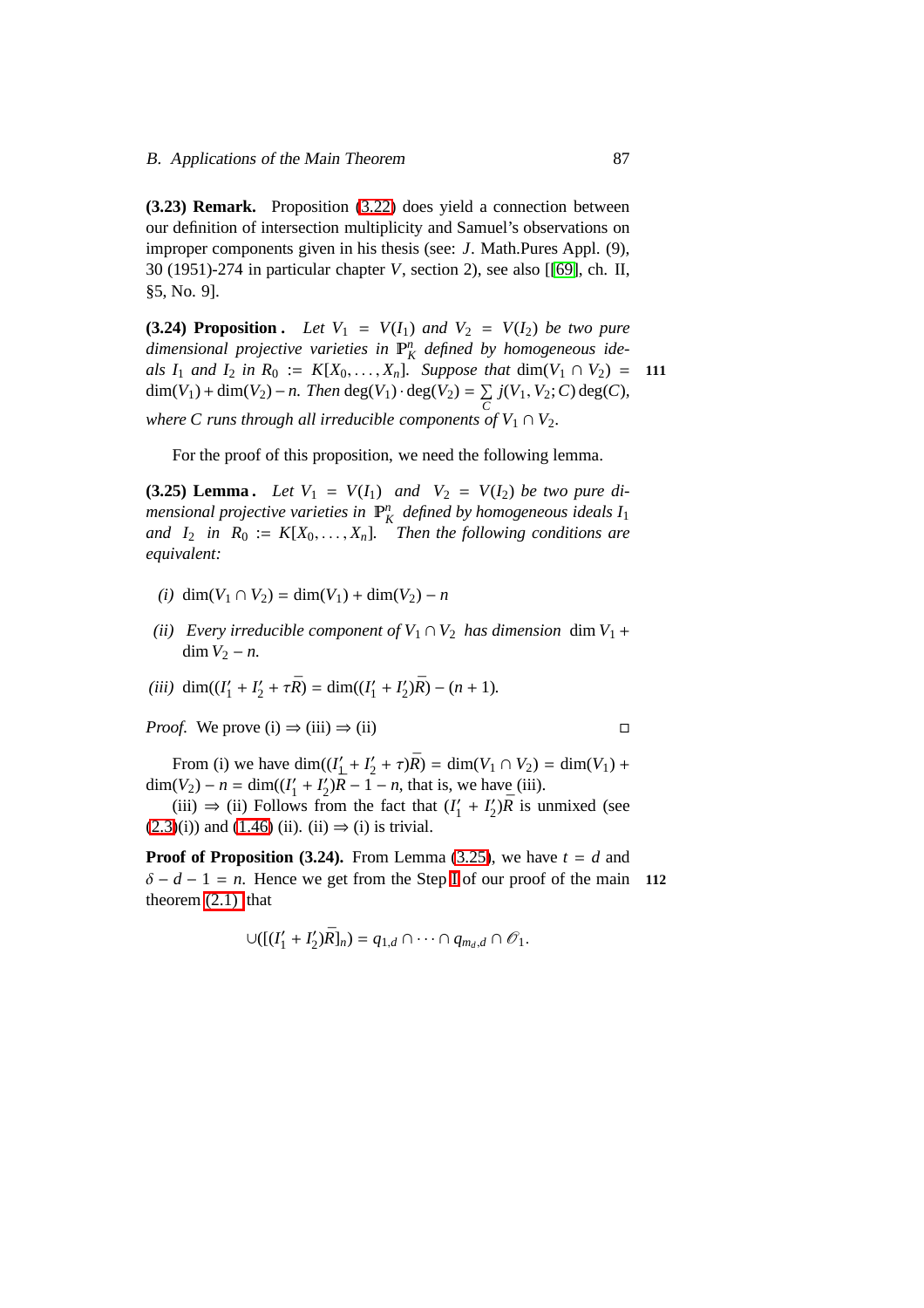**(3.23) Remark.** Proposition (3.22) does yield a connection between our definition of intersection multiplicity and Samuel's observations on improper components given in his thesis (see: $J$. Math.Pures Appl. (9), 30 (1951)-274 in particular chapter $V$, section 2), see also [[69], ch. II, §5, No. 9].

**(3.24) Proposition .** *Let $V_1 = V(I_1)$ and $V_2 = V(I_2)$ be two pure dimensional projective varieties in $\mathbb{P}^n_K$ defined by homogeneous ideals $I_1$ and $I_2$ in $R_0 := K[X_0, \ldots, X_n]$. Suppose that* $\dim(V_1 \cap V_2) = \dim(V_1) + \dim(V_2) - n$. *Then* $\deg(V_1) \cdot \deg(V_2) = \sum_C j(V_1, V_2; C) \deg(C)$, *where $C$ runs through all irreducible components of $V_1 \cap V_2$.*

For the proof of this proposition, we need the following lemma.

**(3.25) Lemma .** *Let $V_1 = V(I_1)$ and $V_2 = V(I_2)$ be two pure dimensional projective varieties in $\mathbb{P}^n_K$ defined by homogeneous ideals $I_1$ and $I_2$ in $R_0 := K[X_0, \ldots, X_n]$. Then the following conditions are equivalent:*

*(i)* $\dim(V_1 \cap V_2) = \dim(V_1) + \dim(V_2) - n$

*(ii) Every irreducible component of $V_1 \cap V_2$ has dimension* $\dim V_1 + \dim V_2 - n$.

*(iii)* $\dim((I'_1 + I'_2 + \tau \bar{R}) = \dim((I'_1 + I'_2)\bar{R}) - (n+1)$.

*Proof.* We prove (i) $\Rightarrow$ (iii) $\Rightarrow$ (ii) □

From (i) we have $\dim((I'_1 + I'_2 + \tau)\bar{R}) = \dim(V_1 \cap V_2) = \dim(V_1) + \dim(V_2) - n = \dim((I'_1 + I'_2)\bar{R} - 1 - n$, that is, we have (iii).

(iii) $\Rightarrow$ (ii) Follows from the fact that $(I'_1 + I'_2)\bar{R}$ is unmixed (see (2.3)(i)) and (1.46) (ii). (ii) $\Rightarrow$ (i) is trivial.

**Proof of Proposition (3.24).** From Lemma (3.25), we have $t = d$ and $\delta - d - 1 = n$. Hence we get from the Step I of our proof of the main theorem (2.1) that

$$\cup([(I'_1 + I'_2)\bar{R}]_n) = q_{1,d} \cap \cdots \cap q_{m_d,d} \cap \mathcal{O}_1.$$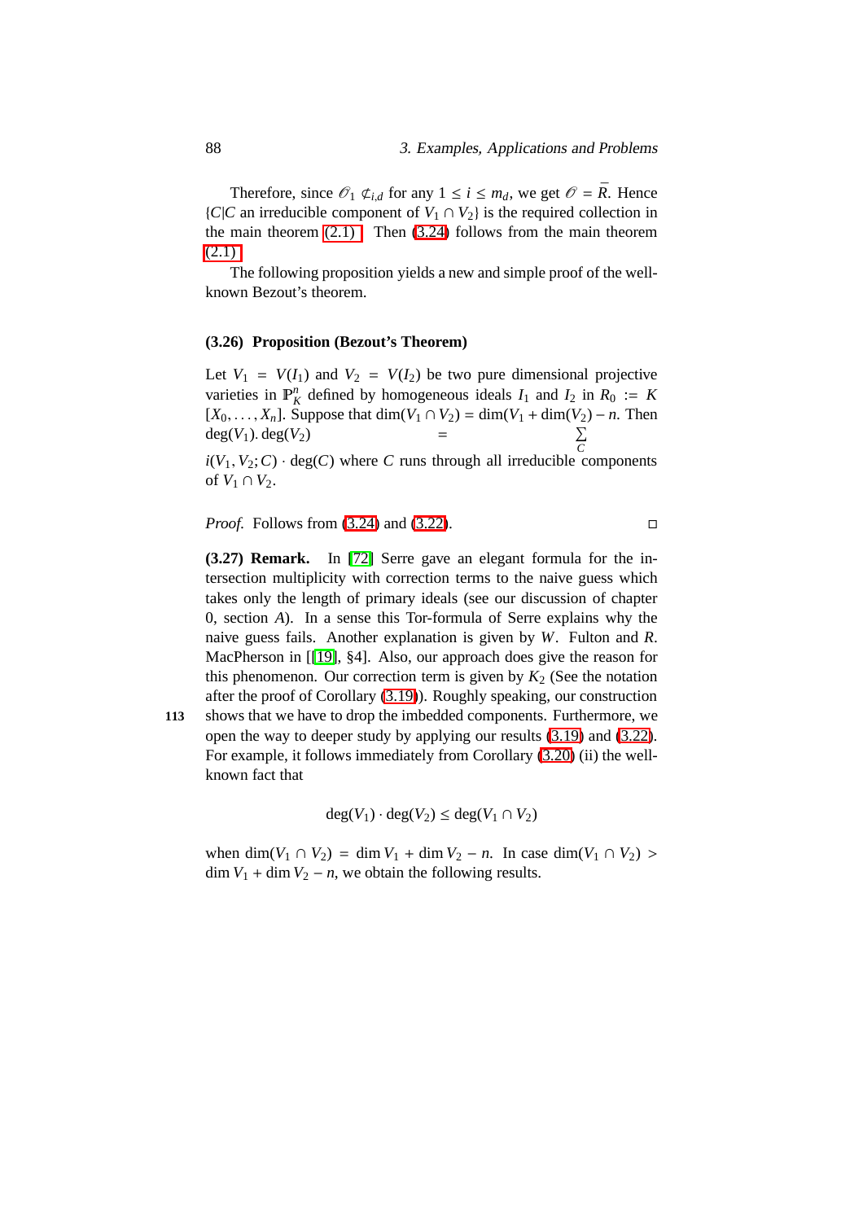Therefore, since $\mathcal{O}_1 \not\subset_{i,d}$ for any $1 \leq i \leq m_d$, we get $\mathcal{O} = \overline{R}$. Hence $\{C|C$ an irreducible component of $V_1 \cap V_2\}$ is the required collection in the main theorem (2.1). Then (3.24) follows from the main theorem (2.1).

The following proposition yields a new and simple proof of the well-known Bezout's theorem.

**(3.26) Proposition (Bezout's Theorem)**

Let $V_1 = V(I_1)$ and $V_2 = V(I_2)$ be two pure dimensional projective varieties in $\mathbb{P}^n_K$ defined by homogeneous ideals $I_1$ and $I_2$ in $R_0 := K[X_0, \ldots, X_n]$. Suppose that $\dim(V_1 \cap V_2) = \dim(V_1 + \dim(V_2) - n$. Then $\deg(V_1). \deg(V_2) = \sum_C i(V_1, V_2; C) \cdot \deg(C)$ where $C$ runs through all irreducible components of $V_1 \cap V_2$.

*Proof.* Follows from (3.24) and (3.22). □

**(3.27) Remark.** In [72] Serre gave an elegant formula for the intersection multiplicity with correction terms to the naive guess which takes only the length of primary ideals (see our discussion of chapter 0, section *A*). In a sense this Tor-formula of Serre explains why the naive guess fails. Another explanation is given by *W*. Fulton and *R*. MacPherson in [[19], §4]. Also, our approach does give the reason for this phenomenon. Our correction term is given by $K_2$ (See the notation after the proof of Corollary (3.19)). Roughly speaking, our construction shows that we have to drop the imbedded components. Furthermore, we open the way to deeper study by applying our results (3.19) and (3.22). For example, it follows immediately from Corollary (3.20) (ii) the well-known fact that

$$\deg(V_1) \cdot \deg(V_2) \leq \deg(V_1 \cap V_2)$$

when $\dim(V_1 \cap V_2) = \dim V_1 + \dim V_2 - n$. In case $\dim(V_1 \cap V_2) > \dim V_1 + \dim V_2 - n$, we obtain the following results.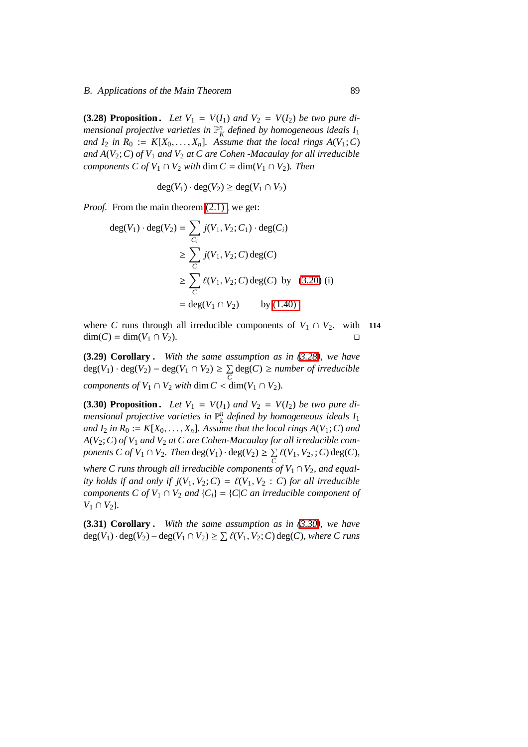**(3.28) Proposition.** *Let $V_1 = V(I_1)$ and $V_2 = V(I_2)$ be two pure dimensional projective varieties in $\mathbb{P}^n_K$ defined by homogeneous ideals $I_1$ and $I_2$ in $R_0 := K[X_0, \ldots, X_n]$. Assume that the local rings $A(V_1; C)$ and $A(V_2; C)$ of $V_1$ and $V_2$ at $C$ are Cohen -Macaulay for all irreducible components $C$ of $V_1 \cap V_2$ with $\dim C = \dim(V_1 \cap V_2)$. Then*

$$\deg(V_1) \cdot \deg(V_2) \geq \deg(V_1 \cap V_2)$$

*Proof.* From the main theorem (2.1) , we get:

$$\begin{aligned}
\deg(V_1) \cdot \deg(V_2) &= \sum_{C_i} j(V_1, V_2; C_1) \cdot \deg(C_i) \\
&\geq \sum_{C} j(V_1, V_2; C) \deg(C) \\
&\geq \sum_{C} \ell(V_1, V_2; C) \deg(C) \quad \text{by} \quad (3.20)\ \text{(i)} \\
&= \deg(V_1 \cap V_2) \qquad \text{by (1.40)}
\end{aligned}$$

where $C$ runs through all irreducible components of $V_1 \cap V_2$. with $\dim(C) = \dim(V_1 \cap V_2)$. □

**114**

**(3.29) Corollary .** *With the same assumption as in (3.28), we have* $\deg(V_1) \cdot \deg(V_2) - \deg(V_1 \cap V_2) \geq \sum_C \deg(C) \geq$ *number of irreducible components of $V_1 \cap V_2$ with $\dim C < \dim(V_1 \cap V_2)$.*

**(3.30) Proposition.** *Let $V_1 = V(I_1)$ and $V_2 = V(I_2)$ be two pure dimensional projective varieties in $\mathbb{P}^n_k$ defined by homogeneous ideals $I_1$ and $I_2$ in $R_0 := K[X_0, \ldots, X_n]$. Assume that the local rings $A(V_1; C)$ and $A(V_2; C)$ of $V_1$ and $V_2$ at $C$ are Cohen-Macaulay for all irreducible components $C$ of $V_1 \cap V_2$. Then* $\deg(V_1) \cdot \deg(V_2) \geq \sum_C \ell(V_1, V_2, ; C) \deg(C)$, *where $C$ runs through all irreducible components of $V_1 \cap V_2$, and equality holds if and only if $j(V_1, V_2; C) = \ell(V_1, V_2 : C)$ for all irreducible components $C$ of $V_1 \cap V_2$ and $\{C_i\} = \{C | C$ an irreducible component of $V_1 \cap V_2\}$.*

**(3.31) Corollary .** *With the same assumption as in (3.30), we have* $\deg(V_1) \cdot \deg(V_2) - \deg(V_1 \cap V_2) \geq \sum \ell(V_1, V_2; C) \deg(C)$, *where $C$ runs*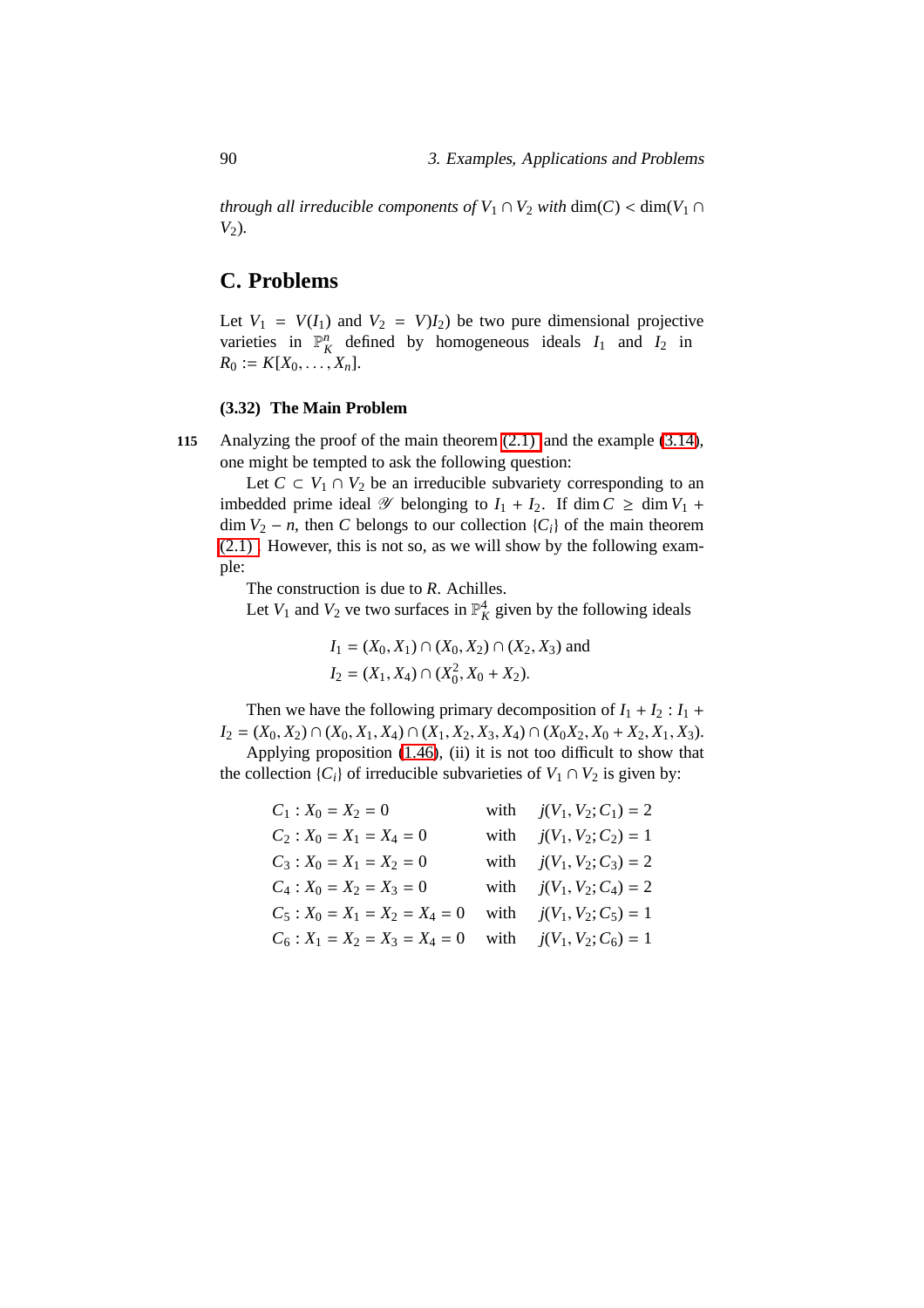*through all irreducible components of* $V_1 \cap V_2$ *with* $\dim(C) < \dim(V_1 \cap V_2)$.

## C. Problems

Let $V_1 = V(I_1)$ and $V_2 = V)I_2)$ be two pure dimensional projective varieties in $\mathbb{P}^n_K$ defined by homogeneous ideals $I_1$ and $I_2$ in $R_0 := K[X_0, \ldots, X_n]$.

#### (3.32) The Main Problem

115 Analyzing the proof of the main theorem (2.1) and the example (3.14), one might be tempted to ask the following question:

Let $C \subset V_1 \cap V_2$ be an irreducible subvariety corresponding to an imbedded prime ideal $\mathscr{Y}$ belonging to $I_1 + I_2$. If $\dim C \geq \dim V_1 + \dim V_2 - n$, then $C$ belongs to our collection $\{C_i\}$ of the main theorem (2.1). However, this is not so, as we will show by the following example:

The construction is due to *R*. Achilles.

Let $V_1$ and $V_2$ ve two surfaces in $\mathbb{P}^4_K$ given by the following ideals

$$I_1 = (X_0, X_1) \cap (X_0, X_2) \cap (X_2, X_3) \text{ and}$$
$$I_2 = (X_1, X_4) \cap (X_0^2, X_0 + X_2).$$

Then we have the following primary decomposition of $I_1 + I_2$ : $I_1 + I_2 = (X_0, X_2) \cap (X_0, X_1, X_4) \cap (X_1, X_2, X_3, X_4) \cap (X_0X_2, X_0 + X_2, X_1, X_3)$.

Applying proposition (1.46), (ii) it is not too difficult to show that the collection $\{C_i\}$ of irreducible subvarieties of $V_1 \cap V_2$ is given by:

$$
\begin{array}{lll}
C_1 : X_0 = X_2 = 0 & \text{with} & j(V_1, V_2; C_1) = 2 \\
C_2 : X_0 = X_1 = X_4 = 0 & \text{with} & j(V_1, V_2; C_2) = 1 \\
C_3 : X_0 = X_1 = X_2 = 0 & \text{with} & j(V_1, V_2; C_3) = 2 \\
C_4 : X_0 = X_2 = X_3 = 0 & \text{with} & j(V_1, V_2; C_4) = 2 \\
C_5 : X_0 = X_1 = X_2 = X_4 = 0 & \text{with} & j(V_1, V_2; C_5) = 1 \\
C_6 : X_1 = X_2 = X_3 = X_4 = 0 & \text{with} & j(V_1, V_2; C_6) = 1
\end{array}
$$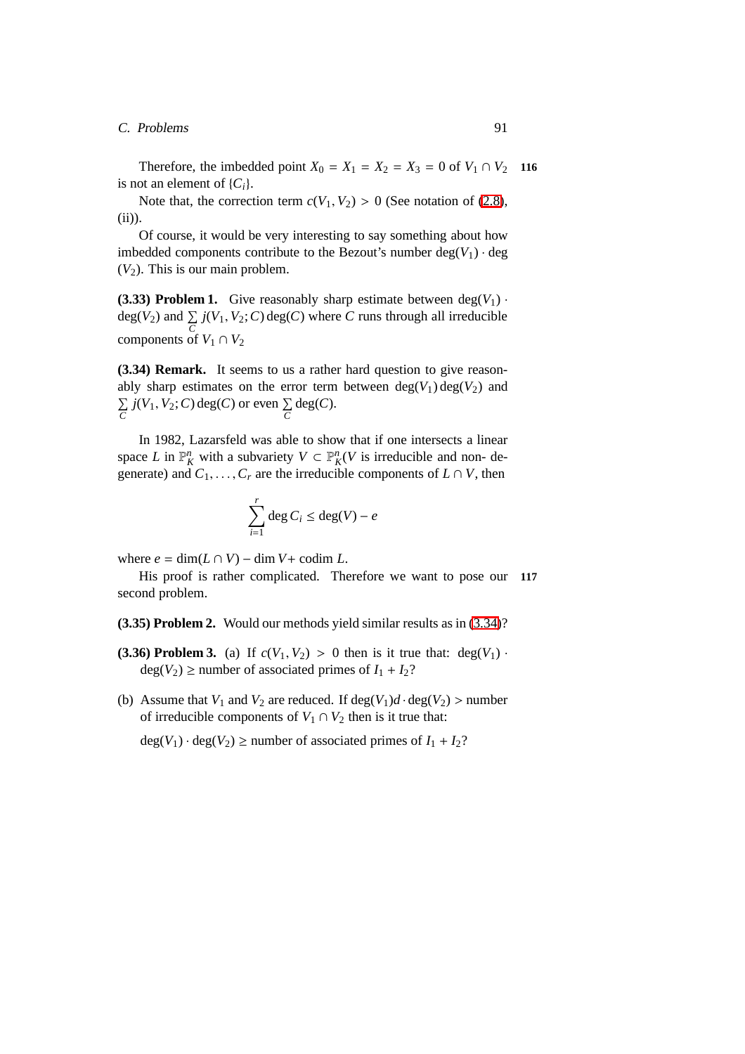Therefore, the imbedded point $X_0 = X_1 = X_2 = X_3 = 0$ of $V_1 \cap V_2$ is not an element of $\{C_i\}$.

Note that, the correction term $c(V_1, V_2) > 0$ (See notation of (2.8), (ii)).

Of course, it would be very interesting to say something about how imbedded components contribute to the Bezout's number $\deg(V_1) \cdot \deg(V_2)$. This is our main problem.

**(3.33) Problem 1.** Give reasonably sharp estimate between $\deg(V_1) \cdot \deg(V_2)$ and $\sum_C j(V_1, V_2; C) \deg(C)$ where $C$ runs through all irreducible components of $V_1 \cap V_2$

**(3.34) Remark.** It seems to us a rather hard question to give reasonably sharp estimates on the error term between $\deg(V_1) \deg(V_2)$ and $\sum_C j(V_1, V_2; C) \deg(C)$ or even $\sum_C \deg(C)$.

In 1982, Lazarsfeld was able to show that if one intersects a linear space $L$ in $\mathbb{P}^n_K$ with a subvariety $V \subset \mathbb{P}^n_K$($V$ is irreducible and non- degenerate) and $C_1, \ldots, C_r$ are the irreducible components of $L \cap V$, then

$$\sum_{i=1}^{r} \deg C_i \leq \deg(V) - e$$

where $e = \dim(L \cap V) - \dim V +$ codim $L$.

His proof is rather complicated. Therefore we want to pose our second problem.

**(3.35) Problem 2.** Would our methods yield similar results as in (3.34)?

**(3.36) Problem 3.** (a) If $c(V_1, V_2) > 0$ then is it true that: $\deg(V_1) \cdot \deg(V_2) \geq$ number of associated primes of $I_1 + I_2$?

(b) Assume that $V_1$ and $V_2$ are reduced. If $\deg(V_1) d \cdot \deg(V_2) >$ number of irreducible components of $V_1 \cap V_2$ then is it true that:

$\deg(V_1) \cdot \deg(V_2) \geq$ number of associated primes of $I_1 + I_2$?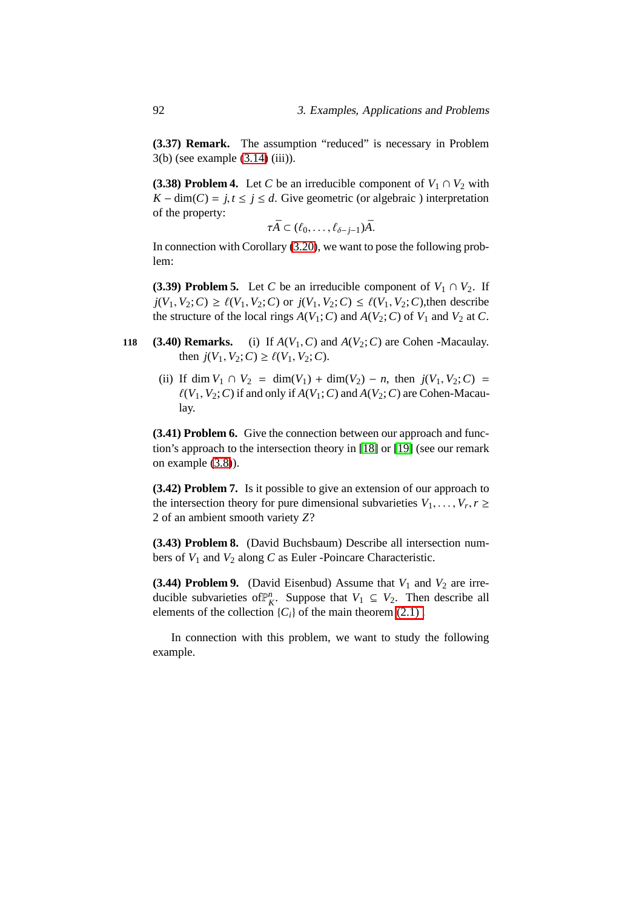**(3.37) Remark.** The assumption "reduced" is necessary in Problem 3(b) (see example (3.14) (iii)).

**(3.38) Problem 4.** Let $C$ be an irreducible component of $V_1 \cap V_2$ with $K - \dim(C) = j, t \leq j \leq d$. Give geometric (or algebraic ) interpretation of the property:

$$\tau\bar{A} \subset (\ell_0, \ldots, \ell_{\delta-j-1})\bar{A}.$$

In connection with Corollary (3.20), we want to pose the following problem:

**(3.39) Problem 5.** Let $C$ be an irreducible component of $V_1 \cap V_2$. If $j(V_1, V_2; C) \geq \ell(V_1, V_2; C)$ or $j(V_1, V_2; C) \leq \ell(V_1, V_2; C)$,then describe the structure of the local rings $A(V_1; C)$ and $A(V_2; C)$ of $V_1$ and $V_2$ at $C$.

**(3.40) Remarks.** (i) If $A(V_1, C)$ and $A(V_2; C)$ are Cohen -Macaulay. then $j(V_1, V_2; C) \geq \ell(V_1, V_2; C)$.

(ii) If $\dim V_1 \cap V_2 = \dim(V_1) + \dim(V_2) - n$, then $j(V_1, V_2; C) = \ell(V_1, V_2; C)$ if and only if $A(V_1; C)$ and $A(V_2; C)$ are Cohen-Macaulay.

**(3.41) Problem 6.** Give the connection between our approach and function's approach to the intersection theory in [18] or [19] (see our remark on example (3.8)).

**(3.42) Problem 7.** Is it possible to give an extension of our approach to the intersection theory for pure dimensional subvarieties $V_1, \ldots, V_r, r \geq 2$ of an ambient smooth variety $Z$?

**(3.43) Problem 8.** (David Buchsbaum) Describe all intersection numbers of $V_1$ and $V_2$ along $C$ as Euler -Poincare Characteristic.

**(3.44) Problem 9.** (David Eisenbud) Assume that $V_1$ and $V_2$ are irreducible subvarieties of$\mathbb{P}^n_K$. Suppose that $V_1 \subseteq V_2$. Then describe all elements of the collection $\{C_i\}$ of the main theorem (2.1) .

In connection with this problem, we want to study the following example.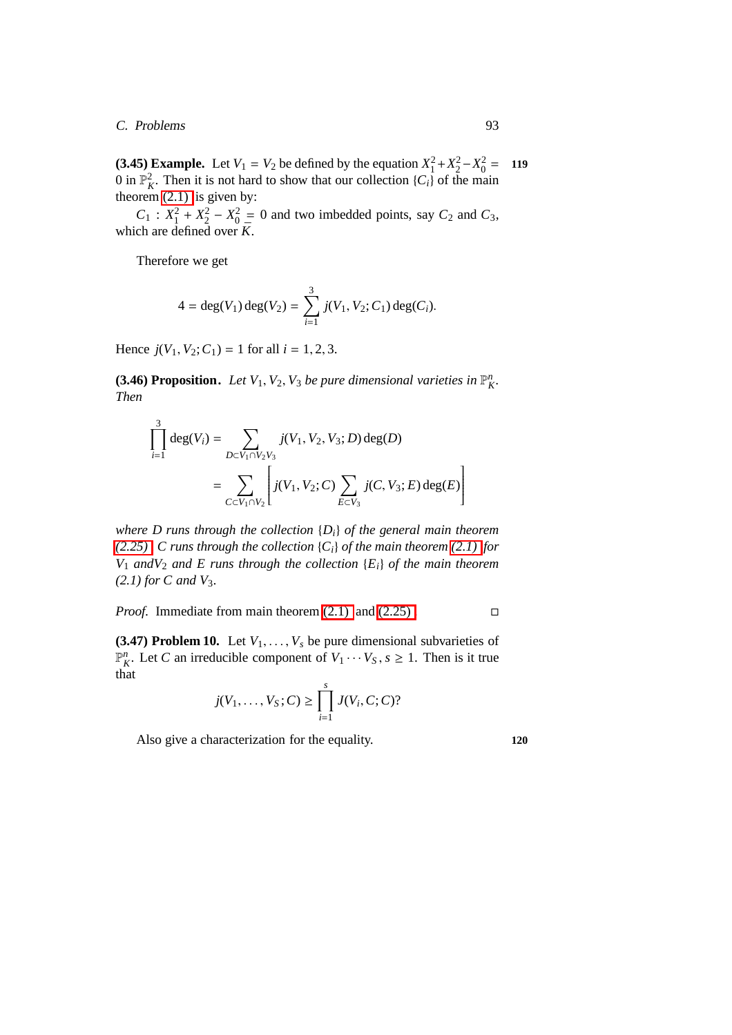**(3.45) Example.** Let $V_1 = V_2$ be defined by the equation $X_1^2+X_2^2-X_0^2 = 0$ in $\mathbb{P}_K^2$. Then it is not hard to show that our collection $\{C_i\}$ of the main theorem (2.1) is given by:

$C_1 : X_1^2 + X_2^2 - X_0^2 = 0$ and two imbedded points, say $C_2$ and $C_3$, which are defined over $\overline{K}$.

Therefore we get

$$4 = \deg(V_1)\deg(V_2) = \sum_{i=1}^{3} j(V_1, V_2; C_1)\deg(C_i).$$

Hence $j(V_1, V_2; C_1) = 1$ for all $i = 1, 2, 3$.

**(3.46) Proposition.** *Let $V_1, V_2, V_3$ be pure dimensional varieties in $\mathbb{P}_K^n$. Then*

$$\begin{aligned}\prod_{i=1}^{3}\deg(V_i) &= \sum_{D\subset V_1\cap V_2 V_3} j(V_1, V_2, V_3; D)\deg(D)\\ &= \sum_{C\subset V_1\cap V_2}\left[ j(V_1, V_2; C)\sum_{E\subset V_3} j(C, V_3; E)\deg(E)\right]\end{aligned}$$

*where $D$ runs through the collection $\{D_i\}$ of the general main theorem (2.25), $C$ runs through the collection $\{C_i\}$ of the main theorem (2.1) for $V_1$ and$V_2$ and $E$ runs through the collection $\{E_i\}$ of the main theorem (2.1) for $C$ and $V_3$.*

*Proof.* Immediate from main theorem (2.1) and (2.25). □

**(3.47) Problem 10.** Let $V_1, \ldots, V_s$ be pure dimensional subvarieties of $\mathbb{P}_K^n$. Let $C$ an irreducible component of $V_1 \cdots V_S$, $s \geq 1$. Then is it true that

$$j(V_1, \ldots, V_S; C) \geq \prod_{i=1}^{s} J(V_i, C; C)?$$

Also give a characterization for the equality.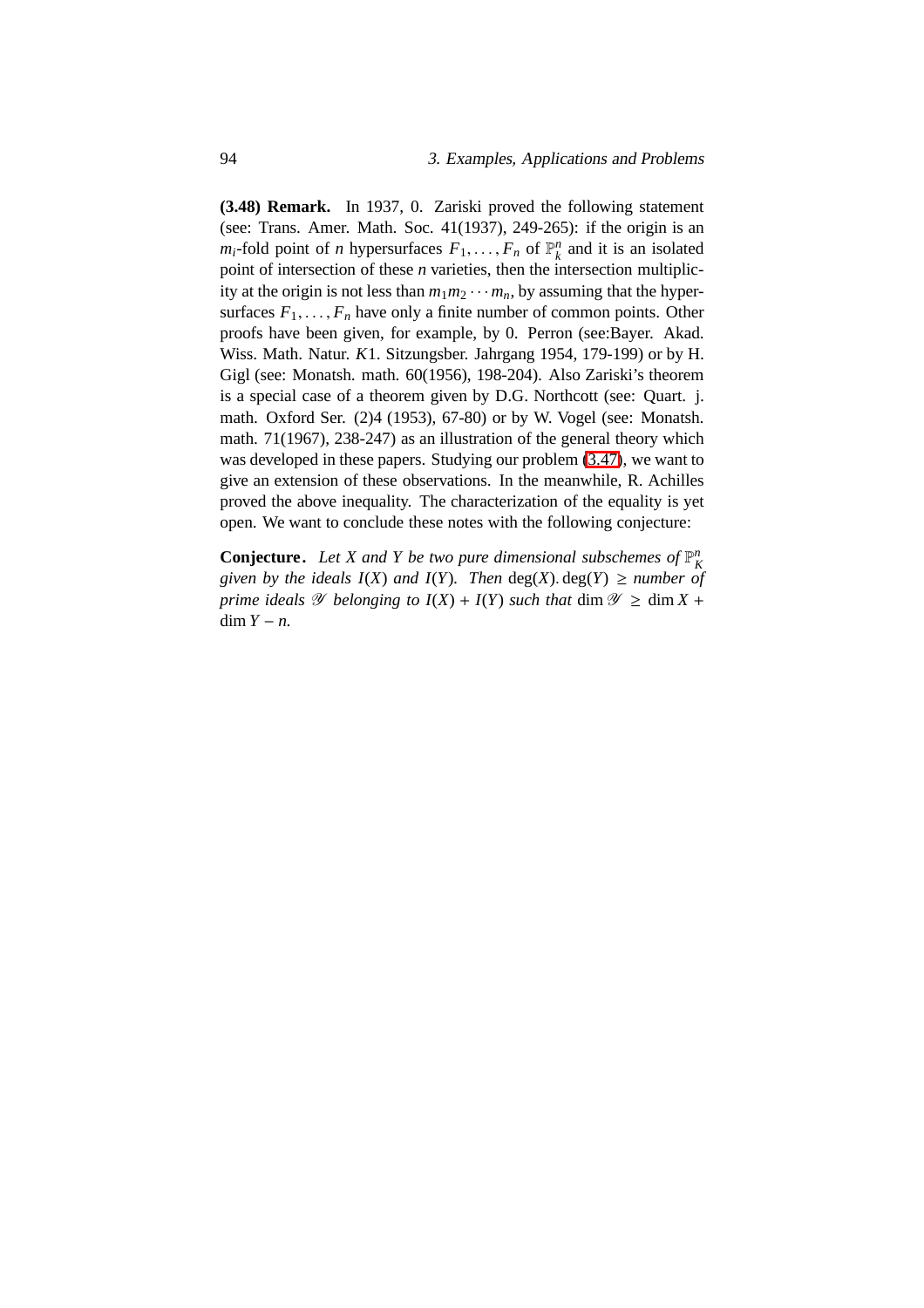**(3.48) Remark.** In 1937, 0. Zariski proved the following statement (see: Trans. Amer. Math. Soc. 41(1937), 249-265): if the origin is an $m_i$-fold point of $n$ hypersurfaces $F_1, \ldots, F_n$ of $\mathbb{P}_k^n$ and it is an isolated point of intersection of these $n$ varieties, then the intersection multiplicity at the origin is not less than $m_1 m_2 \cdots m_n$, by assuming that the hypersurfaces $F_1, \ldots, F_n$ have only a finite number of common points. Other proofs have been given, for example, by 0. Perron (see:Bayer. Akad. Wiss. Math. Natur. $K$1. Sitzungsber. Jahrgang 1954, 179-199) or by H. Gigl (see: Monatsh. math. 60(1956), 198-204). Also Zariski's theorem is a special case of a theorem given by D.G. Northcott (see: Quart. j. math. Oxford Ser. (2)4 (1953), 67-80) or by W. Vogel (see: Monatsh. math. 71(1967), 238-247) as an illustration of the general theory which was developed in these papers. Studying our problem (3.47), we want to give an extension of these observations. In the meanwhile, R. Achilles proved the above inequality. The characterization of the equality is yet open. We want to conclude these notes with the following conjecture:

**Conjecture.** *Let $X$ and $Y$ be two pure dimensional subschemes of $\mathbb{P}_K^n$ given by the ideals $I(X)$ and $I(Y)$. Then* $\deg(X).\deg(Y) \geq$ *number of prime ideals $\mathscr{Y}$ belonging to $I(X) + I(Y)$ such that* $\dim \mathscr{Y} \geq \dim X + \dim Y - n$.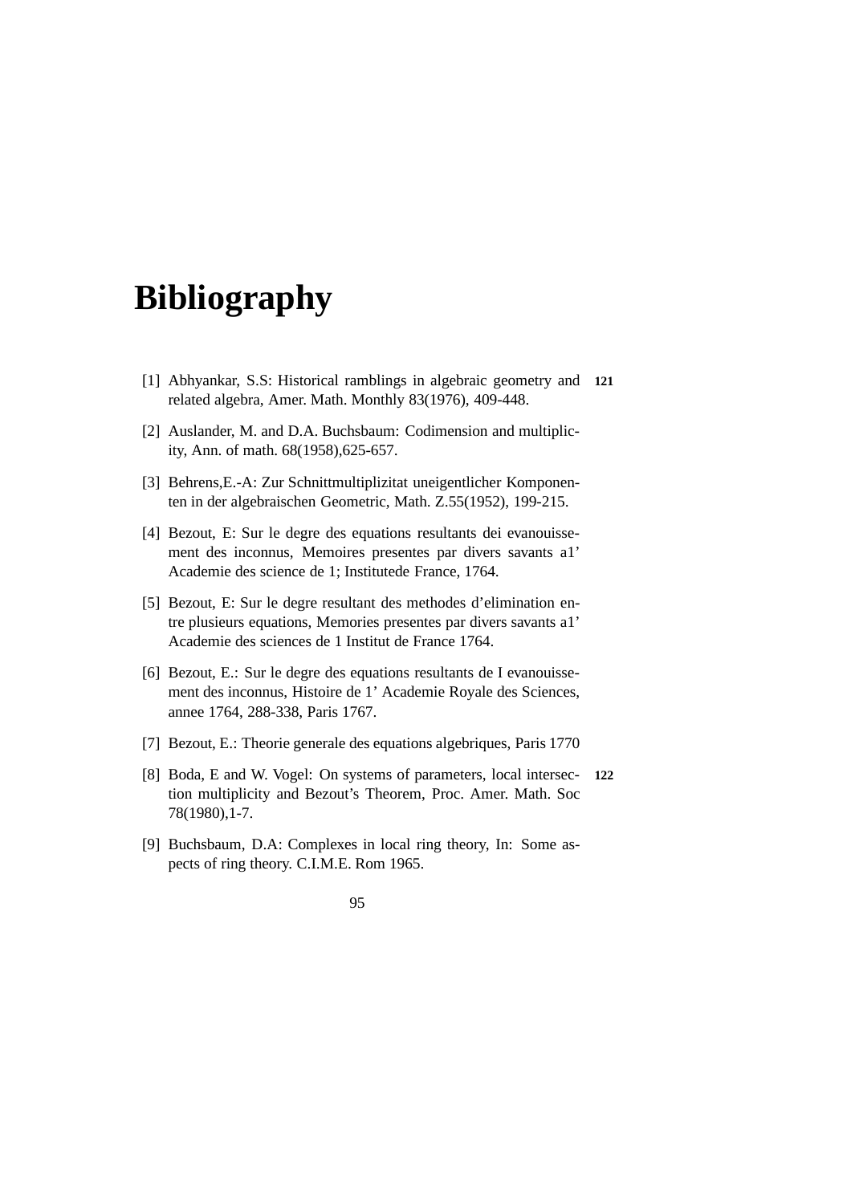# Bibliography

[1] Abhyankar, S.S: Historical ramblings in algebraic geometry and related algebra, Amer. Math. Monthly 83(1976), 409-448. **121**

[2] Auslander, M. and D.A. Buchsbaum: Codimension and multiplicity, Ann. of math. 68(1958),625-657.

[3] Behrens,E.-A: Zur Schnittmultiplizitat uneigentlicher Komponenten in der algebraischen Geometric, Math. Z.55(1952), 199-215.

[4] Bezout, E: Sur le degre des equations resultants dei evanouissement des inconnus, Memoires presentes par divers savants a1' Academie des science de 1; Institutede France, 1764.

[5] Bezout, E: Sur le degre resultant des methodes d'elimination entre plusieurs equations, Memories presentes par divers savants a1' Academie des sciences de 1 Institut de France 1764.

[6] Bezout, E.: Sur le degre des equations resultants de I evanouissement des inconnus, Histoire de 1' Academie Royale des Sciences, annee 1764, 288-338, Paris 1767.

[7] Bezout, E.: Theorie generale des equations algebriques, Paris 1770

[8] Boda, E and W. Vogel: On systems of parameters, local intersection multiplicity and Bezout's Theorem, Proc. Amer. Math. Soc 78(1980),1-7. **122**

[9] Buchsbaum, D.A: Complexes in local ring theory, In: Some aspects of ring theory. C.I.M.E. Rom 1965.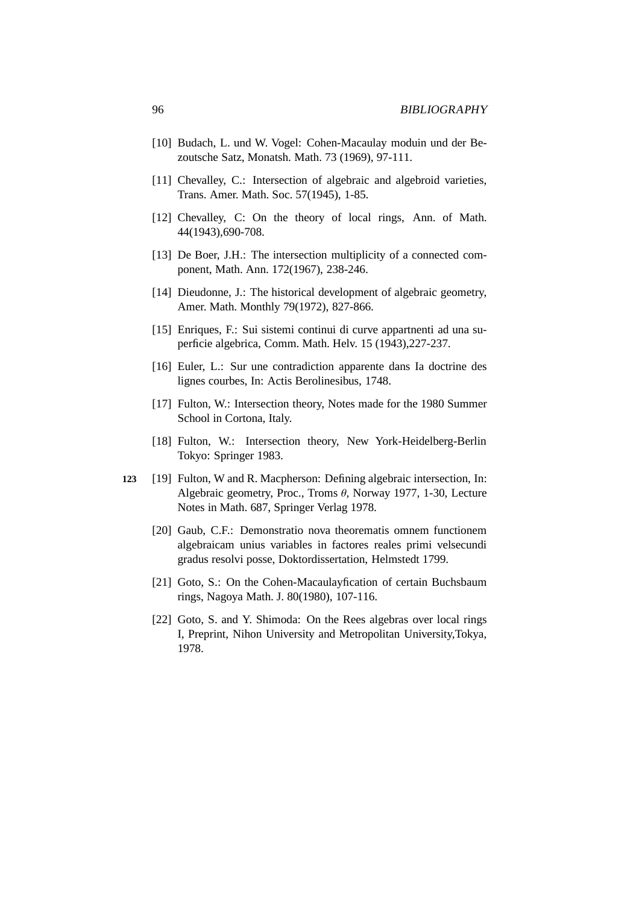[10] Budach, L. und W. Vogel: Cohen-Macaulay moduin und der Bezoutsche Satz, Monatsh. Math. 73 (1969), 97-111.

[11] Chevalley, C.: Intersection of algebraic and algebroid varieties, Trans. Amer. Math. Soc. 57(1945), 1-85.

[12] Chevalley, C: On the theory of local rings, Ann. of Math. 44(1943),690-708.

[13] De Boer, J.H.: The intersection multiplicity of a connected component, Math. Ann. 172(1967), 238-246.

[14] Dieudonne, J.: The historical development of algebraic geometry, Amer. Math. Monthly 79(1972), 827-866.

[15] Enriques, F.: Sui sistemi continui di curve appartnenti ad una superficie algebrica, Comm. Math. Helv. 15 (1943),227-237.

[16] Euler, L.: Sur une contradiction apparente dans Ia doctrine des lignes courbes, In: Actis Berolinesibus, 1748.

[17] Fulton, W.: Intersection theory, Notes made for the 1980 Summer School in Cortona, Italy.

[18] Fulton, W.: Intersection theory, New York-Heidelberg-Berlin Tokyo: Springer 1983.

**123** [19] Fulton, W and R. Macpherson: Defining algebraic intersection, In: Algebraic geometry, Proc., Troms $\theta$, Norway 1977, 1-30, Lecture Notes in Math. 687, Springer Verlag 1978.

[20] Gaub, C.F.: Demonstratio nova theorematis omnem functionem algebraicam unius variables in factores reales primi velsecundi gradus resolvi posse, Doktordissertation, Helmstedt 1799.

[21] Goto, S.: On the Cohen-Macaulayfication of certain Buchsbaum rings, Nagoya Math. J. 80(1980), 107-116.

[22] Goto, S. and Y. Shimoda: On the Rees algebras over local rings I, Preprint, Nihon University and Metropolitan University,Tokya, 1978.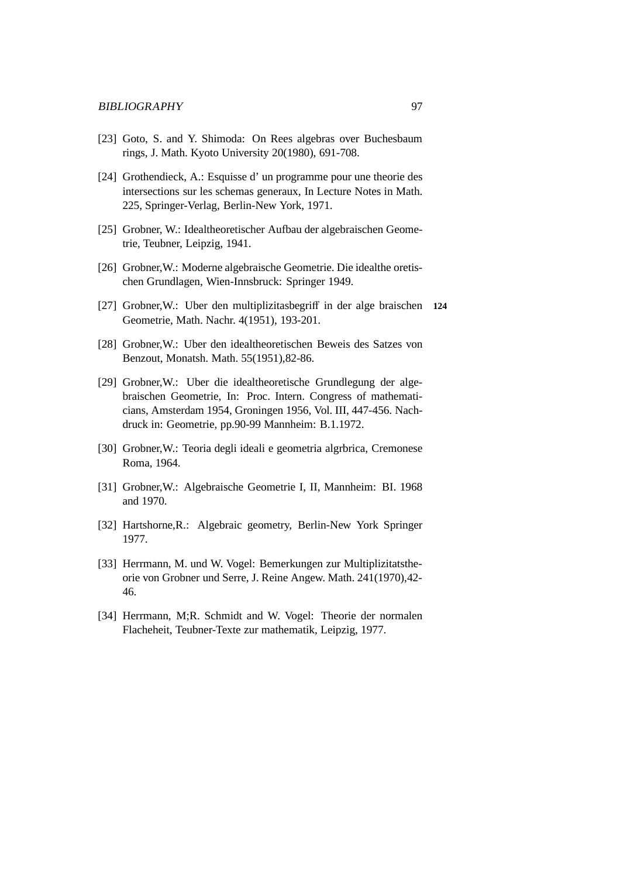[23] Goto, S. and Y. Shimoda: On Rees algebras over Buchesbaum rings, J. Math. Kyoto University 20(1980), 691-708.

[24] Grothendieck, A.: Esquisse d' un programme pour une theorie des intersections sur les schemas generaux, In Lecture Notes in Math. 225, Springer-Verlag, Berlin-New York, 1971.

[25] Grobner, W.: Idealtheoretischer Aufbau der algebraischen Geometrie, Teubner, Leipzig, 1941.

[26] Grobner,W.: Moderne algebraische Geometrie. Die idealthe oretischen Grundlagen, Wien-Innsbruck: Springer 1949.

[27] Grobner,W.: Uber den multiplizitasbegriff in der alge braischen Geometrie, Math. Nachr. 4(1951), 193-201. **124**

[28] Grobner,W.: Uber den idealtheoretischen Beweis des Satzes von Benzout, Monatsh. Math. 55(1951),82-86.

[29] Grobner,W.: Uber die idealtheoretische Grundlegung der algebraischen Geometrie, In: Proc. Intern. Congress of mathematicians, Amsterdam 1954, Groningen 1956, Vol. III, 447-456. Nachdruck in: Geometrie, pp.90-99 Mannheim: B.1.1972.

[30] Grobner,W.: Teoria degli ideali e geometria algrbrica, Cremonese Roma, 1964.

[31] Grobner,W.: Algebraische Geometrie I, II, Mannheim: BI. 1968 and 1970.

[32] Hartshorne,R.: Algebraic geometry, Berlin-New York Springer 1977.

[33] Herrmann, M. und W. Vogel: Bemerkungen zur Multiplizitatstheorie von Grobner und Serre, J. Reine Angew. Math. 241(1970),42-46.

[34] Herrmann, M;R. Schmidt and W. Vogel: Theorie der normalen Flacheheit, Teubner-Texte zur mathematik, Leipzig, 1977.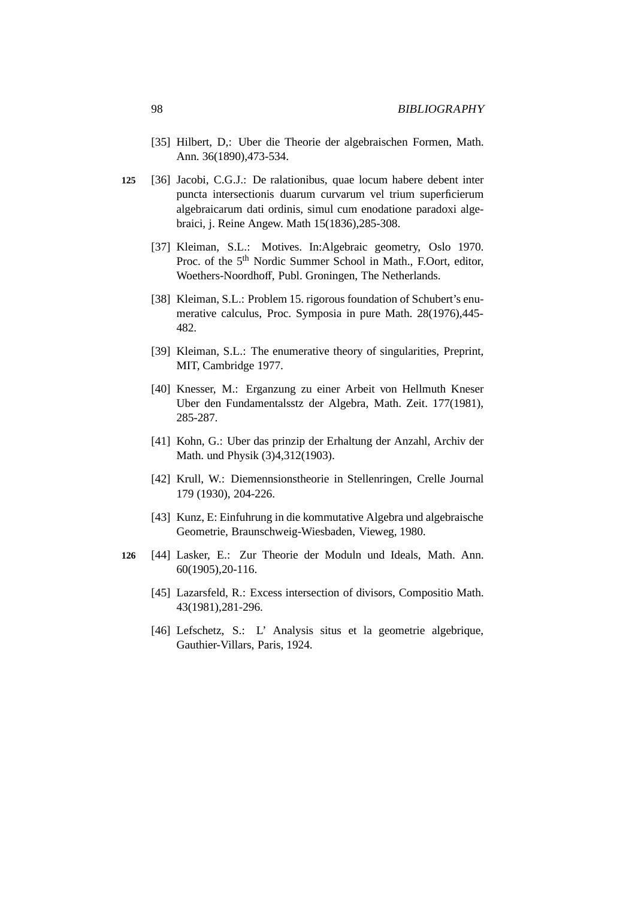[35] Hilbert, D,: Uber die Theorie der algebraischen Formen, Math. Ann. 36(1890),473-534.

125 [36] Jacobi, C.G.J.: De ralationibus, quae locum habere debent inter puncta intersectionis duarum curvarum vel trium superficierum algebraicarum dati ordinis, simul cum enodatione paradoxi algebraici, j. Reine Angew. Math 15(1836),285-308.

[37] Kleiman, S.L.: Motives. In:Algebraic geometry, Oslo 1970. Proc. of the 5$^{th}$ Nordic Summer School in Math., F.Oort, editor, Woethers-Noordhoff, Publ. Groningen, The Netherlands.

[38] Kleiman, S.L.: Problem 15. rigorous foundation of Schubert's enumerative calculus, Proc. Symposia in pure Math. 28(1976),445-482.

[39] Kleiman, S.L.: The enumerative theory of singularities, Preprint, MIT, Cambridge 1977.

[40] Knesser, M.: Erganzung zu einer Arbeit von Hellmuth Kneser Uber den Fundamentalsstz der Algebra, Math. Zeit. 177(1981), 285-287.

[41] Kohn, G.: Uber das prinzip der Erhaltung der Anzahl, Archiv der Math. und Physik (3)4,312(1903).

[42] Krull, W.: Diemennsionstheorie in Stellenringen, Crelle Journal 179 (1930), 204-226.

[43] Kunz, E: Einfuhrung in die kommutative Algebra und algebraische Geometrie, Braunschweig-Wiesbaden, Vieweg, 1980.

126 [44] Lasker, E.: Zur Theorie der Moduln und Ideals, Math. Ann. 60(1905),20-116.

[45] Lazarsfeld, R.: Excess intersection of divisors, Compositio Math. 43(1981),281-296.

[46] Lefschetz, S.: L' Analysis situs et la geometrie algebrique, Gauthier-Villars, Paris, 1924.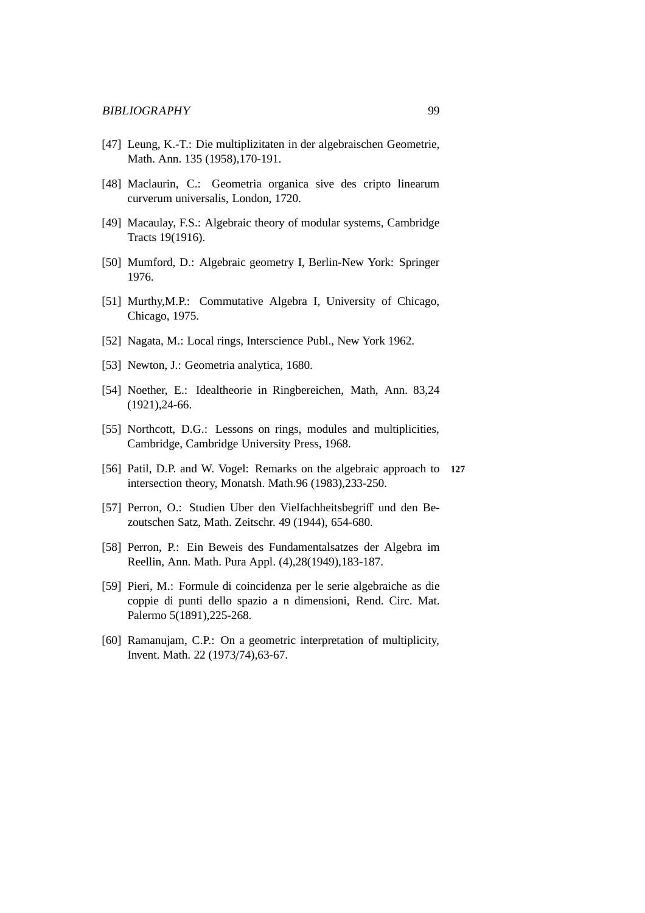[47] Leung, K.-T.: Die multiplizitaten in der algebraischen Geometrie, Math. Ann. 135 (1958),170-191.

[48] Maclaurin, C.: Geometria organica sive des cripto linearum curverum universalis, London, 1720.

[49] Macaulay, F.S.: Algebraic theory of modular systems, Cambridge Tracts 19(1916).

[50] Mumford, D.: Algebraic geometry I, Berlin-New York: Springer 1976.

[51] Murthy,M.P.: Commutative Algebra I, University of Chicago, Chicago, 1975.

[52] Nagata, M.: Local rings, Interscience Publ., New York 1962.

[53] Newton, J.: Geometria analytica, 1680.

[54] Noether, E.: Idealtheorie in Ringbereichen, Math, Ann. 83,24 (1921),24-66.

[55] Northcott, D.G.: Lessons on rings, modules and multiplicities, Cambridge, Cambridge University Press, 1968.

[56] Patil, D.P. and W. Vogel: Remarks on the algebraic approach to intersection theory, Monatsh. Math.96 (1983),233-250. **127**

[57] Perron, O.: Studien Uber den Vielfachheitsbegriff und den Bezoutschen Satz, Math. Zeitschr. 49 (1944), 654-680.

[58] Perron, P.: Ein Beweis des Fundamentalsatzes der Algebra im Reellin, Ann. Math. Pura Appl. (4),28(1949),183-187.

[59] Pieri, M.: Formule di coincidenza per le serie algebraiche as die coppie di punti dello spazio a n dimensioni, Rend. Circ. Mat. Palermo 5(1891),225-268.

[60] Ramanujam, C.P.: On a geometric interpretation of multiplicity, Invent. Math. 22 (1973/74),63-67.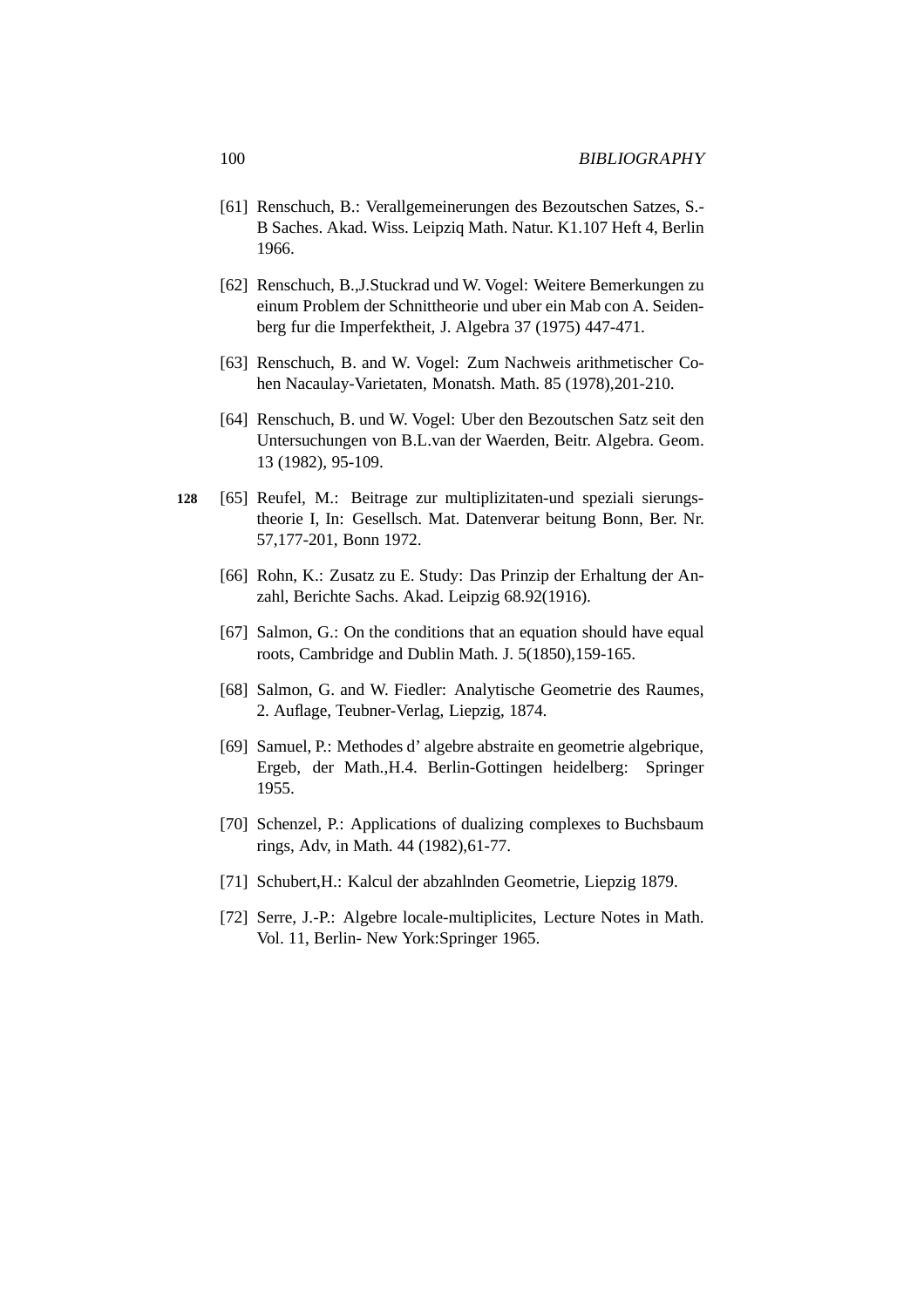[61] Renschuch, B.: Verallgemeinerungen des Bezoutschen Satzes, S.-B Saches. Akad. Wiss. Leipziq Math. Natur. K1.107 Heft 4, Berlin 1966.

[62] Renschuch, B.,J.Stuckrad und W. Vogel: Weitere Bemerkungen zu einum Problem der Schnittheorie und uber ein Mab con A. Seidenberg fur die Imperfektheit, J. Algebra 37 (1975) 447-471.

[63] Renschuch, B. and W. Vogel: Zum Nachweis arithmetischer Cohen Nacaulay-Varietaten, Monatsh. Math. 85 (1978),201-210.

[64] Renschuch, B. und W. Vogel: Uber den Bezoutschen Satz seit den Untersuchungen von B.L.van der Waerden, Beitr. Algebra. Geom. 13 (1982), 95-109.

**128** [65] Reufel, M.: Beitrage zur multiplizitaten-und speziali sierungstheorie I, In: Gesellsch. Mat. Datenverar beitung Bonn, Ber. Nr. 57,177-201, Bonn 1972.

[66] Rohn, K.: Zusatz zu E. Study: Das Prinzip der Erhaltung der Anzahl, Berichte Sachs. Akad. Leipzig 68.92(1916).

[67] Salmon, G.: On the conditions that an equation should have equal roots, Cambridge and Dublin Math. J. 5(1850),159-165.

[68] Salmon, G. and W. Fiedler: Analytische Geometrie des Raumes, 2. Auflage, Teubner-Verlag, Liepzig, 1874.

[69] Samuel, P.: Methodes d' algebre abstraite en geometrie algebrique, Ergeb, der Math.,H.4. Berlin-Gottingen heidelberg: Springer 1955.

[70] Schenzel, P.: Applications of dualizing complexes to Buchsbaum rings, Adv, in Math. 44 (1982),61-77.

[71] Schubert,H.: Kalcul der abzahlnden Geometrie, Liepzig 1879.

[72] Serre, J.-P.: Algebre locale-multiplicites, Lecture Notes in Math. Vol. 11, Berlin- New York:Springer 1965.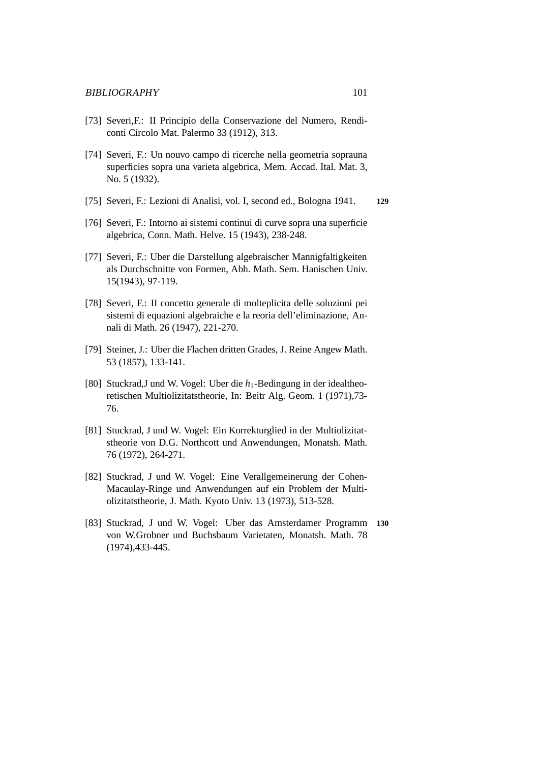[73] Severi,F.: II Principio della Conservazione del Numero, Rendiconti Circolo Mat. Palermo 33 (1912), 313.

[74] Severi, F.: Un nouvo campo di ricerche nella geometria soprauna superficies sopra una varieta algebrica, Mem. Accad. Ital. Mat. 3, No. 5 (1932).

[75] Severi, F.: Lezioni di Analisi, vol. I, second ed., Bologna 1941. **129**

[76] Severi, F.: Intorno ai sistemi continui di curve sopra una superficie algebrica, Conn. Math. Helve. 15 (1943), 238-248.

[77] Severi, F.: Uber die Darstellung algebraischer Mannigfaltigkeiten als Durchschnitte von Formen, Abh. Math. Sem. Hanischen Univ. 15(1943), 97-119.

[78] Severi, F.: II concetto generale di molteplicita delle soluzioni pei sistemi di equazioni algebraiche e la reoria dell'eliminazione, Annali di Math. 26 (1947), 221-270.

[79] Steiner, J.: Uber die Flachen dritten Grades, J. Reine Angew Math. 53 (1857), 133-141.

[80] Stuckrad,J und W. Vogel: Uber die $h_1$-Bedingung in der idealtheoretischen Multiolizitatstheorie, In: Beitr Alg. Geom. 1 (1971),73-76.

[81] Stuckrad, J und W. Vogel: Ein Korrekturglied in der Multiolizitatstheorie von D.G. Northcott und Anwendungen, Monatsh. Math. 76 (1972), 264-271.

[82] Stuckrad, J und W. Vogel: Eine Verallgemeinerung der Cohen-Macaulay-Ringe und Anwendungen auf ein Problem der Multiolizitatstheorie, J. Math. Kyoto Univ. 13 (1973), 513-528.

[83] Stuckrad, J und W. Vogel: Uber das Amsterdamer Programm von W.Grobner und Buchsbaum Varietaten, Monatsh. Math. 78 (1974),433-445. **130**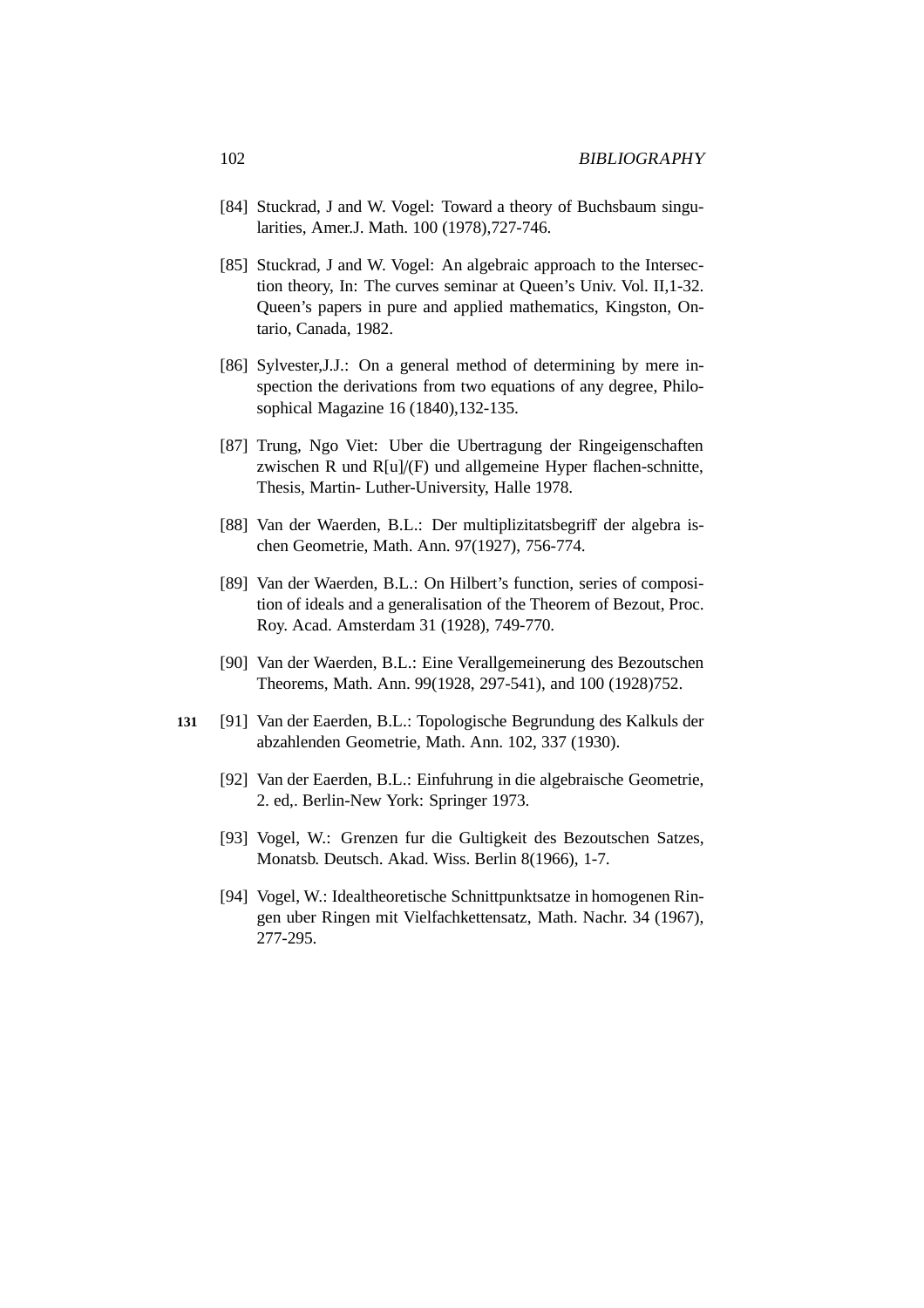[84] Stuckrad, J and W. Vogel: Toward a theory of Buchsbaum singularities, Amer.J. Math. 100 (1978),727-746.

[85] Stuckrad, J and W. Vogel: An algebraic approach to the Intersection theory, In: The curves seminar at Queen's Univ. Vol. II,1-32. Queen's papers in pure and applied mathematics, Kingston, Ontario, Canada, 1982.

[86] Sylvester,J.J.: On a general method of determining by mere inspection the derivations from two equations of any degree, Philosophical Magazine 16 (1840),132-135.

[87] Trung, Ngo Viet: Uber die Ubertragung der Ringeigenschaften zwischen R und R[u]/(F) und allgemeine Hyper flachen-schnitte, Thesis, Martin- Luther-University, Halle 1978.

[88] Van der Waerden, B.L.: Der multiplizitatsbegriff der algebra ischen Geometrie, Math. Ann. 97(1927), 756-774.

[89] Van der Waerden, B.L.: On Hilbert's function, series of composition of ideals and a generalisation of the Theorem of Bezout, Proc. Roy. Acad. Amsterdam 31 (1928), 749-770.

[90] Van der Waerden, B.L.: Eine Verallgemeinerung des Bezoutschen Theorems, Math. Ann. 99(1928, 297-541), and 100 (1928)752.

**131** [91] Van der Eaerden, B.L.: Topologische Begrundung des Kalkuls der abzahlenden Geometrie, Math. Ann. 102, 337 (1930).

[92] Van der Eaerden, B.L.: Einfuhrung in die algebraische Geometrie, 2. ed,. Berlin-New York: Springer 1973.

[93] Vogel, W.: Grenzen fur die Gultigkeit des Bezoutschen Satzes, Monatsb. Deutsch. Akad. Wiss. Berlin 8(1966), 1-7.

[94] Vogel, W.: Idealtheoretische Schnittpunktsatze in homogenen Ringen uber Ringen mit Vielfachkettensatz, Math. Nachr. 34 (1967), 277-295.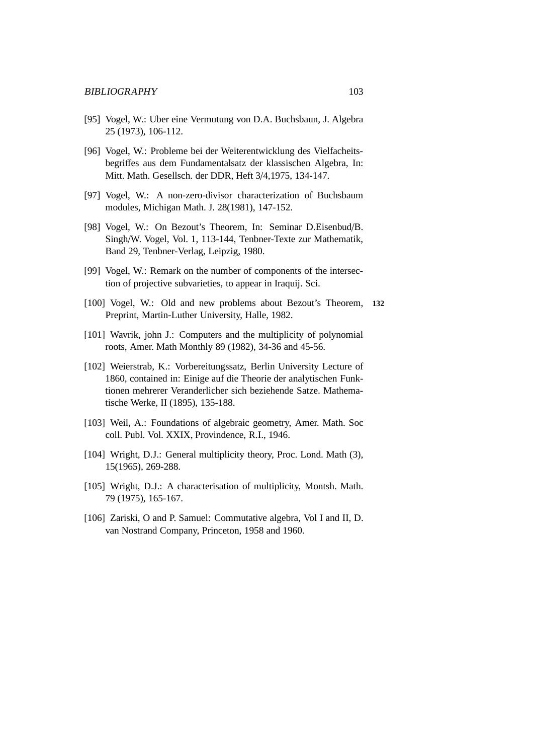[95] Vogel, W.: Uber eine Vermutung von D.A. Buchsbaun, J. Algebra 25 (1973), 106-112.

[96] Vogel, W.: Probleme bei der Weiterentwicklung des Vielfacheitsbegriffes aus dem Fundamentalsatz der klassischen Algebra, In: Mitt. Math. Gesellsch. der DDR, Heft 3/4,1975, 134-147.

[97] Vogel, W.: A non-zero-divisor characterization of Buchsbaum modules, Michigan Math. J. 28(1981), 147-152.

[98] Vogel, W.: On Bezout's Theorem, In: Seminar D.Eisenbud/B. Singh/W. Vogel, Vol. 1, 113-144, Tenbner-Texte zur Mathematik, Band 29, Tenbner-Verlag, Leipzig, 1980.

[99] Vogel, W.: Remark on the number of components of the intersection of projective subvarieties, to appear in Iraquij. Sci.

[100] Vogel, W.: Old and new problems about Bezout's Theorem, Preprint, Martin-Luther University, Halle, 1982. **132**

[101] Wavrik, john J.: Computers and the multiplicity of polynomial roots, Amer. Math Monthly 89 (1982), 34-36 and 45-56.

[102] Weierstrab, K.: Vorbereitungssatz, Berlin University Lecture of 1860, contained in: Einige auf die Theorie der analytischen Funktionen mehrerer Veranderlicher sich beziehende Satze. Mathematische Werke, II (1895), 135-188.

[103] Weil, A.: Foundations of algebraic geometry, Amer. Math. Soc coll. Publ. Vol. XXIX, Provindence, R.I., 1946.

[104] Wright, D.J.: General multiplicity theory, Proc. Lond. Math (3), 15(1965), 269-288.

[105] Wright, D.J.: A characterisation of multiplicity, Montsh. Math. 79 (1975), 165-167.

[106] Zariski, O and P. Samuel: Commutative algebra, Vol I and II, D. van Nostrand Company, Princeton, 1958 and 1960.